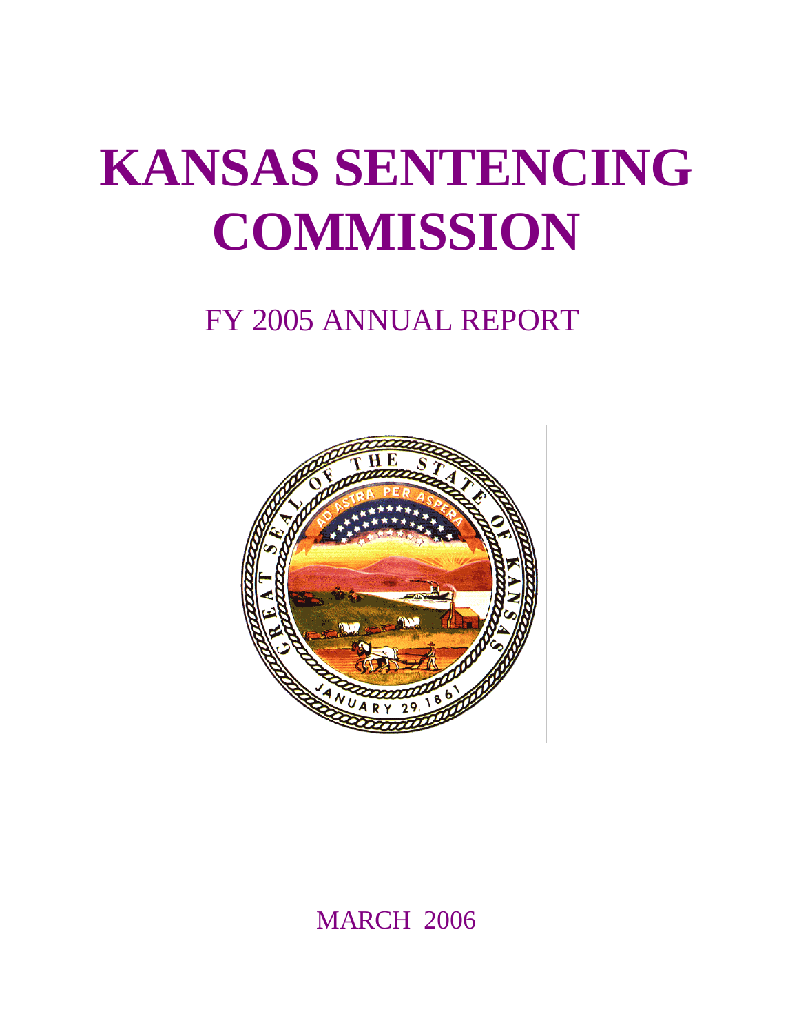# KANSAS SENTENCING COMMISSION

## FY 2005 ANNUAL REPORT

MARCH 2006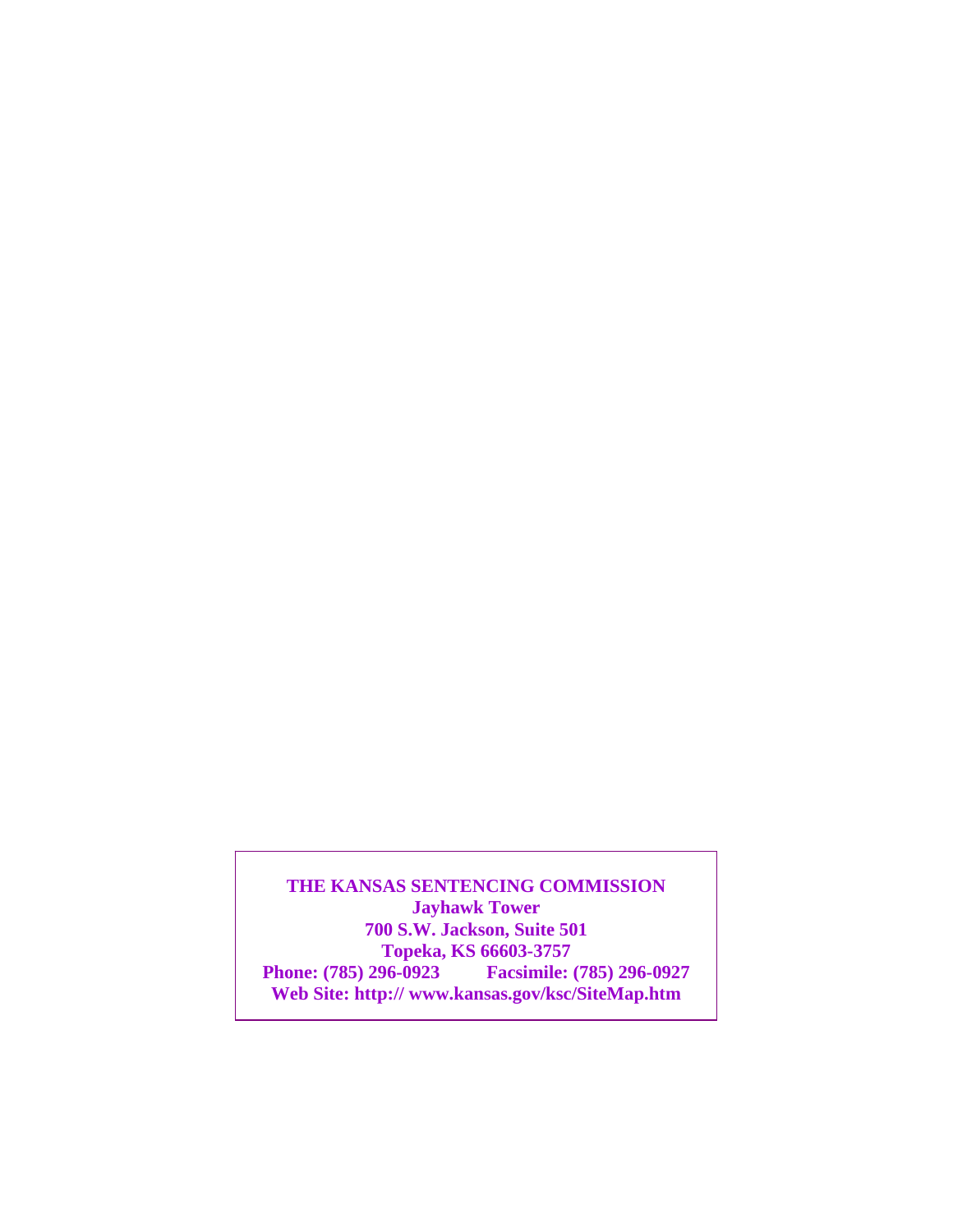**THE KANSAS SENTENCING COMMISSION**
**Jayhawk Tower**
**700 S.W. Jackson, Suite 501**
**Topeka, KS 66603-3757**
**Phone: (785) 296-0923 Facsimile: (785) 296-0927**
**Web Site: http:// www.kansas.gov/ksc/SiteMap.htm**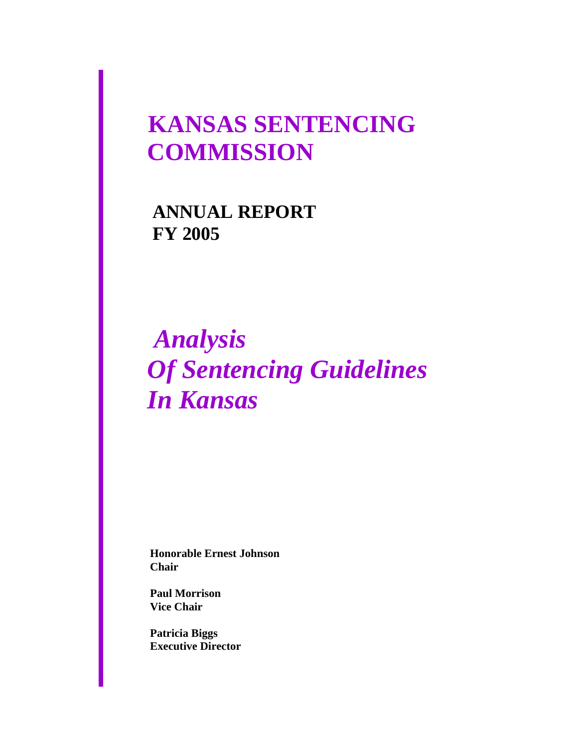# KANSAS SENTENCING COMMISSION

## ANNUAL REPORT
## FY 2005

## *Analysis Of Sentencing Guidelines In Kansas*

**Honorable Ernest Johnson**
**Chair**

**Paul Morrison**
**Vice Chair**

**Patricia Biggs**
**Executive Director**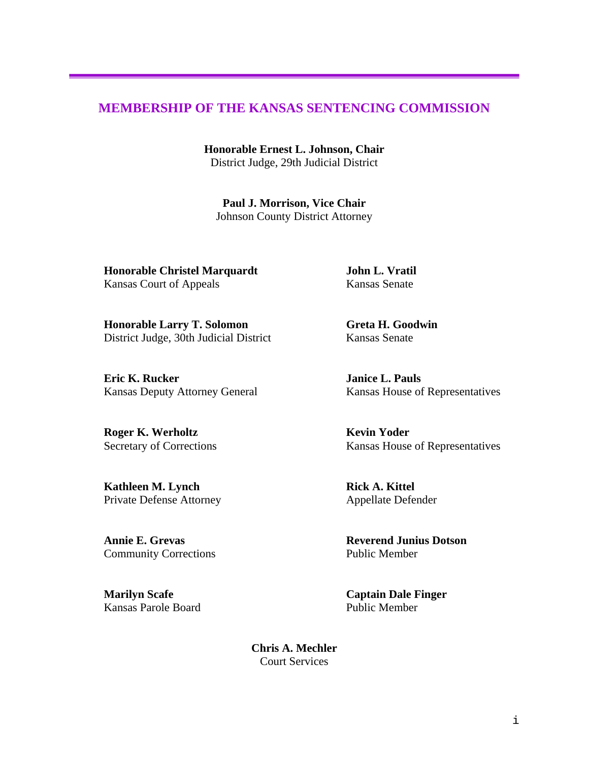## MEMBERSHIP OF THE KANSAS SENTENCING COMMISSION

**Honorable Ernest L. Johnson, Chair**
District Judge, 29th Judicial District

**Paul J. Morrison, Vice Chair**
Johnson County District Attorney

**Honorable Christel Marquardt**
Kansas Court of Appeals

**Honorable Larry T. Solomon**
District Judge, 30th Judicial District

**Eric K. Rucker**
Kansas Deputy Attorney General

**Roger K. Werholtz**
Secretary of Corrections

**Kathleen M. Lynch**
Private Defense Attorney

**Annie E. Grevas**
Community Corrections

**Marilyn Scafe**
Kansas Parole Board

**John L. Vratil**
Kansas Senate

**Greta H. Goodwin**
Kansas Senate

**Janice L. Pauls**
Kansas House of Representatives

**Kevin Yoder**
Kansas House of Representatives

**Rick A. Kittel**
Appellate Defender

**Reverend Junius Dotson**
Public Member

**Captain Dale Finger**
Public Member

**Chris A. Mechler**
Court Services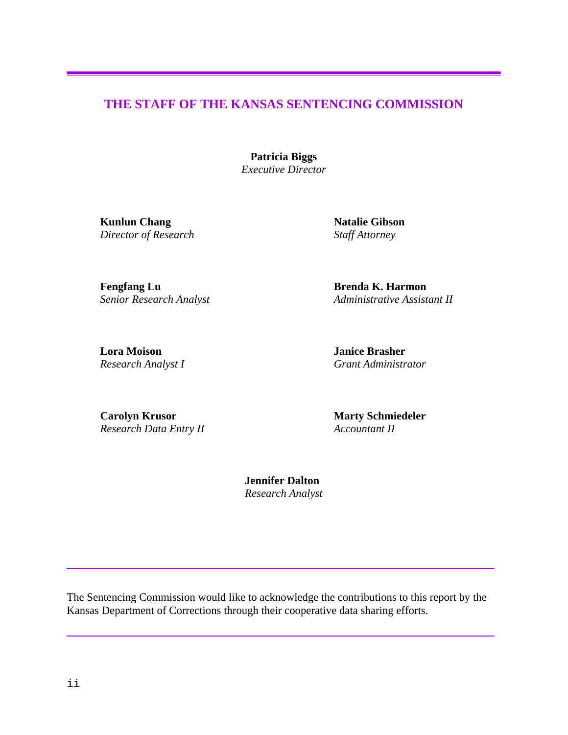## THE STAFF OF THE KANSAS SENTENCING COMMISSION

**Patricia Biggs**
*Executive Director*

**Kunlun Chang**
*Director of Research*

**Natalie Gibson**
*Staff Attorney*

**Fengfang Lu**
*Senior Research Analyst*

**Brenda K. Harmon**
*Administrative Assistant II*

**Lora Moison**
*Research Analyst I*

**Janice Brasher**
*Grant Administrator*

**Carolyn Krusor**
*Research Data Entry II*

**Marty Schmiedeler**
*Accountant II*

**Jennifer Dalton**
*Research Analyst*

---

The Sentencing Commission would like to acknowledge the contributions to this report by the Kansas Department of Corrections through their cooperative data sharing efforts.

---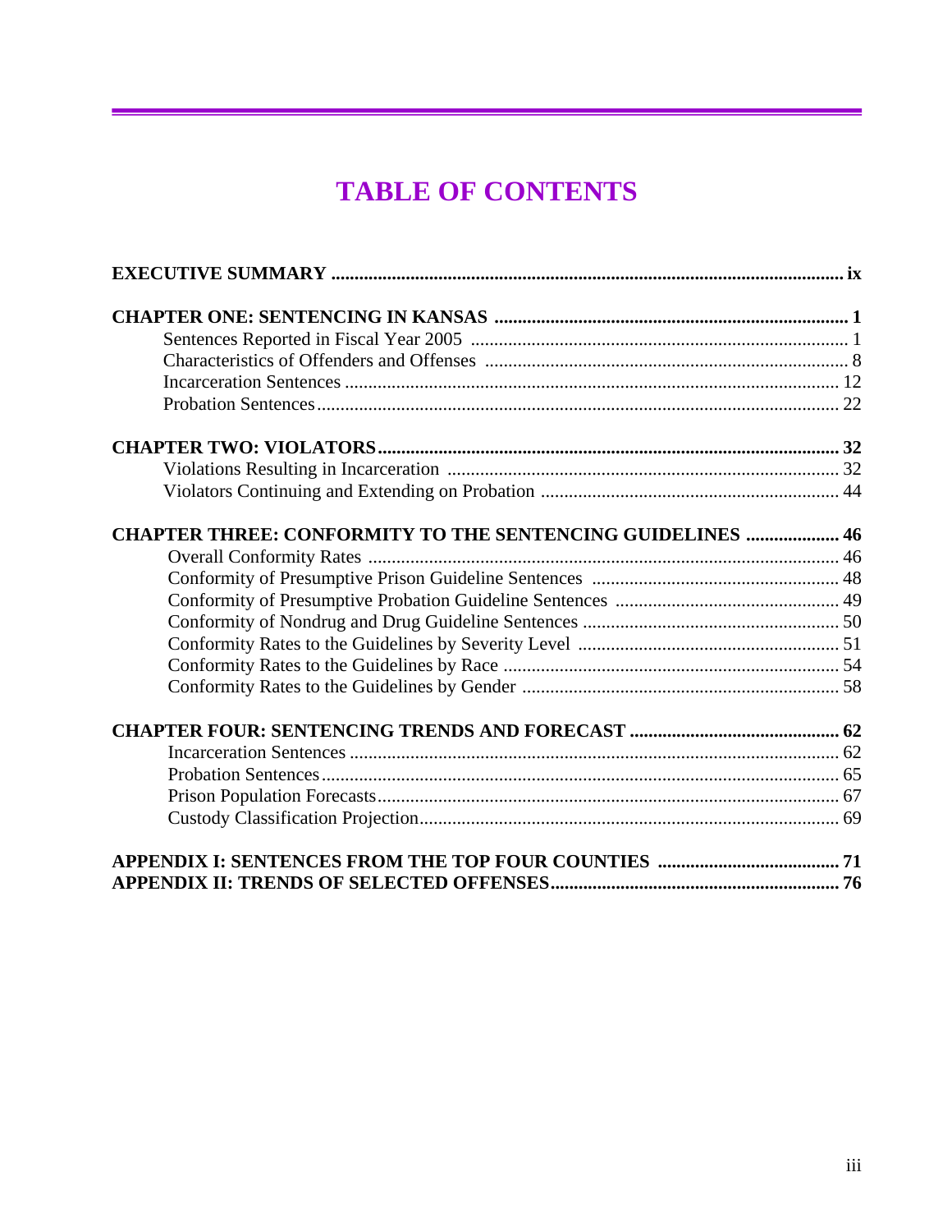# TABLE OF CONTENTS

**EXECUTIVE SUMMARY** .......... ix

**CHAPTER ONE: SENTENCING IN KANSAS** .......... 1

- Sentences Reported in Fiscal Year 2005 .......... 1
- Characteristics of Offenders and Offenses .......... 8
- Incarceration Sentences .......... 12
- Probation Sentences .......... 22

**CHAPTER TWO: VIOLATORS** .......... 32

- Violations Resulting in Incarceration .......... 32
- Violators Continuing and Extending on Probation .......... 44

**CHAPTER THREE: CONFORMITY TO THE SENTENCING GUIDELINES** .......... 46

- Overall Conformity Rates .......... 46
- Conformity of Presumptive Prison Guideline Sentences .......... 48
- Conformity of Presumptive Probation Guideline Sentences .......... 49
- Conformity of Nondrug and Drug Guideline Sentences .......... 50
- Conformity Rates to the Guidelines by Severity Level .......... 51
- Conformity Rates to the Guidelines by Race .......... 54
- Conformity Rates to the Guidelines by Gender .......... 58

**CHAPTER FOUR: SENTENCING TRENDS AND FORECAST** .......... 62

- Incarceration Sentences .......... 62
- Probation Sentences .......... 65
- Prison Population Forecasts .......... 67
- Custody Classification Projection .......... 69

**APPENDIX I: SENTENCES FROM THE TOP FOUR COUNTIES** .......... 71

**APPENDIX II: TRENDS OF SELECTED OFFENSES** .......... 76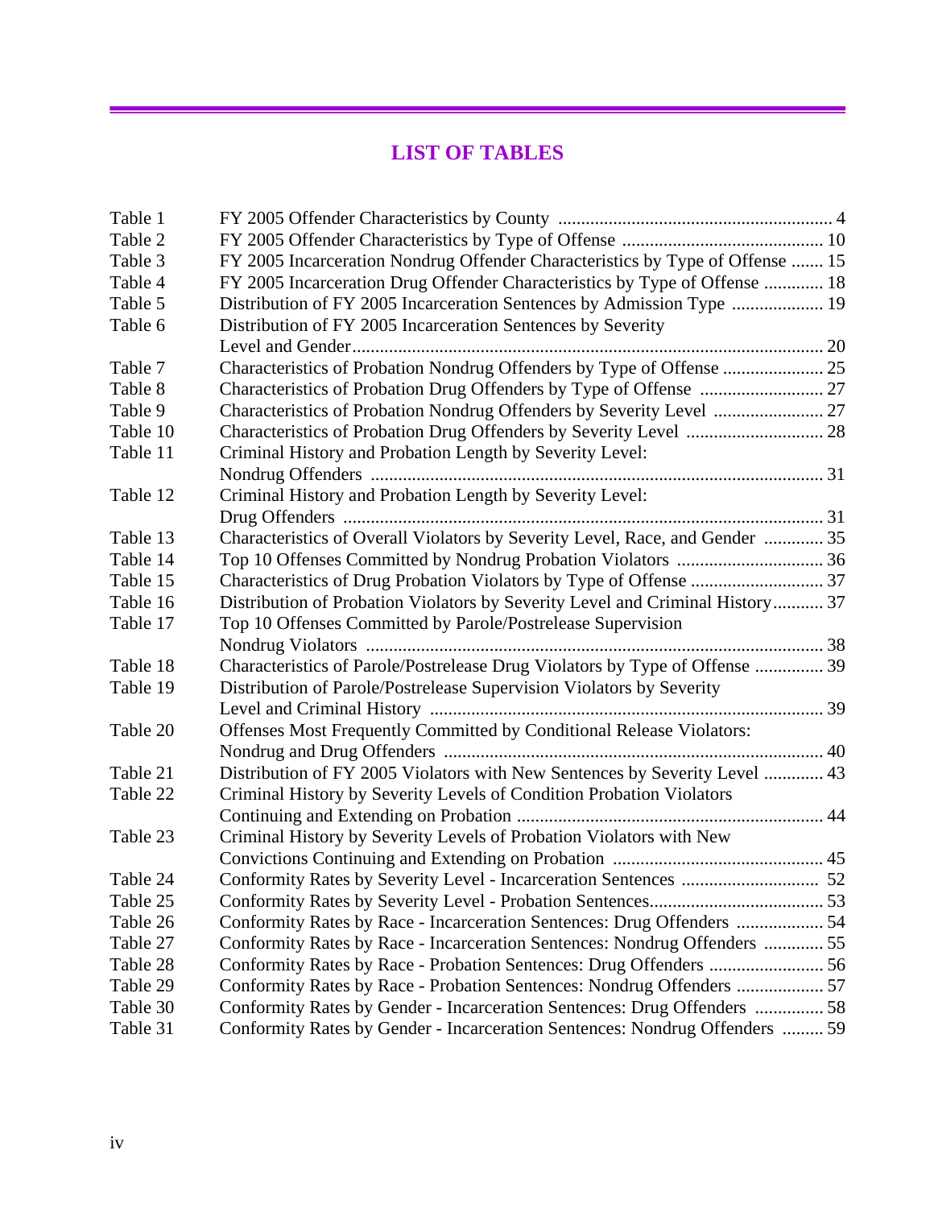# LIST OF TABLES

| | | |
|---|---|---|
| Table 1 | FY 2005 Offender Characteristics by County | 4 |
| Table 2 | FY 2005 Offender Characteristics by Type of Offense | 10 |
| Table 3 | FY 2005 Incarceration Nondrug Offender Characteristics by Type of Offense | 15 |
| Table 4 | FY 2005 Incarceration Drug Offender Characteristics by Type of Offense | 18 |
| Table 5 | Distribution of FY 2005 Incarceration Sentences by Admission Type | 19 |
| Table 6 | Distribution of FY 2005 Incarceration Sentences by Severity Level and Gender | 20 |
| Table 7 | Characteristics of Probation Nondrug Offenders by Type of Offense | 25 |
| Table 8 | Characteristics of Probation Drug Offenders by Type of Offense | 27 |
| Table 9 | Characteristics of Probation Nondrug Offenders by Severity Level | 27 |
| Table 10 | Characteristics of Probation Drug Offenders by Severity Level | 28 |
| Table 11 | Criminal History and Probation Length by Severity Level: Nondrug Offenders | 31 |
| Table 12 | Criminal History and Probation Length by Severity Level: Drug Offenders | 31 |
| Table 13 | Characteristics of Overall Violators by Severity Level, Race, and Gender | 35 |
| Table 14 | Top 10 Offenses Committed by Nondrug Probation Violators | 36 |
| Table 15 | Characteristics of Drug Probation Violators by Type of Offense | 37 |
| Table 16 | Distribution of Probation Violators by Severity Level and Criminal History | 37 |
| Table 17 | Top 10 Offenses Committed by Parole/Postrelease Supervision Nondrug Violators | 38 |
| Table 18 | Characteristics of Parole/Postrelease Drug Violators by Type of Offense | 39 |
| Table 19 | Distribution of Parole/Postrelease Supervision Violators by Severity Level and Criminal History | 39 |
| Table 20 | Offenses Most Frequently Committed by Conditional Release Violators: Nondrug and Drug Offenders | 40 |
| Table 21 | Distribution of FY 2005 Violators with New Sentences by Severity Level | 43 |
| Table 22 | Criminal History by Severity Levels of Condition Probation Violators Continuing and Extending on Probation | 44 |
| Table 23 | Criminal History by Severity Levels of Probation Violators with New Convictions Continuing and Extending on Probation | 45 |
| Table 24 | Conformity Rates by Severity Level - Incarceration Sentences | 52 |
| Table 25 | Conformity Rates by Severity Level - Probation Sentences | 53 |
| Table 26 | Conformity Rates by Race - Incarceration Sentences: Drug Offenders | 54 |
| Table 27 | Conformity Rates by Race - Incarceration Sentences: Nondrug Offenders | 55 |
| Table 28 | Conformity Rates by Race - Probation Sentences: Drug Offenders | 56 |
| Table 29 | Conformity Rates by Race - Probation Sentences: Nondrug Offenders | 57 |
| Table 30 | Conformity Rates by Gender - Incarceration Sentences: Drug Offenders | 58 |
| Table 31 | Conformity Rates by Gender - Incarceration Sentences: Nondrug Offenders | 59 |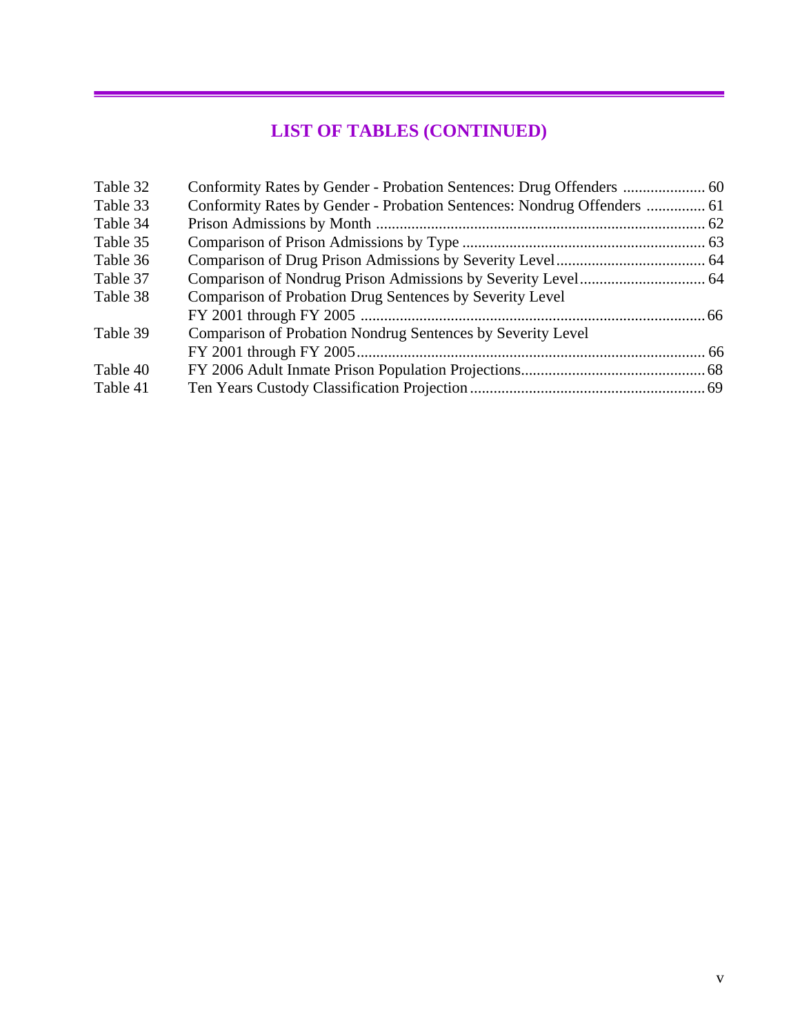## LIST OF TABLES (CONTINUED)

| | | |
|---|---|---|
| Table 32 | Conformity Rates by Gender - Probation Sentences: Drug Offenders | 60 |
| Table 33 | Conformity Rates by Gender - Probation Sentences: Nondrug Offenders | 61 |
| Table 34 | Prison Admissions by Month | 62 |
| Table 35 | Comparison of Prison Admissions by Type | 63 |
| Table 36 | Comparison of Drug Prison Admissions by Severity Level | 64 |
| Table 37 | Comparison of Nondrug Prison Admissions by Severity Level | 64 |
| Table 38 | Comparison of Probation Drug Sentences by Severity Level FY 2001 through FY 2005 | 66 |
| Table 39 | Comparison of Probation Nondrug Sentences by Severity Level FY 2001 through FY 2005 | 66 |
| Table 40 | FY 2006 Adult Inmate Prison Population Projections | 68 |
| Table 41 | Ten Years Custody Classification Projection | 69 |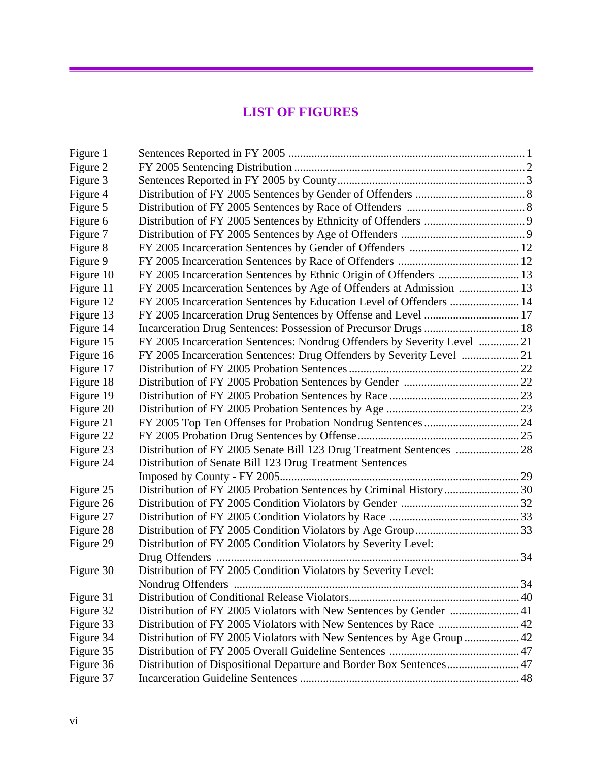# LIST OF FIGURES

| | | |
|---|---|---|
| Figure 1 | Sentences Reported in FY 2005 | 1 |
| Figure 2 | FY 2005 Sentencing Distribution | 2 |
| Figure 3 | Sentences Reported in FY 2005 by County | 3 |
| Figure 4 | Distribution of FY 2005 Sentences by Gender of Offenders | 8 |
| Figure 5 | Distribution of FY 2005 Sentences by Race of Offenders | 8 |
| Figure 6 | Distribution of FY 2005 Sentences by Ethnicity of Offenders | 9 |
| Figure 7 | Distribution of FY 2005 Sentences by Age of Offenders | 9 |
| Figure 8 | FY 2005 Incarceration Sentences by Gender of Offenders | 12 |
| Figure 9 | FY 2005 Incarceration Sentences by Race of Offenders | 12 |
| Figure 10 | FY 2005 Incarceration Sentences by Ethnic Origin of Offenders | 13 |
| Figure 11 | FY 2005 Incarceration Sentences by Age of Offenders at Admission | 13 |
| Figure 12 | FY 2005 Incarceration Sentences by Education Level of Offenders | 14 |
| Figure 13 | FY 2005 Incarceration Drug Sentences by Offense and Level | 17 |
| Figure 14 | Incarceration Drug Sentences: Possession of Precursor Drugs | 18 |
| Figure 15 | FY 2005 Incarceration Sentences: Nondrug Offenders by Severity Level | 21 |
| Figure 16 | FY 2005 Incarceration Sentences: Drug Offenders by Severity Level | 21 |
| Figure 17 | Distribution of FY 2005 Probation Sentences | 22 |
| Figure 18 | Distribution of FY 2005 Probation Sentences by Gender | 22 |
| Figure 19 | Distribution of FY 2005 Probation Sentences by Race | 23 |
| Figure 20 | Distribution of FY 2005 Probation Sentences by Age | 23 |
| Figure 21 | FY 2005 Top Ten Offenses for Probation Nondrug Sentences | 24 |
| Figure 22 | FY 2005 Probation Drug Sentences by Offense | 25 |
| Figure 23 | Distribution of FY 2005 Senate Bill 123 Drug Treatment Sentences | 28 |
| Figure 24 | Distribution of Senate Bill 123 Drug Treatment Sentences Imposed by County - FY 2005 | 29 |
| Figure 25 | Distribution of FY 2005 Probation Sentences by Criminal History | 30 |
| Figure 26 | Distribution of FY 2005 Condition Violators by Gender | 32 |
| Figure 27 | Distribution of FY 2005 Condition Violators by Race | 33 |
| Figure 28 | Distribution of FY 2005 Condition Violators by Age Group | 33 |
| Figure 29 | Distribution of FY 2005 Condition Violators by Severity Level: Drug Offenders | 34 |
| Figure 30 | Distribution of FY 2005 Condition Violators by Severity Level: Nondrug Offenders | 34 |
| Figure 31 | Distribution of Conditional Release Violators | 40 |
| Figure 32 | Distribution of FY 2005 Violators with New Sentences by Gender | 41 |
| Figure 33 | Distribution of FY 2005 Violators with New Sentences by Race | 42 |
| Figure 34 | Distribution of FY 2005 Violators with New Sentences by Age Group | 42 |
| Figure 35 | Distribution of FY 2005 Overall Guideline Sentences | 47 |
| Figure 36 | Distribution of Dispositional Departure and Border Box Sentences | 47 |
| Figure 37 | Incarceration Guideline Sentences | 48 |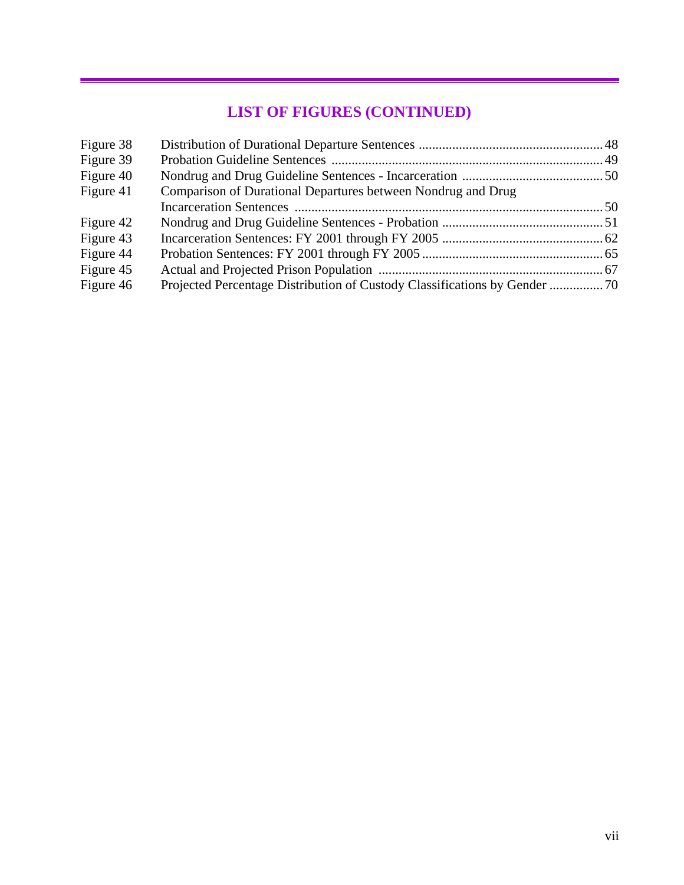## LIST OF FIGURES (CONTINUED)

| | | |
|---|---|---|
| Figure 38 | Distribution of Durational Departure Sentences | 48 |
| Figure 39 | Probation Guideline Sentences | 49 |
| Figure 40 | Nondrug and Drug Guideline Sentences - Incarceration | 50 |
| Figure 41 | Comparison of Durational Departures between Nondrug and Drug Incarceration Sentences | 50 |
| Figure 42 | Nondrug and Drug Guideline Sentences - Probation | 51 |
| Figure 43 | Incarceration Sentences: FY 2001 through FY 2005 | 62 |
| Figure 44 | Probation Sentences: FY 2001 through FY 2005 | 65 |
| Figure 45 | Actual and Projected Prison Population | 67 |
| Figure 46 | Projected Percentage Distribution of Custody Classifications by Gender | 70 |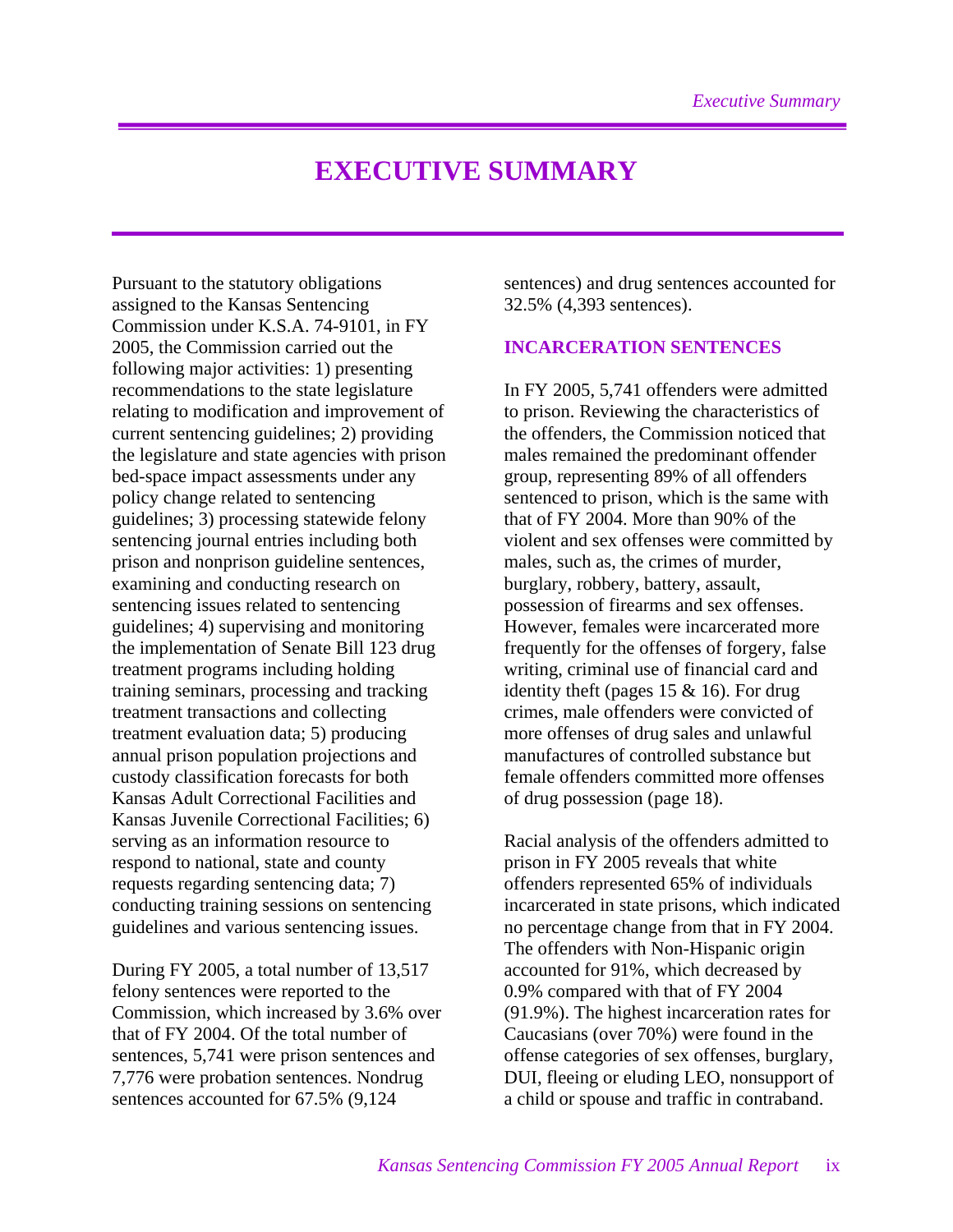# EXECUTIVE SUMMARY

Pursuant to the statutory obligations assigned to the Kansas Sentencing Commission under K.S.A. 74-9101, in FY 2005, the Commission carried out the following major activities: 1) presenting recommendations to the state legislature relating to modification and improvement of current sentencing guidelines; 2) providing the legislature and state agencies with prison bed-space impact assessments under any policy change related to sentencing guidelines; 3) processing statewide felony sentencing journal entries including both prison and nonprison guideline sentences, examining and conducting research on sentencing issues related to sentencing guidelines; 4) supervising and monitoring the implementation of Senate Bill 123 drug treatment programs including holding training seminars, processing and tracking treatment transactions and collecting treatment evaluation data; 5) producing annual prison population projections and custody classification forecasts for both Kansas Adult Correctional Facilities and Kansas Juvenile Correctional Facilities; 6) serving as an information resource to respond to national, state and county requests regarding sentencing data; 7) conducting training sessions on sentencing guidelines and various sentencing issues.

During FY 2005, a total number of 13,517 felony sentences were reported to the Commission, which increased by 3.6% over that of FY 2004. Of the total number of sentences, 5,741 were prison sentences and 7,776 were probation sentences. Nondrug sentences accounted for 67.5% (9,124 sentences) and drug sentences accounted for 32.5% (4,393 sentences).

## INCARCERATION SENTENCES

In FY 2005, 5,741 offenders were admitted to prison. Reviewing the characteristics of the offenders, the Commission noticed that males remained the predominant offender group, representing 89% of all offenders sentenced to prison, which is the same with that of FY 2004. More than 90% of the violent and sex offenses were committed by males, such as, the crimes of murder, burglary, robbery, battery, assault, possession of firearms and sex offenses. However, females were incarcerated more frequently for the offenses of forgery, false writing, criminal use of financial card and identity theft (pages 15 & 16). For drug crimes, male offenders were convicted of more offenses of drug sales and unlawful manufactures of controlled substance but female offenders committed more offenses of drug possession (page 18).

Racial analysis of the offenders admitted to prison in FY 2005 reveals that white offenders represented 65% of individuals incarcerated in state prisons, which indicated no percentage change from that in FY 2004. The offenders with Non-Hispanic origin accounted for 91%, which decreased by 0.9% compared with that of FY 2004 (91.9%). The highest incarceration rates for Caucasians (over 70%) were found in the offense categories of sex offenses, burglary, DUI, fleeing or eluding LEO, nonsupport of a child or spouse and traffic in contraband.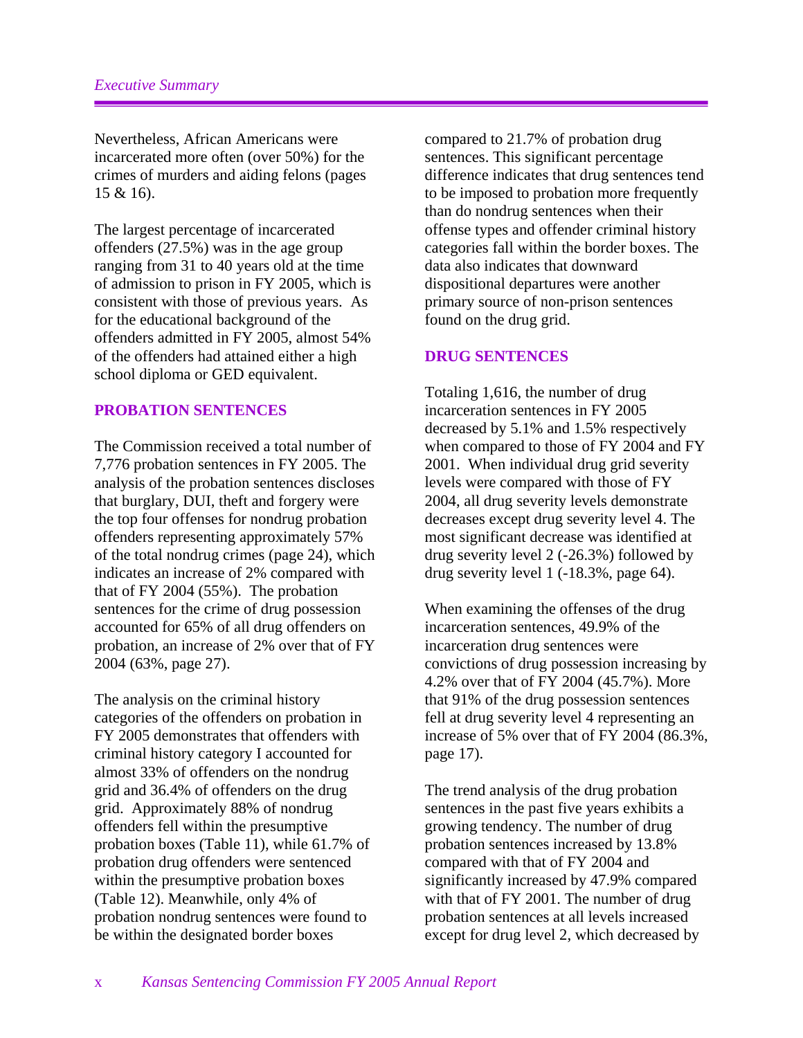Nevertheless, African Americans were incarcerated more often (over 50%) for the crimes of murders and aiding felons (pages 15 & 16).

The largest percentage of incarcerated offenders (27.5%) was in the age group ranging from 31 to 40 years old at the time of admission to prison in FY 2005, which is consistent with those of previous years. As for the educational background of the offenders admitted in FY 2005, almost 54% of the offenders had attained either a high school diploma or GED equivalent.

## PROBATION SENTENCES

The Commission received a total number of 7,776 probation sentences in FY 2005. The analysis of the probation sentences discloses that burglary, DUI, theft and forgery were the top four offenses for nondrug probation offenders representing approximately 57% of the total nondrug crimes (page 24), which indicates an increase of 2% compared with that of FY 2004 (55%). The probation sentences for the crime of drug possession accounted for 65% of all drug offenders on probation, an increase of 2% over that of FY 2004 (63%, page 27).

The analysis on the criminal history categories of the offenders on probation in FY 2005 demonstrates that offenders with criminal history category I accounted for almost 33% of offenders on the nondrug grid and 36.4% of offenders on the drug grid. Approximately 88% of nondrug offenders fell within the presumptive probation boxes (Table 11), while 61.7% of probation drug offenders were sentenced within the presumptive probation boxes (Table 12). Meanwhile, only 4% of probation nondrug sentences were found to be within the designated border boxes compared to 21.7% of probation drug sentences. This significant percentage difference indicates that drug sentences tend to be imposed to probation more frequently than do nondrug sentences when their offense types and offender criminal history categories fall within the border boxes. The data also indicates that downward dispositional departures were another primary source of non-prison sentences found on the drug grid.

## DRUG SENTENCES

Totaling 1,616, the number of drug incarceration sentences in FY 2005 decreased by 5.1% and 1.5% respectively when compared to those of FY 2004 and FY 2001. When individual drug grid severity levels were compared with those of FY 2004, all drug severity levels demonstrate decreases except drug severity level 4. The most significant decrease was identified at drug severity level 2 (-26.3%) followed by drug severity level 1 (-18.3%, page 64).

When examining the offenses of the drug incarceration sentences, 49.9% of the incarceration drug sentences were convictions of drug possession increasing by 4.2% over that of FY 2004 (45.7%). More that 91% of the drug possession sentences fell at drug severity level 4 representing an increase of 5% over that of FY 2004 (86.3%, page 17).

The trend analysis of the drug probation sentences in the past five years exhibits a growing tendency. The number of drug probation sentences increased by 13.8% compared with that of FY 2004 and significantly increased by 47.9% compared with that of FY 2001. The number of drug probation sentences at all levels increased except for drug level 2, which decreased by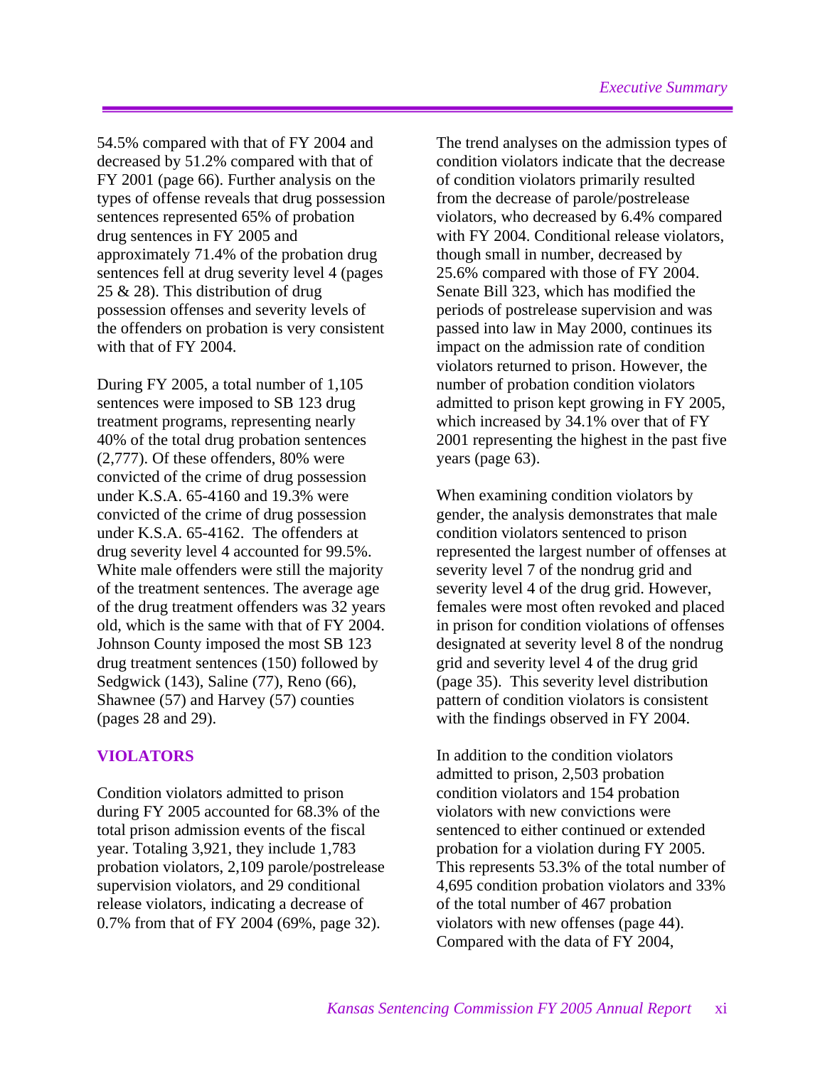54.5% compared with that of FY 2004 and decreased by 51.2% compared with that of FY 2001 (page 66). Further analysis on the types of offense reveals that drug possession sentences represented 65% of probation drug sentences in FY 2005 and approximately 71.4% of the probation drug sentences fell at drug severity level 4 (pages 25 & 28). This distribution of drug possession offenses and severity levels of the offenders on probation is very consistent with that of FY 2004.

During FY 2005, a total number of 1,105 sentences were imposed to SB 123 drug treatment programs, representing nearly 40% of the total drug probation sentences (2,777). Of these offenders, 80% were convicted of the crime of drug possession under K.S.A. 65-4160 and 19.3% were convicted of the crime of drug possession under K.S.A. 65-4162. The offenders at drug severity level 4 accounted for 99.5%. White male offenders were still the majority of the treatment sentences. The average age of the drug treatment offenders was 32 years old, which is the same with that of FY 2004. Johnson County imposed the most SB 123 drug treatment sentences (150) followed by Sedgwick (143), Saline (77), Reno (66), Shawnee (57) and Harvey (57) counties (pages 28 and 29).

## VIOLATORS

Condition violators admitted to prison during FY 2005 accounted for 68.3% of the total prison admission events of the fiscal year. Totaling 3,921, they include 1,783 probation violators, 2,109 parole/postrelease supervision violators, and 29 conditional release violators, indicating a decrease of 0.7% from that of FY 2004 (69%, page 32).

The trend analyses on the admission types of condition violators indicate that the decrease of condition violators primarily resulted from the decrease of parole/postrelease violators, who decreased by 6.4% compared with FY 2004. Conditional release violators, though small in number, decreased by 25.6% compared with those of FY 2004. Senate Bill 323, which has modified the periods of postrelease supervision and was passed into law in May 2000, continues its impact on the admission rate of condition violators returned to prison. However, the number of probation condition violators admitted to prison kept growing in FY 2005, which increased by 34.1% over that of FY 2001 representing the highest in the past five years (page 63).

When examining condition violators by gender, the analysis demonstrates that male condition violators sentenced to prison represented the largest number of offenses at severity level 7 of the nondrug grid and severity level 4 of the drug grid. However, females were most often revoked and placed in prison for condition violations of offenses designated at severity level 8 of the nondrug grid and severity level 4 of the drug grid (page 35). This severity level distribution pattern of condition violators is consistent with the findings observed in FY 2004.

In addition to the condition violators admitted to prison, 2,503 probation condition violators and 154 probation violators with new convictions were sentenced to either continued or extended probation for a violation during FY 2005. This represents 53.3% of the total number of 4,695 condition probation violators and 33% of the total number of 467 probation violators with new offenses (page 44). Compared with the data of FY 2004,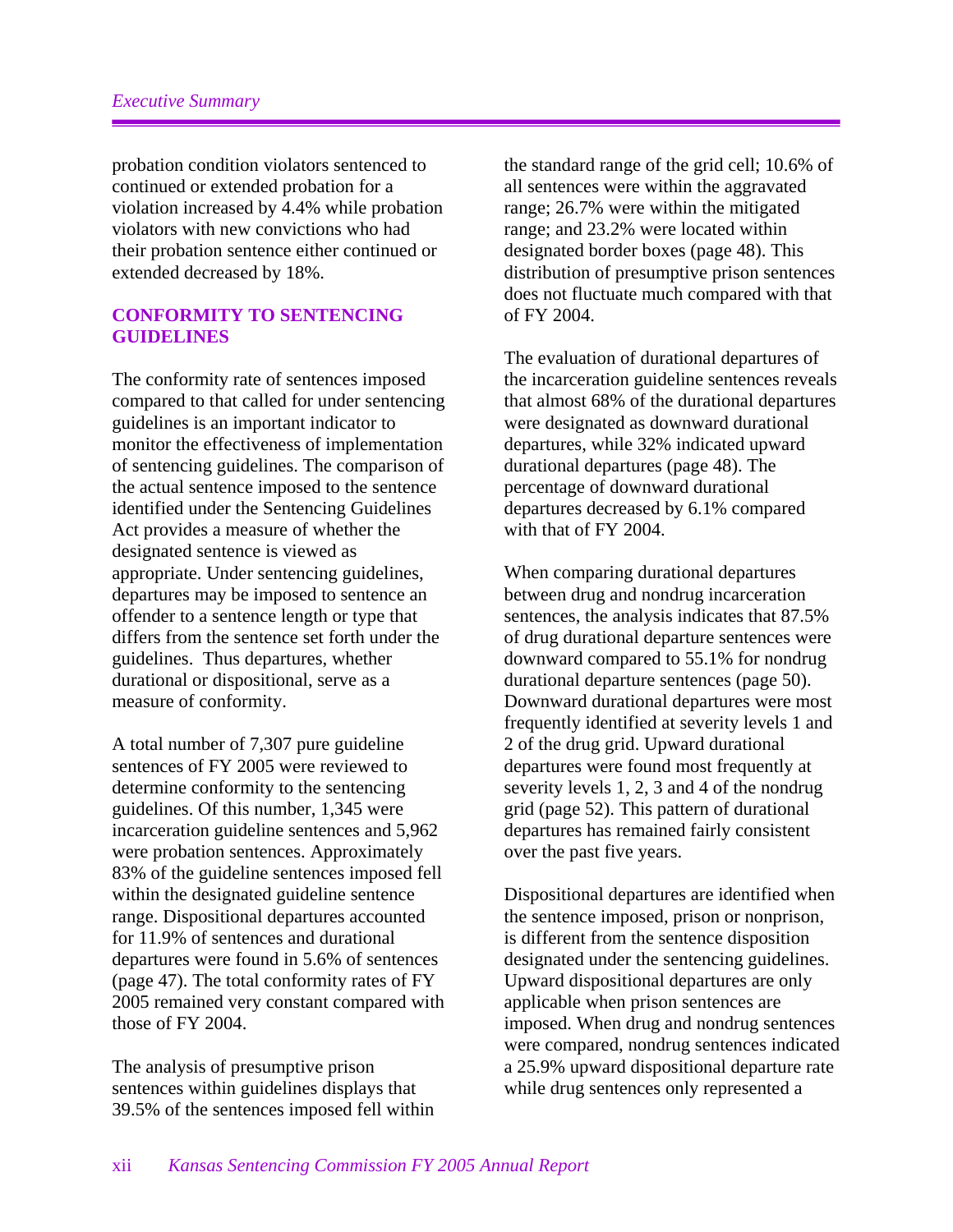probation condition violators sentenced to continued or extended probation for a violation increased by 4.4% while probation violators with new convictions who had their probation sentence either continued or extended decreased by 18%.

## CONFORMITY TO SENTENCING GUIDELINES

The conformity rate of sentences imposed compared to that called for under sentencing guidelines is an important indicator to monitor the effectiveness of implementation of sentencing guidelines. The comparison of the actual sentence imposed to the sentence identified under the Sentencing Guidelines Act provides a measure of whether the designated sentence is viewed as appropriate. Under sentencing guidelines, departures may be imposed to sentence an offender to a sentence length or type that differs from the sentence set forth under the guidelines. Thus departures, whether durational or dispositional, serve as a measure of conformity.

A total number of 7,307 pure guideline sentences of FY 2005 were reviewed to determine conformity to the sentencing guidelines. Of this number, 1,345 were incarceration guideline sentences and 5,962 were probation sentences. Approximately 83% of the guideline sentences imposed fell within the designated guideline sentence range. Dispositional departures accounted for 11.9% of sentences and durational departures were found in 5.6% of sentences (page 47). The total conformity rates of FY 2005 remained very constant compared with those of FY 2004.

The analysis of presumptive prison sentences within guidelines displays that 39.5% of the sentences imposed fell within the standard range of the grid cell; 10.6% of all sentences were within the aggravated range; 26.7% were within the mitigated range; and 23.2% were located within designated border boxes (page 48). This distribution of presumptive prison sentences does not fluctuate much compared with that of FY 2004.

The evaluation of durational departures of the incarceration guideline sentences reveals that almost 68% of the durational departures were designated as downward durational departures, while 32% indicated upward durational departures (page 48). The percentage of downward durational departures decreased by 6.1% compared with that of FY 2004.

When comparing durational departures between drug and nondrug incarceration sentences, the analysis indicates that 87.5% of drug durational departure sentences were downward compared to 55.1% for nondrug durational departure sentences (page 50). Downward durational departures were most frequently identified at severity levels 1 and 2 of the drug grid. Upward durational departures were found most frequently at severity levels 1, 2, 3 and 4 of the nondrug grid (page 52). This pattern of durational departures has remained fairly consistent over the past five years.

Dispositional departures are identified when the sentence imposed, prison or nonprison, is different from the sentence disposition designated under the sentencing guidelines. Upward dispositional departures are only applicable when prison sentences are imposed. When drug and nondrug sentences were compared, nondrug sentences indicated a 25.9% upward dispositional departure rate while drug sentences only represented a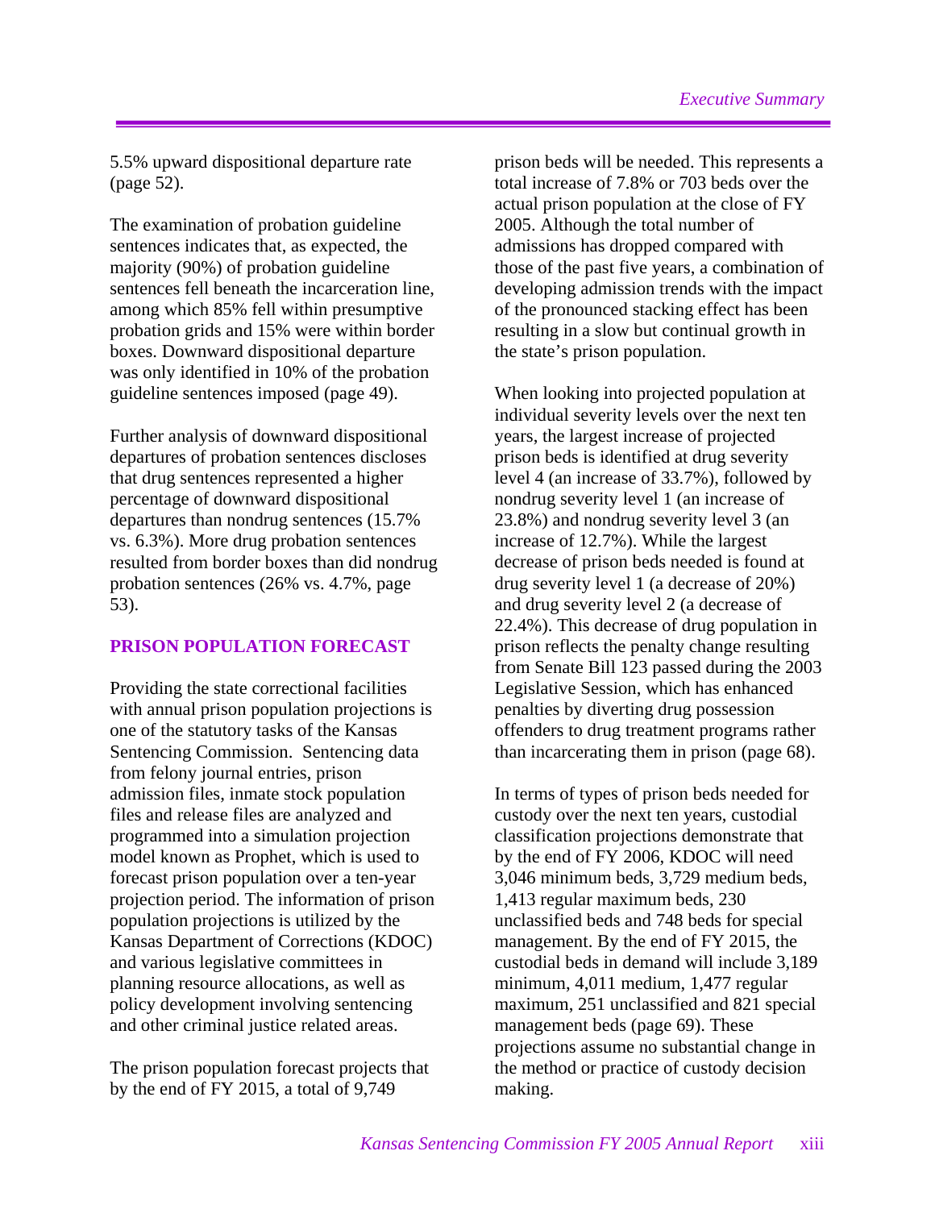5.5% upward dispositional departure rate (page 52).

The examination of probation guideline sentences indicates that, as expected, the majority (90%) of probation guideline sentences fell beneath the incarceration line, among which 85% fell within presumptive probation grids and 15% were within border boxes. Downward dispositional departure was only identified in 10% of the probation guideline sentences imposed (page 49).

Further analysis of downward dispositional departures of probation sentences discloses that drug sentences represented a higher percentage of downward dispositional departures than nondrug sentences (15.7% vs. 6.3%). More drug probation sentences resulted from border boxes than did nondrug probation sentences (26% vs. 4.7%, page 53).

## PRISON POPULATION FORECAST

Providing the state correctional facilities with annual prison population projections is one of the statutory tasks of the Kansas Sentencing Commission. Sentencing data from felony journal entries, prison admission files, inmate stock population files and release files are analyzed and programmed into a simulation projection model known as Prophet, which is used to forecast prison population over a ten-year projection period. The information of prison population projections is utilized by the Kansas Department of Corrections (KDOC) and various legislative committees in planning resource allocations, as well as policy development involving sentencing and other criminal justice related areas.

The prison population forecast projects that by the end of FY 2015, a total of 9,749 prison beds will be needed. This represents a total increase of 7.8% or 703 beds over the actual prison population at the close of FY 2005. Although the total number of admissions has dropped compared with those of the past five years, a combination of developing admission trends with the impact of the pronounced stacking effect has been resulting in a slow but continual growth in the state's prison population.

When looking into projected population at individual severity levels over the next ten years, the largest increase of projected prison beds is identified at drug severity level 4 (an increase of 33.7%), followed by nondrug severity level 1 (an increase of 23.8%) and nondrug severity level 3 (an increase of 12.7%). While the largest decrease of prison beds needed is found at drug severity level 1 (a decrease of 20%) and drug severity level 2 (a decrease of 22.4%). This decrease of drug population in prison reflects the penalty change resulting from Senate Bill 123 passed during the 2003 Legislative Session, which has enhanced penalties by diverting drug possession offenders to drug treatment programs rather than incarcerating them in prison (page 68).

In terms of types of prison beds needed for custody over the next ten years, custodial classification projections demonstrate that by the end of FY 2006, KDOC will need 3,046 minimum beds, 3,729 medium beds, 1,413 regular maximum beds, 230 unclassified beds and 748 beds for special management. By the end of FY 2015, the custodial beds in demand will include 3,189 minimum, 4,011 medium, 1,477 regular maximum, 251 unclassified and 821 special management beds (page 69). These projections assume no substantial change in the method or practice of custody decision making.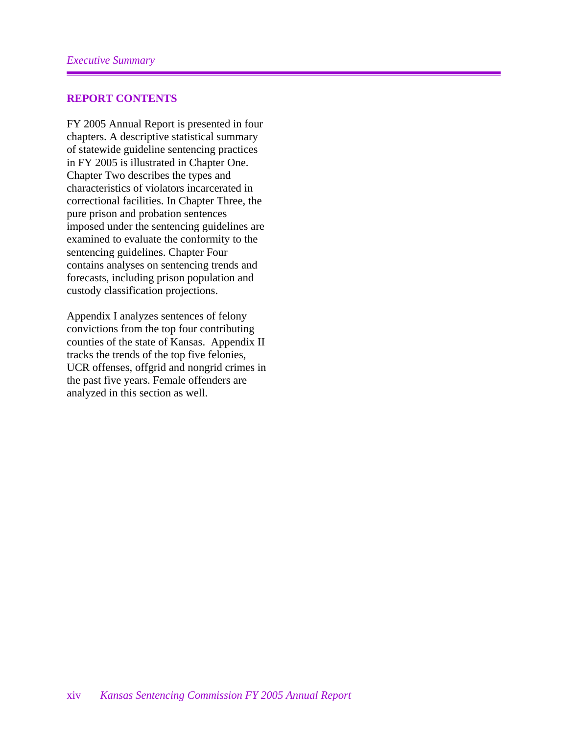## REPORT CONTENTS

FY 2005 Annual Report is presented in four chapters. A descriptive statistical summary of statewide guideline sentencing practices in FY 2005 is illustrated in Chapter One. Chapter Two describes the types and characteristics of violators incarcerated in correctional facilities. In Chapter Three, the pure prison and probation sentences imposed under the sentencing guidelines are examined to evaluate the conformity to the sentencing guidelines. Chapter Four contains analyses on sentencing trends and forecasts, including prison population and custody classification projections.

Appendix I analyzes sentences of felony convictions from the top four contributing counties of the state of Kansas. Appendix II tracks the trends of the top five felonies, UCR offenses, offgrid and nongrid crimes in the past five years. Female offenders are analyzed in this section as well.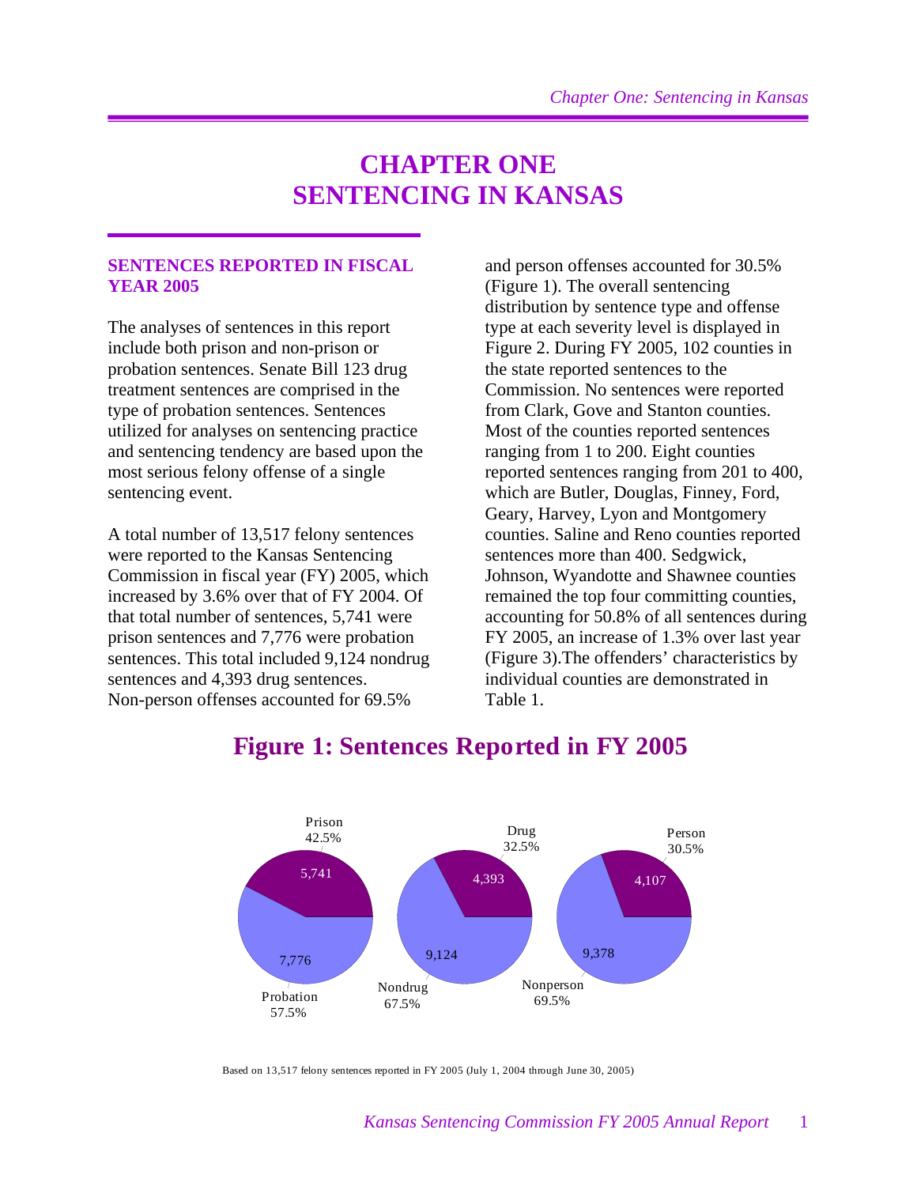# CHAPTER ONE
# SENTENCING IN KANSAS

### SENTENCES REPORTED IN FISCAL YEAR 2005

The analyses of sentences in this report include both prison and non-prison or probation sentences. Senate Bill 123 drug treatment sentences are comprised in the type of probation sentences. Sentences utilized for analyses on sentencing practice and sentencing tendency are based upon the most serious felony offense of a single sentencing event.

A total number of 13,517 felony sentences were reported to the Kansas Sentencing Commission in fiscal year (FY) 2005, which increased by 3.6% over that of FY 2004. Of that total number of sentences, 5,741 were prison sentences and 7,776 were probation sentences. This total included 9,124 nondrug sentences and 4,393 drug sentences. Non-person offenses accounted for 69.5% and person offenses accounted for 30.5% (Figure 1). The overall sentencing distribution by sentence type and offense type at each severity level is displayed in Figure 2. During FY 2005, 102 counties in the state reported sentences to the Commission. No sentences were reported from Clark, Gove and Stanton counties. Most of the counties reported sentences ranging from 1 to 200. Eight counties reported sentences ranging from 201 to 400, which are Butler, Douglas, Finney, Ford, Geary, Harvey, Lyon and Montgomery counties. Saline and Reno counties reported sentences more than 400. Sedgwick, Johnson, Wyandotte and Shawnee counties remained the top four committing counties, accounting for 50.8% of all sentences during FY 2005, an increase of 1.3% over last year (Figure 3).The offenders' characteristics by individual counties are demonstrated in Table 1.

## Figure 1: Sentences Reported in FY 2005

| Sentence Type | Count | Percent |
|---|---|---|
| Prison | 5,741 | 42.5% |
| Probation | 7,776 | 57.5% |

| Offense Type | Count | Percent |
|---|---|---|
| Drug | 4,393 | 32.5% |
| Nondrug | 9,124 | 67.5% |

| Offense Type | Count | Percent |
|---|---|---|
| Person | 4,107 | 30.5% |
| Nonperson | 9,378 | 69.5% |

Based on 13,517 felony sentences reported in FY 2005 (July 1, 2004 through June 30, 2005)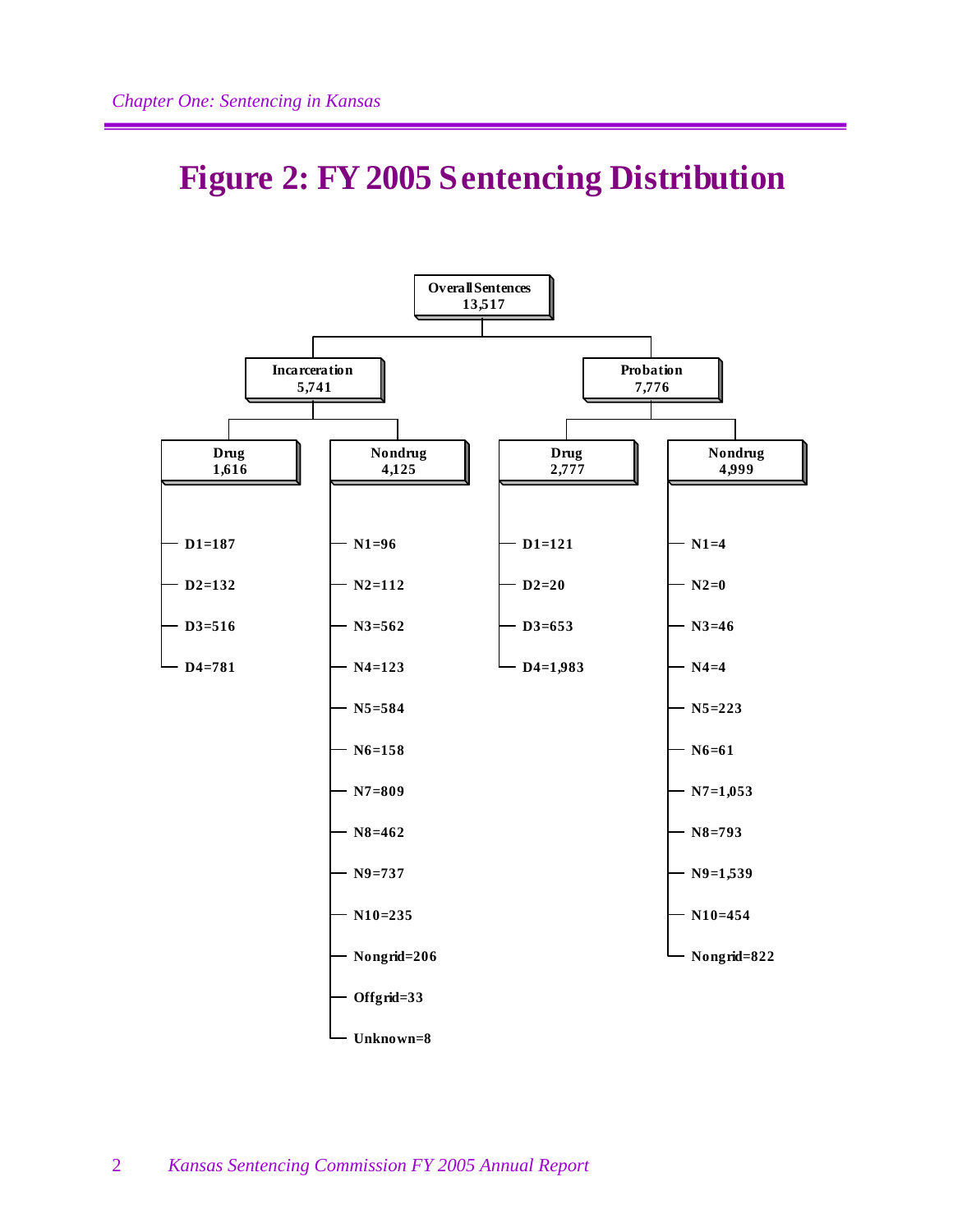# Figure 2: FY 2005 Sentencing Distribution

**Overall Sentences**
**13,517**

- **Incarceration 5,741**
  - **Drug 1,616**
    - D1=187
    - D2=132
    - D3=516
    - D4=781
  - **Nondrug 4,125**
    - N1=96
    - N2=112
    - N3=562
    - N4=123
    - N5=584
    - N6=158
    - N7=809
    - N8=462
    - N9=737
    - N10=235
    - Nongrid=206
    - Offgrid=33
    - Unknown=8
- **Probation 7,776**
  - **Drug 2,777**
    - D1=121
    - D2=20
    - D3=653
    - D4=1,983
  - **Nondrug 4,999**
    - N1=4
    - N2=0
    - N3=46
    - N4=4
    - N5=223
    - N6=61
    - N7=1,053
    - N8=793
    - N9=1,539
    - N10=454
    - Nongrid=822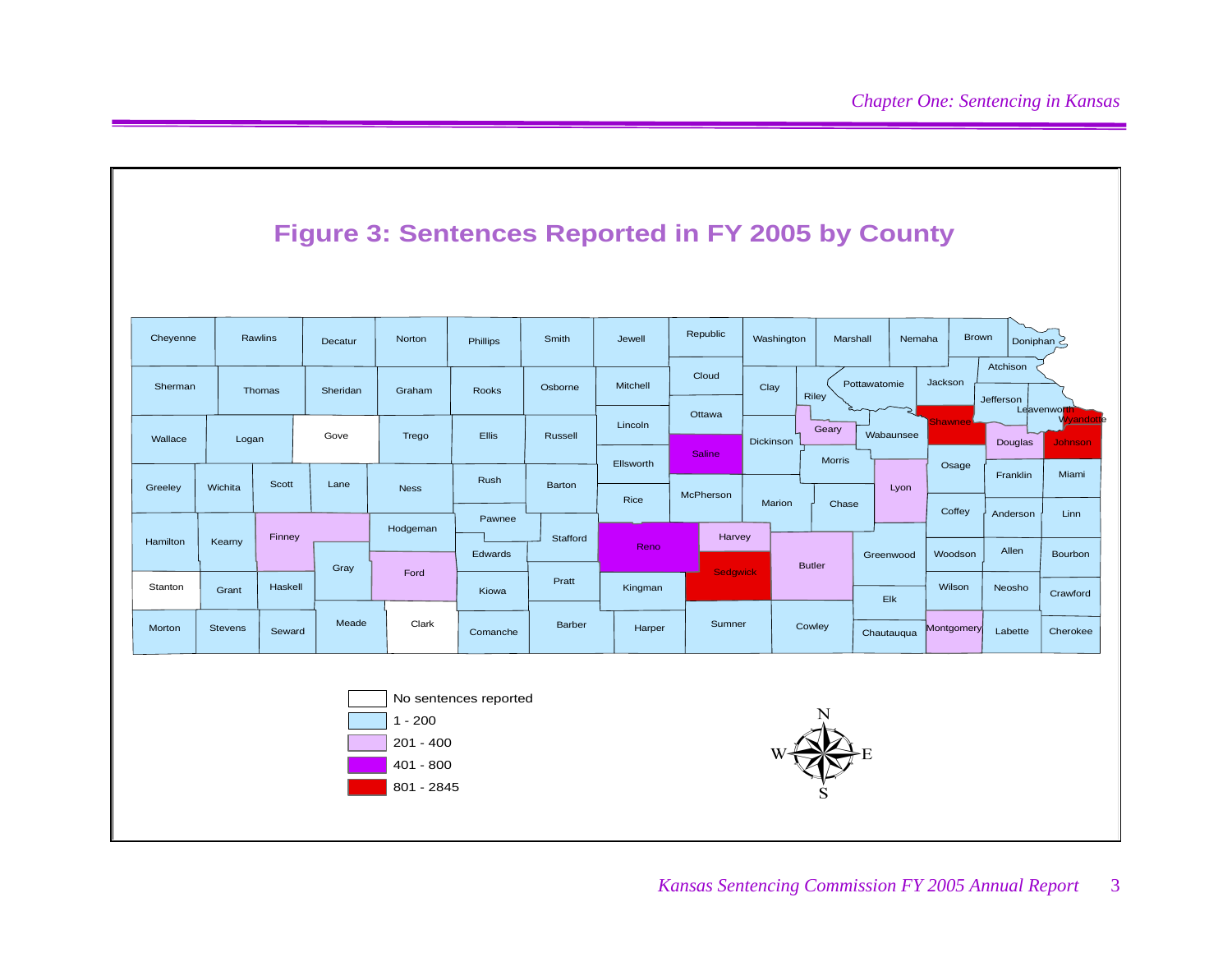## Figure 3: Sentences Reported in FY 2005 by County

| Legend |
| --- |
| No sentences reported |
| 1 - 200 |
| 201 - 400 |
| 401 - 800 |
| 801 - 2845 |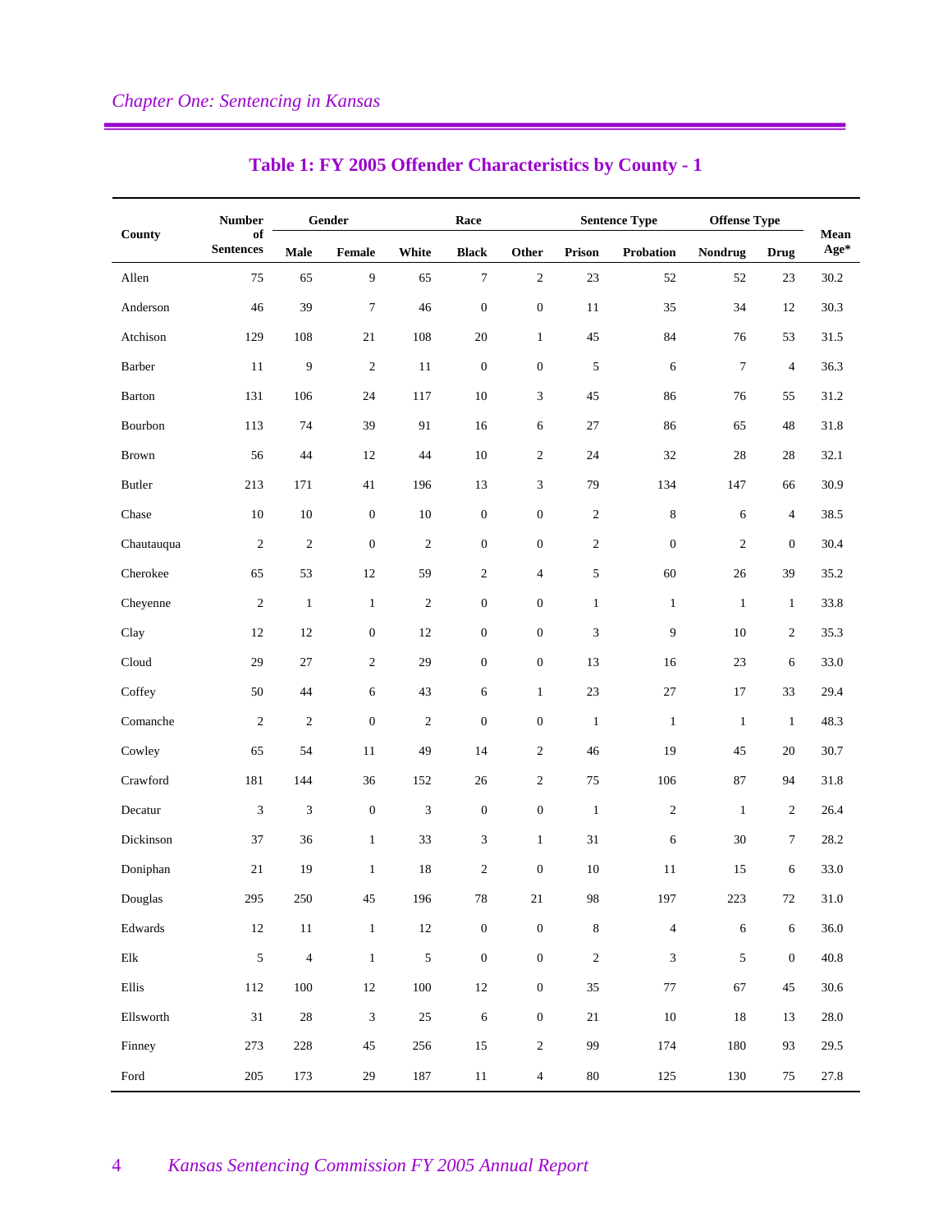## Table 1: FY 2005 Offender Characteristics by County - 1

| County | Number of Sentences | Gender | | Race | | | Sentence Type | | Offense Type | | Mean Age* |
|---|---|---|---|---|---|---|---|---|---|---|---|
| | | Male | Female | White | Black | Other | Prison | Probation | Nondrug | Drug | |
| Allen | 75 | 65 | 9 | 65 | 7 | 2 | 23 | 52 | 52 | 23 | 30.2 |
| Anderson | 46 | 39 | 7 | 46 | 0 | 0 | 11 | 35 | 34 | 12 | 30.3 |
| Atchison | 129 | 108 | 21 | 108 | 20 | 1 | 45 | 84 | 76 | 53 | 31.5 |
| Barber | 11 | 9 | 2 | 11 | 0 | 0 | 5 | 6 | 7 | 4 | 36.3 |
| Barton | 131 | 106 | 24 | 117 | 10 | 3 | 45 | 86 | 76 | 55 | 31.2 |
| Bourbon | 113 | 74 | 39 | 91 | 16 | 6 | 27 | 86 | 65 | 48 | 31.8 |
| Brown | 56 | 44 | 12 | 44 | 10 | 2 | 24 | 32 | 28 | 28 | 32.1 |
| Butler | 213 | 171 | 41 | 196 | 13 | 3 | 79 | 134 | 147 | 66 | 30.9 |
| Chase | 10 | 10 | 0 | 10 | 0 | 0 | 2 | 8 | 6 | 4 | 38.5 |
| Chautauqua | 2 | 2 | 0 | 2 | 0 | 0 | 2 | 0 | 2 | 0 | 30.4 |
| Cherokee | 65 | 53 | 12 | 59 | 2 | 4 | 5 | 60 | 26 | 39 | 35.2 |
| Cheyenne | 2 | 1 | 1 | 2 | 0 | 0 | 1 | 1 | 1 | 1 | 33.8 |
| Clay | 12 | 12 | 0 | 12 | 0 | 0 | 3 | 9 | 10 | 2 | 35.3 |
| Cloud | 29 | 27 | 2 | 29 | 0 | 0 | 13 | 16 | 23 | 6 | 33.0 |
| Coffey | 50 | 44 | 6 | 43 | 6 | 1 | 23 | 27 | 17 | 33 | 29.4 |
| Comanche | 2 | 2 | 0 | 2 | 0 | 0 | 1 | 1 | 1 | 1 | 48.3 |
| Cowley | 65 | 54 | 11 | 49 | 14 | 2 | 46 | 19 | 45 | 20 | 30.7 |
| Crawford | 181 | 144 | 36 | 152 | 26 | 2 | 75 | 106 | 87 | 94 | 31.8 |
| Decatur | 3 | 3 | 0 | 3 | 0 | 0 | 1 | 2 | 1 | 2 | 26.4 |
| Dickinson | 37 | 36 | 1 | 33 | 3 | 1 | 31 | 6 | 30 | 7 | 28.2 |
| Doniphan | 21 | 19 | 1 | 18 | 2 | 0 | 10 | 11 | 15 | 6 | 33.0 |
| Douglas | 295 | 250 | 45 | 196 | 78 | 21 | 98 | 197 | 223 | 72 | 31.0 |
| Edwards | 12 | 11 | 1 | 12 | 0 | 0 | 8 | 4 | 6 | 6 | 36.0 |
| Elk | 5 | 4 | 1 | 5 | 0 | 0 | 2 | 3 | 5 | 0 | 40.8 |
| Ellis | 112 | 100 | 12 | 100 | 12 | 0 | 35 | 77 | 67 | 45 | 30.6 |
| Ellsworth | 31 | 28 | 3 | 25 | 6 | 0 | 21 | 10 | 18 | 13 | 28.0 |
| Finney | 273 | 228 | 45 | 256 | 15 | 2 | 99 | 174 | 180 | 93 | 29.5 |
| Ford | 205 | 173 | 29 | 187 | 11 | 4 | 80 | 125 | 130 | 75 | 27.8 |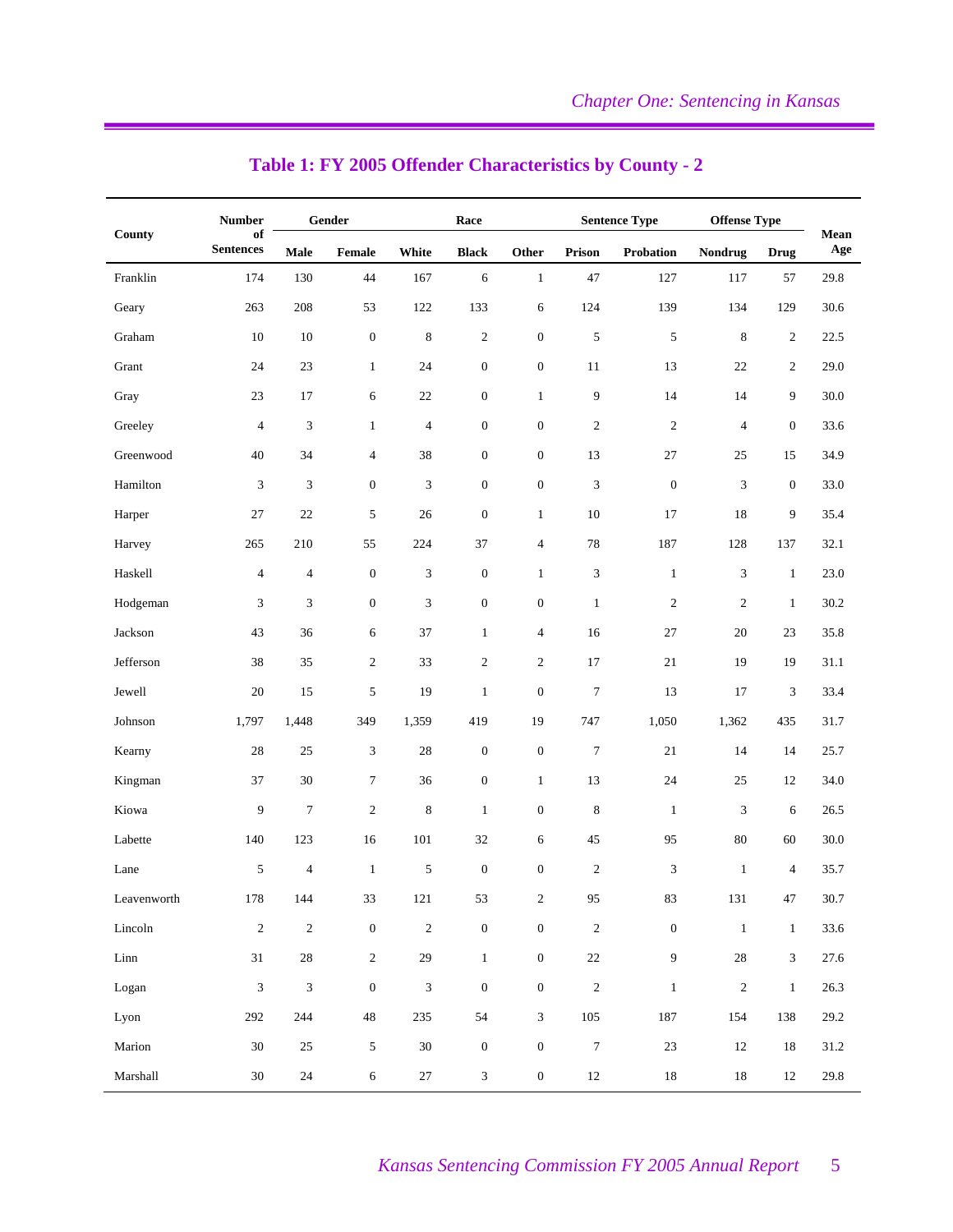## Table 1: FY 2005 Offender Characteristics by County - 2

| County | Number of Sentences | Gender | | Race | | | Sentence Type | | Offense Type | | Mean Age |
|---|---|---|---|---|---|---|---|---|---|---|---|
| | | Male | Female | White | Black | Other | Prison | Probation | Nondrug | Drug | |
| Franklin | 174 | 130 | 44 | 167 | 6 | 1 | 47 | 127 | 117 | 57 | 29.8 |
| Geary | 263 | 208 | 53 | 122 | 133 | 6 | 124 | 139 | 134 | 129 | 30.6 |
| Graham | 10 | 10 | 0 | 8 | 2 | 0 | 5 | 5 | 8 | 2 | 22.5 |
| Grant | 24 | 23 | 1 | 24 | 0 | 0 | 11 | 13 | 22 | 2 | 29.0 |
| Gray | 23 | 17 | 6 | 22 | 0 | 1 | 9 | 14 | 14 | 9 | 30.0 |
| Greeley | 4 | 3 | 1 | 4 | 0 | 0 | 2 | 2 | 4 | 0 | 33.6 |
| Greenwood | 40 | 34 | 4 | 38 | 0 | 0 | 13 | 27 | 25 | 15 | 34.9 |
| Hamilton | 3 | 3 | 0 | 3 | 0 | 0 | 3 | 0 | 3 | 0 | 33.0 |
| Harper | 27 | 22 | 5 | 26 | 0 | 1 | 10 | 17 | 18 | 9 | 35.4 |
| Harvey | 265 | 210 | 55 | 224 | 37 | 4 | 78 | 187 | 128 | 137 | 32.1 |
| Haskell | 4 | 4 | 0 | 3 | 0 | 1 | 3 | 1 | 3 | 1 | 23.0 |
| Hodgeman | 3 | 3 | 0 | 3 | 0 | 0 | 1 | 2 | 2 | 1 | 30.2 |
| Jackson | 43 | 36 | 6 | 37 | 1 | 4 | 16 | 27 | 20 | 23 | 35.8 |
| Jefferson | 38 | 35 | 2 | 33 | 2 | 2 | 17 | 21 | 19 | 19 | 31.1 |
| Jewell | 20 | 15 | 5 | 19 | 1 | 0 | 7 | 13 | 17 | 3 | 33.4 |
| Johnson | 1,797 | 1,448 | 349 | 1,359 | 419 | 19 | 747 | 1,050 | 1,362 | 435 | 31.7 |
| Kearny | 28 | 25 | 3 | 28 | 0 | 0 | 7 | 21 | 14 | 14 | 25.7 |
| Kingman | 37 | 30 | 7 | 36 | 0 | 1 | 13 | 24 | 25 | 12 | 34.0 |
| Kiowa | 9 | 7 | 2 | 8 | 1 | 0 | 8 | 1 | 3 | 6 | 26.5 |
| Labette | 140 | 123 | 16 | 101 | 32 | 6 | 45 | 95 | 80 | 60 | 30.0 |
| Lane | 5 | 4 | 1 | 5 | 0 | 0 | 2 | 3 | 1 | 4 | 35.7 |
| Leavenworth | 178 | 144 | 33 | 121 | 53 | 2 | 95 | 83 | 131 | 47 | 30.7 |
| Lincoln | 2 | 2 | 0 | 2 | 0 | 0 | 2 | 0 | 1 | 1 | 33.6 |
| Linn | 31 | 28 | 2 | 29 | 1 | 0 | 22 | 9 | 28 | 3 | 27.6 |
| Logan | 3 | 3 | 0 | 3 | 0 | 0 | 2 | 1 | 2 | 1 | 26.3 |
| Lyon | 292 | 244 | 48 | 235 | 54 | 3 | 105 | 187 | 154 | 138 | 29.2 |
| Marion | 30 | 25 | 5 | 30 | 0 | 0 | 7 | 23 | 12 | 18 | 31.2 |
| Marshall | 30 | 24 | 6 | 27 | 3 | 0 | 12 | 18 | 18 | 12 | 29.8 |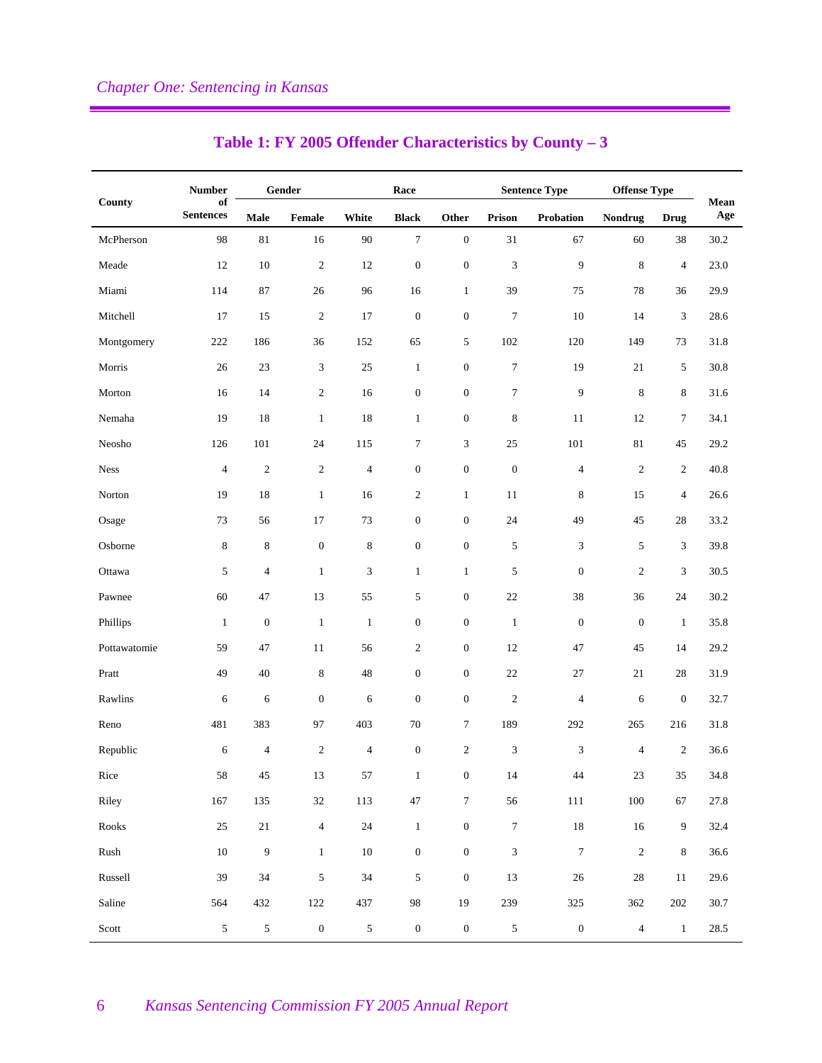## Table 1: FY 2005 Offender Characteristics by County – 3

| County | Number of Sentences | Gender | | Race | | | Sentence Type | | Offense Type | | Mean Age |
|---|---|---|---|---|---|---|---|---|---|---|---|
| | | Male | Female | White | Black | Other | Prison | Probation | Nondrug | Drug | |
| McPherson | 98 | 81 | 16 | 90 | 7 | 0 | 31 | 67 | 60 | 38 | 30.2 |
| Meade | 12 | 10 | 2 | 12 | 0 | 0 | 3 | 9 | 8 | 4 | 23.0 |
| Miami | 114 | 87 | 26 | 96 | 16 | 1 | 39 | 75 | 78 | 36 | 29.9 |
| Mitchell | 17 | 15 | 2 | 17 | 0 | 0 | 7 | 10 | 14 | 3 | 28.6 |
| Montgomery | 222 | 186 | 36 | 152 | 65 | 5 | 102 | 120 | 149 | 73 | 31.8 |
| Morris | 26 | 23 | 3 | 25 | 1 | 0 | 7 | 19 | 21 | 5 | 30.8 |
| Morton | 16 | 14 | 2 | 16 | 0 | 0 | 7 | 9 | 8 | 8 | 31.6 |
| Nemaha | 19 | 18 | 1 | 18 | 1 | 0 | 8 | 11 | 12 | 7 | 34.1 |
| Neosho | 126 | 101 | 24 | 115 | 7 | 3 | 25 | 101 | 81 | 45 | 29.2 |
| Ness | 4 | 2 | 2 | 4 | 0 | 0 | 0 | 4 | 2 | 2 | 40.8 |
| Norton | 19 | 18 | 1 | 16 | 2 | 1 | 11 | 8 | 15 | 4 | 26.6 |
| Osage | 73 | 56 | 17 | 73 | 0 | 0 | 24 | 49 | 45 | 28 | 33.2 |
| Osborne | 8 | 8 | 0 | 8 | 0 | 0 | 5 | 3 | 5 | 3 | 39.8 |
| Ottawa | 5 | 4 | 1 | 3 | 1 | 1 | 5 | 0 | 2 | 3 | 30.5 |
| Pawnee | 60 | 47 | 13 | 55 | 5 | 0 | 22 | 38 | 36 | 24 | 30.2 |
| Phillips | 1 | 0 | 1 | 1 | 0 | 0 | 1 | 0 | 0 | 1 | 35.8 |
| Pottawatomie | 59 | 47 | 11 | 56 | 2 | 0 | 12 | 47 | 45 | 14 | 29.2 |
| Pratt | 49 | 40 | 8 | 48 | 0 | 0 | 22 | 27 | 21 | 28 | 31.9 |
| Rawlins | 6 | 6 | 0 | 6 | 0 | 0 | 2 | 4 | 6 | 0 | 32.7 |
| Reno | 481 | 383 | 97 | 403 | 70 | 7 | 189 | 292 | 265 | 216 | 31.8 |
| Republic | 6 | 4 | 2 | 4 | 0 | 2 | 3 | 3 | 4 | 2 | 36.6 |
| Rice | 58 | 45 | 13 | 57 | 1 | 0 | 14 | 44 | 23 | 35 | 34.8 |
| Riley | 167 | 135 | 32 | 113 | 47 | 7 | 56 | 111 | 100 | 67 | 27.8 |
| Rooks | 25 | 21 | 4 | 24 | 1 | 0 | 7 | 18 | 16 | 9 | 32.4 |
| Rush | 10 | 9 | 1 | 10 | 0 | 0 | 3 | 7 | 2 | 8 | 36.6 |
| Russell | 39 | 34 | 5 | 34 | 5 | 0 | 13 | 26 | 28 | 11 | 29.6 |
| Saline | 564 | 432 | 122 | 437 | 98 | 19 | 239 | 325 | 362 | 202 | 30.7 |
| Scott | 5 | 5 | 0 | 5 | 0 | 0 | 5 | 0 | 4 | 1 | 28.5 |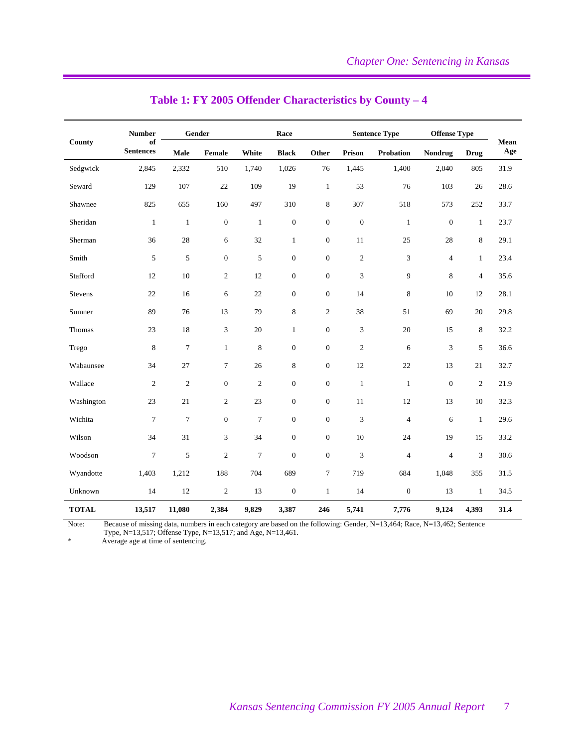## Table 1: FY 2005 Offender Characteristics by County – 4

| County | Number of Sentences | Gender | | Race | | | Sentence Type | | Offense Type | | Mean Age |
|---|---|---|---|---|---|---|---|---|---|---|---|
| | | Male | Female | White | Black | Other | Prison | Probation | Nondrug | Drug | |
| Sedgwick | 2,845 | 2,332 | 510 | 1,740 | 1,026 | 76 | 1,445 | 1,400 | 2,040 | 805 | 31.9 |
| Seward | 129 | 107 | 22 | 109 | 19 | 1 | 53 | 76 | 103 | 26 | 28.6 |
| Shawnee | 825 | 655 | 160 | 497 | 310 | 8 | 307 | 518 | 573 | 252 | 33.7 |
| Sheridan | 1 | 1 | 0 | 1 | 0 | 0 | 0 | 1 | 0 | 1 | 23.7 |
| Sherman | 36 | 28 | 6 | 32 | 1 | 0 | 11 | 25 | 28 | 8 | 29.1 |
| Smith | 5 | 5 | 0 | 5 | 0 | 0 | 2 | 3 | 4 | 1 | 23.4 |
| Stafford | 12 | 10 | 2 | 12 | 0 | 0 | 3 | 9 | 8 | 4 | 35.6 |
| Stevens | 22 | 16 | 6 | 22 | 0 | 0 | 14 | 8 | 10 | 12 | 28.1 |
| Sumner | 89 | 76 | 13 | 79 | 8 | 2 | 38 | 51 | 69 | 20 | 29.8 |
| Thomas | 23 | 18 | 3 | 20 | 1 | 0 | 3 | 20 | 15 | 8 | 32.2 |
| Trego | 8 | 7 | 1 | 8 | 0 | 0 | 2 | 6 | 3 | 5 | 36.6 |
| Wabaunsee | 34 | 27 | 7 | 26 | 8 | 0 | 12 | 22 | 13 | 21 | 32.7 |
| Wallace | 2 | 2 | 0 | 2 | 0 | 0 | 1 | 1 | 0 | 2 | 21.9 |
| Washington | 23 | 21 | 2 | 23 | 0 | 0 | 11 | 12 | 13 | 10 | 32.3 |
| Wichita | 7 | 7 | 0 | 7 | 0 | 0 | 3 | 4 | 6 | 1 | 29.6 |
| Wilson | 34 | 31 | 3 | 34 | 0 | 0 | 10 | 24 | 19 | 15 | 33.2 |
| Woodson | 7 | 5 | 2 | 7 | 0 | 0 | 3 | 4 | 4 | 3 | 30.6 |
| Wyandotte | 1,403 | 1,212 | 188 | 704 | 689 | 7 | 719 | 684 | 1,048 | 355 | 31.5 |
| Unknown | 14 | 12 | 2 | 13 | 0 | 1 | 14 | 0 | 13 | 1 | 34.5 |
| **TOTAL** | **13,517** | **11,080** | **2,384** | **9,829** | **3,387** | **246** | **5,741** | **7,776** | **9,124** | **4,393** | **31.4** |

Note: Because of missing data, numbers in each category are based on the following: Gender, N=13,464; Race, N=13,462; Sentence Type, N=13,517; Offense Type, N=13,517; and Age, N=13,461.

\* Average age at time of sentencing.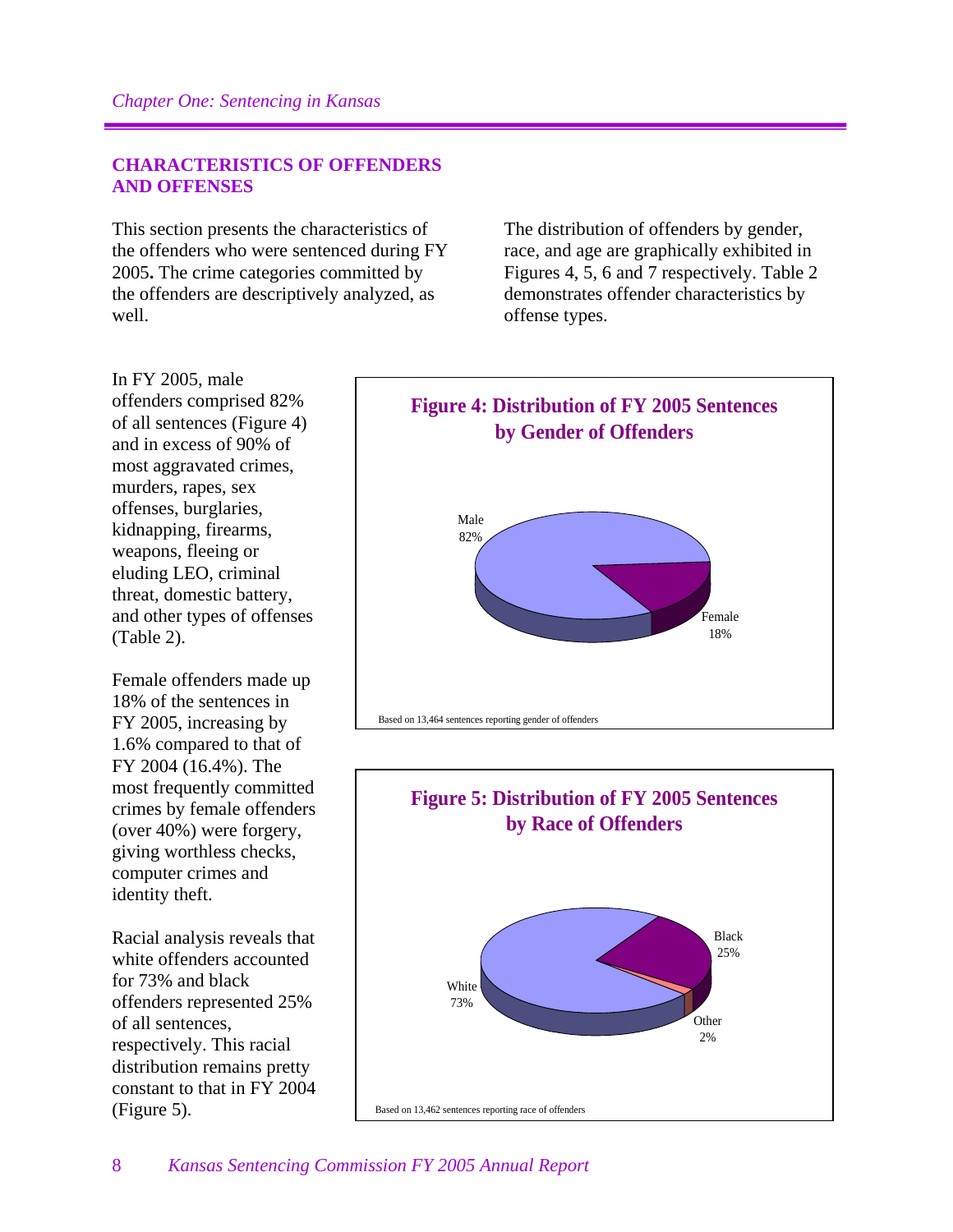## CHARACTERISTICS OF OFFENDERS AND OFFENSES

This section presents the characteristics of the offenders who were sentenced during FY 2005**.** The crime categories committed by the offenders are descriptively analyzed, as well.

The distribution of offenders by gender, race, and age are graphically exhibited in Figures 4, 5, 6 and 7 respectively. Table 2 demonstrates offender characteristics by offense types.

In FY 2005, male offenders comprised 82% of all sentences (Figure 4) and in excess of 90% of most aggravated crimes, murders, rapes, sex offenses, burglaries, kidnapping, firearms, weapons, fleeing or eluding LEO, criminal threat, domestic battery, and other types of offenses (Table 2).

Female offenders made up 18% of the sentences in FY 2005, increasing by 1.6% compared to that of FY 2004 (16.4%). The most frequently committed crimes by female offenders (over 40%) were forgery, giving worthless checks, computer crimes and identity theft.

Racial analysis reveals that white offenders accounted for 73% and black offenders represented 25% of all sentences, respectively. This racial distribution remains pretty constant to that in FY 2004 (Figure 5).

**Figure 4: Distribution of FY 2005 Sentences by Gender of Offenders**

Male 82%

Female 18%

Based on 13,464 sentences reporting gender of offenders

**Figure 5: Distribution of FY 2005 Sentences by Race of Offenders**

White 73%

Black 25%

Other 2%

Based on 13,462 sentences reporting race of offenders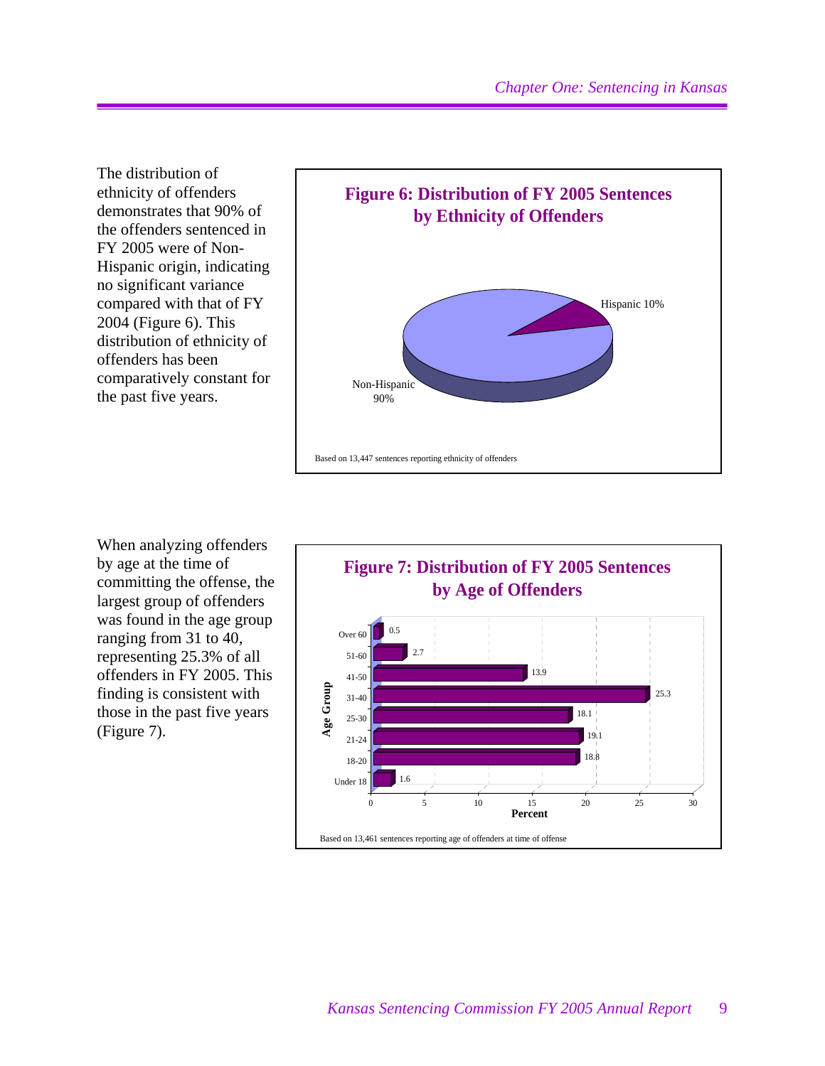The distribution of ethnicity of offenders demonstrates that 90% of the offenders sentenced in FY 2005 were of Non-Hispanic origin, indicating no significant variance compared with that of FY 2004 (Figure 6). This distribution of ethnicity of offenders has been comparatively constant for the past five years.

**Figure 6: Distribution of FY 2005 Sentences by Ethnicity of Offenders**

| Ethnicity | Percent |
|---|---|
| Non-Hispanic | 90% |
| Hispanic | 10% |

Based on 13,447 sentences reporting ethnicity of offenders

When analyzing offenders by age at the time of committing the offense, the largest group of offenders was found in the age group ranging from 31 to 40, representing 25.3% of all offenders in FY 2005. This finding is consistent with those in the past five years (Figure 7).

**Figure 7: Distribution of FY 2005 Sentences by Age of Offenders**

| Age Group | Percent |
|---|---|
| Over 60 | 0.5 |
| 51-60 | 2.7 |
| 41-50 | 13.9 |
| 31-40 | 25.3 |
| 25-30 | 18.1 |
| 21-24 | 19.1 |
| 18-20 | 18.8 |
| Under 18 | 1.6 |

Based on 13,461 sentences reporting age of offenders at time of offense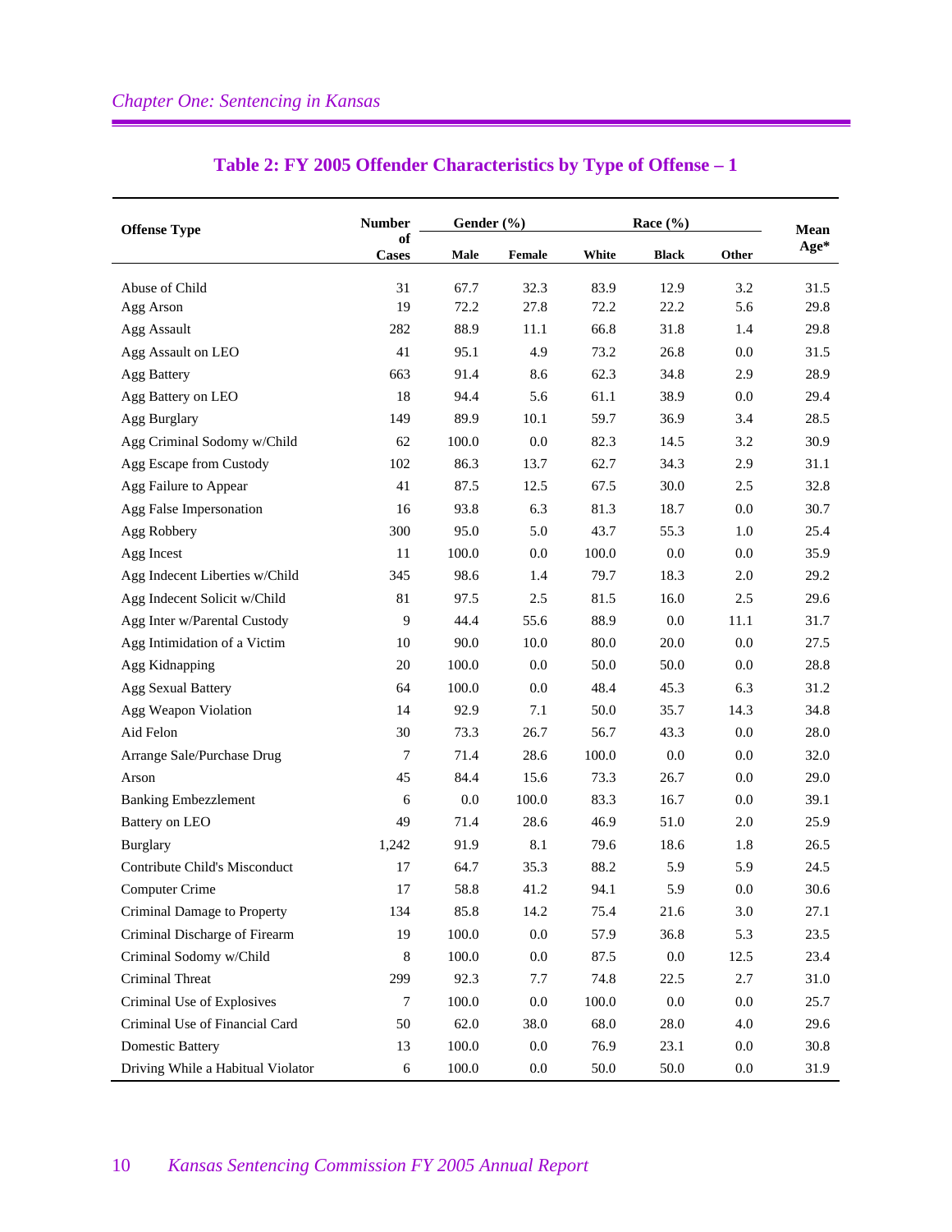## Table 2: FY 2005 Offender Characteristics by Type of Offense – 1

| Offense Type | Number of Cases | Gender (%) | | Race (%) | | | Mean Age* |
|---|---|---|---|---|---|---|---|
| | | Male | Female | White | Black | Other | |
| Abuse of Child | 31 | 67.7 | 32.3 | 83.9 | 12.9 | 3.2 | 31.5 |
| Agg Arson | 19 | 72.2 | 27.8 | 72.2 | 22.2 | 5.6 | 29.8 |
| Agg Assault | 282 | 88.9 | 11.1 | 66.8 | 31.8 | 1.4 | 29.8 |
| Agg Assault on LEO | 41 | 95.1 | 4.9 | 73.2 | 26.8 | 0.0 | 31.5 |
| Agg Battery | 663 | 91.4 | 8.6 | 62.3 | 34.8 | 2.9 | 28.9 |
| Agg Battery on LEO | 18 | 94.4 | 5.6 | 61.1 | 38.9 | 0.0 | 29.4 |
| Agg Burglary | 149 | 89.9 | 10.1 | 59.7 | 36.9 | 3.4 | 28.5 |
| Agg Criminal Sodomy w/Child | 62 | 100.0 | 0.0 | 82.3 | 14.5 | 3.2 | 30.9 |
| Agg Escape from Custody | 102 | 86.3 | 13.7 | 62.7 | 34.3 | 2.9 | 31.1 |
| Agg Failure to Appear | 41 | 87.5 | 12.5 | 67.5 | 30.0 | 2.5 | 32.8 |
| Agg False Impersonation | 16 | 93.8 | 6.3 | 81.3 | 18.7 | 0.0 | 30.7 |
| Agg Robbery | 300 | 95.0 | 5.0 | 43.7 | 55.3 | 1.0 | 25.4 |
| Agg Incest | 11 | 100.0 | 0.0 | 100.0 | 0.0 | 0.0 | 35.9 |
| Agg Indecent Liberties w/Child | 345 | 98.6 | 1.4 | 79.7 | 18.3 | 2.0 | 29.2 |
| Agg Indecent Solicit w/Child | 81 | 97.5 | 2.5 | 81.5 | 16.0 | 2.5 | 29.6 |
| Agg Inter w/Parental Custody | 9 | 44.4 | 55.6 | 88.9 | 0.0 | 11.1 | 31.7 |
| Agg Intimidation of a Victim | 10 | 90.0 | 10.0 | 80.0 | 20.0 | 0.0 | 27.5 |
| Agg Kidnapping | 20 | 100.0 | 0.0 | 50.0 | 50.0 | 0.0 | 28.8 |
| Agg Sexual Battery | 64 | 100.0 | 0.0 | 48.4 | 45.3 | 6.3 | 31.2 |
| Agg Weapon Violation | 14 | 92.9 | 7.1 | 50.0 | 35.7 | 14.3 | 34.8 |
| Aid Felon | 30 | 73.3 | 26.7 | 56.7 | 43.3 | 0.0 | 28.0 |
| Arrange Sale/Purchase Drug | 7 | 71.4 | 28.6 | 100.0 | 0.0 | 0.0 | 32.0 |
| Arson | 45 | 84.4 | 15.6 | 73.3 | 26.7 | 0.0 | 29.0 |
| Banking Embezzlement | 6 | 0.0 | 100.0 | 83.3 | 16.7 | 0.0 | 39.1 |
| Battery on LEO | 49 | 71.4 | 28.6 | 46.9 | 51.0 | 2.0 | 25.9 |
| Burglary | 1,242 | 91.9 | 8.1 | 79.6 | 18.6 | 1.8 | 26.5 |
| Contribute Child's Misconduct | 17 | 64.7 | 35.3 | 88.2 | 5.9 | 5.9 | 24.5 |
| Computer Crime | 17 | 58.8 | 41.2 | 94.1 | 5.9 | 0.0 | 30.6 |
| Criminal Damage to Property | 134 | 85.8 | 14.2 | 75.4 | 21.6 | 3.0 | 27.1 |
| Criminal Discharge of Firearm | 19 | 100.0 | 0.0 | 57.9 | 36.8 | 5.3 | 23.5 |
| Criminal Sodomy w/Child | 8 | 100.0 | 0.0 | 87.5 | 0.0 | 12.5 | 23.4 |
| Criminal Threat | 299 | 92.3 | 7.7 | 74.8 | 22.5 | 2.7 | 31.0 |
| Criminal Use of Explosives | 7 | 100.0 | 0.0 | 100.0 | 0.0 | 0.0 | 25.7 |
| Criminal Use of Financial Card | 50 | 62.0 | 38.0 | 68.0 | 28.0 | 4.0 | 29.6 |
| Domestic Battery | 13 | 100.0 | 0.0 | 76.9 | 23.1 | 0.0 | 30.8 |
| Driving While a Habitual Violator | 6 | 100.0 | 0.0 | 50.0 | 50.0 | 0.0 | 31.9 |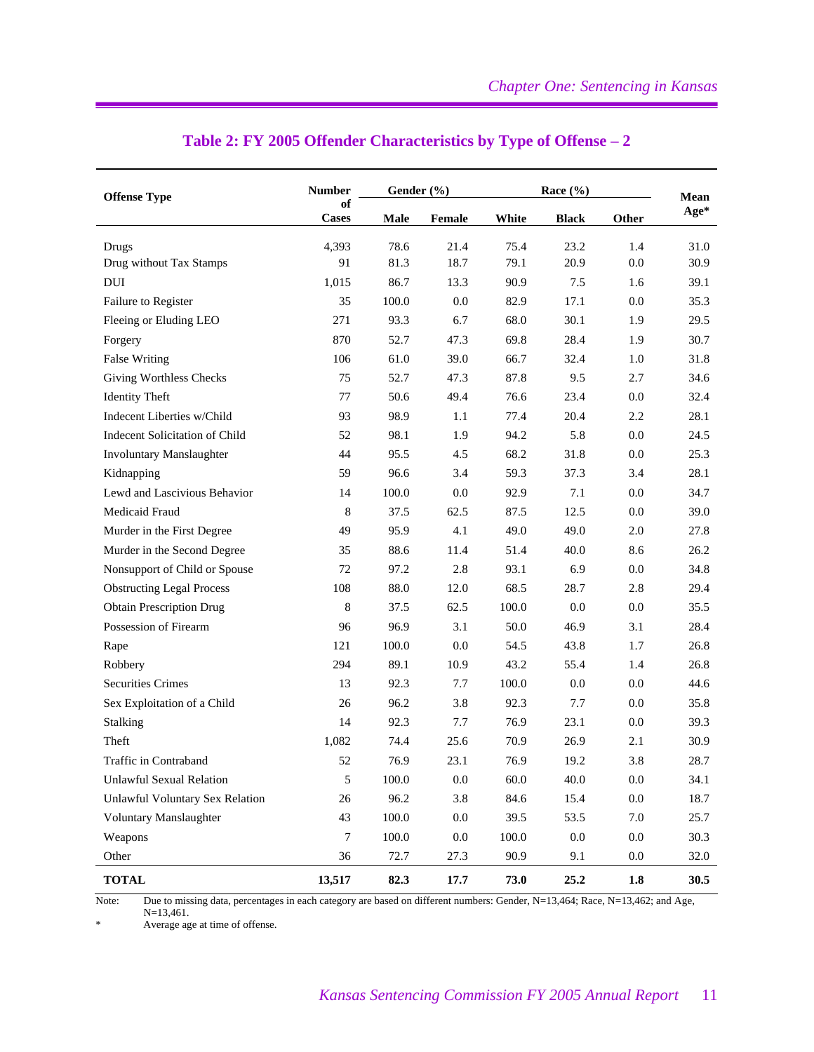## Table 2: FY 2005 Offender Characteristics by Type of Offense – 2

| Offense Type | Number of Cases | Gender (%) | | Race (%) | | | Mean Age* |
|---|---|---|---|---|---|---|---|
| | | Male | Female | White | Black | Other | |
| Drugs | 4,393 | 78.6 | 21.4 | 75.4 | 23.2 | 1.4 | 31.0 |
| Drug without Tax Stamps | 91 | 81.3 | 18.7 | 79.1 | 20.9 | 0.0 | 30.9 |
| DUI | 1,015 | 86.7 | 13.3 | 90.9 | 7.5 | 1.6 | 39.1 |
| Failure to Register | 35 | 100.0 | 0.0 | 82.9 | 17.1 | 0.0 | 35.3 |
| Fleeing or Eluding LEO | 271 | 93.3 | 6.7 | 68.0 | 30.1 | 1.9 | 29.5 |
| Forgery | 870 | 52.7 | 47.3 | 69.8 | 28.4 | 1.9 | 30.7 |
| False Writing | 106 | 61.0 | 39.0 | 66.7 | 32.4 | 1.0 | 31.8 |
| Giving Worthless Checks | 75 | 52.7 | 47.3 | 87.8 | 9.5 | 2.7 | 34.6 |
| Identity Theft | 77 | 50.6 | 49.4 | 76.6 | 23.4 | 0.0 | 32.4 |
| Indecent Liberties w/Child | 93 | 98.9 | 1.1 | 77.4 | 20.4 | 2.2 | 28.1 |
| Indecent Solicitation of Child | 52 | 98.1 | 1.9 | 94.2 | 5.8 | 0.0 | 24.5 |
| Involuntary Manslaughter | 44 | 95.5 | 4.5 | 68.2 | 31.8 | 0.0 | 25.3 |
| Kidnapping | 59 | 96.6 | 3.4 | 59.3 | 37.3 | 3.4 | 28.1 |
| Lewd and Lascivious Behavior | 14 | 100.0 | 0.0 | 92.9 | 7.1 | 0.0 | 34.7 |
| Medicaid Fraud | 8 | 37.5 | 62.5 | 87.5 | 12.5 | 0.0 | 39.0 |
| Murder in the First Degree | 49 | 95.9 | 4.1 | 49.0 | 49.0 | 2.0 | 27.8 |
| Murder in the Second Degree | 35 | 88.6 | 11.4 | 51.4 | 40.0 | 8.6 | 26.2 |
| Nonsupport of Child or Spouse | 72 | 97.2 | 2.8 | 93.1 | 6.9 | 0.0 | 34.8 |
| Obstructing Legal Process | 108 | 88.0 | 12.0 | 68.5 | 28.7 | 2.8 | 29.4 |
| Obtain Prescription Drug | 8 | 37.5 | 62.5 | 100.0 | 0.0 | 0.0 | 35.5 |
| Possession of Firearm | 96 | 96.9 | 3.1 | 50.0 | 46.9 | 3.1 | 28.4 |
| Rape | 121 | 100.0 | 0.0 | 54.5 | 43.8 | 1.7 | 26.8 |
| Robbery | 294 | 89.1 | 10.9 | 43.2 | 55.4 | 1.4 | 26.8 |
| Securities Crimes | 13 | 92.3 | 7.7 | 100.0 | 0.0 | 0.0 | 44.6 |
| Sex Exploitation of a Child | 26 | 96.2 | 3.8 | 92.3 | 7.7 | 0.0 | 35.8 |
| Stalking | 14 | 92.3 | 7.7 | 76.9 | 23.1 | 0.0 | 39.3 |
| Theft | 1,082 | 74.4 | 25.6 | 70.9 | 26.9 | 2.1 | 30.9 |
| Traffic in Contraband | 52 | 76.9 | 23.1 | 76.9 | 19.2 | 3.8 | 28.7 |
| Unlawful Sexual Relation | 5 | 100.0 | 0.0 | 60.0 | 40.0 | 0.0 | 34.1 |
| Unlawful Voluntary Sex Relation | 26 | 96.2 | 3.8 | 84.6 | 15.4 | 0.0 | 18.7 |
| Voluntary Manslaughter | 43 | 100.0 | 0.0 | 39.5 | 53.5 | 7.0 | 25.7 |
| Weapons | 7 | 100.0 | 0.0 | 100.0 | 0.0 | 0.0 | 30.3 |
| Other | 36 | 72.7 | 27.3 | 90.9 | 9.1 | 0.0 | 32.0 |
| **TOTAL** | **13,517** | **82.3** | **17.7** | **73.0** | **25.2** | **1.8** | **30.5** |

Note: Due to missing data, percentages in each category are based on different numbers: Gender, N=13,464; Race, N=13,462; and Age, N=13,461.

\* Average age at time of offense.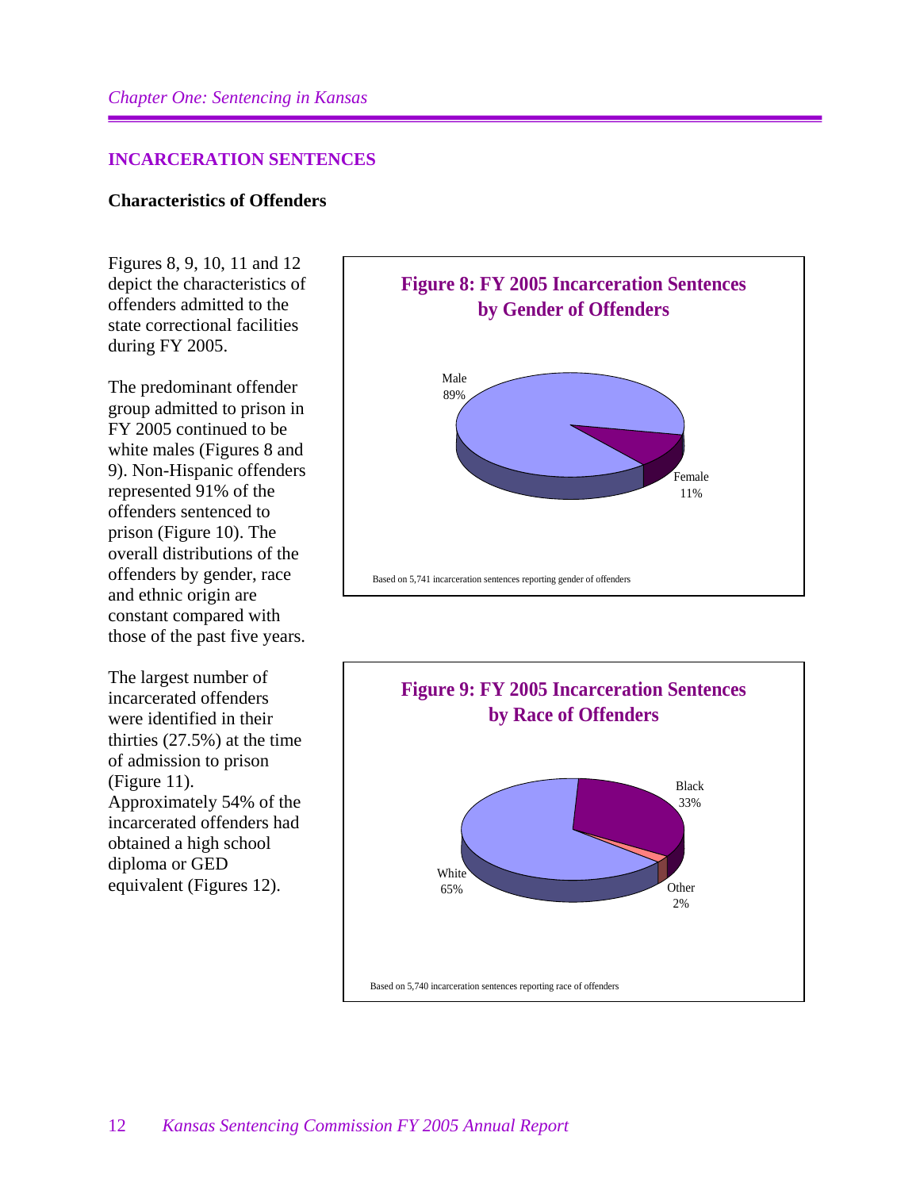## INCARCERATION SENTENCES

### Characteristics of Offenders

Figures 8, 9, 10, 11 and 12 depict the characteristics of offenders admitted to the state correctional facilities during FY 2005.

The predominant offender group admitted to prison in FY 2005 continued to be white males (Figures 8 and 9). Non-Hispanic offenders represented 91% of the offenders sentenced to prison (Figure 10). The overall distributions of the offenders by gender, race and ethnic origin are constant compared with those of the past five years.

The largest number of incarcerated offenders were identified in their thirties (27.5%) at the time of admission to prison (Figure 11). Approximately 54% of the incarcerated offenders had obtained a high school diploma or GED equivalent (Figures 12).

**Figure 8: FY 2005 Incarceration Sentences by Gender of Offenders**

| Gender | Percent |
|---|---|
| Male | 89% |
| Female | 11% |

Based on 5,741 incarceration sentences reporting gender of offenders

**Figure 9: FY 2005 Incarceration Sentences by Race of Offenders**

| Race | Percent |
|---|---|
| White | 65% |
| Black | 33% |
| Other | 2% |

Based on 5,740 incarceration sentences reporting race of offenders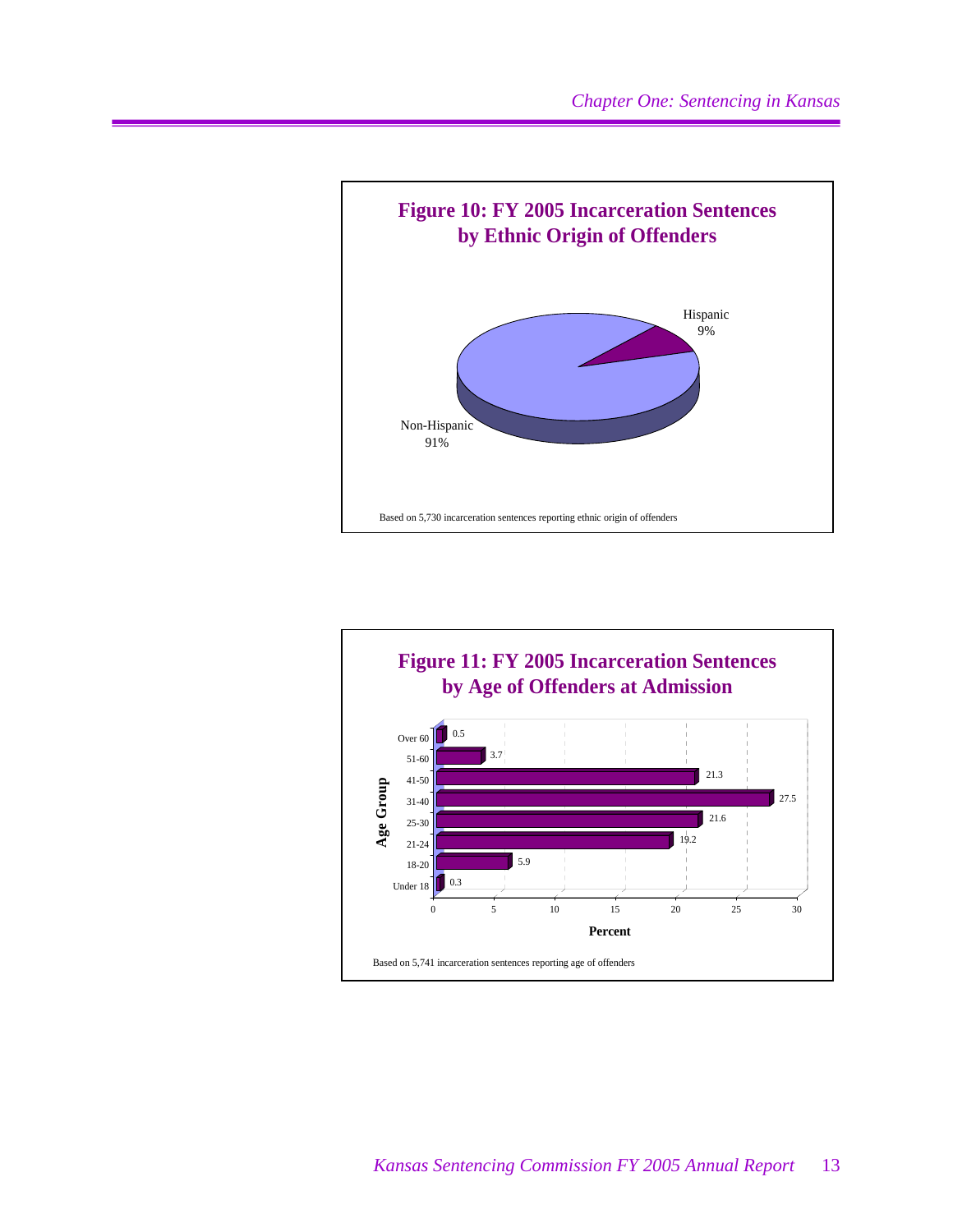## Figure 10: FY 2005 Incarceration Sentences by Ethnic Origin of Offenders

| Ethnic Origin | Percent |
|---|---|
| Hispanic | 9% |
| Non-Hispanic | 91% |

Based on 5,730 incarceration sentences reporting ethnic origin of offenders

## Figure 11: FY 2005 Incarceration Sentences by Age of Offenders at Admission

| Age Group | Percent |
|---|---|
| Over 60 | 0.5 |
| 51-60 | 3.7 |
| 41-50 | 21.3 |
| 31-40 | 27.5 |
| 25-30 | 21.6 |
| 21-24 | 19.2 |
| 18-20 | 5.9 |
| Under 18 | 0.3 |

Based on 5,741 incarceration sentences reporting age of offenders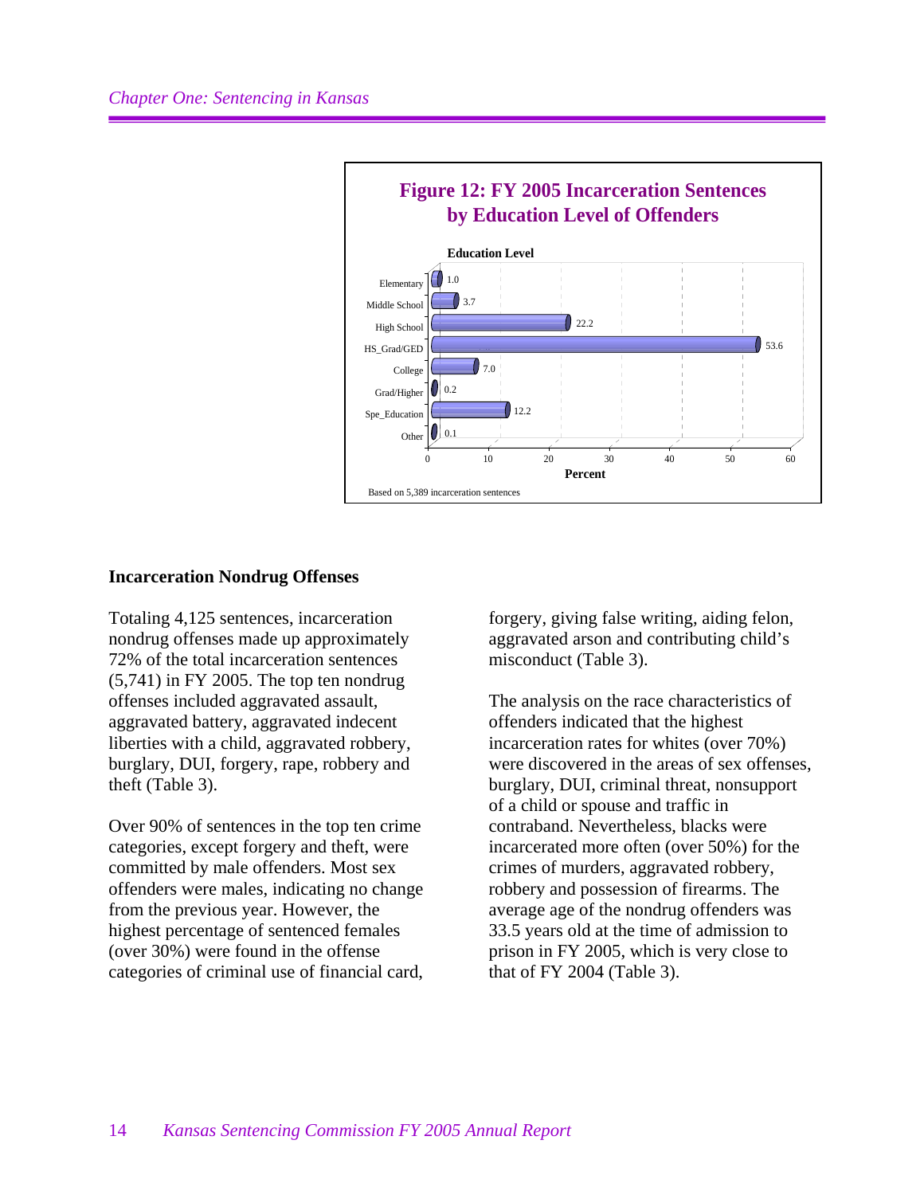**Figure 12: FY 2005 Incarceration Sentences by Education Level of Offenders**

| Education Level | Percent |
|---|---|
| Elementary | 1.0 |
| Middle School | 3.7 |
| High School | 22.2 |
| HS_Grad/GED | 53.6 |
| College | 7.0 |
| Grad/Higher | 0.2 |
| Spe_Education | 12.2 |
| Other | 0.1 |

Based on 5,389 incarceration sentences

### Incarceration Nondrug Offenses

Totaling 4,125 sentences, incarceration nondrug offenses made up approximately 72% of the total incarceration sentences (5,741) in FY 2005. The top ten nondrug offenses included aggravated assault, aggravated battery, aggravated indecent liberties with a child, aggravated robbery, burglary, DUI, forgery, rape, robbery and theft (Table 3).

Over 90% of sentences in the top ten crime categories, except forgery and theft, were committed by male offenders. Most sex offenders were males, indicating no change from the previous year. However, the highest percentage of sentenced females (over 30%) were found in the offense categories of criminal use of financial card, forgery, giving false writing, aiding felon, aggravated arson and contributing child's misconduct (Table 3).

The analysis on the race characteristics of offenders indicated that the highest incarceration rates for whites (over 70%) were discovered in the areas of sex offenses, burglary, DUI, criminal threat, nonsupport of a child or spouse and traffic in contraband. Nevertheless, blacks were incarcerated more often (over 50%) for the crimes of murders, aggravated robbery, robbery and possession of firearms. The average age of the nondrug offenders was 33.5 years old at the time of admission to prison in FY 2005, which is very close to that of FY 2004 (Table 3).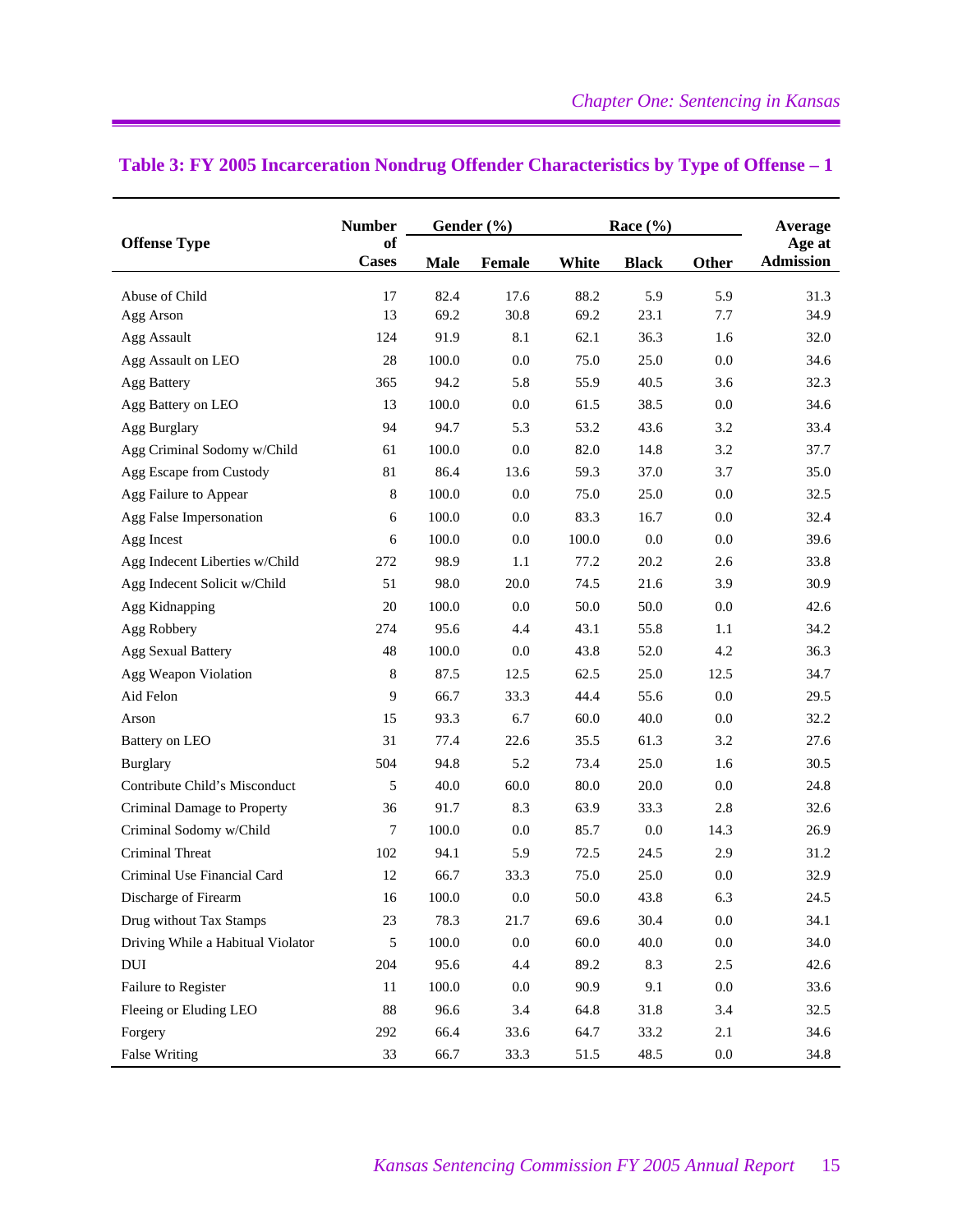## Table 3: FY 2005 Incarceration Nondrug Offender Characteristics by Type of Offense – 1

| Offense Type | Number of Cases | Gender (%) | | Race (%) | | | Average Age at Admission |
|---|---|---|---|---|---|---|---|
| | | Male | Female | White | Black | Other | |
| Abuse of Child | 17 | 82.4 | 17.6 | 88.2 | 5.9 | 5.9 | 31.3 |
| Agg Arson | 13 | 69.2 | 30.8 | 69.2 | 23.1 | 7.7 | 34.9 |
| Agg Assault | 124 | 91.9 | 8.1 | 62.1 | 36.3 | 1.6 | 32.0 |
| Agg Assault on LEO | 28 | 100.0 | 0.0 | 75.0 | 25.0 | 0.0 | 34.6 |
| Agg Battery | 365 | 94.2 | 5.8 | 55.9 | 40.5 | 3.6 | 32.3 |
| Agg Battery on LEO | 13 | 100.0 | 0.0 | 61.5 | 38.5 | 0.0 | 34.6 |
| Agg Burglary | 94 | 94.7 | 5.3 | 53.2 | 43.6 | 3.2 | 33.4 |
| Agg Criminal Sodomy w/Child | 61 | 100.0 | 0.0 | 82.0 | 14.8 | 3.2 | 37.7 |
| Agg Escape from Custody | 81 | 86.4 | 13.6 | 59.3 | 37.0 | 3.7 | 35.0 |
| Agg Failure to Appear | 8 | 100.0 | 0.0 | 75.0 | 25.0 | 0.0 | 32.5 |
| Agg False Impersonation | 6 | 100.0 | 0.0 | 83.3 | 16.7 | 0.0 | 32.4 |
| Agg Incest | 6 | 100.0 | 0.0 | 100.0 | 0.0 | 0.0 | 39.6 |
| Agg Indecent Liberties w/Child | 272 | 98.9 | 1.1 | 77.2 | 20.2 | 2.6 | 33.8 |
| Agg Indecent Solicit w/Child | 51 | 98.0 | 20.0 | 74.5 | 21.6 | 3.9 | 30.9 |
| Agg Kidnapping | 20 | 100.0 | 0.0 | 50.0 | 50.0 | 0.0 | 42.6 |
| Agg Robbery | 274 | 95.6 | 4.4 | 43.1 | 55.8 | 1.1 | 34.2 |
| Agg Sexual Battery | 48 | 100.0 | 0.0 | 43.8 | 52.0 | 4.2 | 36.3 |
| Agg Weapon Violation | 8 | 87.5 | 12.5 | 62.5 | 25.0 | 12.5 | 34.7 |
| Aid Felon | 9 | 66.7 | 33.3 | 44.4 | 55.6 | 0.0 | 29.5 |
| Arson | 15 | 93.3 | 6.7 | 60.0 | 40.0 | 0.0 | 32.2 |
| Battery on LEO | 31 | 77.4 | 22.6 | 35.5 | 61.3 | 3.2 | 27.6 |
| Burglary | 504 | 94.8 | 5.2 | 73.4 | 25.0 | 1.6 | 30.5 |
| Contribute Child's Misconduct | 5 | 40.0 | 60.0 | 80.0 | 20.0 | 0.0 | 24.8 |
| Criminal Damage to Property | 36 | 91.7 | 8.3 | 63.9 | 33.3 | 2.8 | 32.6 |
| Criminal Sodomy w/Child | 7 | 100.0 | 0.0 | 85.7 | 0.0 | 14.3 | 26.9 |
| Criminal Threat | 102 | 94.1 | 5.9 | 72.5 | 24.5 | 2.9 | 31.2 |
| Criminal Use Financial Card | 12 | 66.7 | 33.3 | 75.0 | 25.0 | 0.0 | 32.9 |
| Discharge of Firearm | 16 | 100.0 | 0.0 | 50.0 | 43.8 | 6.3 | 24.5 |
| Drug without Tax Stamps | 23 | 78.3 | 21.7 | 69.6 | 30.4 | 0.0 | 34.1 |
| Driving While a Habitual Violator | 5 | 100.0 | 0.0 | 60.0 | 40.0 | 0.0 | 34.0 |
| DUI | 204 | 95.6 | 4.4 | 89.2 | 8.3 | 2.5 | 42.6 |
| Failure to Register | 11 | 100.0 | 0.0 | 90.9 | 9.1 | 0.0 | 33.6 |
| Fleeing or Eluding LEO | 88 | 96.6 | 3.4 | 64.8 | 31.8 | 3.4 | 32.5 |
| Forgery | 292 | 66.4 | 33.6 | 64.7 | 33.2 | 2.1 | 34.6 |
| False Writing | 33 | 66.7 | 33.3 | 51.5 | 48.5 | 0.0 | 34.8 |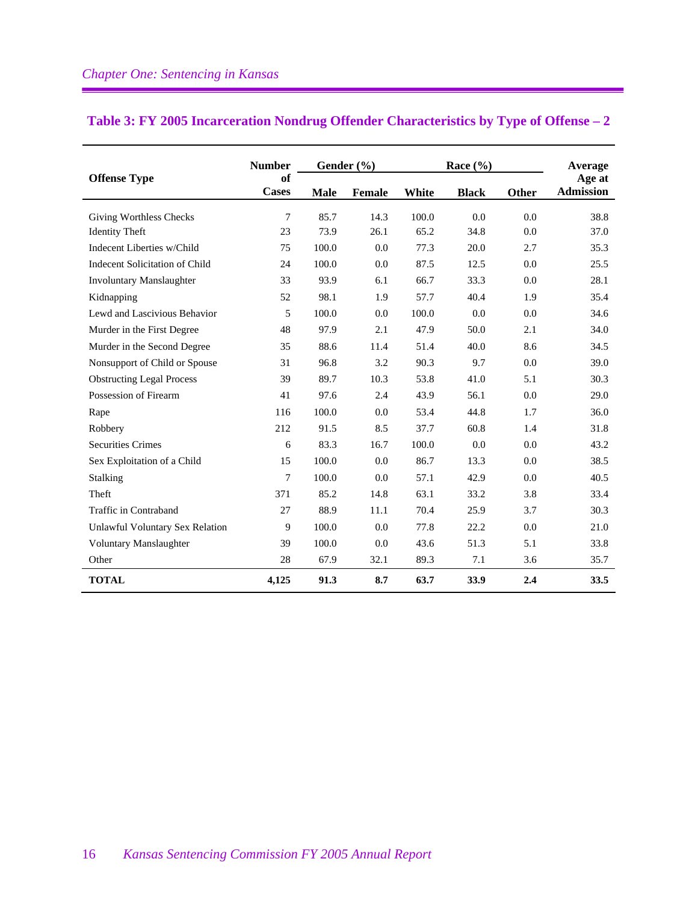## Table 3: FY 2005 Incarceration Nondrug Offender Characteristics by Type of Offense – 2

| Offense Type | Number of Cases | Gender (%) | | Race (%) | | | Average Age at Admission |
|---|---|---|---|---|---|---|---|
| | | Male | Female | White | Black | Other | |
| Giving Worthless Checks | 7 | 85.7 | 14.3 | 100.0 | 0.0 | 0.0 | 38.8 |
| Identity Theft | 23 | 73.9 | 26.1 | 65.2 | 34.8 | 0.0 | 37.0 |
| Indecent Liberties w/Child | 75 | 100.0 | 0.0 | 77.3 | 20.0 | 2.7 | 35.3 |
| Indecent Solicitation of Child | 24 | 100.0 | 0.0 | 87.5 | 12.5 | 0.0 | 25.5 |
| Involuntary Manslaughter | 33 | 93.9 | 6.1 | 66.7 | 33.3 | 0.0 | 28.1 |
| Kidnapping | 52 | 98.1 | 1.9 | 57.7 | 40.4 | 1.9 | 35.4 |
| Lewd and Lascivious Behavior | 5 | 100.0 | 0.0 | 100.0 | 0.0 | 0.0 | 34.6 |
| Murder in the First Degree | 48 | 97.9 | 2.1 | 47.9 | 50.0 | 2.1 | 34.0 |
| Murder in the Second Degree | 35 | 88.6 | 11.4 | 51.4 | 40.0 | 8.6 | 34.5 |
| Nonsupport of Child or Spouse | 31 | 96.8 | 3.2 | 90.3 | 9.7 | 0.0 | 39.0 |
| Obstructing Legal Process | 39 | 89.7 | 10.3 | 53.8 | 41.0 | 5.1 | 30.3 |
| Possession of Firearm | 41 | 97.6 | 2.4 | 43.9 | 56.1 | 0.0 | 29.0 |
| Rape | 116 | 100.0 | 0.0 | 53.4 | 44.8 | 1.7 | 36.0 |
| Robbery | 212 | 91.5 | 8.5 | 37.7 | 60.8 | 1.4 | 31.8 |
| Securities Crimes | 6 | 83.3 | 16.7 | 100.0 | 0.0 | 0.0 | 43.2 |
| Sex Exploitation of a Child | 15 | 100.0 | 0.0 | 86.7 | 13.3 | 0.0 | 38.5 |
| Stalking | 7 | 100.0 | 0.0 | 57.1 | 42.9 | 0.0 | 40.5 |
| Theft | 371 | 85.2 | 14.8 | 63.1 | 33.2 | 3.8 | 33.4 |
| Traffic in Contraband | 27 | 88.9 | 11.1 | 70.4 | 25.9 | 3.7 | 30.3 |
| Unlawful Voluntary Sex Relation | 9 | 100.0 | 0.0 | 77.8 | 22.2 | 0.0 | 21.0 |
| Voluntary Manslaughter | 39 | 100.0 | 0.0 | 43.6 | 51.3 | 5.1 | 33.8 |
| Other | 28 | 67.9 | 32.1 | 89.3 | 7.1 | 3.6 | 35.7 |
| **TOTAL** | **4,125** | **91.3** | **8.7** | **63.7** | **33.9** | **2.4** | **33.5** |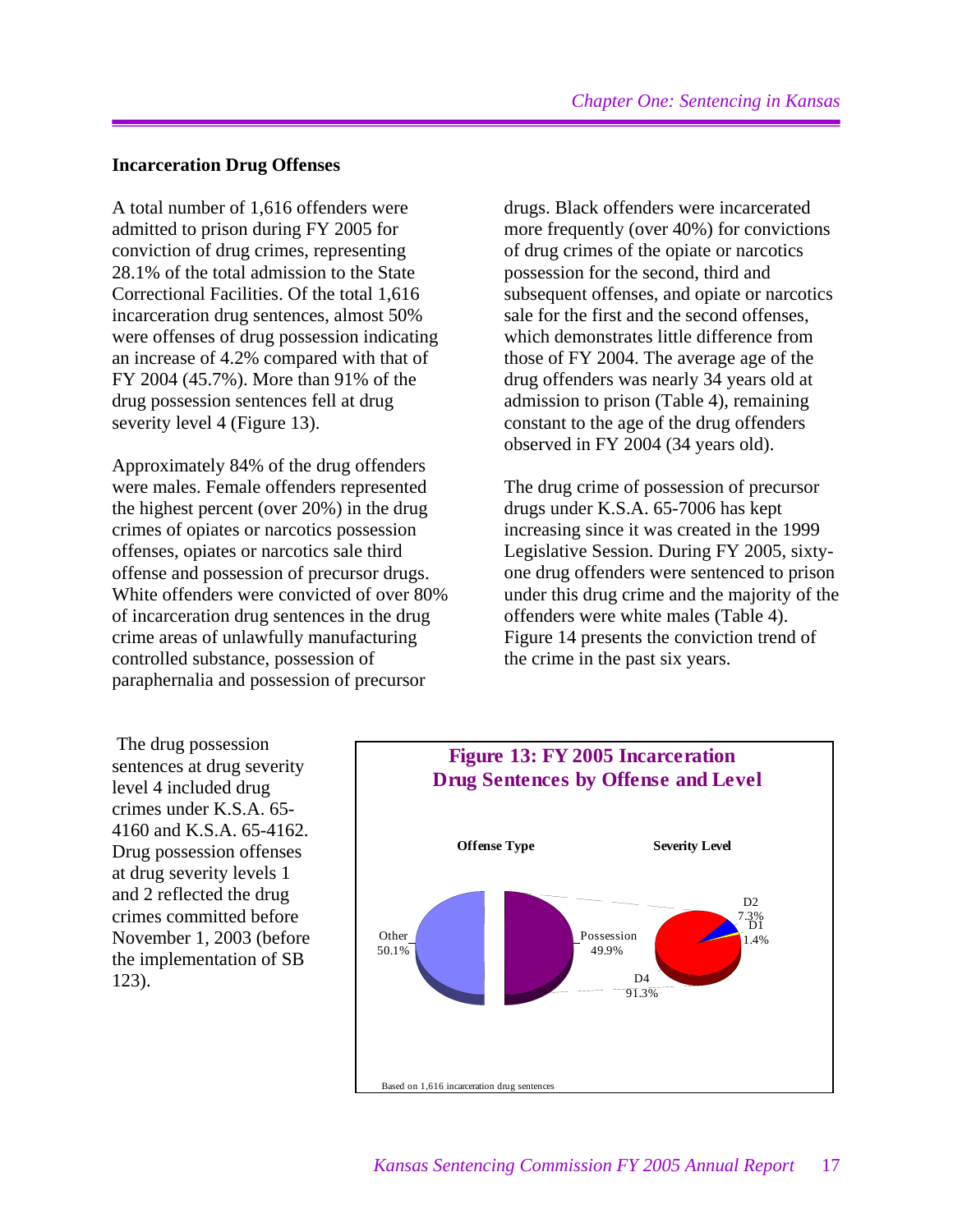### Incarceration Drug Offenses

A total number of 1,616 offenders were admitted to prison during FY 2005 for conviction of drug crimes, representing 28.1% of the total admission to the State Correctional Facilities. Of the total 1,616 incarceration drug sentences, almost 50% were offenses of drug possession indicating an increase of 4.2% compared with that of FY 2004 (45.7%). More than 91% of the drug possession sentences fell at drug severity level 4 (Figure 13).

Approximately 84% of the drug offenders were males. Female offenders represented the highest percent (over 20%) in the drug crimes of opiates or narcotics possession offenses, opiates or narcotics sale third offense and possession of precursor drugs. White offenders were convicted of over 80% of incarceration drug sentences in the drug crime areas of unlawfully manufacturing controlled substance, possession of paraphernalia and possession of precursor drugs. Black offenders were incarcerated more frequently (over 40%) for convictions of drug crimes of the opiate or narcotics possession for the second, third and subsequent offenses, and opiate or narcotics sale for the first and the second offenses, which demonstrates little difference from those of FY 2004. The average age of the drug offenders was nearly 34 years old at admission to prison (Table 4), remaining constant to the age of the drug offenders observed in FY 2004 (34 years old).

The drug crime of possession of precursor drugs under K.S.A. 65-7006 has kept increasing since it was created in the 1999 Legislative Session. During FY 2005, sixty-one drug offenders were sentenced to prison under this drug crime and the majority of the offenders were white males (Table 4). Figure 14 presents the conviction trend of the crime in the past six years.

The drug possession sentences at drug severity level 4 included drug crimes under K.S.A. 65-4160 and K.S.A. 65-4162. Drug possession offenses at drug severity levels 1 and 2 reflected the drug crimes committed before November 1, 2003 (before the implementation of SB 123).

**Figure 13: FY 2005 Incarceration Drug Sentences by Offense and Level**

| Offense Type | % |
|---|---|
| Other | 50.1% |
| Possession | 49.9% |

| Severity Level (Possession) | % |
|---|---|
| D1 | 1.4% |
| D2 | 7.3% |
| D4 | 91.3% |

Based on 1,616 incarceration drug sentences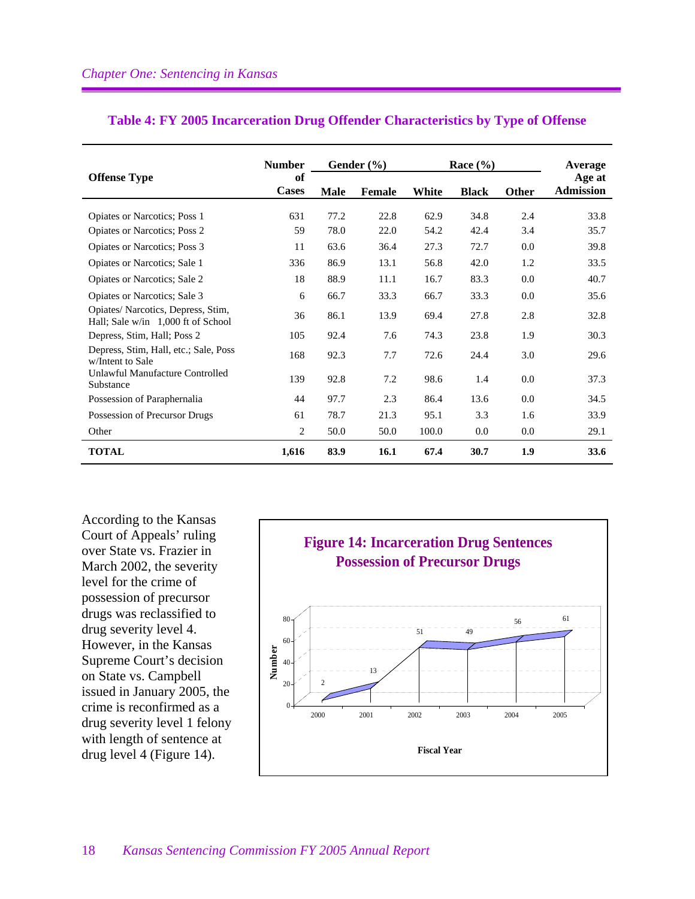## Table 4: FY 2005 Incarceration Drug Offender Characteristics by Type of Offense

| Offense Type | Number of Cases | Gender (%) | | Race (%) | | | Average Age at Admission |
|---|---|---|---|---|---|---|---|
| | | Male | Female | White | Black | Other | |
| Opiates or Narcotics; Poss 1 | 631 | 77.2 | 22.8 | 62.9 | 34.8 | 2.4 | 33.8 |
| Opiates or Narcotics; Poss 2 | 59 | 78.0 | 22.0 | 54.2 | 42.4 | 3.4 | 35.7 |
| Opiates or Narcotics; Poss 3 | 11 | 63.6 | 36.4 | 27.3 | 72.7 | 0.0 | 39.8 |
| Opiates or Narcotics; Sale 1 | 336 | 86.9 | 13.1 | 56.8 | 42.0 | 1.2 | 33.5 |
| Opiates or Narcotics; Sale 2 | 18 | 88.9 | 11.1 | 16.7 | 83.3 | 0.0 | 40.7 |
| Opiates or Narcotics; Sale 3 | 6 | 66.7 | 33.3 | 66.7 | 33.3 | 0.0 | 35.6 |
| Opiates/ Narcotics, Depress, Stim, Hal; Sale w/in 1,000 ft of School | 36 | 86.1 | 13.9 | 69.4 | 27.8 | 2.8 | 32.8 |
| Depress, Stim, Hall; Poss 2 | 105 | 92.4 | 7.6 | 74.3 | 23.8 | 1.9 | 30.3 |
| Depress, Stim, Hall, etc.; Sale, Poss w/Intent to Sale | 168 | 92.3 | 7.7 | 72.6 | 24.4 | 3.0 | 29.6 |
| Unlawful Manufacture Controlled Substance | 139 | 92.8 | 7.2 | 98.6 | 1.4 | 0.0 | 37.3 |
| Possession of Paraphernalia | 44 | 97.7 | 2.3 | 86.4 | 13.6 | 0.0 | 34.5 |
| Possession of Precursor Drugs | 61 | 78.7 | 21.3 | 95.1 | 3.3 | 1.6 | 33.9 |
| Other | 2 | 50.0 | 50.0 | 100.0 | 0.0 | 0.0 | 29.1 |
| **TOTAL** | **1,616** | **83.9** | **16.1** | **67.4** | **30.7** | **1.9** | **33.6** |

According to the Kansas Court of Appeals' ruling over State vs. Frazier in March 2002, the severity level for the crime of possession of precursor drugs was reclassified to drug severity level 4. However, in the Kansas Supreme Court's decision on State vs. Campbell issued in January 2005, the crime is reconfirmed as a drug severity level 1 felony with length of sentence at drug level 4 (Figure 14).

**Figure 14: Incarceration Drug Sentences Possession of Precursor Drugs**

| Fiscal Year | Number |
|---|---|
| 2000 | 2 |
| 2001 | 13 |
| 2002 | 51 |
| 2003 | 49 |
| 2004 | 56 |
| 2005 | 61 |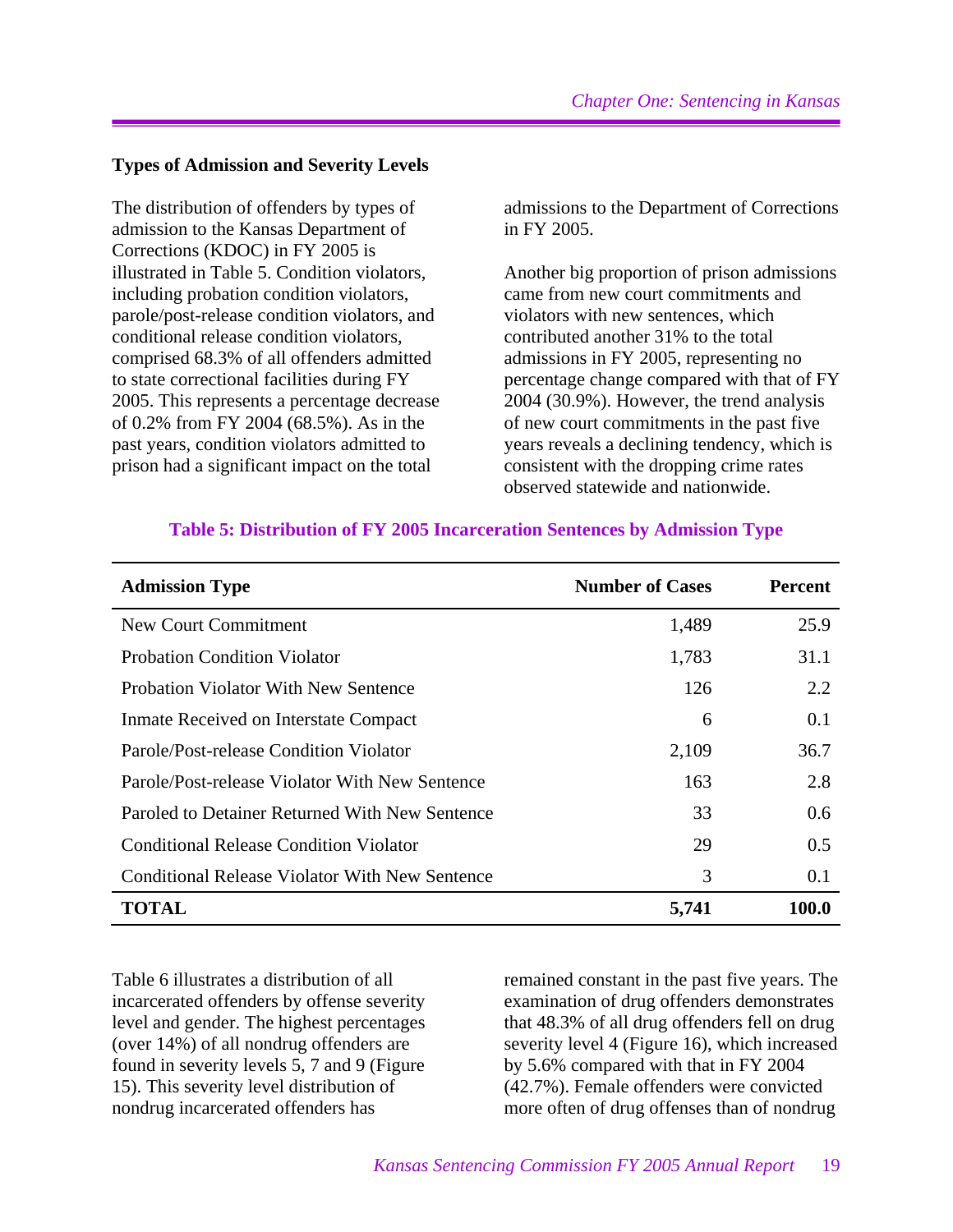### Types of Admission and Severity Levels

The distribution of offenders by types of admission to the Kansas Department of Corrections (KDOC) in FY 2005 is illustrated in Table 5. Condition violators, including probation condition violators, parole/post-release condition violators, and conditional release condition violators, comprised 68.3% of all offenders admitted to state correctional facilities during FY 2005. This represents a percentage decrease of 0.2% from FY 2004 (68.5%). As in the past years, condition violators admitted to prison had a significant impact on the total admissions to the Department of Corrections in FY 2005.

Another big proportion of prison admissions came from new court commitments and violators with new sentences, which contributed another 31% to the total admissions in FY 2005, representing no percentage change compared with that of FY 2004 (30.9%). However, the trend analysis of new court commitments in the past five years reveals a declining tendency, which is consistent with the dropping crime rates observed statewide and nationwide.

**Table 5: Distribution of FY 2005 Incarceration Sentences by Admission Type**

| Admission Type | Number of Cases | Percent |
|---|---|---|
| New Court Commitment | 1,489 | 25.9 |
| Probation Condition Violator | 1,783 | 31.1 |
| Probation Violator With New Sentence | 126 | 2.2 |
| Inmate Received on Interstate Compact | 6 | 0.1 |
| Parole/Post-release Condition Violator | 2,109 | 36.7 |
| Parole/Post-release Violator With New Sentence | 163 | 2.8 |
| Paroled to Detainer Returned With New Sentence | 33 | 0.6 |
| Conditional Release Condition Violator | 29 | 0.5 |
| Conditional Release Violator With New Sentence | 3 | 0.1 |
| **TOTAL** | **5,741** | **100.0** |

Table 6 illustrates a distribution of all incarcerated offenders by offense severity level and gender. The highest percentages (over 14%) of all nondrug offenders are found in severity levels 5, 7 and 9 (Figure 15). This severity level distribution of nondrug incarcerated offenders has remained constant in the past five years. The examination of drug offenders demonstrates that 48.3% of all drug offenders fell on drug severity level 4 (Figure 16), which increased by 5.6% compared with that in FY 2004 (42.7%). Female offenders were convicted more often of drug offenses than of nondrug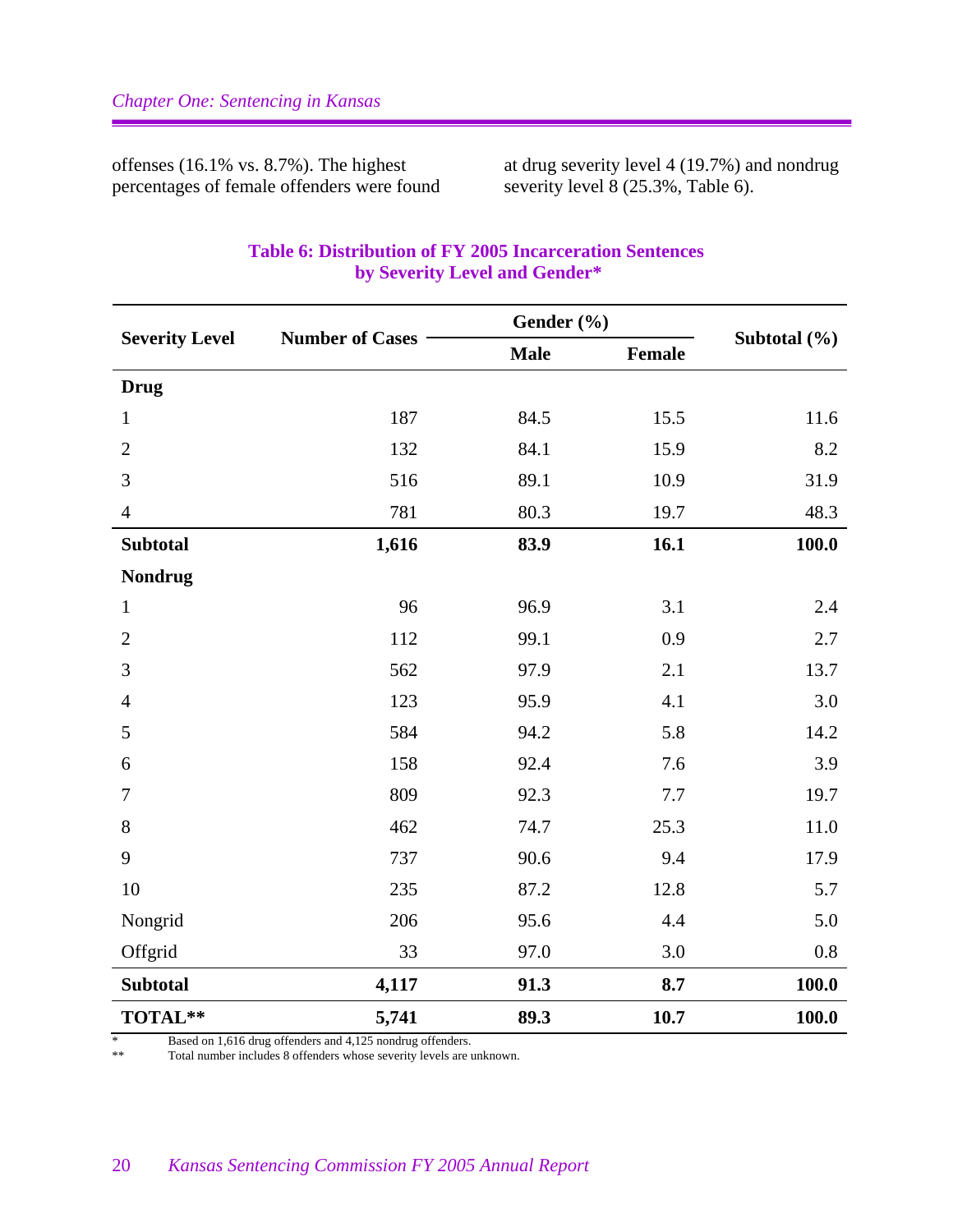offenses (16.1% vs. 8.7%). The highest percentages of female offenders were found at drug severity level 4 (19.7%) and nondrug severity level 8 (25.3%, Table 6).

**Table 6: Distribution of FY 2005 Incarceration Sentences by Severity Level and Gender***

| Severity Level | Number of Cases | Gender (%) | | Subtotal (%) |
|---|---|---|---|---|
| | | Male | Female | |
| **Drug** | | | | |
| 1 | 187 | 84.5 | 15.5 | 11.6 |
| 2 | 132 | 84.1 | 15.9 | 8.2 |
| 3 | 516 | 89.1 | 10.9 | 31.9 |
| 4 | 781 | 80.3 | 19.7 | 48.3 |
| **Subtotal** | **1,616** | **83.9** | **16.1** | **100.0** |
| **Nondrug** | | | | |
| 1 | 96 | 96.9 | 3.1 | 2.4 |
| 2 | 112 | 99.1 | 0.9 | 2.7 |
| 3 | 562 | 97.9 | 2.1 | 13.7 |
| 4 | 123 | 95.9 | 4.1 | 3.0 |
| 5 | 584 | 94.2 | 5.8 | 14.2 |
| 6 | 158 | 92.4 | 7.6 | 3.9 |
| 7 | 809 | 92.3 | 7.7 | 19.7 |
| 8 | 462 | 74.7 | 25.3 | 11.0 |
| 9 | 737 | 90.6 | 9.4 | 17.9 |
| 10 | 235 | 87.2 | 12.8 | 5.7 |
| Nongrid | 206 | 95.6 | 4.4 | 5.0 |
| Offgrid | 33 | 97.0 | 3.0 | 0.8 |
| **Subtotal** | **4,117** | **91.3** | **8.7** | **100.0** |
| **TOTAL**** | **5,741** | **89.3** | **10.7** | **100.0** |

\* Based on 1,616 drug offenders and 4,125 nondrug offenders.

\*\* Total number includes 8 offenders whose severity levels are unknown.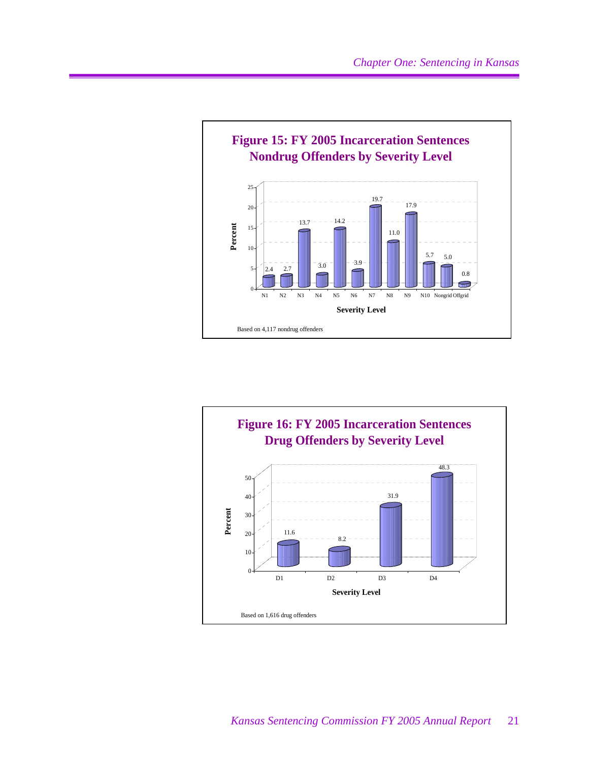**Figure 15: FY 2005 Incarceration Sentences Nondrug Offenders by Severity Level**

| Severity Level | Percent |
|---|---|
| N1 | 2.4 |
| N2 | 2.7 |
| N3 | 13.7 |
| N4 | 3.0 |
| N5 | 14.2 |
| N6 | 3.9 |
| N7 | 19.7 |
| N8 | 11.0 |
| N9 | 17.9 |
| N10 | 5.7 |
| Nongrid | 5.0 |
| Offgrid | 0.8 |

Based on 4,117 nondrug offenders

**Figure 16: FY 2005 Incarceration Sentences Drug Offenders by Severity Level**

| Severity Level | Percent |
|---|---|
| D1 | 11.6 |
| D2 | 8.2 |
| D3 | 31.9 |
| D4 | 48.3 |

Based on 1,616 drug offenders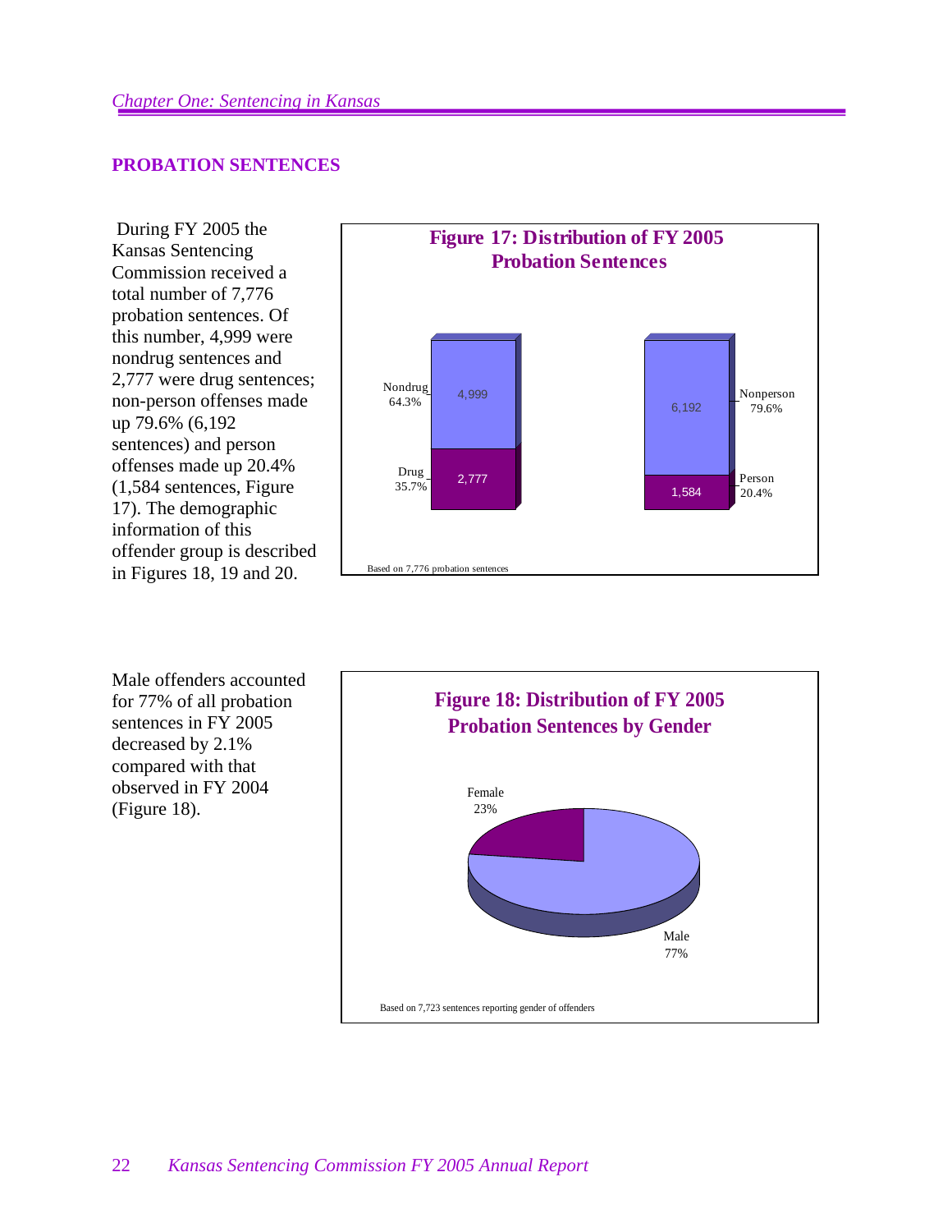## PROBATION SENTENCES

During FY 2005 the Kansas Sentencing Commission received a total number of 7,776 probation sentences. Of this number, 4,999 were nondrug sentences and 2,777 were drug sentences; non-person offenses made up 79.6% (6,192 sentences) and person offenses made up 20.4% (1,584 sentences, Figure 17). The demographic information of this offender group is described in Figures 18, 19 and 20.

**Figure 17: Distribution of FY 2005 Probation Sentences**

| Category | Count | Percent |
|---|---|---|
| Nondrug | 4,999 | 64.3% |
| Drug | 2,777 | 35.7% |
| Nonperson | 6,192 | 79.6% |
| Person | 1,584 | 20.4% |

Based on 7,776 probation sentences

Male offenders accounted for 77% of all probation sentences in FY 2005 decreased by 2.1% compared with that observed in FY 2004 (Figure 18).

**Figure 18: Distribution of FY 2005 Probation Sentences by Gender**

| Gender | Percent |
|---|---|
| Female | 23% |
| Male | 77% |

Based on 7,723 sentences reporting gender of offenders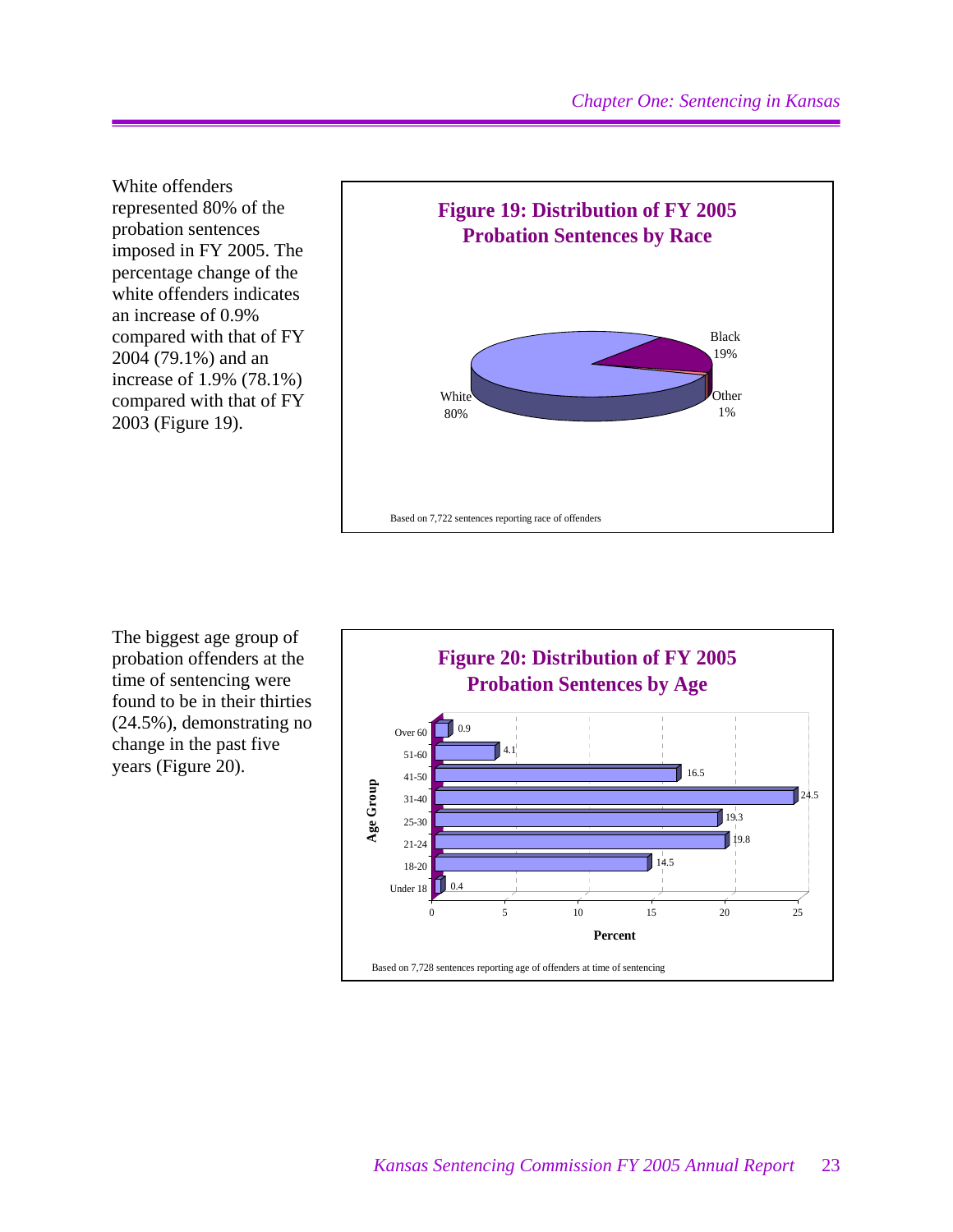White offenders represented 80% of the probation sentences imposed in FY 2005. The percentage change of the white offenders indicates an increase of 0.9% compared with that of FY 2004 (79.1%) and an increase of 1.9% (78.1%) compared with that of FY 2003 (Figure 19).

**Figure 19: Distribution of FY 2005 Probation Sentences by Race**

| Race | Percent |
|---|---|
| White | 80% |
| Black | 19% |
| Other | 1% |

Based on 7,722 sentences reporting race of offenders

The biggest age group of probation offenders at the time of sentencing were found to be in their thirties (24.5%), demonstrating no change in the past five years (Figure 20).

**Figure 20: Distribution of FY 2005 Probation Sentences by Age**

| Age Group | Percent |
|---|---|
| Over 60 | 0.9 |
| 51-60 | 4.1 |
| 41-50 | 16.5 |
| 31-40 | 24.5 |
| 25-30 | 19.3 |
| 21-24 | 19.8 |
| 18-20 | 14.5 |
| Under 18 | 0.4 |

Based on 7,728 sentences reporting age of offenders at time of sentencing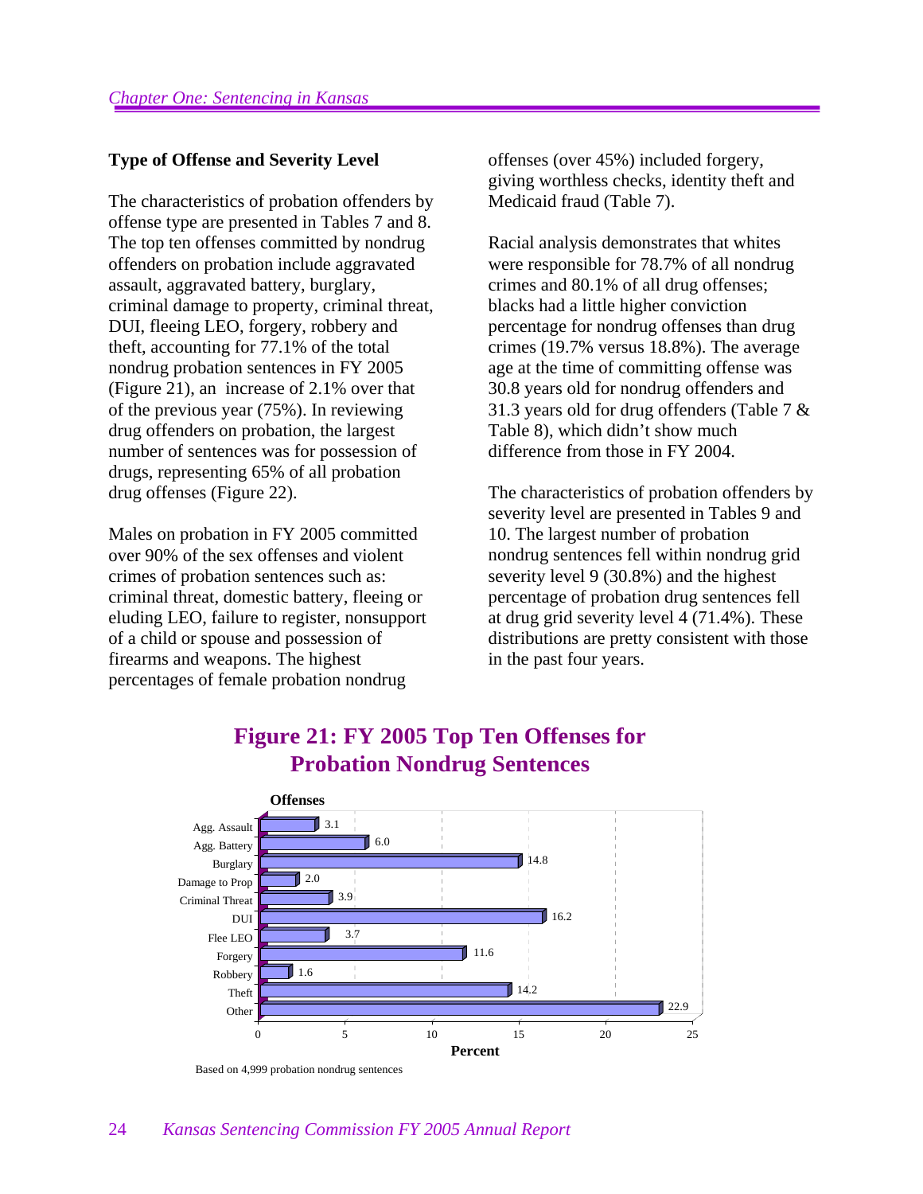### Type of Offense and Severity Level

The characteristics of probation offenders by offense type are presented in Tables 7 and 8. The top ten offenses committed by nondrug offenders on probation include aggravated assault, aggravated battery, burglary, criminal damage to property, criminal threat, DUI, fleeing LEO, forgery, robbery and theft, accounting for 77.1% of the total nondrug probation sentences in FY 2005 (Figure 21), an increase of 2.1% over that of the previous year (75%). In reviewing drug offenders on probation, the largest number of sentences was for possession of drugs, representing 65% of all probation drug offenses (Figure 22).

Males on probation in FY 2005 committed over 90% of the sex offenses and violent crimes of probation sentences such as: criminal threat, domestic battery, fleeing or eluding LEO, failure to register, nonsupport of a child or spouse and possession of firearms and weapons. The highest percentages of female probation nondrug offenses (over 45%) included forgery, giving worthless checks, identity theft and Medicaid fraud (Table 7).

Racial analysis demonstrates that whites were responsible for 78.7% of all nondrug crimes and 80.1% of all drug offenses; blacks had a little higher conviction percentage for nondrug offenses than drug crimes (19.7% versus 18.8%). The average age at the time of committing offense was 30.8 years old for nondrug offenders and 31.3 years old for drug offenders (Table 7 & Table 8), which didn't show much difference from those in FY 2004.

The characteristics of probation offenders by severity level are presented in Tables 9 and 10. The largest number of probation nondrug sentences fell within nondrug grid severity level 9 (30.8%) and the highest percentage of probation drug sentences fell at drug grid severity level 4 (71.4%). These distributions are pretty consistent with those in the past four years.

## Figure 21: FY 2005 Top Ten Offenses for Probation Nondrug Sentences

| Offenses | Percent |
|---|---|
| Agg. Assault | 3.1 |
| Agg. Battery | 6.0 |
| Burglary | 14.8 |
| Damage to Prop | 2.0 |
| Criminal Threat | 3.9 |
| DUI | 16.2 |
| Flee LEO | 3.7 |
| Forgery | 11.6 |
| Robbery | 1.6 |
| Theft | 14.2 |
| Other | 22.9 |

Based on 4,999 probation nondrug sentences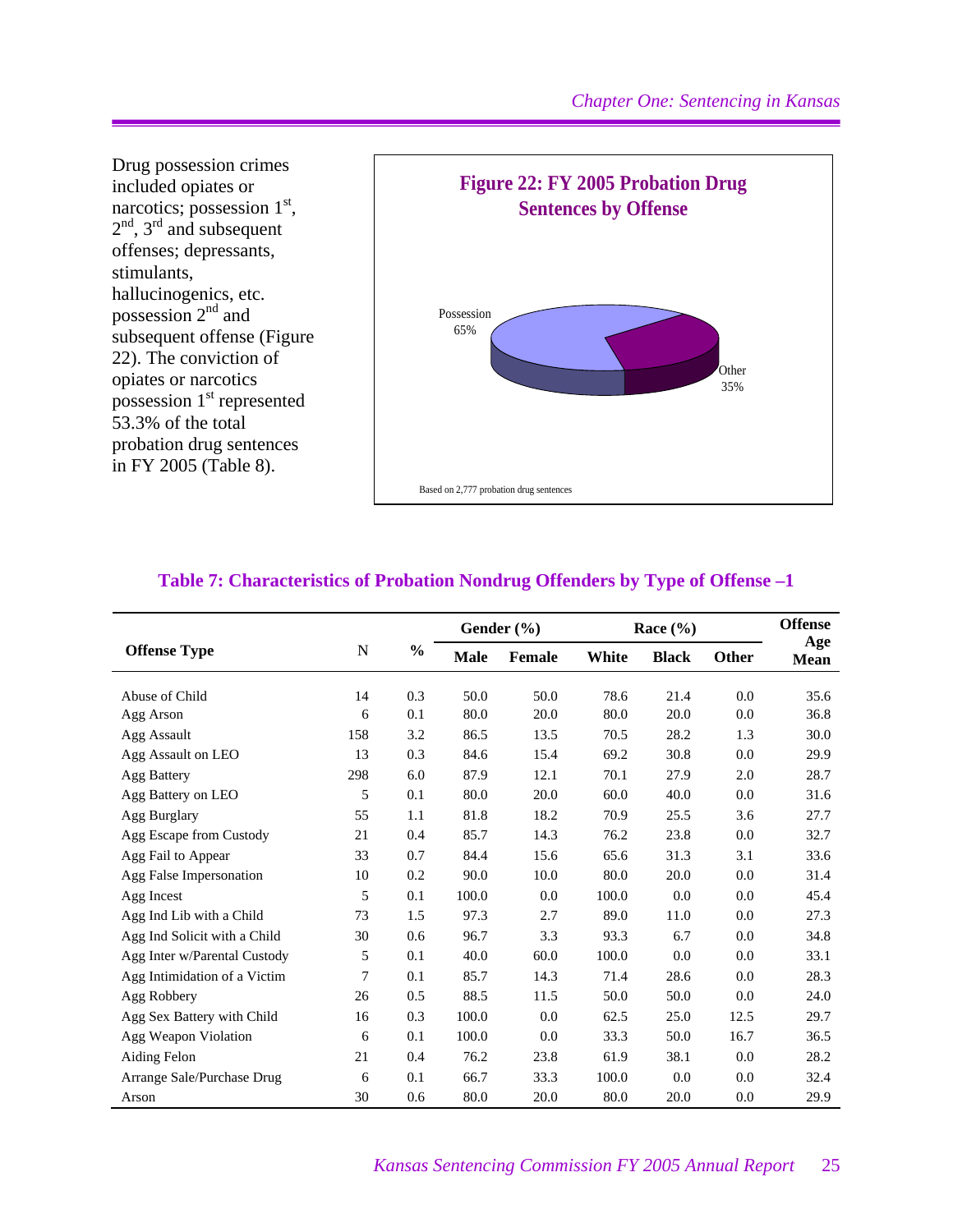Drug possession crimes included opiates or narcotics; possession 1st, 2nd, 3rd and subsequent offenses; depressants, stimulants, hallucinogenics, etc. possession 2nd and subsequent offense (Figure 22). The conviction of opiates or narcotics possession 1st represented 53.3% of the total probation drug sentences in FY 2005 (Table 8).

**Figure 22: FY 2005 Probation Drug Sentences by Offense**

Possession 65%

Other 35%

Based on 2,777 probation drug sentences

## Table 7: Characteristics of Probation Nondrug Offenders by Type of Offense –1

| Offense Type | N | % | Gender (%) | | Race (%) | | | Offense Age Mean |
|---|---|---|---|---|---|---|---|---|
| | | | Male | Female | White | Black | Other | |
| Abuse of Child | 14 | 0.3 | 50.0 | 50.0 | 78.6 | 21.4 | 0.0 | 35.6 |
| Agg Arson | 6 | 0.1 | 80.0 | 20.0 | 80.0 | 20.0 | 0.0 | 36.8 |
| Agg Assault | 158 | 3.2 | 86.5 | 13.5 | 70.5 | 28.2 | 1.3 | 30.0 |
| Agg Assault on LEO | 13 | 0.3 | 84.6 | 15.4 | 69.2 | 30.8 | 0.0 | 29.9 |
| Agg Battery | 298 | 6.0 | 87.9 | 12.1 | 70.1 | 27.9 | 2.0 | 28.7 |
| Agg Battery on LEO | 5 | 0.1 | 80.0 | 20.0 | 60.0 | 40.0 | 0.0 | 31.6 |
| Agg Burglary | 55 | 1.1 | 81.8 | 18.2 | 70.9 | 25.5 | 3.6 | 27.7 |
| Agg Escape from Custody | 21 | 0.4 | 85.7 | 14.3 | 76.2 | 23.8 | 0.0 | 32.7 |
| Agg Fail to Appear | 33 | 0.7 | 84.4 | 15.6 | 65.6 | 31.3 | 3.1 | 33.6 |
| Agg False Impersonation | 10 | 0.2 | 90.0 | 10.0 | 80.0 | 20.0 | 0.0 | 31.4 |
| Agg Incest | 5 | 0.1 | 100.0 | 0.0 | 100.0 | 0.0 | 0.0 | 45.4 |
| Agg Ind Lib with a Child | 73 | 1.5 | 97.3 | 2.7 | 89.0 | 11.0 | 0.0 | 27.3 |
| Agg Ind Solicit with a Child | 30 | 0.6 | 96.7 | 3.3 | 93.3 | 6.7 | 0.0 | 34.8 |
| Agg Inter w/Parental Custody | 5 | 0.1 | 40.0 | 60.0 | 100.0 | 0.0 | 0.0 | 33.1 |
| Agg Intimidation of a Victim | 7 | 0.1 | 85.7 | 14.3 | 71.4 | 28.6 | 0.0 | 28.3 |
| Agg Robbery | 26 | 0.5 | 88.5 | 11.5 | 50.0 | 50.0 | 0.0 | 24.0 |
| Agg Sex Battery with Child | 16 | 0.3 | 100.0 | 0.0 | 62.5 | 25.0 | 12.5 | 29.7 |
| Agg Weapon Violation | 6 | 0.1 | 100.0 | 0.0 | 33.3 | 50.0 | 16.7 | 36.5 |
| Aiding Felon | 21 | 0.4 | 76.2 | 23.8 | 61.9 | 38.1 | 0.0 | 28.2 |
| Arrange Sale/Purchase Drug | 6 | 0.1 | 66.7 | 33.3 | 100.0 | 0.0 | 0.0 | 32.4 |
| Arson | 30 | 0.6 | 80.0 | 20.0 | 80.0 | 20.0 | 0.0 | 29.9 |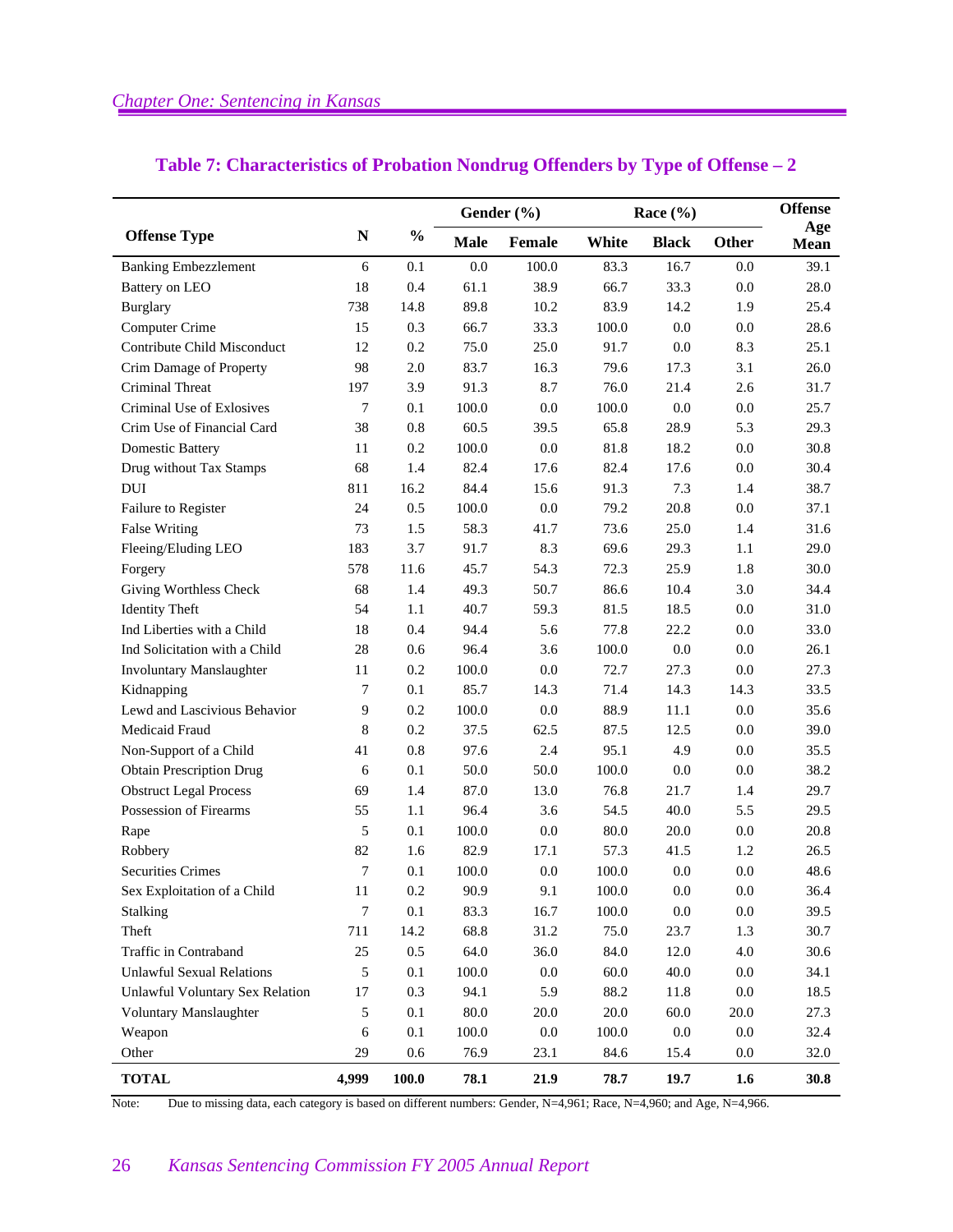## Table 7: Characteristics of Probation Nondrug Offenders by Type of Offense – 2

| Offense Type | N | % | Gender (%) | | Race (%) | | | Offense Age Mean |
|---|---|---|---|---|---|---|---|---|
| | | | Male | Female | White | Black | Other | |
| Banking Embezzlement | 6 | 0.1 | 0.0 | 100.0 | 83.3 | 16.7 | 0.0 | 39.1 |
| Battery on LEO | 18 | 0.4 | 61.1 | 38.9 | 66.7 | 33.3 | 0.0 | 28.0 |
| Burglary | 738 | 14.8 | 89.8 | 10.2 | 83.9 | 14.2 | 1.9 | 25.4 |
| Computer Crime | 15 | 0.3 | 66.7 | 33.3 | 100.0 | 0.0 | 0.0 | 28.6 |
| Contribute Child Misconduct | 12 | 0.2 | 75.0 | 25.0 | 91.7 | 0.0 | 8.3 | 25.1 |
| Crim Damage of Property | 98 | 2.0 | 83.7 | 16.3 | 79.6 | 17.3 | 3.1 | 26.0 |
| Criminal Threat | 197 | 3.9 | 91.3 | 8.7 | 76.0 | 21.4 | 2.6 | 31.7 |
| Criminal Use of Exlosives | 7 | 0.1 | 100.0 | 0.0 | 100.0 | 0.0 | 0.0 | 25.7 |
| Crim Use of Financial Card | 38 | 0.8 | 60.5 | 39.5 | 65.8 | 28.9 | 5.3 | 29.3 |
| Domestic Battery | 11 | 0.2 | 100.0 | 0.0 | 81.8 | 18.2 | 0.0 | 30.8 |
| Drug without Tax Stamps | 68 | 1.4 | 82.4 | 17.6 | 82.4 | 17.6 | 0.0 | 30.4 |
| DUI | 811 | 16.2 | 84.4 | 15.6 | 91.3 | 7.3 | 1.4 | 38.7 |
| Failure to Register | 24 | 0.5 | 100.0 | 0.0 | 79.2 | 20.8 | 0.0 | 37.1 |
| False Writing | 73 | 1.5 | 58.3 | 41.7 | 73.6 | 25.0 | 1.4 | 31.6 |
| Fleeing/Eluding LEO | 183 | 3.7 | 91.7 | 8.3 | 69.6 | 29.3 | 1.1 | 29.0 |
| Forgery | 578 | 11.6 | 45.7 | 54.3 | 72.3 | 25.9 | 1.8 | 30.0 |
| Giving Worthless Check | 68 | 1.4 | 49.3 | 50.7 | 86.6 | 10.4 | 3.0 | 34.4 |
| Identity Theft | 54 | 1.1 | 40.7 | 59.3 | 81.5 | 18.5 | 0.0 | 31.0 |
| Ind Liberties with a Child | 18 | 0.4 | 94.4 | 5.6 | 77.8 | 22.2 | 0.0 | 33.0 |
| Ind Solicitation with a Child | 28 | 0.6 | 96.4 | 3.6 | 100.0 | 0.0 | 0.0 | 26.1 |
| Involuntary Manslaughter | 11 | 0.2 | 100.0 | 0.0 | 72.7 | 27.3 | 0.0 | 27.3 |
| Kidnapping | 7 | 0.1 | 85.7 | 14.3 | 71.4 | 14.3 | 14.3 | 33.5 |
| Lewd and Lascivious Behavior | 9 | 0.2 | 100.0 | 0.0 | 88.9 | 11.1 | 0.0 | 35.6 |
| Medicaid Fraud | 8 | 0.2 | 37.5 | 62.5 | 87.5 | 12.5 | 0.0 | 39.0 |
| Non-Support of a Child | 41 | 0.8 | 97.6 | 2.4 | 95.1 | 4.9 | 0.0 | 35.5 |
| Obtain Prescription Drug | 6 | 0.1 | 50.0 | 50.0 | 100.0 | 0.0 | 0.0 | 38.2 |
| Obstruct Legal Process | 69 | 1.4 | 87.0 | 13.0 | 76.8 | 21.7 | 1.4 | 29.7 |
| Possession of Firearms | 55 | 1.1 | 96.4 | 3.6 | 54.5 | 40.0 | 5.5 | 29.5 |
| Rape | 5 | 0.1 | 100.0 | 0.0 | 80.0 | 20.0 | 0.0 | 20.8 |
| Robbery | 82 | 1.6 | 82.9 | 17.1 | 57.3 | 41.5 | 1.2 | 26.5 |
| Securities Crimes | 7 | 0.1 | 100.0 | 0.0 | 100.0 | 0.0 | 0.0 | 48.6 |
| Sex Exploitation of a Child | 11 | 0.2 | 90.9 | 9.1 | 100.0 | 0.0 | 0.0 | 36.4 |
| Stalking | 7 | 0.1 | 83.3 | 16.7 | 100.0 | 0.0 | 0.0 | 39.5 |
| Theft | 711 | 14.2 | 68.8 | 31.2 | 75.0 | 23.7 | 1.3 | 30.7 |
| Traffic in Contraband | 25 | 0.5 | 64.0 | 36.0 | 84.0 | 12.0 | 4.0 | 30.6 |
| Unlawful Sexual Relations | 5 | 0.1 | 100.0 | 0.0 | 60.0 | 40.0 | 0.0 | 34.1 |
| Unlawful Voluntary Sex Relation | 17 | 0.3 | 94.1 | 5.9 | 88.2 | 11.8 | 0.0 | 18.5 |
| Voluntary Manslaughter | 5 | 0.1 | 80.0 | 20.0 | 20.0 | 60.0 | 20.0 | 27.3 |
| Weapon | 6 | 0.1 | 100.0 | 0.0 | 100.0 | 0.0 | 0.0 | 32.4 |
| Other | 29 | 0.6 | 76.9 | 23.1 | 84.6 | 15.4 | 0.0 | 32.0 |
| **TOTAL** | **4,999** | **100.0** | **78.1** | **21.9** | **78.7** | **19.7** | **1.6** | **30.8** |

Note: Due to missing data, each category is based on different numbers: Gender, N=4,961; Race, N=4,960; and Age, N=4,966.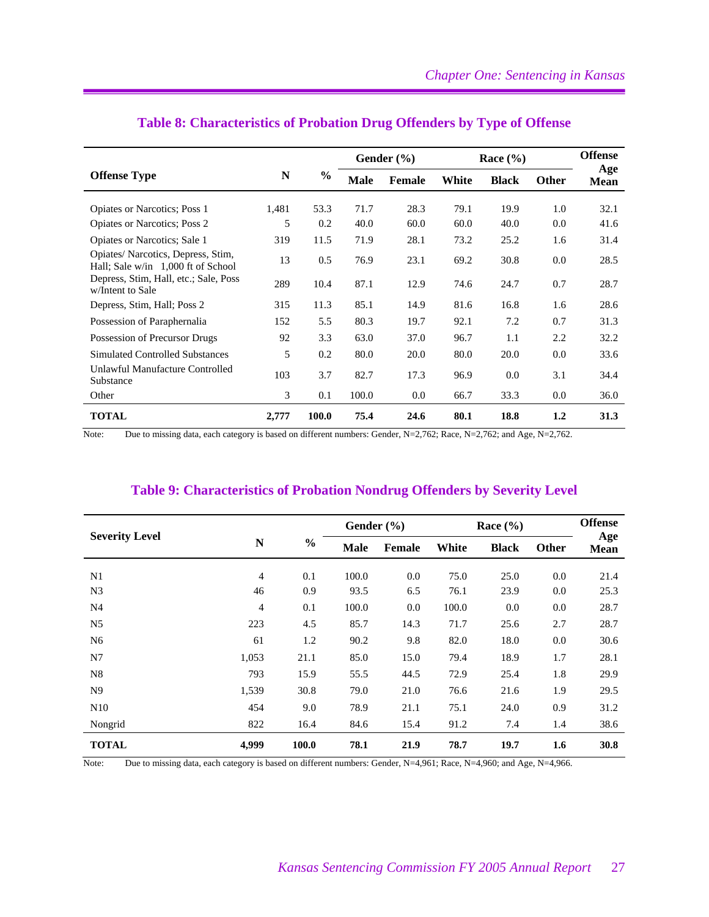## Table 8: Characteristics of Probation Drug Offenders by Type of Offense

| Offense Type | N | % | Gender (%) | | Race (%) | | | Offense Age Mean |
|---|---|---|---|---|---|---|---|---|
| | | | Male | Female | White | Black | Other | |
| Opiates or Narcotics; Poss 1 | 1,481 | 53.3 | 71.7 | 28.3 | 79.1 | 19.9 | 1.0 | 32.1 |
| Opiates or Narcotics; Poss 2 | 5 | 0.2 | 40.0 | 60.0 | 60.0 | 40.0 | 0.0 | 41.6 |
| Opiates or Narcotics; Sale 1 | 319 | 11.5 | 71.9 | 28.1 | 73.2 | 25.2 | 1.6 | 31.4 |
| Opiates/ Narcotics, Depress, Stim, Hall; Sale w/in 1,000 ft of School | 13 | 0.5 | 76.9 | 23.1 | 69.2 | 30.8 | 0.0 | 28.5 |
| Depress, Stim, Hall, etc.; Sale, Poss w/Intent to Sale | 289 | 10.4 | 87.1 | 12.9 | 74.6 | 24.7 | 0.7 | 28.7 |
| Depress, Stim, Hall; Poss 2 | 315 | 11.3 | 85.1 | 14.9 | 81.6 | 16.8 | 1.6 | 28.6 |
| Possession of Paraphernalia | 152 | 5.5 | 80.3 | 19.7 | 92.1 | 7.2 | 0.7 | 31.3 |
| Possession of Precursor Drugs | 92 | 3.3 | 63.0 | 37.0 | 96.7 | 1.1 | 2.2 | 32.2 |
| Simulated Controlled Substances | 5 | 0.2 | 80.0 | 20.0 | 80.0 | 20.0 | 0.0 | 33.6 |
| Unlawful Manufacture Controlled Substance | 103 | 3.7 | 82.7 | 17.3 | 96.9 | 0.0 | 3.1 | 34.4 |
| Other | 3 | 0.1 | 100.0 | 0.0 | 66.7 | 33.3 | 0.0 | 36.0 |
| **TOTAL** | **2,777** | **100.0** | **75.4** | **24.6** | **80.1** | **18.8** | **1.2** | **31.3** |

Note: Due to missing data, each category is based on different numbers: Gender, N=2,762; Race, N=2,762; and Age, N=2,762.

## Table 9: Characteristics of Probation Nondrug Offenders by Severity Level

| Severity Level | N | % | Gender (%) | | Race (%) | | | Offense Age Mean |
|---|---|---|---|---|---|---|---|---|
| | | | Male | Female | White | Black | Other | |
| N1 | 4 | 0.1 | 100.0 | 0.0 | 75.0 | 25.0 | 0.0 | 21.4 |
| N3 | 46 | 0.9 | 93.5 | 6.5 | 76.1 | 23.9 | 0.0 | 25.3 |
| N4 | 4 | 0.1 | 100.0 | 0.0 | 100.0 | 0.0 | 0.0 | 28.7 |
| N5 | 223 | 4.5 | 85.7 | 14.3 | 71.7 | 25.6 | 2.7 | 28.7 |
| N6 | 61 | 1.2 | 90.2 | 9.8 | 82.0 | 18.0 | 0.0 | 30.6 |
| N7 | 1,053 | 21.1 | 85.0 | 15.0 | 79.4 | 18.9 | 1.7 | 28.1 |
| N8 | 793 | 15.9 | 55.5 | 44.5 | 72.9 | 25.4 | 1.8 | 29.9 |
| N9 | 1,539 | 30.8 | 79.0 | 21.0 | 76.6 | 21.6 | 1.9 | 29.5 |
| N10 | 454 | 9.0 | 78.9 | 21.1 | 75.1 | 24.0 | 0.9 | 31.2 |
| Nongrid | 822 | 16.4 | 84.6 | 15.4 | 91.2 | 7.4 | 1.4 | 38.6 |
| **TOTAL** | **4,999** | **100.0** | **78.1** | **21.9** | **78.7** | **19.7** | **1.6** | **30.8** |

Note: Due to missing data, each category is based on different numbers: Gender, N=4,961; Race, N=4,960; and Age, N=4,966.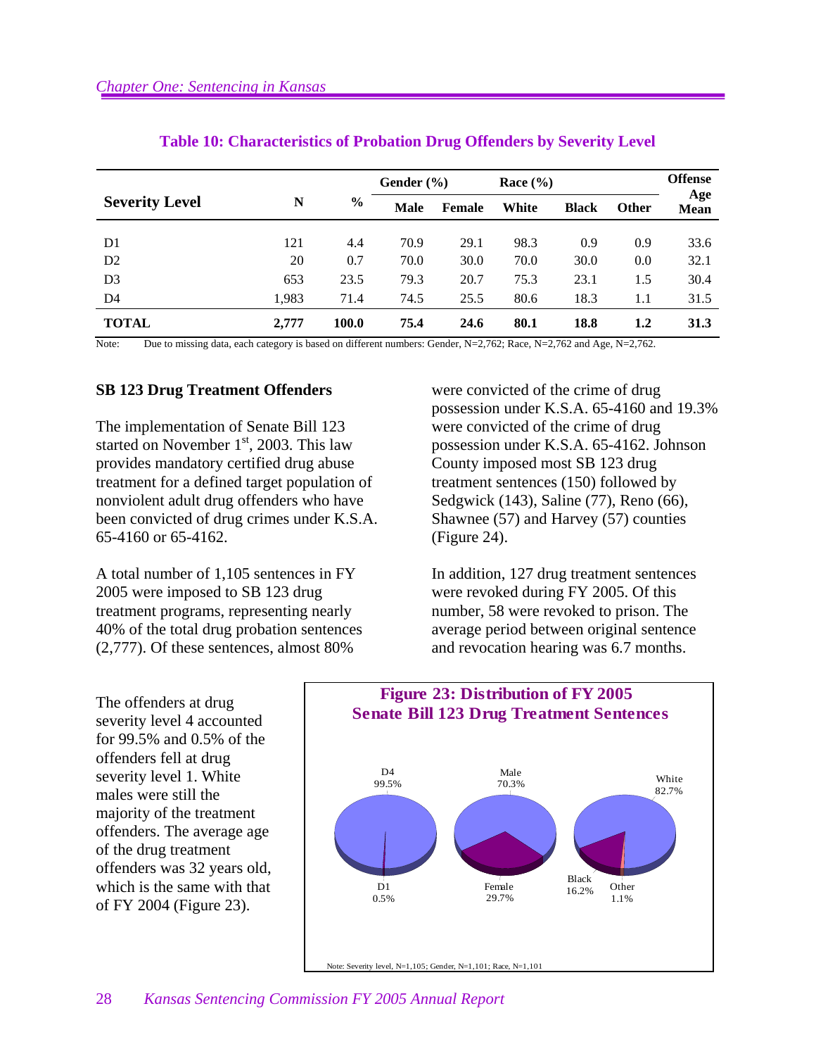**Table 10: Characteristics of Probation Drug Offenders by Severity Level**

| Severity Level | N | % | Gender (%) | | Race (%) | | | Offense Age Mean |
|---|---|---|---|---|---|---|---|---|
| | | | Male | Female | White | Black | Other | |
| D1 | 121 | 4.4 | 70.9 | 29.1 | 98.3 | 0.9 | 0.9 | 33.6 |
| D2 | 20 | 0.7 | 70.0 | 30.0 | 70.0 | 30.0 | 0.0 | 32.1 |
| D3 | 653 | 23.5 | 79.3 | 20.7 | 75.3 | 23.1 | 1.5 | 30.4 |
| D4 | 1,983 | 71.4 | 74.5 | 25.5 | 80.6 | 18.3 | 1.1 | 31.5 |
| **TOTAL** | **2,777** | **100.0** | **75.4** | **24.6** | **80.1** | **18.8** | **1.2** | **31.3** |

Note: Due to missing data, each category is based on different numbers: Gender, N=2,762; Race, N=2,762 and Age, N=2,762.

### SB 123 Drug Treatment Offenders

The implementation of Senate Bill 123 started on November 1st, 2003. This law provides mandatory certified drug abuse treatment for a defined target population of nonviolent adult drug offenders who have been convicted of drug crimes under K.S.A. 65-4160 or 65-4162.

A total number of 1,105 sentences in FY 2005 were imposed to SB 123 drug treatment programs, representing nearly 40% of the total drug probation sentences (2,777). Of these sentences, almost 80% were convicted of the crime of drug possession under K.S.A. 65-4160 and 19.3% were convicted of the crime of drug possession under K.S.A. 65-4162. Johnson County imposed most SB 123 drug treatment sentences (150) followed by Sedgwick (143), Saline (77), Reno (66), Shawnee (57) and Harvey (57) counties (Figure 24).

In addition, 127 drug treatment sentences were revoked during FY 2005. Of this number, 58 were revoked to prison. The average period between original sentence and revocation hearing was 6.7 months.

The offenders at drug severity level 4 accounted for 99.5% and 0.5% of the offenders fell at drug severity level 1. White males were still the majority of the treatment offenders. The average age of the drug treatment offenders was 32 years old, which is the same with that of FY 2004 (Figure 23).

**Figure 23: Distribution of FY 2005 Senate Bill 123 Drug Treatment Sentences**

D4 99.5%; D1 0.5%

Male 70.3%; Female 29.7%

White 82.7%; Black 16.2%; Other 1.1%

Note: Severity level, N=1,105; Gender, N=1,101; Race, N=1,101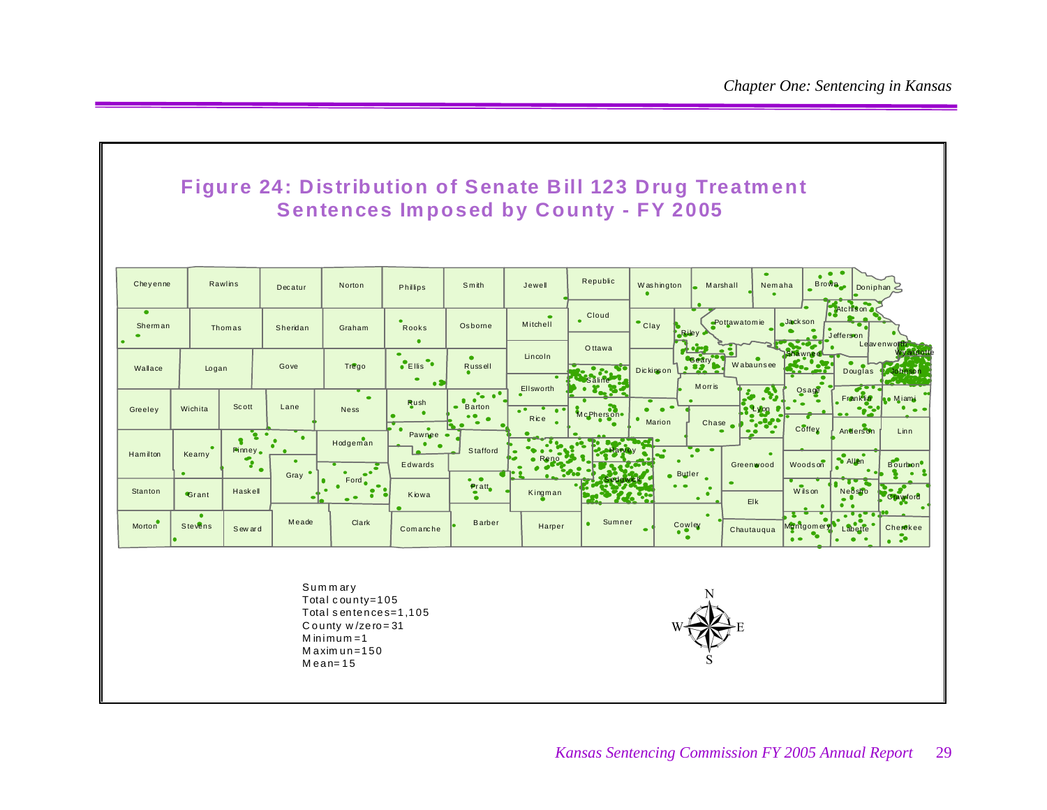## Figure 24: Distribution of Senate Bill 123 Drug Treatment Sentences Imposed by County - FY 2005

Cheyenne, Rawlins, Decatur, Norton, Phillips, Smith, Jewell, Republic, Washington, Marshall, Nemaha, Brown, Doniphan, Sherman, Thomas, Sheridan, Graham, Rooks, Osborne, Mitchell, Cloud, Clay, Riley, Pottawatomie, Jackson, Atchison, Jefferson, Leavenworth, Wyandotte, Wallace, Logan, Gove, Trego, Ellis, Russell, Lincoln, Ottawa, Dickinson, Geary, Wabaunsee, Shawnee, Douglas, Johnson, Saline, Ellsworth, Morris, Osage, Franklin, Miami, Greeley, Wichita, Scott, Lane, Ness, Rush, Barton, Rice, McPherson, Marion, Chase, Lyon, Coffey, Anderson, Linn, Pawnee, Hamilton, Kearny, Finney, Hodgeman, Stafford, Reno, Harvey, Greenwood, Woodson, Allen, Bourbon, Edwards, Gray, Ford, Butler, Stanton, Grant, Haskell, Kiowa, Pratt, Kingman, Sedgwick, Elk, Wilson, Neosho, Crawford, Morton, Stevens, Seward, Meade, Clark, Comanche, Barber, Harper, Sumner, Cowley, Chautauqua, Montgomery, Labette, Cherokee

Summary
Total county=105
Total sentences=1,105
County w/zero=31
Minimum=1
Maximun=150
Mean=15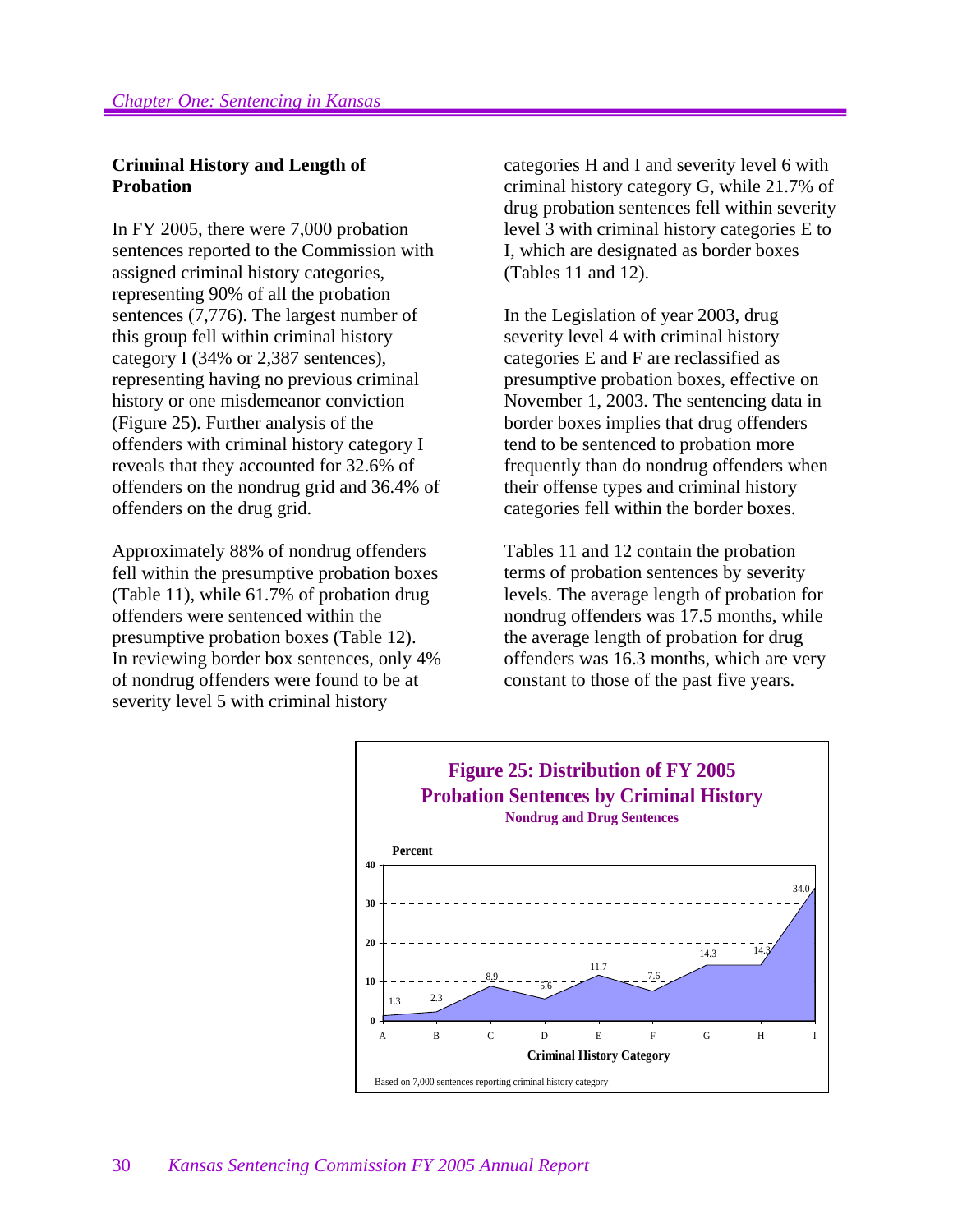## Criminal History and Length of Probation

In FY 2005, there were 7,000 probation sentences reported to the Commission with assigned criminal history categories, representing 90% of all the probation sentences (7,776). The largest number of this group fell within criminal history category I (34% or 2,387 sentences), representing having no previous criminal history or one misdemeanor conviction (Figure 25). Further analysis of the offenders with criminal history category I reveals that they accounted for 32.6% of offenders on the nondrug grid and 36.4% of offenders on the drug grid.

Approximately 88% of nondrug offenders fell within the presumptive probation boxes (Table 11), while 61.7% of probation drug offenders were sentenced within the presumptive probation boxes (Table 12). In reviewing border box sentences, only 4% of nondrug offenders were found to be at severity level 5 with criminal history categories H and I and severity level 6 with criminal history category G, while 21.7% of drug probation sentences fell within severity level 3 with criminal history categories E to I, which are designated as border boxes (Tables 11 and 12).

In the Legislation of year 2003, drug severity level 4 with criminal history categories E and F are reclassified as presumptive probation boxes, effective on November 1, 2003. The sentencing data in border boxes implies that drug offenders tend to be sentenced to probation more frequently than do nondrug offenders when their offense types and criminal history categories fell within the border boxes.

Tables 11 and 12 contain the probation terms of probation sentences by severity levels. The average length of probation for nondrug offenders was 17.5 months, while the average length of probation for drug offenders was 16.3 months, which are very constant to those of the past five years.

**Figure 25: Distribution of FY 2005 Probation Sentences by Criminal History**
**Nondrug and Drug Sentences**

| Criminal History Category | A | B | C | D | E | F | G | H | I |
|---|---|---|---|---|---|---|---|---|---|
| Percent | 1.3 | 2.3 | 8.9 | 5.6 | 11.7 | 7.6 | 14.3 | 14.3 | 34.0 |

Based on 7,000 sentences reporting criminal history category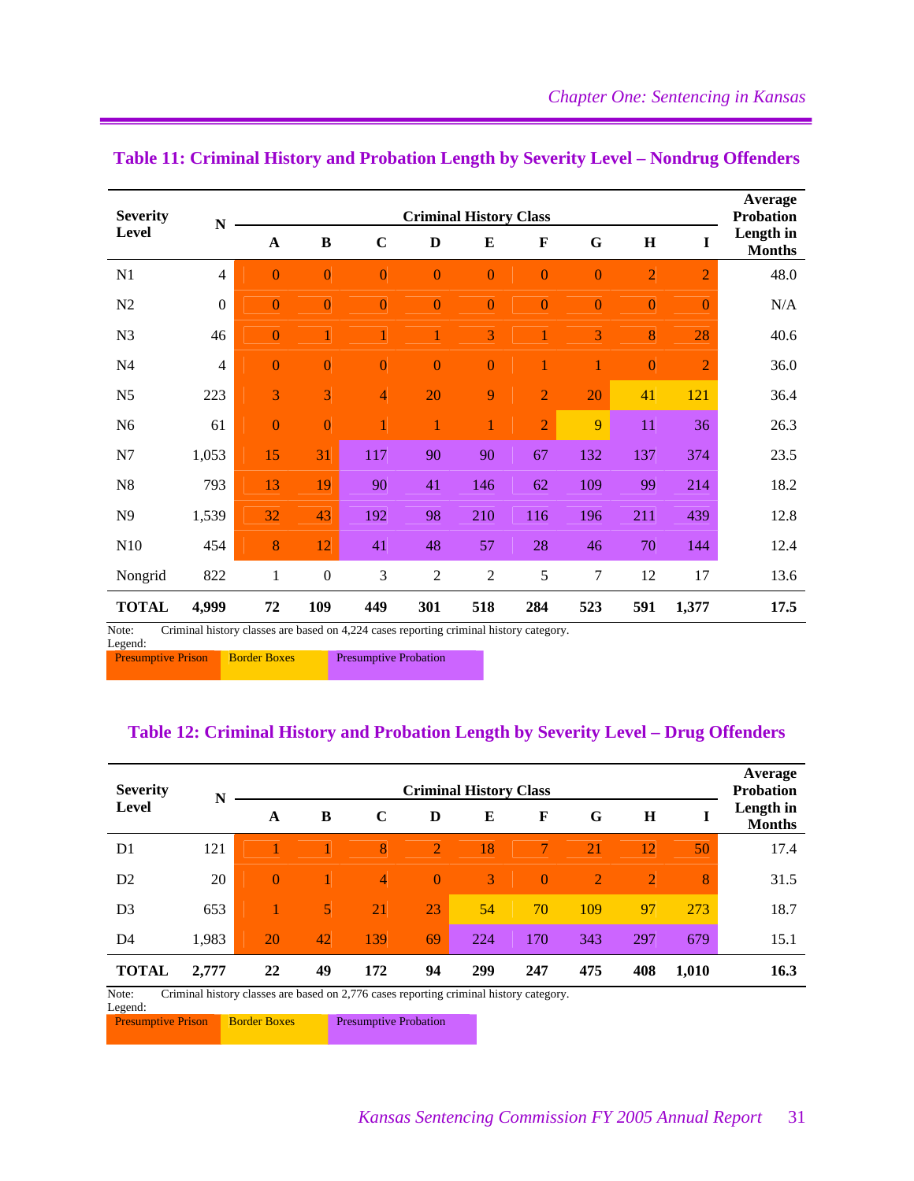## Table 11: Criminal History and Probation Length by Severity Level – Nondrug Offenders

| Severity Level | N | Criminal History Class | | | | | | | | | Average Probation Length in Months |
|---|---|---|---|---|---|---|---|---|---|---|---|
| | | A | B | C | D | E | F | G | H | I | |
| N1 | 4 | 0 | 0 | 0 | 0 | 0 | 0 | 0 | 2 | 2 | 48.0 |
| N2 | 0 | 0 | 0 | 0 | 0 | 0 | 0 | 0 | 0 | 0 | N/A |
| N3 | 46 | 0 | 1 | 1 | 1 | 3 | 1 | 3 | 8 | 28 | 40.6 |
| N4 | 4 | 0 | 0 | 0 | 0 | 0 | 1 | 1 | 0 | 2 | 36.0 |
| N5 | 223 | 3 | 3 | 4 | 20 | 9 | 2 | 20 | 41 | 121 | 36.4 |
| N6 | 61 | 0 | 0 | 1 | 1 | 1 | 2 | 9 | 11 | 36 | 26.3 |
| N7 | 1,053 | 15 | 31 | 117 | 90 | 90 | 67 | 132 | 137 | 374 | 23.5 |
| N8 | 793 | 13 | 19 | 90 | 41 | 146 | 62 | 109 | 99 | 214 | 18.2 |
| N9 | 1,539 | 32 | 43 | 192 | 98 | 210 | 116 | 196 | 211 | 439 | 12.8 |
| N10 | 454 | 8 | 12 | 41 | 48 | 57 | 28 | 46 | 70 | 144 | 12.4 |
| Nongrid | 822 | 1 | 0 | 3 | 2 | 2 | 5 | 7 | 12 | 17 | 13.6 |
| **TOTAL** | **4,999** | **72** | **109** | **449** | **301** | **518** | **284** | **523** | **591** | **1,377** | **17.5** |

Note: Criminal history classes are based on 4,224 cases reporting criminal history category.

Legend: Presumptive Prison | Border Boxes | Presumptive Probation

## Table 12: Criminal History and Probation Length by Severity Level – Drug Offenders

| Severity Level | N | Criminal History Class | | | | | | | | | Average Probation Length in Months |
|---|---|---|---|---|---|---|---|---|---|---|---|
| | | A | B | C | D | E | F | G | H | I | |
| D1 | 121 | 1 | 1 | 8 | 2 | 18 | 7 | 21 | 12 | 50 | 17.4 |
| D2 | 20 | 0 | 1 | 4 | 0 | 3 | 0 | 2 | 2 | 8 | 31.5 |
| D3 | 653 | 1 | 5 | 21 | 23 | 54 | 70 | 109 | 97 | 273 | 18.7 |
| D4 | 1,983 | 20 | 42 | 139 | 69 | 224 | 170 | 343 | 297 | 679 | 15.1 |
| **TOTAL** | **2,777** | **22** | **49** | **172** | **94** | **299** | **247** | **475** | **408** | **1,010** | **16.3** |

Note: Criminal history classes are based on 2,776 cases reporting criminal history category.

Legend: Presumptive Prison | Border Boxes | Presumptive Probation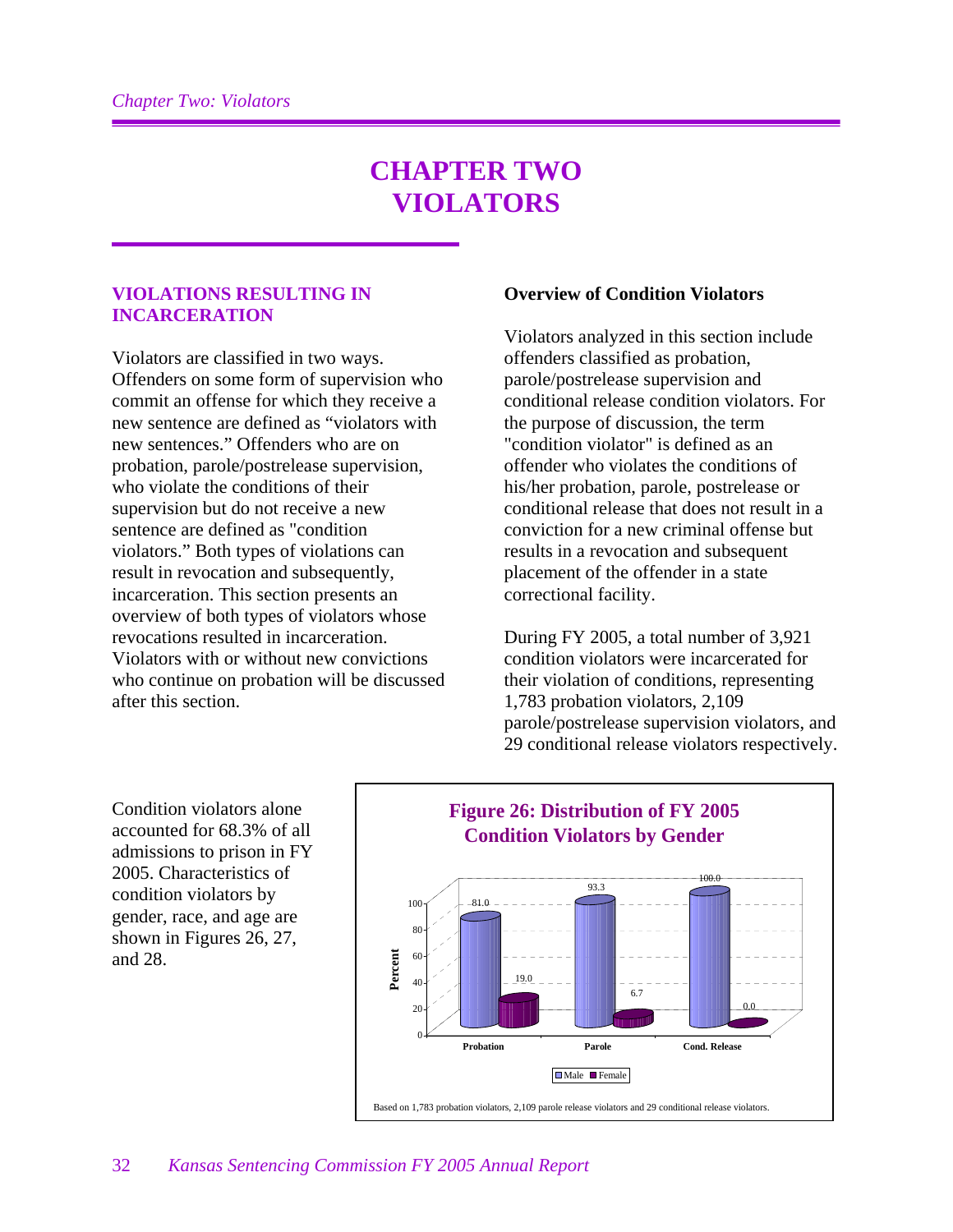# CHAPTER TWO VIOLATORS

## VIOLATIONS RESULTING IN INCARCERATION

Violators are classified in two ways. Offenders on some form of supervision who commit an offense for which they receive a new sentence are defined as "violators with new sentences." Offenders who are on probation, parole/postrelease supervision, who violate the conditions of their supervision but do not receive a new sentence are defined as "condition violators." Both types of violations can result in revocation and subsequently, incarceration. This section presents an overview of both types of violators whose revocations resulted in incarceration. Violators with or without new convictions who continue on probation will be discussed after this section.

### Overview of Condition Violators

Violators analyzed in this section include offenders classified as probation, parole/postrelease supervision and conditional release condition violators. For the purpose of discussion, the term "condition violator" is defined as an offender who violates the conditions of his/her probation, parole, postrelease or conditional release that does not result in a conviction for a new criminal offense but results in a revocation and subsequent placement of the offender in a state correctional facility.

During FY 2005, a total number of 3,921 condition violators were incarcerated for their violation of conditions, representing 1,783 probation violators, 2,109 parole/postrelease supervision violators, and 29 conditional release violators respectively.

Condition violators alone accounted for 68.3% of all admissions to prison in FY 2005. Characteristics of condition violators by gender, race, and age are shown in Figures 26, 27, and 28.

**Figure 26: Distribution of FY 2005 Condition Violators by Gender**

| | Probation | Parole | Cond. Release |
|---|---|---|---|
| Male | 81.0 | 93.3 | 100.0 |
| Female | 19.0 | 6.7 | 0.0 |

Based on 1,783 probation violators, 2,109 parole release violators and 29 conditional release violators.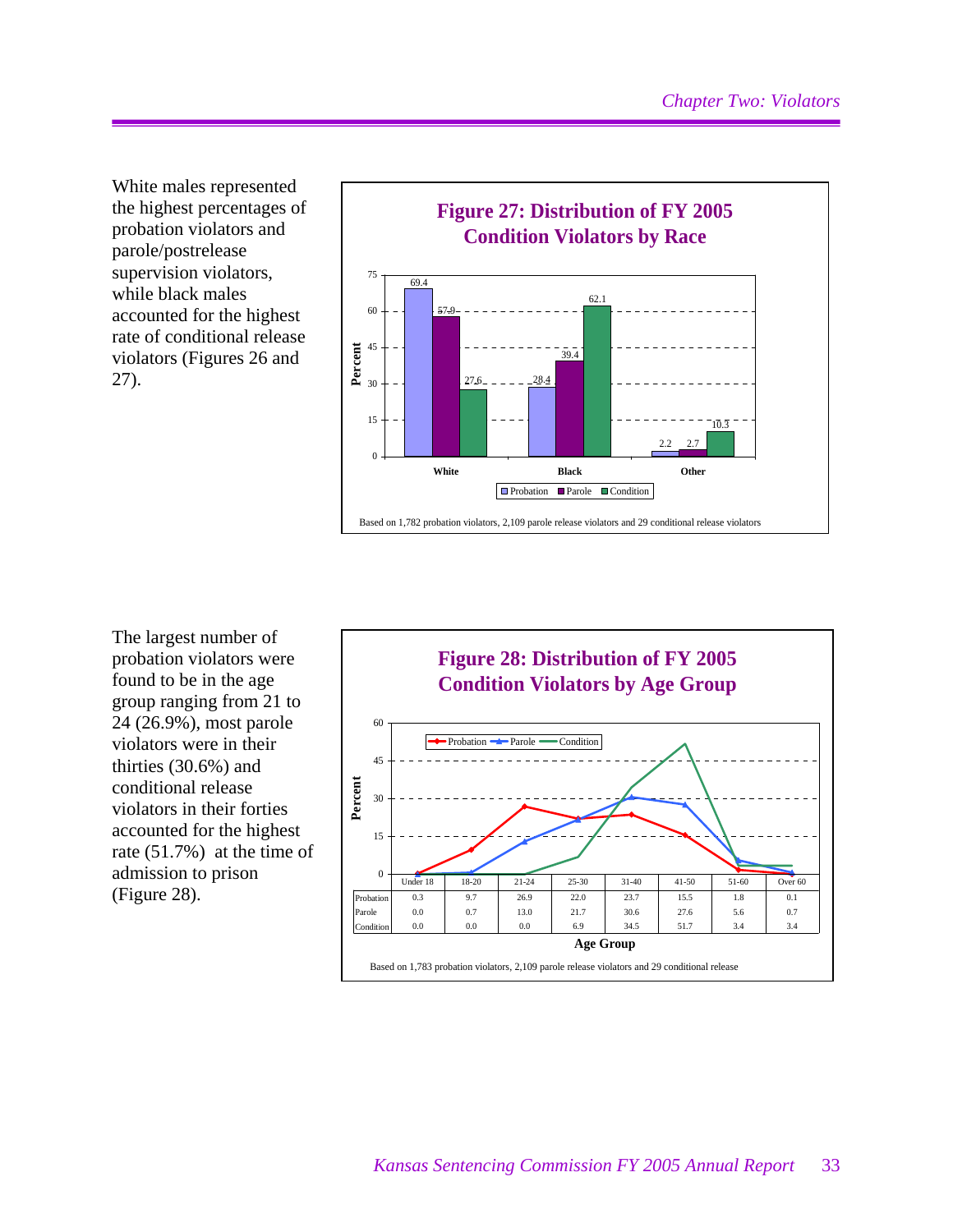White males represented the highest percentages of probation violators and parole/postrelease supervision violators, while black males accounted for the highest rate of conditional release violators (Figures 26 and 27).

**Figure 27: Distribution of FY 2005 Condition Violators by Race**

| Race | Probation | Parole | Condition |
|---|---|---|---|
| White | 69.4 | 57.9 | 27.6 |
| Black | 28.4 | 39.4 | 62.1 |
| Other | 2.2 | 2.7 | 10.3 |

Based on 1,782 probation violators, 2,109 parole release violators and 29 conditional release violators

The largest number of probation violators were found to be in the age group ranging from 21 to 24 (26.9%), most parole violators were in their thirties (30.6%) and conditional release violators in their forties accounted for the highest rate (51.7%) at the time of admission to prison (Figure 28).

**Figure 28: Distribution of FY 2005 Condition Violators by Age Group**

| Age Group | Under 18 | 18-20 | 21-24 | 25-30 | 31-40 | 41-50 | 51-60 | Over 60 |
|---|---|---|---|---|---|---|---|---|
| Probation | 0.3 | 9.7 | 26.9 | 22.0 | 23.7 | 15.5 | 1.8 | 0.1 |
| Parole | 0.0 | 0.7 | 13.0 | 21.7 | 30.6 | 27.6 | 5.6 | 0.7 |
| Condition | 0.0 | 0.0 | 0.0 | 6.9 | 34.5 | 51.7 | 3.4 | 3.4 |

Based on 1,783 probation violators, 2,109 parole release violators and 29 conditional release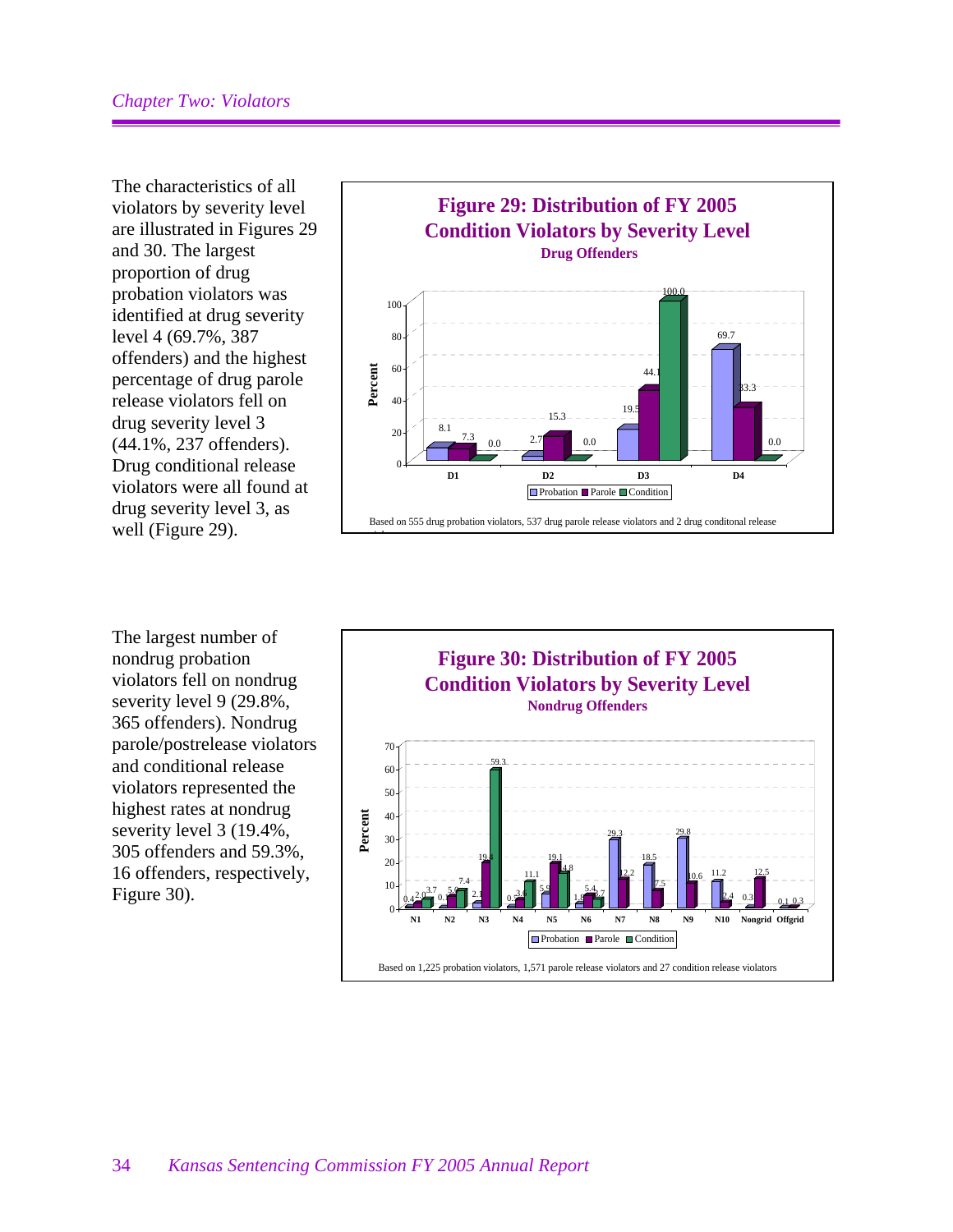The characteristics of all violators by severity level are illustrated in Figures 29 and 30. The largest proportion of drug probation violators was identified at drug severity level 4 (69.7%, 387 offenders) and the highest percentage of drug parole release violators fell on drug severity level 3 (44.1%, 237 offenders). Drug conditional release violators were all found at drug severity level 3, as well (Figure 29).

**Figure 29: Distribution of FY 2005 Condition Violators by Severity Level**

**Drug Offenders**

| Severity Level | Probation | Parole | Condition |
|---|---|---|---|
| D1 | 8.1 | 7.3 | 0.0 |
| D2 | 2.7 | 15.3 | 0.0 |
| D3 | 19.5 | 44.1 | 100.0 |
| D4 | 69.7 | 33.3 | 0.0 |

Based on 555 drug probation violators, 537 drug parole release violators and 2 drug conditonal release violators

The largest number of nondrug probation violators fell on nondrug severity level 9 (29.8%, 365 offenders). Nondrug parole/postrelease violators and conditional release violators represented the highest rates at nondrug severity level 3 (19.4%, 305 offenders and 59.3%, 16 offenders, respectively, Figure 30).

**Figure 30: Distribution of FY 2005 Condition Violators by Severity Level**

**Nondrug Offenders**

| Severity Level | Probation | Parole | Condition |
|---|---|---|---|
| N1 | 0.4 | 2.0 | 3.7 |
| N2 | 0.1 | 5.0 | 7.4 |
| N3 | 2.1 | 19.4 | 59.3 |
| N4 | 0.5 | 3.6 | 11.1 |
| N5 | 5.9 | 19.1 | 14.8 |
| N6 | 1.9 | 5.4 | 3.7 |
| N7 | 29.3 | 12.2 | |
| N8 | 18.5 | 7.5 | |
| N9 | 29.8 | 10.6 | |
| N10 | 11.2 | 2.4 | |
| Nongrid | 0.3 | 12.5 | |
| Offgrid | 0.1 | 0.3 | |

Based on 1,225 probation violators, 1,571 parole release violators and 27 condition release violators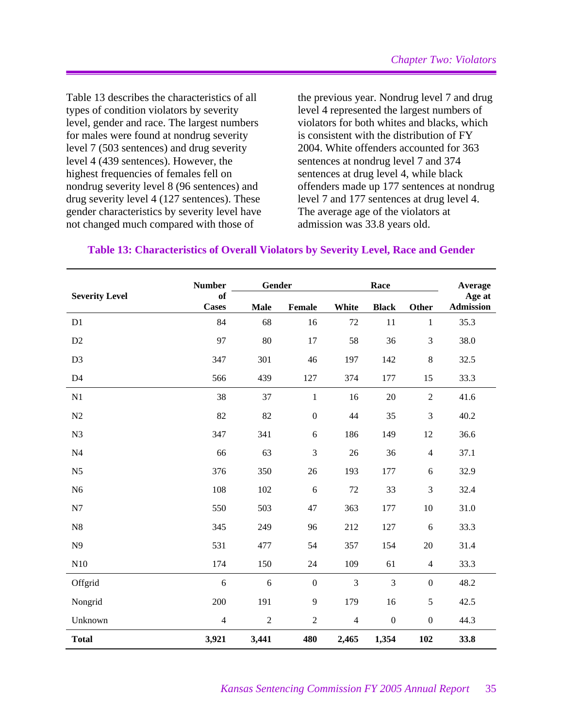Table 13 describes the characteristics of all types of condition violators by severity level, gender and race. The largest numbers for males were found at nondrug severity level 7 (503 sentences) and drug severity level 4 (439 sentences). However, the highest frequencies of females fell on nondrug severity level 8 (96 sentences) and drug severity level 4 (127 sentences). These gender characteristics by severity level have not changed much compared with those of the previous year. Nondrug level 7 and drug level 4 represented the largest numbers of violators for both whites and blacks, which is consistent with the distribution of FY 2004. White offenders accounted for 363 sentences at nondrug level 7 and 374 sentences at drug level 4, while black offenders made up 177 sentences at nondrug level 7 and 177 sentences at drug level 4. The average age of the violators at admission was 33.8 years old.

### Table 13: Characteristics of Overall Violators by Severity Level, Race and Gender

| Severity Level | Number of Cases | Gender | | Race | | | Average Age at Admission |
|---|---|---|---|---|---|---|---|
| | | Male | Female | White | Black | Other | |
| D1 | 84 | 68 | 16 | 72 | 11 | 1 | 35.3 |
| D2 | 97 | 80 | 17 | 58 | 36 | 3 | 38.0 |
| D3 | 347 | 301 | 46 | 197 | 142 | 8 | 32.5 |
| D4 | 566 | 439 | 127 | 374 | 177 | 15 | 33.3 |
| N1 | 38 | 37 | 1 | 16 | 20 | 2 | 41.6 |
| N2 | 82 | 82 | 0 | 44 | 35 | 3 | 40.2 |
| N3 | 347 | 341 | 6 | 186 | 149 | 12 | 36.6 |
| N4 | 66 | 63 | 3 | 26 | 36 | 4 | 37.1 |
| N5 | 376 | 350 | 26 | 193 | 177 | 6 | 32.9 |
| N6 | 108 | 102 | 6 | 72 | 33 | 3 | 32.4 |
| N7 | 550 | 503 | 47 | 363 | 177 | 10 | 31.0 |
| N8 | 345 | 249 | 96 | 212 | 127 | 6 | 33.3 |
| N9 | 531 | 477 | 54 | 357 | 154 | 20 | 31.4 |
| N10 | 174 | 150 | 24 | 109 | 61 | 4 | 33.3 |
| Offgrid | 6 | 6 | 0 | 3 | 3 | 0 | 48.2 |
| Nongrid | 200 | 191 | 9 | 179 | 16 | 5 | 42.5 |
| Unknown | 4 | 2 | 2 | 4 | 0 | 0 | 44.3 |
| **Total** | **3,921** | **3,441** | **480** | **2,465** | **1,354** | **102** | **33.8** |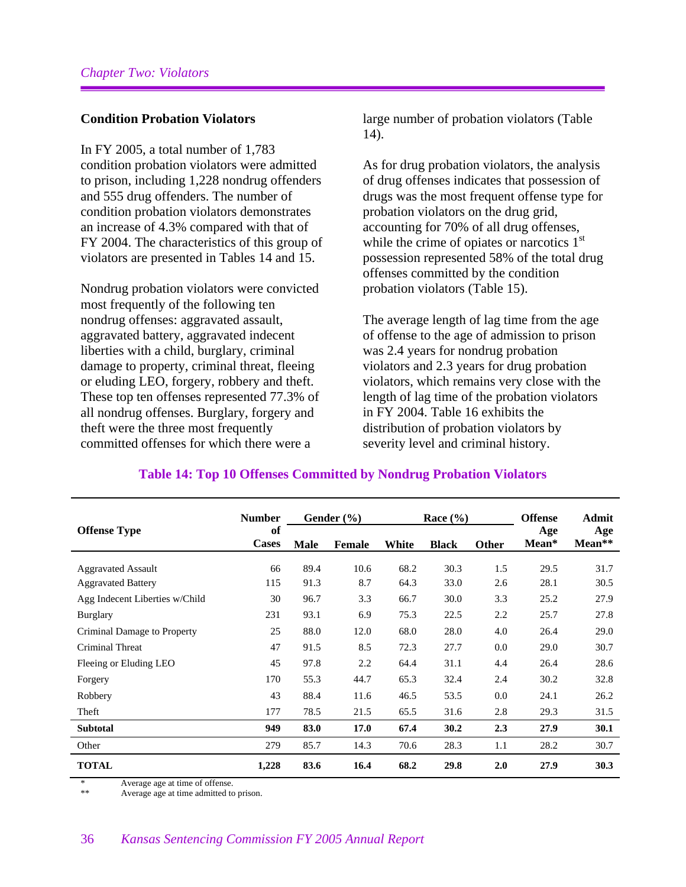## Condition Probation Violators

In FY 2005, a total number of 1,783 condition probation violators were admitted to prison, including 1,228 nondrug offenders and 555 drug offenders. The number of condition probation violators demonstrates an increase of 4.3% compared with that of FY 2004. The characteristics of this group of violators are presented in Tables 14 and 15.

Nondrug probation violators were convicted most frequently of the following ten nondrug offenses: aggravated assault, aggravated battery, aggravated indecent liberties with a child, burglary, criminal damage to property, criminal threat, fleeing or eluding LEO, forgery, robbery and theft. These top ten offenses represented 77.3% of all nondrug offenses. Burglary, forgery and theft were the three most frequently committed offenses for which there were a large number of probation violators (Table 14).

As for drug probation violators, the analysis of drug offenses indicates that possession of drugs was the most frequent offense type for probation violators on the drug grid, accounting for 70% of all drug offenses, while the crime of opiates or narcotics 1st possession represented 58% of the total drug offenses committed by the condition probation violators (Table 15).

The average length of lag time from the age of offense to the age of admission to prison was 2.4 years for nondrug probation violators and 2.3 years for drug probation violators, which remains very close with the length of lag time of the probation violators in FY 2004. Table 16 exhibits the distribution of probation violators by severity level and criminal history.

### Table 14: Top 10 Offenses Committed by Nondrug Probation Violators

| Offense Type | Number of Cases | Gender (%) | | Race (%) | | | Offense Age Mean* | Admit Age Mean** |
|---|---|---|---|---|---|---|---|---|
| | | Male | Female | White | Black | Other | | |
| Aggravated Assault | 66 | 89.4 | 10.6 | 68.2 | 30.3 | 1.5 | 29.5 | 31.7 |
| Aggravated Battery | 115 | 91.3 | 8.7 | 64.3 | 33.0 | 2.6 | 28.1 | 30.5 |
| Agg Indecent Liberties w/Child | 30 | 96.7 | 3.3 | 66.7 | 30.0 | 3.3 | 25.2 | 27.9 |
| Burglary | 231 | 93.1 | 6.9 | 75.3 | 22.5 | 2.2 | 25.7 | 27.8 |
| Criminal Damage to Property | 25 | 88.0 | 12.0 | 68.0 | 28.0 | 4.0 | 26.4 | 29.0 |
| Criminal Threat | 47 | 91.5 | 8.5 | 72.3 | 27.7 | 0.0 | 29.0 | 30.7 |
| Fleeing or Eluding LEO | 45 | 97.8 | 2.2 | 64.4 | 31.1 | 4.4 | 26.4 | 28.6 |
| Forgery | 170 | 55.3 | 44.7 | 65.3 | 32.4 | 2.4 | 30.2 | 32.8 |
| Robbery | 43 | 88.4 | 11.6 | 46.5 | 53.5 | 0.0 | 24.1 | 26.2 |
| Theft | 177 | 78.5 | 21.5 | 65.5 | 31.6 | 2.8 | 29.3 | 31.5 |
| **Subtotal** | **949** | **83.0** | **17.0** | **67.4** | **30.2** | **2.3** | **27.9** | **30.1** |
| Other | 279 | 85.7 | 14.3 | 70.6 | 28.3 | 1.1 | 28.2 | 30.7 |
| **TOTAL** | **1,228** | **83.6** | **16.4** | **68.2** | **29.8** | **2.0** | **27.9** | **30.3** |

\* Average age at time of offense.
\*\* Average age at time admitted to prison.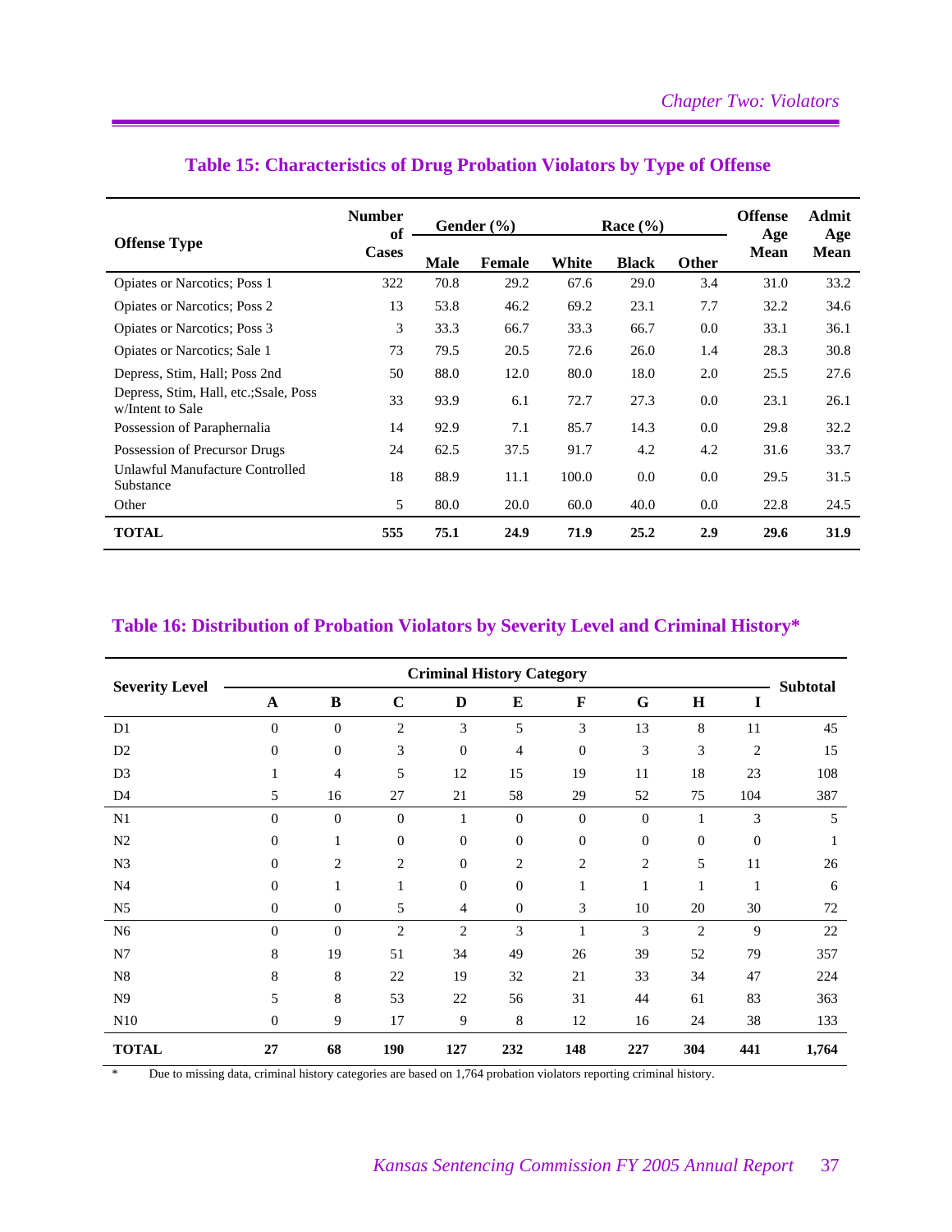## Table 15: Characteristics of Drug Probation Violators by Type of Offense

| Offense Type | Number of Cases | Gender (%) | | Race (%) | | | Offense Age Mean | Admit Age Mean |
|---|---|---|---|---|---|---|---|---|
| | | Male | Female | White | Black | Other | | |
| Opiates or Narcotics; Poss 1 | 322 | 70.8 | 29.2 | 67.6 | 29.0 | 3.4 | 31.0 | 33.2 |
| Opiates or Narcotics; Poss 2 | 13 | 53.8 | 46.2 | 69.2 | 23.1 | 7.7 | 32.2 | 34.6 |
| Opiates or Narcotics; Poss 3 | 3 | 33.3 | 66.7 | 33.3 | 66.7 | 0.0 | 33.1 | 36.1 |
| Opiates or Narcotics; Sale 1 | 73 | 79.5 | 20.5 | 72.6 | 26.0 | 1.4 | 28.3 | 30.8 |
| Depress, Stim, Hall; Poss 2nd | 50 | 88.0 | 12.0 | 80.0 | 18.0 | 2.0 | 25.5 | 27.6 |
| Depress, Stim, Hall, etc.;Ssale, Poss w/Intent to Sale | 33 | 93.9 | 6.1 | 72.7 | 27.3 | 0.0 | 23.1 | 26.1 |
| Possession of Paraphernalia | 14 | 92.9 | 7.1 | 85.7 | 14.3 | 0.0 | 29.8 | 32.2 |
| Possession of Precursor Drugs | 24 | 62.5 | 37.5 | 91.7 | 4.2 | 4.2 | 31.6 | 33.7 |
| Unlawful Manufacture Controlled Substance | 18 | 88.9 | 11.1 | 100.0 | 0.0 | 0.0 | 29.5 | 31.5 |
| Other | 5 | 80.0 | 20.0 | 60.0 | 40.0 | 0.0 | 22.8 | 24.5 |
| **TOTAL** | **555** | **75.1** | **24.9** | **71.9** | **25.2** | **2.9** | **29.6** | **31.9** |

## Table 16: Distribution of Probation Violators by Severity Level and Criminal History*

| Severity Level | Criminal History Category | | | | | | | | | Subtotal |
|---|---|---|---|---|---|---|---|---|---|---|
| | A | B | C | D | E | F | G | H | I | |
| D1 | 0 | 0 | 2 | 3 | 5 | 3 | 13 | 8 | 11 | 45 |
| D2 | 0 | 0 | 3 | 0 | 4 | 0 | 3 | 3 | 2 | 15 |
| D3 | 1 | 4 | 5 | 12 | 15 | 19 | 11 | 18 | 23 | 108 |
| D4 | 5 | 16 | 27 | 21 | 58 | 29 | 52 | 75 | 104 | 387 |
| N1 | 0 | 0 | 0 | 1 | 0 | 0 | 0 | 1 | 3 | 5 |
| N2 | 0 | 1 | 0 | 0 | 0 | 0 | 0 | 0 | 0 | 1 |
| N3 | 0 | 2 | 2 | 0 | 2 | 2 | 2 | 5 | 11 | 26 |
| N4 | 0 | 1 | 1 | 0 | 0 | 1 | 1 | 1 | 1 | 6 |
| N5 | 0 | 0 | 5 | 4 | 0 | 3 | 10 | 20 | 30 | 72 |
| N6 | 0 | 0 | 2 | 2 | 3 | 1 | 3 | 2 | 9 | 22 |
| N7 | 8 | 19 | 51 | 34 | 49 | 26 | 39 | 52 | 79 | 357 |
| N8 | 8 | 8 | 22 | 19 | 32 | 21 | 33 | 34 | 47 | 224 |
| N9 | 5 | 8 | 53 | 22 | 56 | 31 | 44 | 61 | 83 | 363 |
| N10 | 0 | 9 | 17 | 9 | 8 | 12 | 16 | 24 | 38 | 133 |
| **TOTAL** | **27** | **68** | **190** | **127** | **232** | **148** | **227** | **304** | **441** | **1,764** |

\* Due to missing data, criminal history categories are based on 1,764 probation violators reporting criminal history.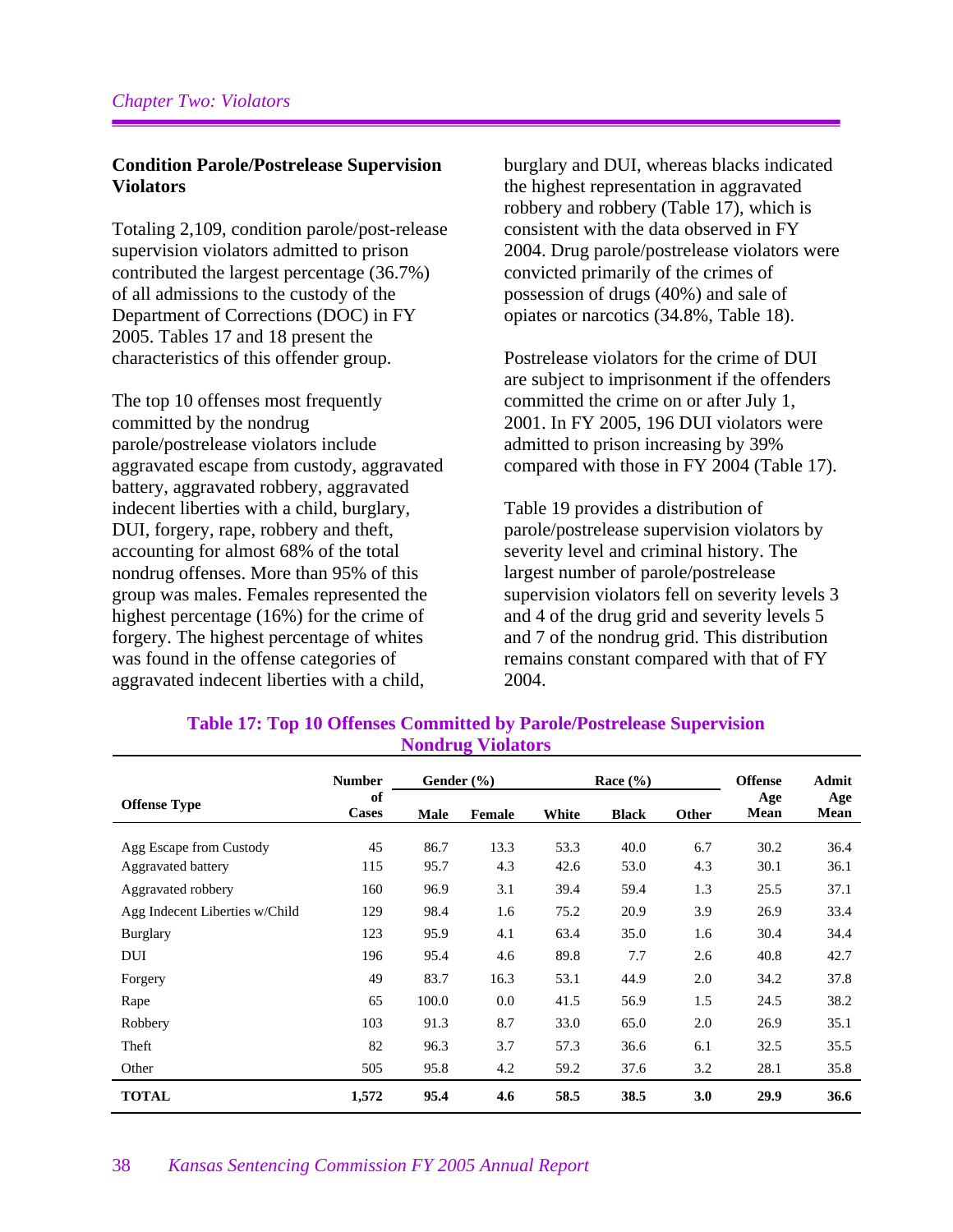### Condition Parole/Postrelease Supervision Violators

Totaling 2,109, condition parole/post-release supervision violators admitted to prison contributed the largest percentage (36.7%) of all admissions to the custody of the Department of Corrections (DOC) in FY 2005. Tables 17 and 18 present the characteristics of this offender group.

The top 10 offenses most frequently committed by the nondrug parole/postrelease violators include aggravated escape from custody, aggravated battery, aggravated robbery, aggravated indecent liberties with a child, burglary, DUI, forgery, rape, robbery and theft, accounting for almost 68% of the total nondrug offenses. More than 95% of this group was males. Females represented the highest percentage (16%) for the crime of forgery. The highest percentage of whites was found in the offense categories of aggravated indecent liberties with a child, burglary and DUI, whereas blacks indicated the highest representation in aggravated robbery and robbery (Table 17), which is consistent with the data observed in FY 2004. Drug parole/postrelease violators were convicted primarily of the crimes of possession of drugs (40%) and sale of opiates or narcotics (34.8%, Table 18).

Postrelease violators for the crime of DUI are subject to imprisonment if the offenders committed the crime on or after July 1, 2001. In FY 2005, 196 DUI violators were admitted to prison increasing by 39% compared with those in FY 2004 (Table 17).

Table 19 provides a distribution of parole/postrelease supervision violators by severity level and criminal history. The largest number of parole/postrelease supervision violators fell on severity levels 3 and 4 of the drug grid and severity levels 5 and 7 of the nondrug grid. This distribution remains constant compared with that of FY 2004.

**Table 17: Top 10 Offenses Committed by Parole/Postrelease Supervision Nondrug Violators**

| Offense Type | Number of Cases | Gender (%) | | Race (%) | | | Offense Age Mean | Admit Age Mean |
|---|---|---|---|---|---|---|---|---|
| | | Male | Female | White | Black | Other | | |
| Agg Escape from Custody | 45 | 86.7 | 13.3 | 53.3 | 40.0 | 6.7 | 30.2 | 36.4 |
| Aggravated battery | 115 | 95.7 | 4.3 | 42.6 | 53.0 | 4.3 | 30.1 | 36.1 |
| Aggravated robbery | 160 | 96.9 | 3.1 | 39.4 | 59.4 | 1.3 | 25.5 | 37.1 |
| Agg Indecent Liberties w/Child | 129 | 98.4 | 1.6 | 75.2 | 20.9 | 3.9 | 26.9 | 33.4 |
| Burglary | 123 | 95.9 | 4.1 | 63.4 | 35.0 | 1.6 | 30.4 | 34.4 |
| DUI | 196 | 95.4 | 4.6 | 89.8 | 7.7 | 2.6 | 40.8 | 42.7 |
| Forgery | 49 | 83.7 | 16.3 | 53.1 | 44.9 | 2.0 | 34.2 | 37.8 |
| Rape | 65 | 100.0 | 0.0 | 41.5 | 56.9 | 1.5 | 24.5 | 38.2 |
| Robbery | 103 | 91.3 | 8.7 | 33.0 | 65.0 | 2.0 | 26.9 | 35.1 |
| Theft | 82 | 96.3 | 3.7 | 57.3 | 36.6 | 6.1 | 32.5 | 35.5 |
| Other | 505 | 95.8 | 4.2 | 59.2 | 37.6 | 3.2 | 28.1 | 35.8 |
| **TOTAL** | **1,572** | **95.4** | **4.6** | **58.5** | **38.5** | **3.0** | **29.9** | **36.6** |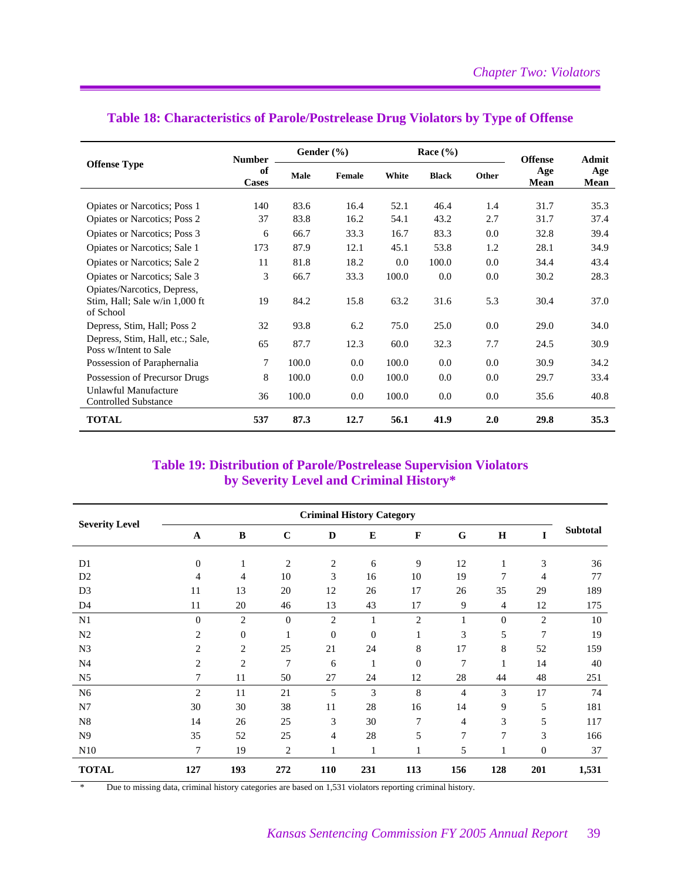## Table 18: Characteristics of Parole/Postrelease Drug Violators by Type of Offense

| Offense Type | Number of Cases | Gender (%) | | Race (%) | | | Offense Age Mean | Admit Age Mean |
|---|---|---|---|---|---|---|---|---|
| | | Male | Female | White | Black | Other | | |
| Opiates or Narcotics; Poss 1 | 140 | 83.6 | 16.4 | 52.1 | 46.4 | 1.4 | 31.7 | 35.3 |
| Opiates or Narcotics; Poss 2 | 37 | 83.8 | 16.2 | 54.1 | 43.2 | 2.7 | 31.7 | 37.4 |
| Opiates or Narcotics; Poss 3 | 6 | 66.7 | 33.3 | 16.7 | 83.3 | 0.0 | 32.8 | 39.4 |
| Opiates or Narcotics; Sale 1 | 173 | 87.9 | 12.1 | 45.1 | 53.8 | 1.2 | 28.1 | 34.9 |
| Opiates or Narcotics; Sale 2 | 11 | 81.8 | 18.2 | 0.0 | 100.0 | 0.0 | 34.4 | 43.4 |
| Opiates or Narcotics; Sale 3 | 3 | 66.7 | 33.3 | 100.0 | 0.0 | 0.0 | 30.2 | 28.3 |
| Opiates/Narcotics, Depress, Stim, Hall; Sale w/in 1,000 ft of School | 19 | 84.2 | 15.8 | 63.2 | 31.6 | 5.3 | 30.4 | 37.0 |
| Depress, Stim, Hall; Poss 2 | 32 | 93.8 | 6.2 | 75.0 | 25.0 | 0.0 | 29.0 | 34.0 |
| Depress, Stim, Hall, etc.; Sale, Poss w/Intent to Sale | 65 | 87.7 | 12.3 | 60.0 | 32.3 | 7.7 | 24.5 | 30.9 |
| Possession of Paraphernalia | 7 | 100.0 | 0.0 | 100.0 | 0.0 | 0.0 | 30.9 | 34.2 |
| Possession of Precursor Drugs | 8 | 100.0 | 0.0 | 100.0 | 0.0 | 0.0 | 29.7 | 33.4 |
| Unlawful Manufacture Controlled Substance | 36 | 100.0 | 0.0 | 100.0 | 0.0 | 0.0 | 35.6 | 40.8 |
| **TOTAL** | **537** | **87.3** | **12.7** | **56.1** | **41.9** | **2.0** | **29.8** | **35.3** |

## Table 19: Distribution of Parole/Postrelease Supervision Violators by Severity Level and Criminal History*

| Severity Level | Criminal History Category | | | | | | | | | Subtotal |
|---|---|---|---|---|---|---|---|---|---|---|
| | A | B | C | D | E | F | G | H | I | |
| D1 | 0 | 1 | 2 | 2 | 6 | 9 | 12 | 1 | 3 | 36 |
| D2 | 4 | 4 | 10 | 3 | 16 | 10 | 19 | 7 | 4 | 77 |
| D3 | 11 | 13 | 20 | 12 | 26 | 17 | 26 | 35 | 29 | 189 |
| D4 | 11 | 20 | 46 | 13 | 43 | 17 | 9 | 4 | 12 | 175 |
| N1 | 0 | 2 | 0 | 2 | 1 | 2 | 1 | 0 | 2 | 10 |
| N2 | 2 | 0 | 1 | 0 | 0 | 1 | 3 | 5 | 7 | 19 |
| N3 | 2 | 2 | 25 | 21 | 24 | 8 | 17 | 8 | 52 | 159 |
| N4 | 2 | 2 | 7 | 6 | 1 | 0 | 7 | 1 | 14 | 40 |
| N5 | 7 | 11 | 50 | 27 | 24 | 12 | 28 | 44 | 48 | 251 |
| N6 | 2 | 11 | 21 | 5 | 3 | 8 | 4 | 3 | 17 | 74 |
| N7 | 30 | 30 | 38 | 11 | 28 | 16 | 14 | 9 | 5 | 181 |
| N8 | 14 | 26 | 25 | 3 | 30 | 7 | 4 | 3 | 5 | 117 |
| N9 | 35 | 52 | 25 | 4 | 28 | 5 | 7 | 7 | 3 | 166 |
| N10 | 7 | 19 | 2 | 1 | 1 | 1 | 5 | 1 | 0 | 37 |
| **TOTAL** | **127** | **193** | **272** | **110** | **231** | **113** | **156** | **128** | **201** | **1,531** |

\* Due to missing data, criminal history categories are based on 1,531 violators reporting criminal history.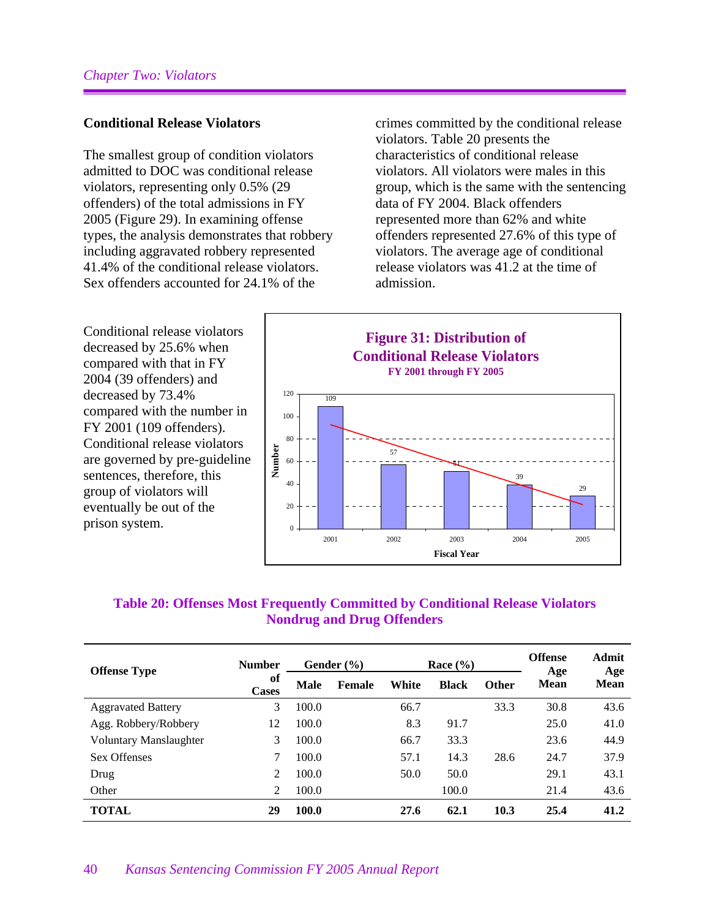## Conditional Release Violators

The smallest group of condition violators admitted to DOC was conditional release violators, representing only 0.5% (29 offenders) of the total admissions in FY 2005 (Figure 29). In examining offense types, the analysis demonstrates that robbery including aggravated robbery represented 41.4% of the conditional release violators. Sex offenders accounted for 24.1% of the crimes committed by the conditional release violators. Table 20 presents the characteristics of conditional release violators. All violators were males in this group, which is the same with the sentencing data of FY 2004. Black offenders represented more than 62% and white offenders represented 27.6% of this type of violators. The average age of conditional release violators was 41.2 at the time of admission.

Conditional release violators decreased by 25.6% when compared with that in FY 2004 (39 offenders) and decreased by 73.4% compared with the number in FY 2001 (109 offenders). Conditional release violators are governed by pre-guideline sentences, therefore, this group of violators will eventually be out of the prison system.

**Figure 31: Distribution of Conditional Release Violators**
**FY 2001 through FY 2005**

| Fiscal Year | Number |
|---|---|
| 2001 | 109 |
| 2002 | 57 |
| 2003 | 51 |
| 2004 | 39 |
| 2005 | 29 |

**Table 20: Offenses Most Frequently Committed by Conditional Release Violators Nondrug and Drug Offenders**

| Offense Type | Number of Cases | Gender (%) | | Race (%) | | | Offense Age Mean | Admit Age Mean |
|---|---|---|---|---|---|---|---|---|
| | | Male | Female | White | Black | Other | | |
| Aggravated Battery | 3 | 100.0 | | 66.7 | | 33.3 | 30.8 | 43.6 |
| Agg. Robbery/Robbery | 12 | 100.0 | | 8.3 | 91.7 | | 25.0 | 41.0 |
| Voluntary Manslaughter | 3 | 100.0 | | 66.7 | 33.3 | | 23.6 | 44.9 |
| Sex Offenses | 7 | 100.0 | | 57.1 | 14.3 | 28.6 | 24.7 | 37.9 |
| Drug | 2 | 100.0 | | 50.0 | 50.0 | | 29.1 | 43.1 |
| Other | 2 | 100.0 | | | 100.0 | | 21.4 | 43.6 |
| **TOTAL** | **29** | **100.0** | | **27.6** | **62.1** | **10.3** | **25.4** | **41.2** |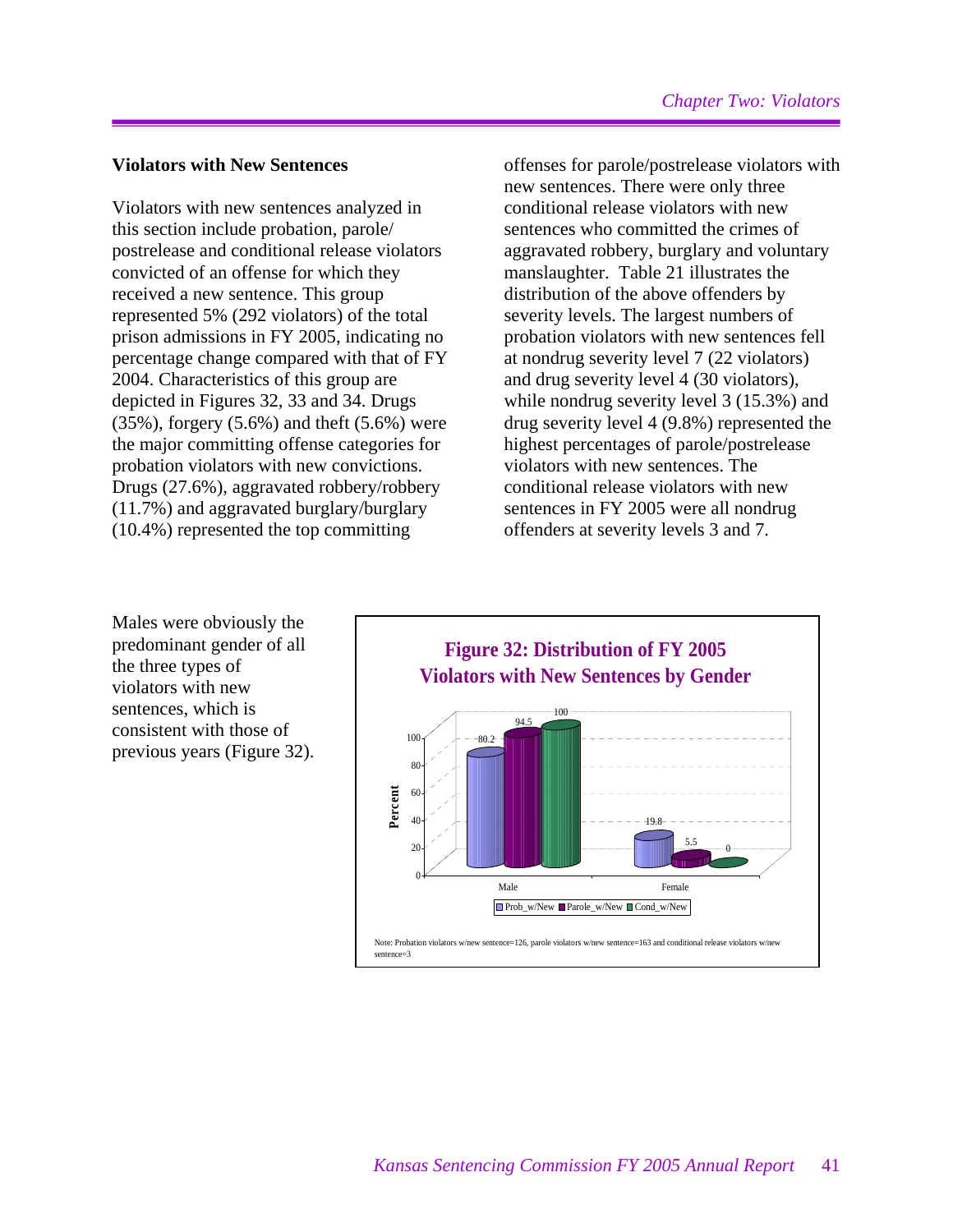## Violators with New Sentences

Violators with new sentences analyzed in this section include probation, parole/postrelease and conditional release violators convicted of an offense for which they received a new sentence. This group represented 5% (292 violators) of the total prison admissions in FY 2005, indicating no percentage change compared with that of FY 2004. Characteristics of this group are depicted in Figures 32, 33 and 34. Drugs (35%), forgery (5.6%) and theft (5.6%) were the major committing offense categories for probation violators with new convictions. Drugs (27.6%), aggravated robbery/robbery (11.7%) and aggravated burglary/burglary (10.4%) represented the top committing offenses for parole/postrelease violators with new sentences. There were only three conditional release violators with new sentences who committed the crimes of aggravated robbery, burglary and voluntary manslaughter. Table 21 illustrates the distribution of the above offenders by severity levels. The largest numbers of probation violators with new sentences fell at nondrug severity level 7 (22 violators) and drug severity level 4 (30 violators), while nondrug severity level 3 (15.3%) and drug severity level 4 (9.8%) represented the highest percentages of parole/postrelease violators with new sentences. The conditional release violators with new sentences in FY 2005 were all nondrug offenders at severity levels 3 and 7.

Males were obviously the predominant gender of all the three types of violators with new sentences, which is consistent with those of previous years (Figure 32).

**Figure 32: Distribution of FY 2005 Violators with New Sentences by Gender**

| Gender | Prob_w/New | Parole_w/New | Cond_w/New |
|---|---|---|---|
| Male | 80.2 | 94.5 | 100 |
| Female | 19.8 | 5.5 | 0 |

Note: Probation violators w/new sentence=126, parole violators w/new sentence=163 and conditional release violators w/new sentence=3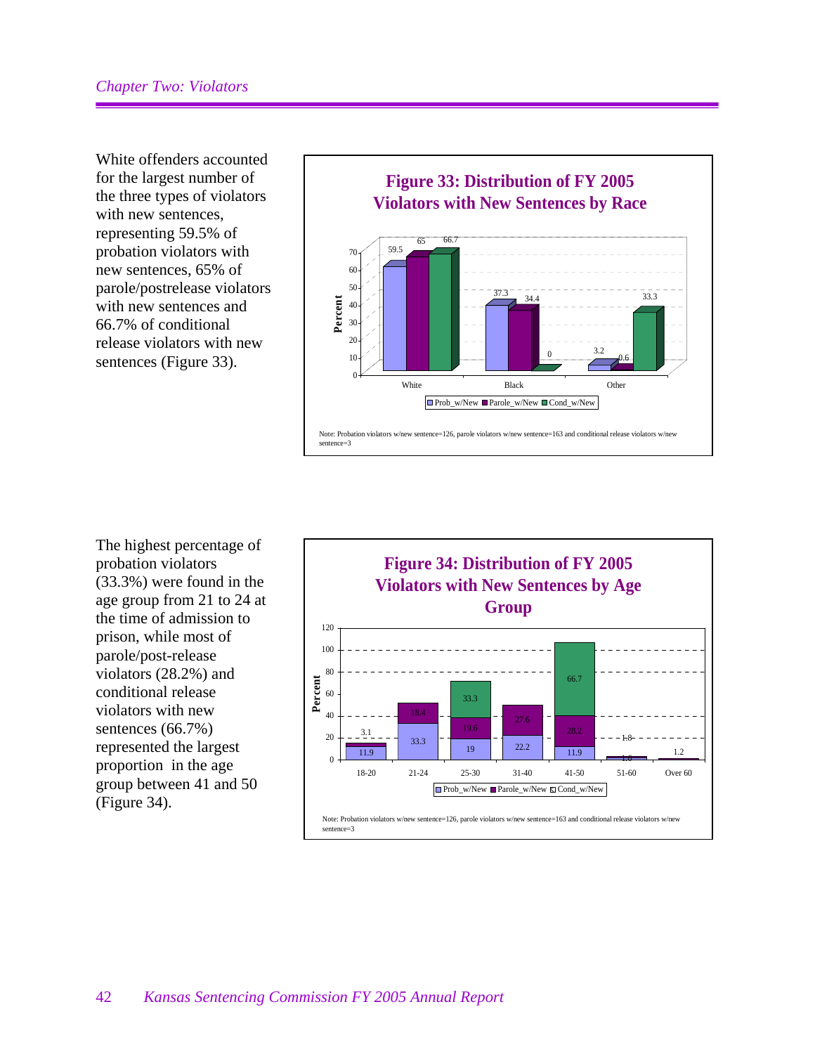White offenders accounted for the largest number of the three types of violators with new sentences, representing 59.5% of probation violators with new sentences, 65% of parole/postrelease violators with new sentences and 66.7% of conditional release violators with new sentences (Figure 33).

**Figure 33: Distribution of FY 2005 Violators with New Sentences by Race**

| Race | Prob_w/New | Parole_w/New | Cond_w/New |
|---|---|---|---|
| White | 59.5 | 65 | 66.7 |
| Black | 37.3 | 34.4 | 0 |
| Other | 3.2 | 0.6 | 33.3 |

Note: Probation violators w/new sentence=126, parole violators w/new sentence=163 and conditional release violators w/new sentence=3

The highest percentage of probation violators (33.3%) were found in the age group from 21 to 24 at the time of admission to prison, while most of parole/post-release violators (28.2%) and conditional release violators with new sentences (66.7%) represented the largest proportion in the age group between 41 and 50 (Figure 34).

**Figure 34: Distribution of FY 2005 Violators with New Sentences by Age Group**

| Age Group | Prob_w/New | Parole_w/New | Cond_w/New |
|---|---|---|---|
| 18-20 | 11.9 | 3.1 | |
| 21-24 | 33.3 | 18.4 | |
| 25-30 | 19 | 19.6 | 33.3 |
| 31-40 | 22.2 | 27.6 | |
| 41-50 | 11.9 | 28.2 | 66.7 |
| 51-60 | 1.6 | 1.8 | |
| Over 60 | | 1.2 | |

Note: Probation violators w/new sentence=126, parole violators w/new sentence=163 and conditional release violators w/new sentence=3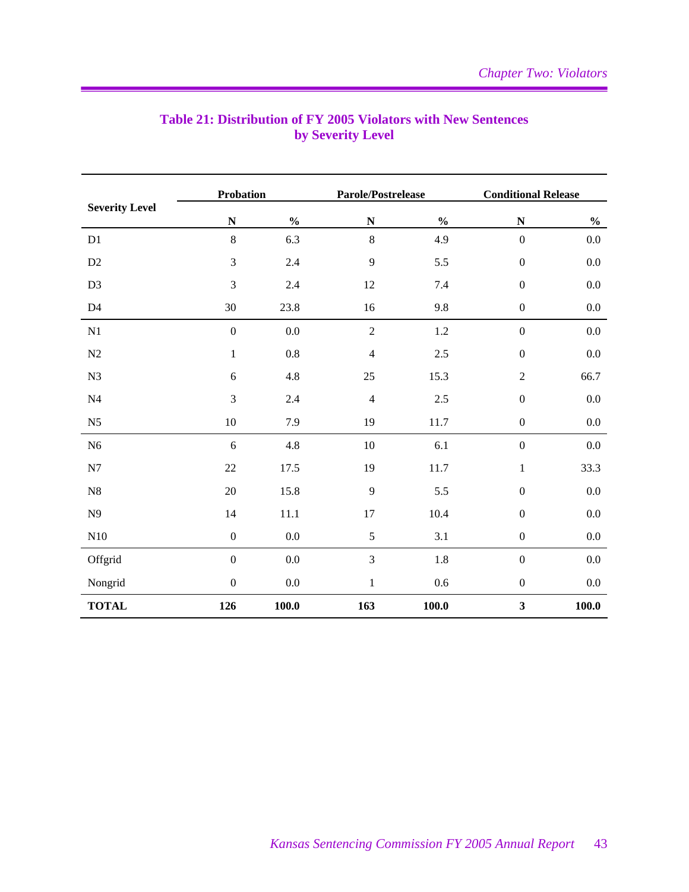**Table 21: Distribution of FY 2005 Violators with New Sentences by Severity Level**

| Severity Level | Probation | | Parole/Postrelease | | Conditional Release | |
|---|---|---|---|---|---|---|
| | N | % | N | % | N | % |
| D1 | 8 | 6.3 | 8 | 4.9 | 0 | 0.0 |
| D2 | 3 | 2.4 | 9 | 5.5 | 0 | 0.0 |
| D3 | 3 | 2.4 | 12 | 7.4 | 0 | 0.0 |
| D4 | 30 | 23.8 | 16 | 9.8 | 0 | 0.0 |
| N1 | 0 | 0.0 | 2 | 1.2 | 0 | 0.0 |
| N2 | 1 | 0.8 | 4 | 2.5 | 0 | 0.0 |
| N3 | 6 | 4.8 | 25 | 15.3 | 2 | 66.7 |
| N4 | 3 | 2.4 | 4 | 2.5 | 0 | 0.0 |
| N5 | 10 | 7.9 | 19 | 11.7 | 0 | 0.0 |
| N6 | 6 | 4.8 | 10 | 6.1 | 0 | 0.0 |
| N7 | 22 | 17.5 | 19 | 11.7 | 1 | 33.3 |
| N8 | 20 | 15.8 | 9 | 5.5 | 0 | 0.0 |
| N9 | 14 | 11.1 | 17 | 10.4 | 0 | 0.0 |
| N10 | 0 | 0.0 | 5 | 3.1 | 0 | 0.0 |
| Offgrid | 0 | 0.0 | 3 | 1.8 | 0 | 0.0 |
| Nongrid | 0 | 0.0 | 1 | 0.6 | 0 | 0.0 |
| **TOTAL** | **126** | **100.0** | **163** | **100.0** | **3** | **100.0** |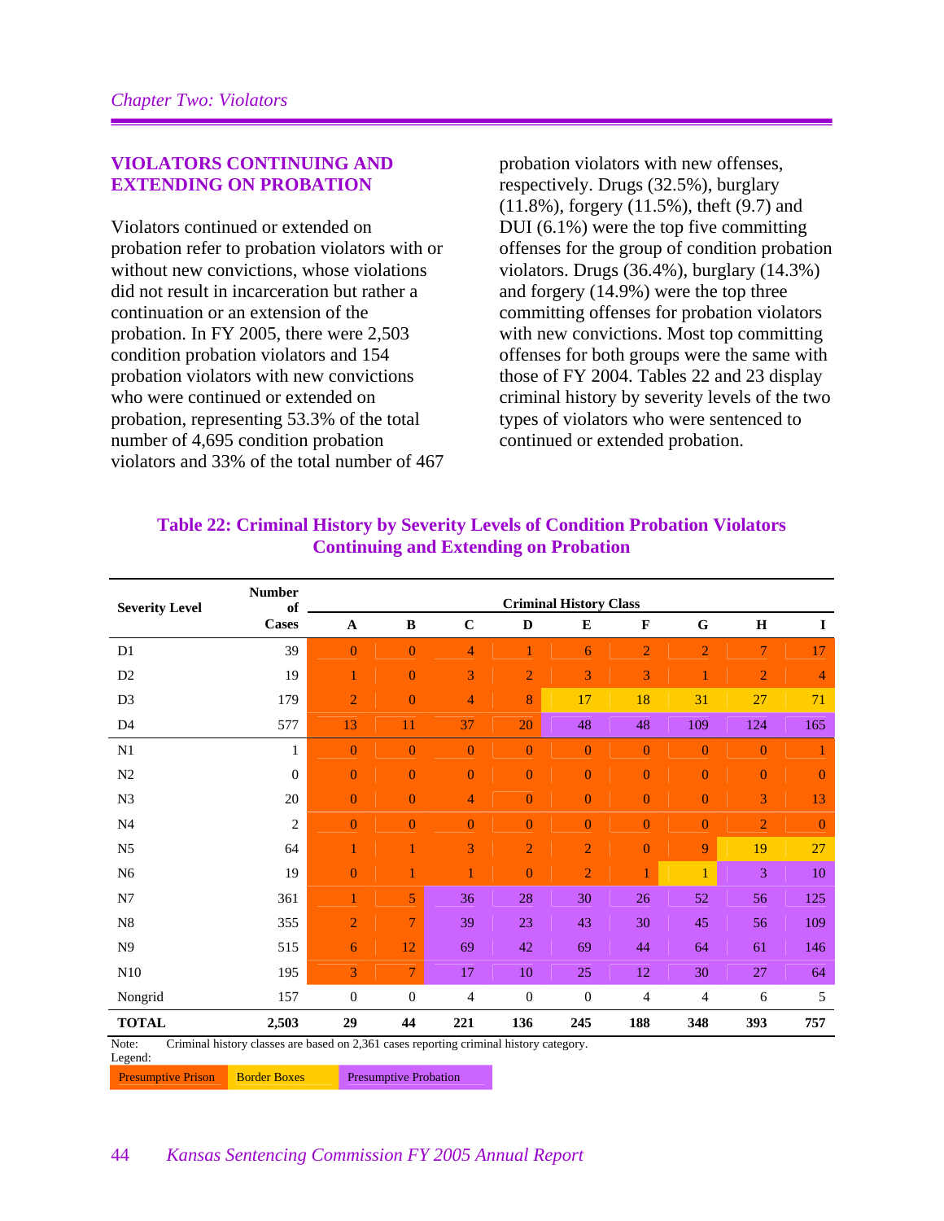## VIOLATORS CONTINUING AND EXTENDING ON PROBATION

Violators continued or extended on probation refer to probation violators with or without new convictions, whose violations did not result in incarceration but rather a continuation or an extension of the probation. In FY 2005, there were 2,503 condition probation violators and 154 probation violators with new convictions who were continued or extended on probation, representing 53.3% of the total number of 4,695 condition probation violators and 33% of the total number of 467 probation violators with new offenses, respectively. Drugs (32.5%), burglary (11.8%), forgery (11.5%), theft (9.7) and DUI (6.1%) were the top five committing offenses for the group of condition probation violators. Drugs (36.4%), burglary (14.3%) and forgery (14.9%) were the top three committing offenses for probation violators with new convictions. Most top committing offenses for both groups were the same with those of FY 2004. Tables 22 and 23 display criminal history by severity levels of the two types of violators who were sentenced to continued or extended probation.

### Table 22: Criminal History by Severity Levels of Condition Probation Violators Continuing and Extending on Probation

| Severity Level | Number of Cases | Criminal History Class | | | | | | | | |
|---|---|---|---|---|---|---|---|---|---|---|
| | | A | B | C | D | E | F | G | H | I |
| D1 | 39 | 0 | 0 | 4 | 1 | 6 | 2 | 2 | 7 | 17 |
| D2 | 19 | 1 | 0 | 3 | 2 | 3 | 3 | 1 | 2 | 4 |
| D3 | 179 | 2 | 0 | 4 | 8 | 17 | 18 | 31 | 27 | 71 |
| D4 | 577 | 13 | 11 | 37 | 20 | 48 | 48 | 109 | 124 | 165 |
| N1 | 1 | 0 | 0 | 0 | 0 | 0 | 0 | 0 | 0 | 1 |
| N2 | 0 | 0 | 0 | 0 | 0 | 0 | 0 | 0 | 0 | 0 |
| N3 | 20 | 0 | 0 | 4 | 0 | 0 | 0 | 0 | 3 | 13 |
| N4 | 2 | 0 | 0 | 0 | 0 | 0 | 0 | 0 | 2 | 0 |
| N5 | 64 | 1 | 1 | 3 | 2 | 2 | 0 | 9 | 19 | 27 |
| N6 | 19 | 0 | 1 | 1 | 0 | 2 | 1 | 1 | 3 | 10 |
| N7 | 361 | 1 | 5 | 36 | 28 | 30 | 26 | 52 | 56 | 125 |
| N8 | 355 | 2 | 7 | 39 | 23 | 43 | 30 | 45 | 56 | 109 |
| N9 | 515 | 6 | 12 | 69 | 42 | 69 | 44 | 64 | 61 | 146 |
| N10 | 195 | 3 | 7 | 17 | 10 | 25 | 12 | 30 | 27 | 64 |
| Nongrid | 157 | 0 | 0 | 4 | 0 | 0 | 4 | 4 | 6 | 5 |
| **TOTAL** | **2,503** | **29** | **44** | **221** | **136** | **245** | **188** | **348** | **393** | **757** |

Note: Criminal history classes are based on 2,361 cases reporting criminal history category.

Legend:

Presumptive Prison | Border Boxes | Presumptive Probation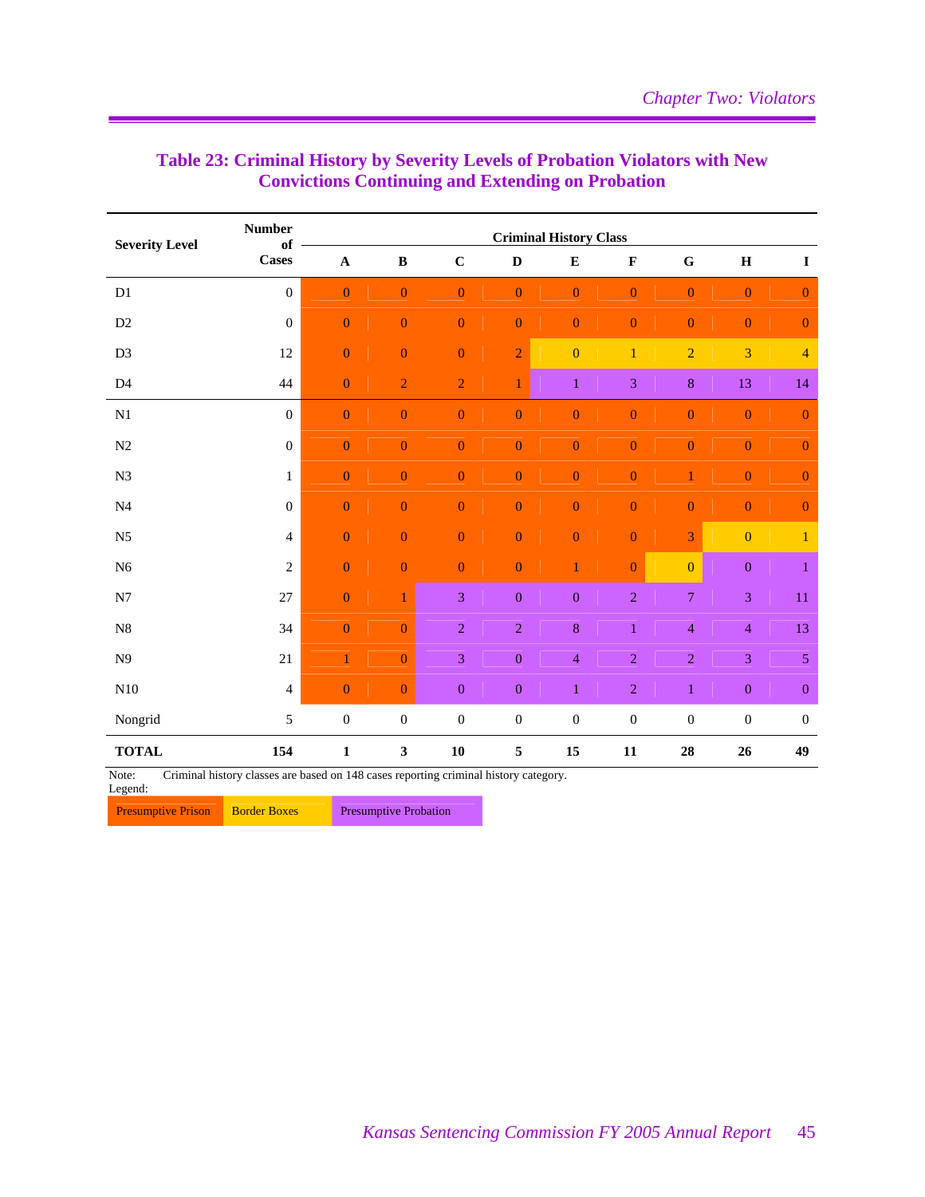## Table 23: Criminal History by Severity Levels of Probation Violators with New Convictions Continuing and Extending on Probation

| Severity Level | Number of Cases | Criminal History Class | | | | | | | | |
|---|---|---|---|---|---|---|---|---|---|---|
| | | A | B | C | D | E | F | G | H | I |
| D1 | 0 | 0 | 0 | 0 | 0 | 0 | 0 | 0 | 0 | 0 |
| D2 | 0 | 0 | 0 | 0 | 0 | 0 | 0 | 0 | 0 | 0 |
| D3 | 12 | 0 | 0 | 0 | 2 | 0 | 1 | 2 | 3 | 4 |
| D4 | 44 | 0 | 2 | 2 | 1 | 1 | 3 | 8 | 13 | 14 |
| N1 | 0 | 0 | 0 | 0 | 0 | 0 | 0 | 0 | 0 | 0 |
| N2 | 0 | 0 | 0 | 0 | 0 | 0 | 0 | 0 | 0 | 0 |
| N3 | 1 | 0 | 0 | 0 | 0 | 0 | 0 | 1 | 0 | 0 |
| N4 | 0 | 0 | 0 | 0 | 0 | 0 | 0 | 0 | 0 | 0 |
| N5 | 4 | 0 | 0 | 0 | 0 | 0 | 0 | 3 | 0 | 1 |
| N6 | 2 | 0 | 0 | 0 | 0 | 1 | 0 | 0 | 0 | 1 |
| N7 | 27 | 0 | 1 | 3 | 0 | 0 | 2 | 7 | 3 | 11 |
| N8 | 34 | 0 | 0 | 2 | 2 | 8 | 1 | 4 | 4 | 13 |
| N9 | 21 | 1 | 0 | 3 | 0 | 4 | 2 | 2 | 3 | 5 |
| N10 | 4 | 0 | 0 | 0 | 0 | 1 | 2 | 1 | 0 | 0 |
| Nongrid | 5 | 0 | 0 | 0 | 0 | 0 | 0 | 0 | 0 | 0 |
| **TOTAL** | **154** | **1** | **3** | **10** | **5** | **15** | **11** | **28** | **26** | **49** |

Note: Criminal history classes are based on 148 cases reporting criminal history category.

Legend:

| Presumptive Prison | Border Boxes | Presumptive Probation |
|---|---|---|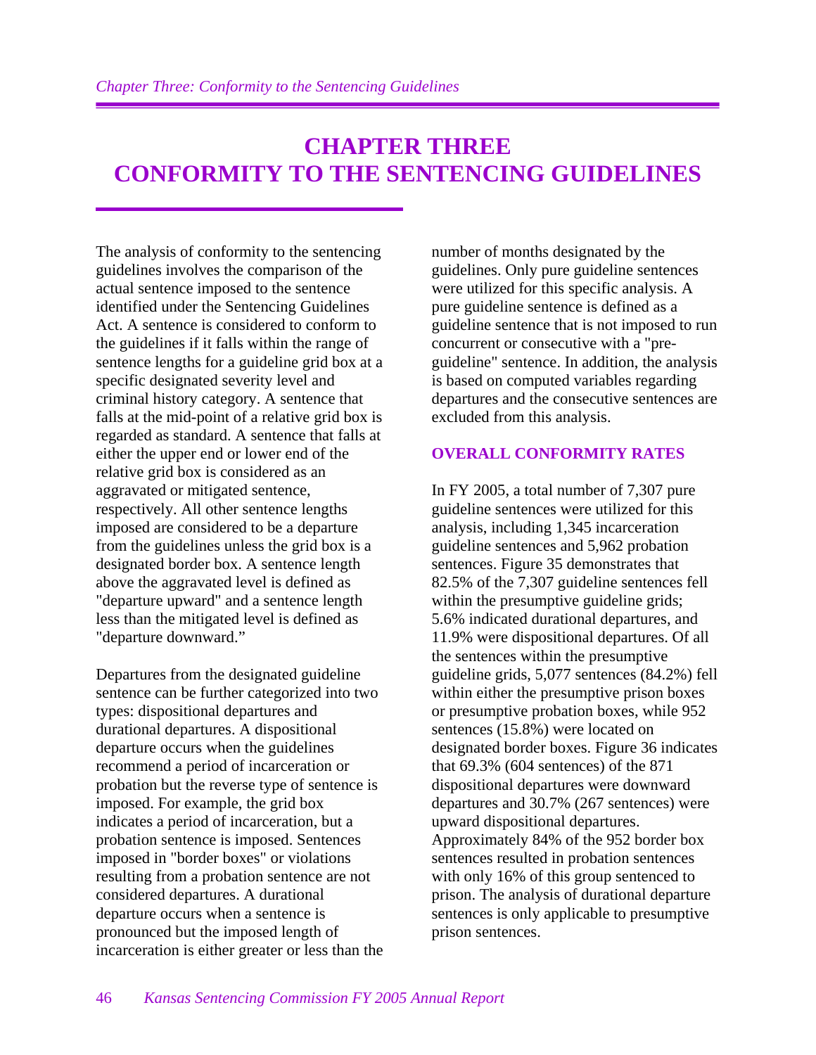# CHAPTER THREE
# CONFORMITY TO THE SENTENCING GUIDELINES

The analysis of conformity to the sentencing guidelines involves the comparison of the actual sentence imposed to the sentence identified under the Sentencing Guidelines Act. A sentence is considered to conform to the guidelines if it falls within the range of sentence lengths for a guideline grid box at a specific designated severity level and criminal history category. A sentence that falls at the mid-point of a relative grid box is regarded as standard. A sentence that falls at either the upper end or lower end of the relative grid box is considered as an aggravated or mitigated sentence, respectively. All other sentence lengths imposed are considered to be a departure from the guidelines unless the grid box is a designated border box. A sentence length above the aggravated level is defined as "departure upward" and a sentence length less than the mitigated level is defined as "departure downward."

Departures from the designated guideline sentence can be further categorized into two types: dispositional departures and durational departures. A dispositional departure occurs when the guidelines recommend a period of incarceration or probation but the reverse type of sentence is imposed. For example, the grid box indicates a period of incarceration, but a probation sentence is imposed. Sentences imposed in "border boxes" or violations resulting from a probation sentence are not considered departures. A durational departure occurs when a sentence is pronounced but the imposed length of incarceration is either greater or less than the number of months designated by the guidelines. Only pure guideline sentences were utilized for this specific analysis. A pure guideline sentence is defined as a guideline sentence that is not imposed to run concurrent or consecutive with a "pre-guideline" sentence. In addition, the analysis is based on computed variables regarding departures and the consecutive sentences are excluded from this analysis.

## OVERALL CONFORMITY RATES

In FY 2005, a total number of 7,307 pure guideline sentences were utilized for this analysis, including 1,345 incarceration guideline sentences and 5,962 probation sentences. Figure 35 demonstrates that 82.5% of the 7,307 guideline sentences fell within the presumptive guideline grids; 5.6% indicated durational departures, and 11.9% were dispositional departures. Of all the sentences within the presumptive guideline grids, 5,077 sentences (84.2%) fell within either the presumptive prison boxes or presumptive probation boxes, while 952 sentences (15.8%) were located on designated border boxes. Figure 36 indicates that 69.3% (604 sentences) of the 871 dispositional departures were downward departures and 30.7% (267 sentences) were upward dispositional departures. Approximately 84% of the 952 border box sentences resulted in probation sentences with only 16% of this group sentenced to prison. The analysis of durational departure sentences is only applicable to presumptive prison sentences.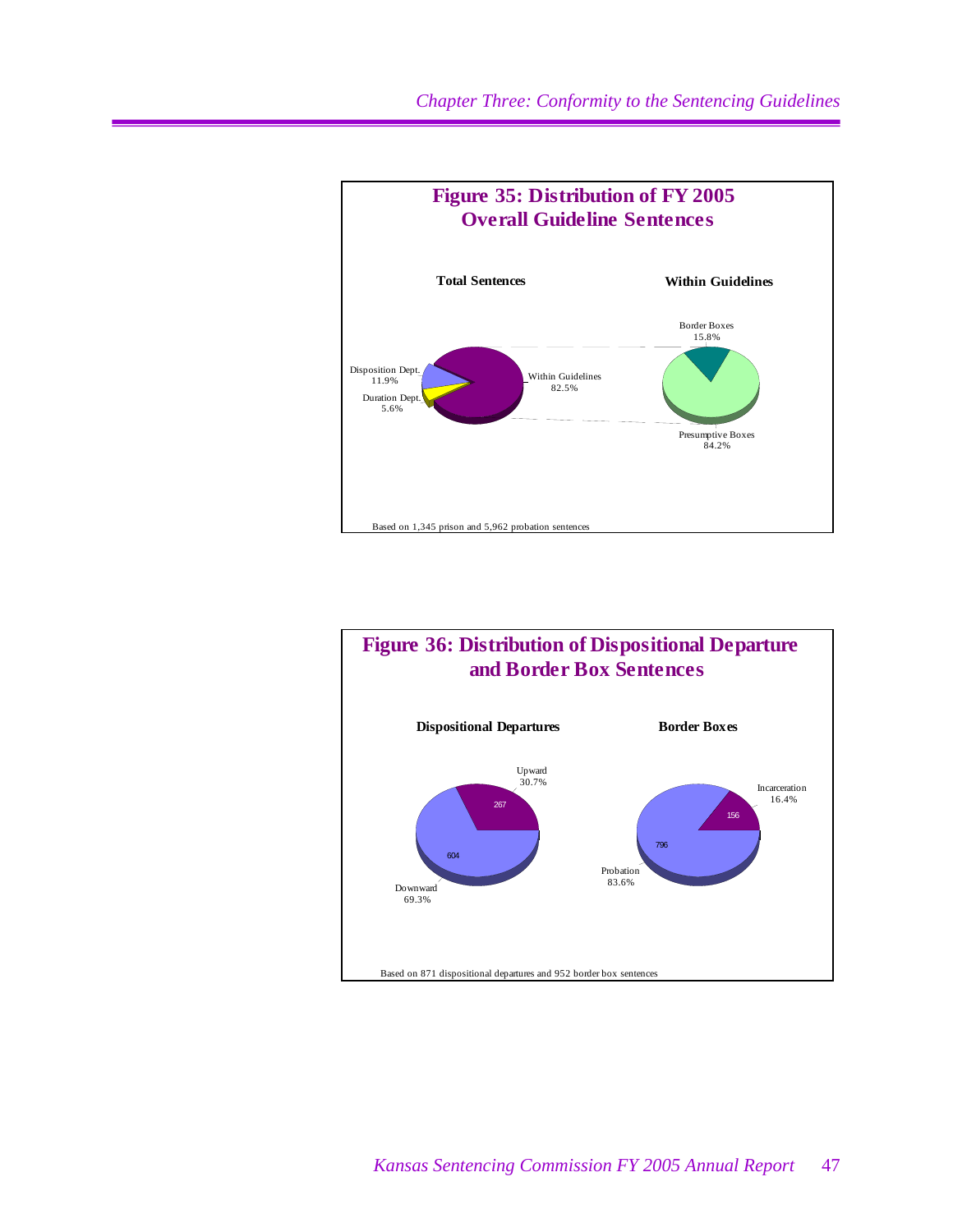**Figure 35: Distribution of FY 2005 Overall Guideline Sentences**

**Total Sentences**

- Within Guidelines 82.5%
- Disposition Dept. 11.9%
- Duration Dept. 5.6%

**Within Guidelines**

- Border Boxes 15.8%
- Presumptive Boxes 84.2%

Based on 1,345 prison and 5,962 probation sentences

**Figure 36: Distribution of Dispositional Departure and Border Box Sentences**

**Dispositional Departures**

- Upward 30.7% (267)
- Downward 69.3% (604)

**Border Boxes**

- Incarceration 16.4% (156)
- Probation 83.6% (796)

Based on 871 dispositional departures and 952 border box sentences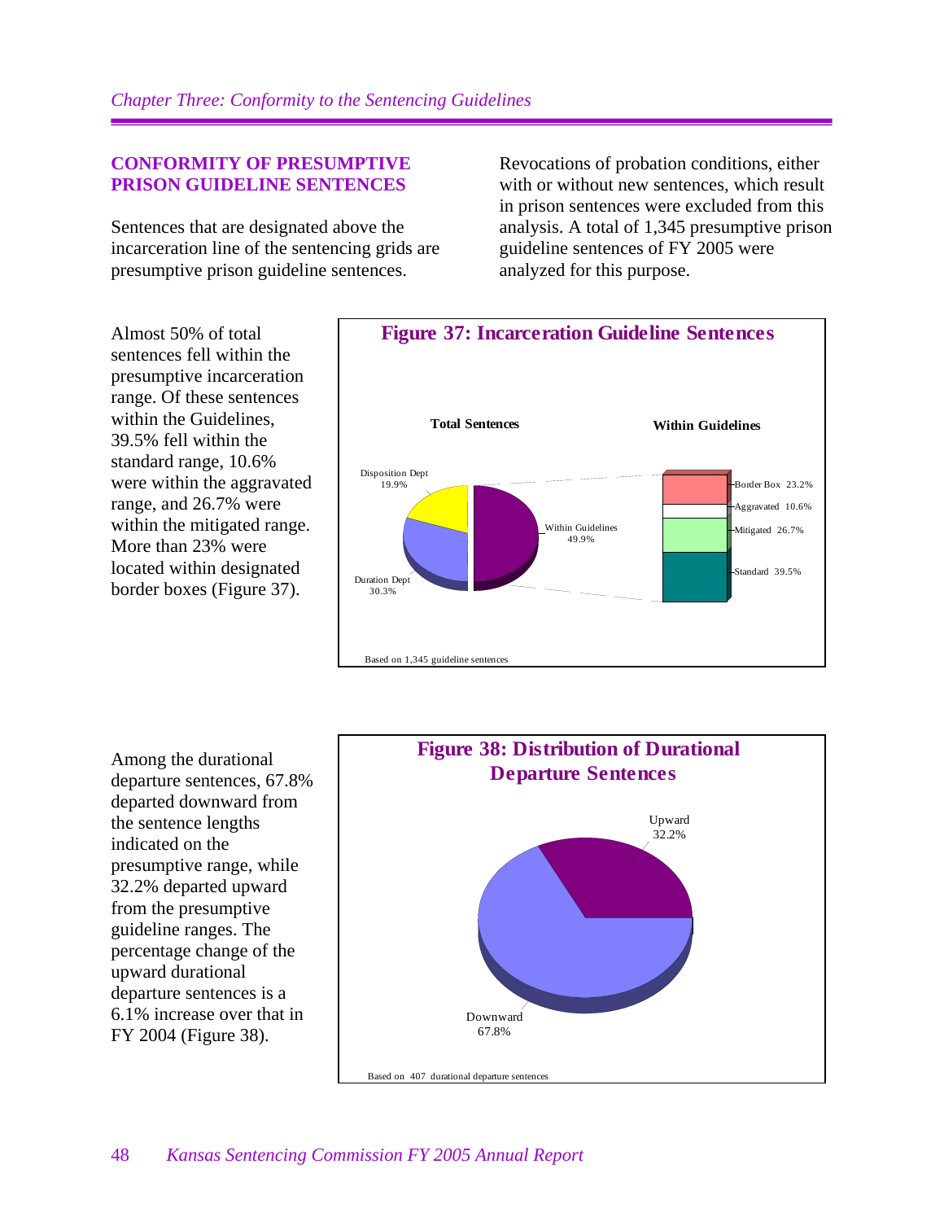## CONFORMITY OF PRESUMPTIVE PRISON GUIDELINE SENTENCES

Sentences that are designated above the incarceration line of the sentencing grids are presumptive prison guideline sentences.

Revocations of probation conditions, either with or without new sentences, which result in prison sentences were excluded from this analysis. A total of 1,345 presumptive prison guideline sentences of FY 2005 were analyzed for this purpose.

Almost 50% of total sentences fell within the presumptive incarceration range. Of these sentences within the Guidelines, 39.5% fell within the standard range, 10.6% were within the aggravated range, and 26.7% were within the mitigated range. More than 23% were located within designated border boxes (Figure 37).

**Figure 37: Incarceration Guideline Sentences**

Total Sentences

- Within Guidelines 49.9%
- Duration Dept 30.3%
- Disposition Dept 19.9%

Within Guidelines

- Border Box 23.2%
- Aggravated 10.6%
- Mitigated 26.7%
- Standard 39.5%

Based on 1,345 guideline sentences

Among the durational departure sentences, 67.8% departed downward from the sentence lengths indicated on the presumptive range, while 32.2% departed upward from the presumptive guideline ranges. The percentage change of the upward durational departure sentences is a 6.1% increase over that in FY 2004 (Figure 38).

**Figure 38: Distribution of Durational Departure Sentences**

- Upward 32.2%
- Downward 67.8%

Based on 407 durational departure sentences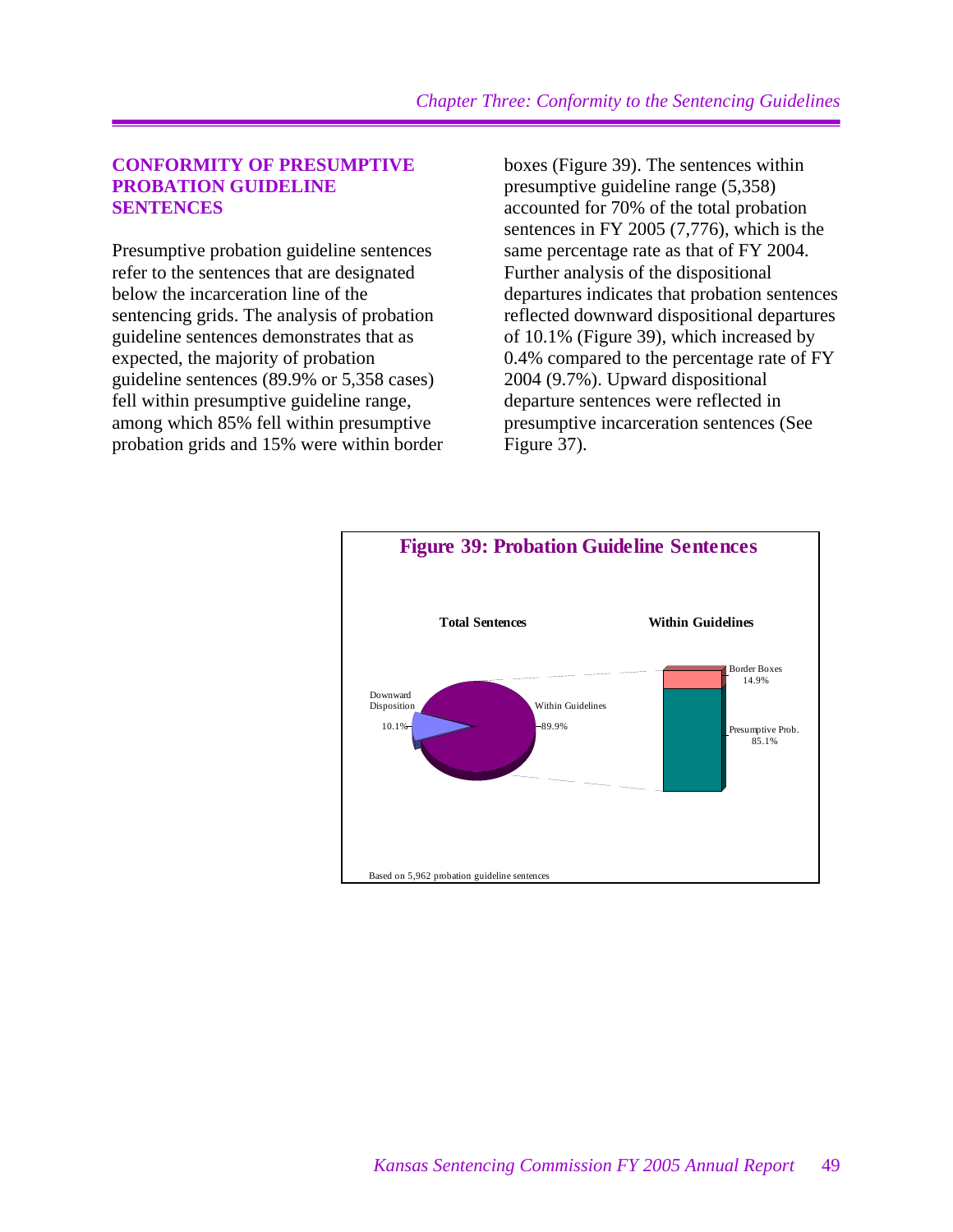## CONFORMITY OF PRESUMPTIVE PROBATION GUIDELINE SENTENCES

Presumptive probation guideline sentences refer to the sentences that are designated below the incarceration line of the sentencing grids. The analysis of probation guideline sentences demonstrates that as expected, the majority of probation guideline sentences (89.9% or 5,358 cases) fell within presumptive guideline range, among which 85% fell within presumptive probation grids and 15% were within border boxes (Figure 39). The sentences within presumptive guideline range (5,358) accounted for 70% of the total probation sentences in FY 2005 (7,776), which is the same percentage rate as that of FY 2004. Further analysis of the dispositional departures indicates that probation sentences reflected downward dispositional departures of 10.1% (Figure 39), which increased by 0.4% compared to the percentage rate of FY 2004 (9.7%). Upward dispositional departure sentences were reflected in presumptive incarceration sentences (See Figure 37).

**Figure 39: Probation Guideline Sentences**

**Total Sentences**

Downward Disposition 10.1%

Within Guidelines 89.9%

**Within Guidelines**

Border Boxes 14.9%

Presumptive Prob. 85.1%

Based on 5,962 probation guideline sentences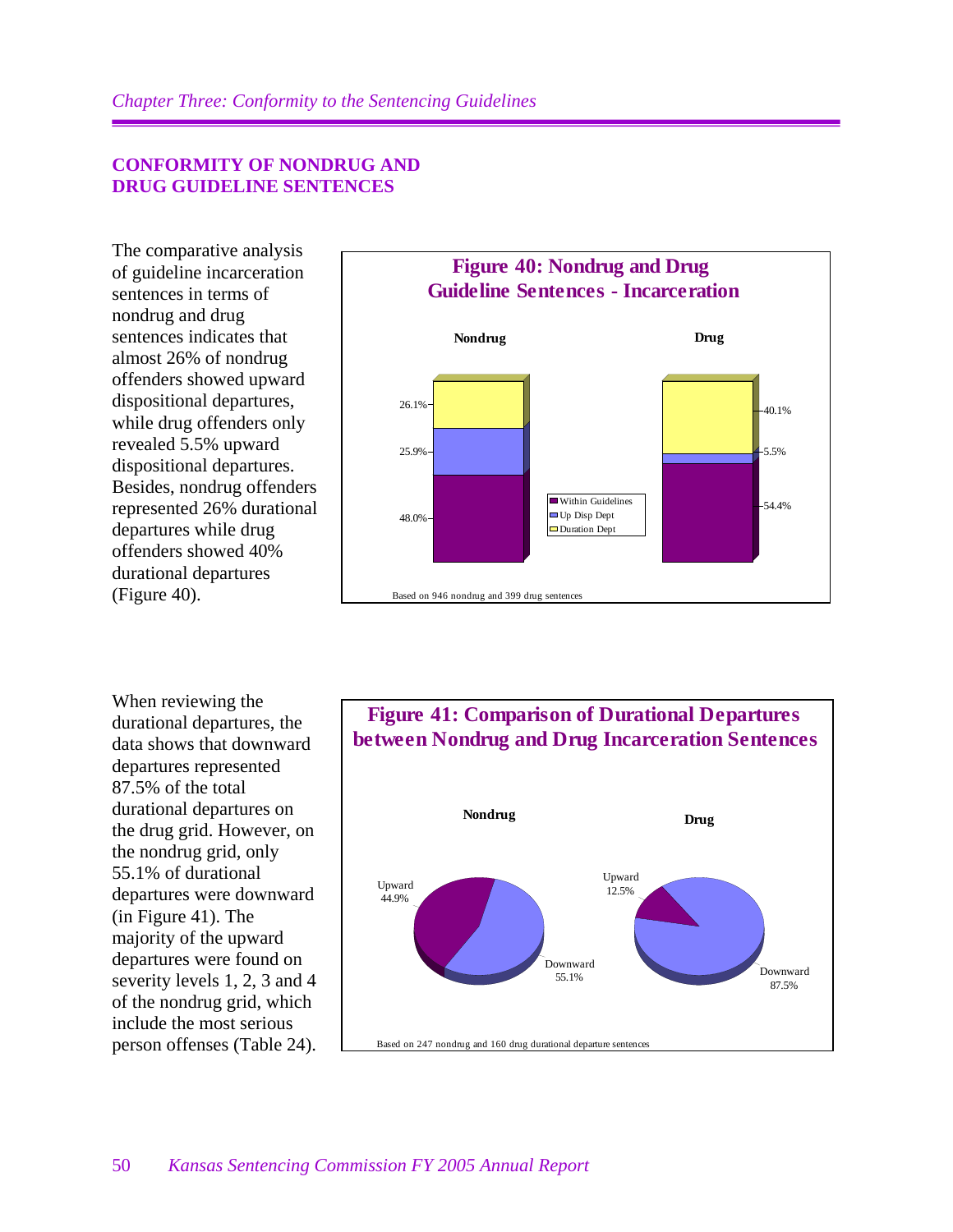## CONFORMITY OF NONDRUG AND DRUG GUIDELINE SENTENCES

The comparative analysis of guideline incarceration sentences in terms of nondrug and drug sentences indicates that almost 26% of nondrug offenders showed upward dispositional departures, while drug offenders only revealed 5.5% upward dispositional departures. Besides, nondrug offenders represented 26% durational departures while drug offenders showed 40% durational departures (Figure 40).

**Figure 40: Nondrug and Drug Guideline Sentences - Incarceration**

| | Nondrug | Drug |
|---|---|---|
| Within Guidelines | 48.0% | 54.4% |
| Up Disp Dept | 25.9% | 5.5% |
| Duration Dept | 26.1% | 40.1% |

Based on 946 nondrug and 399 drug sentences

When reviewing the durational departures, the data shows that downward departures represented 87.5% of the total durational departures on the drug grid. However, on the nondrug grid, only 55.1% of durational departures were downward (in Figure 41). The majority of the upward departures were found on severity levels 1, 2, 3 and 4 of the nondrug grid, which include the most serious person offenses (Table 24).

**Figure 41: Comparison of Durational Departures between Nondrug and Drug Incarceration Sentences**

| | Nondrug | Drug |
|---|---|---|
| Upward | 44.9% | 12.5% |
| Downward | 55.1% | 87.5% |

Based on 247 nondrug and 160 drug durational departure sentences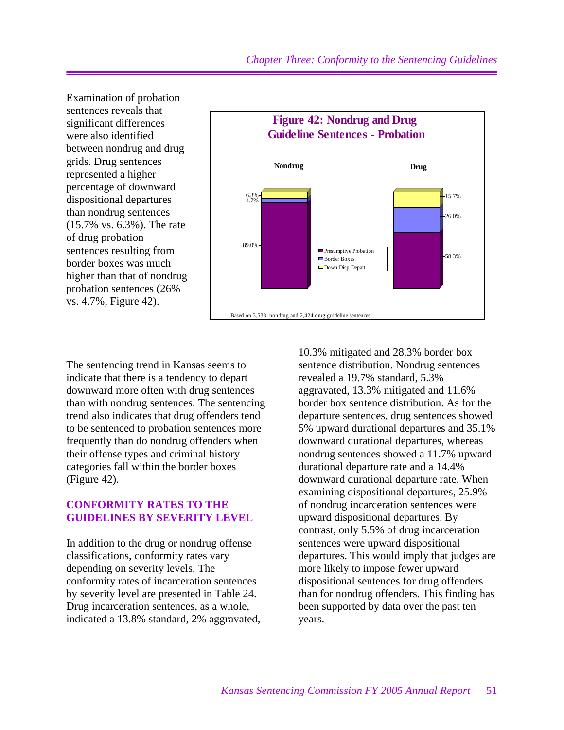Examination of probation sentences reveals that significant differences were also identified between nondrug and drug grids. Drug sentences represented a higher percentage of downward dispositional departures than nondrug sentences (15.7% vs. 6.3%). The rate of drug probation sentences resulting from border boxes was much higher than that of nondrug probation sentences (26% vs. 4.7%, Figure 42).

**Figure 42: Nondrug and Drug Guideline Sentences - Probation**

| | Nondrug | Drug |
|---|---|---|
| Presumptive Probation | 89.0% | 58.3% |
| Border Boxes | 4.7% | 26.0% |
| Down Disp Depart | 6.3% | 15.7% |

Based on 3,538 nondrug and 2,424 drug guideline sentences

The sentencing trend in Kansas seems to indicate that there is a tendency to depart downward more often with drug sentences than with nondrug sentences. The sentencing trend also indicates that drug offenders tend to be sentenced to probation sentences more frequently than do nondrug offenders when their offense types and criminal history categories fall within the border boxes (Figure 42).

## CONFORMITY RATES TO THE GUIDELINES BY SEVERITY LEVEL

In addition to the drug or nondrug offense classifications, conformity rates vary depending on severity levels. The conformity rates of incarceration sentences by severity level are presented in Table 24. Drug incarceration sentences, as a whole, indicated a 13.8% standard, 2% aggravated, 10.3% mitigated and 28.3% border box sentence distribution. Nondrug sentences revealed a 19.7% standard, 5.3% aggravated, 13.3% mitigated and 11.6% border box sentence distribution. As for the departure sentences, drug sentences showed 5% upward durational departures and 35.1% downward durational departures, whereas nondrug sentences showed a 11.7% upward durational departure rate and a 14.4% downward durational departure rate. When examining dispositional departures, 25.9% of nondrug incarceration sentences were upward dispositional departures. By contrast, only 5.5% of drug incarceration sentences were upward dispositional departures. This would imply that judges are more likely to impose fewer upward dispositional sentences for drug offenders than for nondrug offenders. This finding has been supported by data over the past ten years.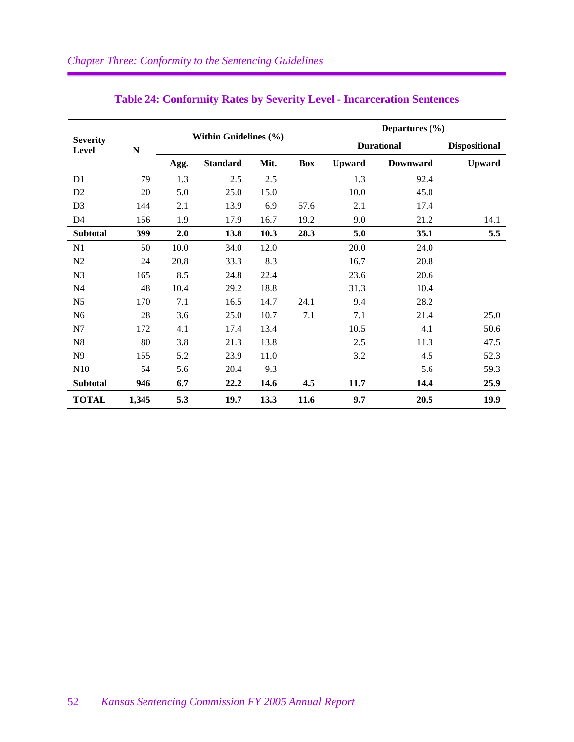## Table 24: Conformity Rates by Severity Level - Incarceration Sentences

| Severity Level | N | Within Guidelines (%) | | | | Departures (%) | | |
|---|---|---|---|---|---|---|---|---|
| | | | | | | Durational | | Dispositional |
| | | Agg. | Standard | Mit. | Box | Upward | Downward | Upward |
| D1 | 79 | 1.3 | 2.5 | 2.5 | | 1.3 | 92.4 | |
| D2 | 20 | 5.0 | 25.0 | 15.0 | | 10.0 | 45.0 | |
| D3 | 144 | 2.1 | 13.9 | 6.9 | 57.6 | 2.1 | 17.4 | |
| D4 | 156 | 1.9 | 17.9 | 16.7 | 19.2 | 9.0 | 21.2 | 14.1 |
| **Subtotal** | **399** | **2.0** | **13.8** | **10.3** | **28.3** | **5.0** | **35.1** | **5.5** |
| N1 | 50 | 10.0 | 34.0 | 12.0 | | 20.0 | 24.0 | |
| N2 | 24 | 20.8 | 33.3 | 8.3 | | 16.7 | 20.8 | |
| N3 | 165 | 8.5 | 24.8 | 22.4 | | 23.6 | 20.6 | |
| N4 | 48 | 10.4 | 29.2 | 18.8 | | 31.3 | 10.4 | |
| N5 | 170 | 7.1 | 16.5 | 14.7 | 24.1 | 9.4 | 28.2 | |
| N6 | 28 | 3.6 | 25.0 | 10.7 | 7.1 | 7.1 | 21.4 | 25.0 |
| N7 | 172 | 4.1 | 17.4 | 13.4 | | 10.5 | 4.1 | 50.6 |
| N8 | 80 | 3.8 | 21.3 | 13.8 | | 2.5 | 11.3 | 47.5 |
| N9 | 155 | 5.2 | 23.9 | 11.0 | | 3.2 | 4.5 | 52.3 |
| N10 | 54 | 5.6 | 20.4 | 9.3 | | | 5.6 | 59.3 |
| **Subtotal** | **946** | **6.7** | **22.2** | **14.6** | **4.5** | **11.7** | **14.4** | **25.9** |
| **TOTAL** | **1,345** | **5.3** | **19.7** | **13.3** | **11.6** | **9.7** | **20.5** | **19.9** |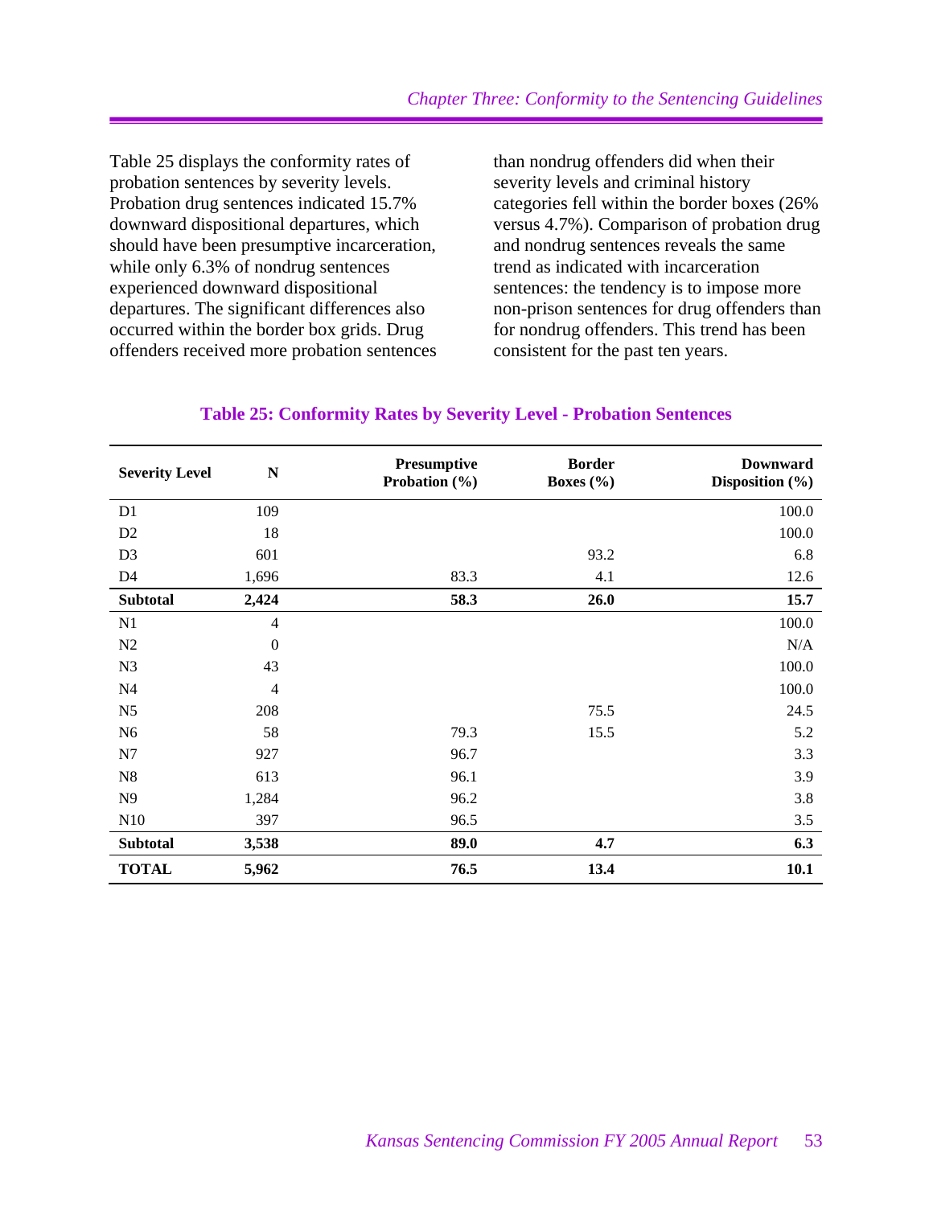Table 25 displays the conformity rates of probation sentences by severity levels. Probation drug sentences indicated 15.7% downward dispositional departures, which should have been presumptive incarceration, while only 6.3% of nondrug sentences experienced downward dispositional departures. The significant differences also occurred within the border box grids. Drug offenders received more probation sentences than nondrug offenders did when their severity levels and criminal history categories fell within the border boxes (26% versus 4.7%). Comparison of probation drug and nondrug sentences reveals the same trend as indicated with incarceration sentences: the tendency is to impose more non-prison sentences for drug offenders than for nondrug offenders. This trend has been consistent for the past ten years.

**Table 25: Conformity Rates by Severity Level - Probation Sentences**

| Severity Level | N | Presumptive Probation (%) | Border Boxes (%) | Downward Disposition (%) |
|---|---|---|---|---|
| D1 | 109 | | | 100.0 |
| D2 | 18 | | | 100.0 |
| D3 | 601 | | 93.2 | 6.8 |
| D4 | 1,696 | 83.3 | 4.1 | 12.6 |
| **Subtotal** | **2,424** | **58.3** | **26.0** | **15.7** |
| N1 | 4 | | | 100.0 |
| N2 | 0 | | | N/A |
| N3 | 43 | | | 100.0 |
| N4 | 4 | | | 100.0 |
| N5 | 208 | | 75.5 | 24.5 |
| N6 | 58 | 79.3 | 15.5 | 5.2 |
| N7 | 927 | 96.7 | | 3.3 |
| N8 | 613 | 96.1 | | 3.9 |
| N9 | 1,284 | 96.2 | | 3.8 |
| N10 | 397 | 96.5 | | 3.5 |
| **Subtotal** | **3,538** | **89.0** | **4.7** | **6.3** |
| **TOTAL** | **5,962** | **76.5** | **13.4** | **10.1** |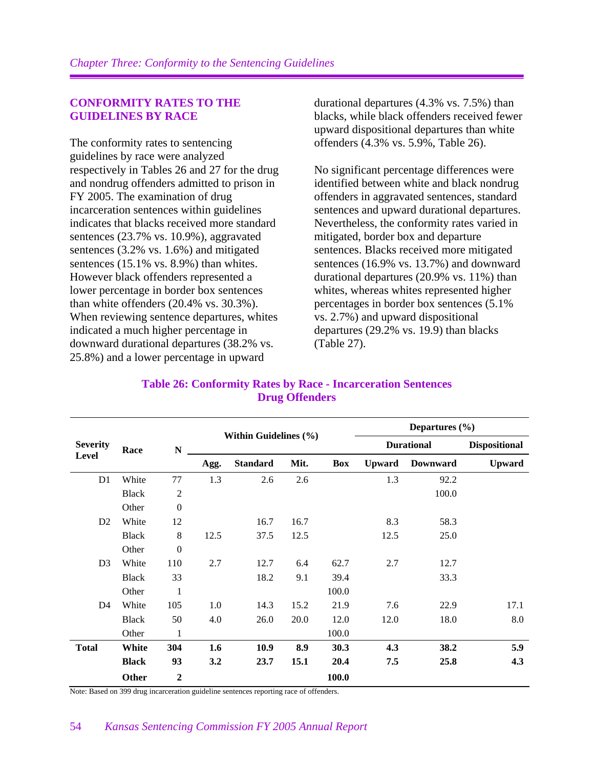## CONFORMITY RATES TO THE GUIDELINES BY RACE

The conformity rates to sentencing guidelines by race were analyzed respectively in Tables 26 and 27 for the drug and nondrug offenders admitted to prison in FY 2005. The examination of drug incarceration sentences within guidelines indicates that blacks received more standard sentences (23.7% vs. 10.9%), aggravated sentences (3.2% vs. 1.6%) and mitigated sentences (15.1% vs. 8.9%) than whites. However black offenders represented a lower percentage in border box sentences than white offenders (20.4% vs. 30.3%). When reviewing sentence departures, whites indicated a much higher percentage in downward durational departures (38.2% vs. 25.8%) and a lower percentage in upward durational departures (4.3% vs. 7.5%) than blacks, while black offenders received fewer upward dispositional departures than white offenders (4.3% vs. 5.9%, Table 26).

No significant percentage differences were identified between white and black nondrug offenders in aggravated sentences, standard sentences and upward durational departures. Nevertheless, the conformity rates varied in mitigated, border box and departure sentences. Blacks received more mitigated sentences (16.9% vs. 13.7%) and downward durational departures (20.9% vs. 11%) than whites, whereas whites represented higher percentages in border box sentences (5.1% vs. 2.7%) and upward dispositional departures (29.2% vs. 19.9) than blacks (Table 27).

### Table 26: Conformity Rates by Race - Incarceration Sentences Drug Offenders

| Severity Level | Race | N | Within Guidelines (%) | | | | Departures (%) | | |
|---|---|---|---|---|---|---|---|---|---|
| | | | | | | | Durational | | Dispositional |
| | | | Agg. | Standard | Mit. | Box | Upward | Downward | Upward |
| D1 | White | 77 | 1.3 | 2.6 | 2.6 | | 1.3 | 92.2 | |
| | Black | 2 | | | | | | 100.0 | |
| | Other | 0 | | | | | | | |
| D2 | White | 12 | | 16.7 | 16.7 | | 8.3 | 58.3 | |
| | Black | 8 | 12.5 | 37.5 | 12.5 | | 12.5 | 25.0 | |
| | Other | 0 | | | | | | | |
| D3 | White | 110 | 2.7 | 12.7 | 6.4 | 62.7 | 2.7 | 12.7 | |
| | Black | 33 | | 18.2 | 9.1 | 39.4 | | 33.3 | |
| | Other | 1 | | | | 100.0 | | | |
| D4 | White | 105 | 1.0 | 14.3 | 15.2 | 21.9 | 7.6 | 22.9 | 17.1 |
| | Black | 50 | 4.0 | 26.0 | 20.0 | 12.0 | 12.0 | 18.0 | 8.0 |
| | Other | 1 | | | | 100.0 | | | |
| **Total** | **White** | **304** | **1.6** | **10.9** | **8.9** | **30.3** | **4.3** | **38.2** | **5.9** |
| | **Black** | **93** | **3.2** | **23.7** | **15.1** | **20.4** | **7.5** | **25.8** | **4.3** |
| | **Other** | **2** | | | | **100.0** | | | |

Note: Based on 399 drug incarceration guideline sentences reporting race of offenders.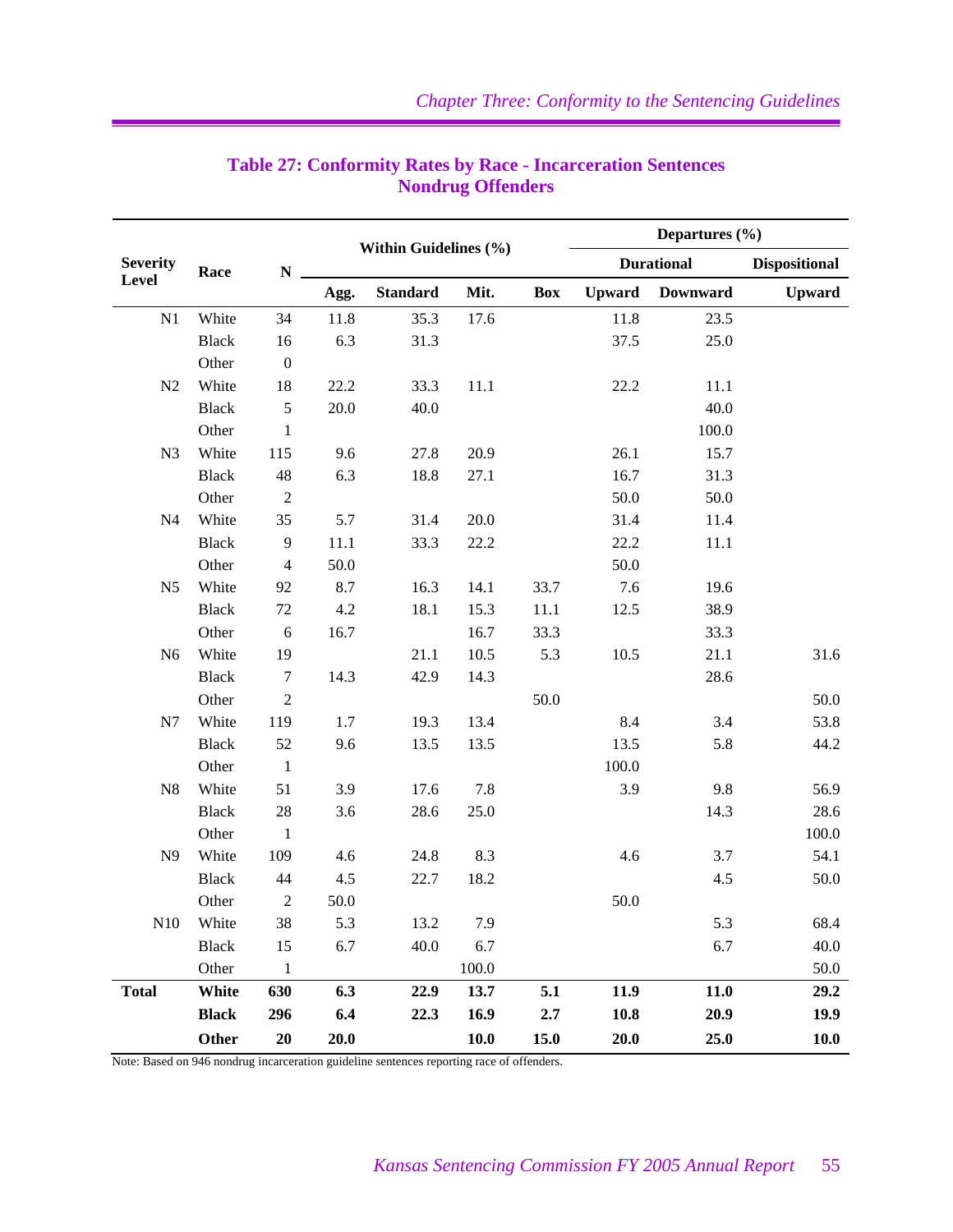## Table 27: Conformity Rates by Race - Incarceration Sentences Nondrug Offenders

| Severity Level | Race | N | Within Guidelines (%) | | | | Departures (%) | | |
|---|---|---|---|---|---|---|---|---|---|
| | | | | | | | Durational | | Dispositional |
| | | | Agg. | Standard | Mit. | Box | Upward | Downward | Upward |
| N1 | White | 34 | 11.8 | 35.3 | 17.6 | | 11.8 | 23.5 | |
| | Black | 16 | 6.3 | 31.3 | | | 37.5 | 25.0 | |
| | Other | 0 | | | | | | | |
| N2 | White | 18 | 22.2 | 33.3 | 11.1 | | 22.2 | 11.1 | |
| | Black | 5 | 20.0 | 40.0 | | | | 40.0 | |
| | Other | 1 | | | | | | 100.0 | |
| N3 | White | 115 | 9.6 | 27.8 | 20.9 | | 26.1 | 15.7 | |
| | Black | 48 | 6.3 | 18.8 | 27.1 | | 16.7 | 31.3 | |
| | Other | 2 | | | | | 50.0 | 50.0 | |
| N4 | White | 35 | 5.7 | 31.4 | 20.0 | | 31.4 | 11.4 | |
| | Black | 9 | 11.1 | 33.3 | 22.2 | | 22.2 | 11.1 | |
| | Other | 4 | 50.0 | | | | 50.0 | | |
| N5 | White | 92 | 8.7 | 16.3 | 14.1 | 33.7 | 7.6 | 19.6 | |
| | Black | 72 | 4.2 | 18.1 | 15.3 | 11.1 | 12.5 | 38.9 | |
| | Other | 6 | 16.7 | | 16.7 | 33.3 | | 33.3 | |
| N6 | White | 19 | | 21.1 | 10.5 | 5.3 | 10.5 | 21.1 | 31.6 |
| | Black | 7 | 14.3 | 42.9 | 14.3 | | | 28.6 | |
| | Other | 2 | | | | 50.0 | | | 50.0 |
| N7 | White | 119 | 1.7 | 19.3 | 13.4 | | 8.4 | 3.4 | 53.8 |
| | Black | 52 | 9.6 | 13.5 | 13.5 | | 13.5 | 5.8 | 44.2 |
| | Other | 1 | | | | | 100.0 | | |
| N8 | White | 51 | 3.9 | 17.6 | 7.8 | | 3.9 | 9.8 | 56.9 |
| | Black | 28 | 3.6 | 28.6 | 25.0 | | | 14.3 | 28.6 |
| | Other | 1 | | | | | | | 100.0 |
| N9 | White | 109 | 4.6 | 24.8 | 8.3 | | 4.6 | 3.7 | 54.1 |
| | Black | 44 | 4.5 | 22.7 | 18.2 | | | 4.5 | 50.0 |
| | Other | 2 | 50.0 | | | | 50.0 | | |
| N10 | White | 38 | 5.3 | 13.2 | 7.9 | | | 5.3 | 68.4 |
| | Black | 15 | 6.7 | 40.0 | 6.7 | | | 6.7 | 40.0 |
| | Other | 1 | | | 100.0 | | | | 50.0 |
| **Total** | **White** | **630** | **6.3** | **22.9** | **13.7** | **5.1** | **11.9** | **11.0** | **29.2** |
| | **Black** | **296** | **6.4** | **22.3** | **16.9** | **2.7** | **10.8** | **20.9** | **19.9** |
| | **Other** | **20** | **20.0** | | **10.0** | **15.0** | **20.0** | **25.0** | **10.0** |

Note: Based on 946 nondrug incarceration guideline sentences reporting race of offenders.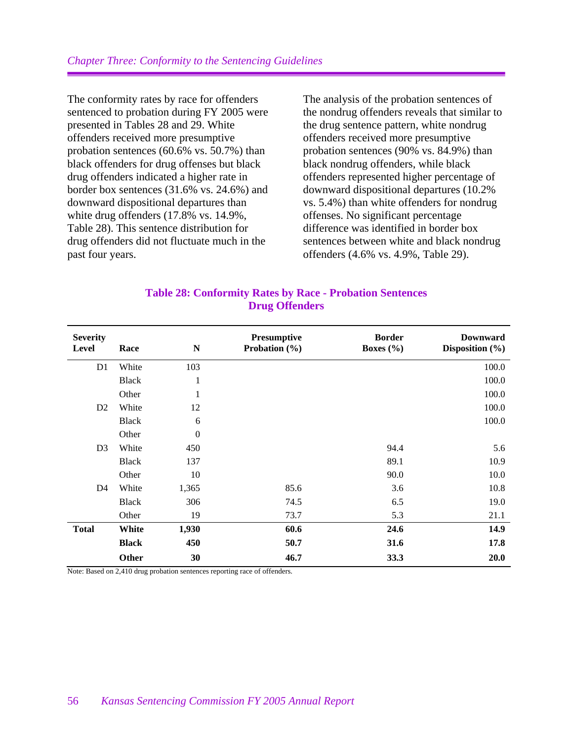The conformity rates by race for offenders sentenced to probation during FY 2005 were presented in Tables 28 and 29. White offenders received more presumptive probation sentences (60.6% vs. 50.7%) than black offenders for drug offenses but black drug offenders indicated a higher rate in border box sentences (31.6% vs. 24.6%) and downward dispositional departures than white drug offenders (17.8% vs. 14.9%, Table 28). This sentence distribution for drug offenders did not fluctuate much in the past four years.

The analysis of the probation sentences of the nondrug offenders reveals that similar to the drug sentence pattern, white nondrug offenders received more presumptive probation sentences (90% vs. 84.9%) than black nondrug offenders, while black offenders represented higher percentage of downward dispositional departures (10.2% vs. 5.4%) than white offenders for nondrug offenses. No significant percentage difference was identified in border box sentences between white and black nondrug offenders (4.6% vs. 4.9%, Table 29).

**Table 28: Conformity Rates by Race - Probation Sentences Drug Offenders**

| Severity Level | Race | N | Presumptive Probation (%) | Border Boxes (%) | Downward Disposition (%) |
|---|---|---|---|---|---|
| D1 | White | 103 | | | 100.0 |
| | Black | 1 | | | 100.0 |
| | Other | 1 | | | 100.0 |
| D2 | White | 12 | | | 100.0 |
| | Black | 6 | | | 100.0 |
| | Other | 0 | | | |
| D3 | White | 450 | | 94.4 | 5.6 |
| | Black | 137 | | 89.1 | 10.9 |
| | Other | 10 | | 90.0 | 10.0 |
| D4 | White | 1,365 | 85.6 | 3.6 | 10.8 |
| | Black | 306 | 74.5 | 6.5 | 19.0 |
| | Other | 19 | 73.7 | 5.3 | 21.1 |
| **Total** | **White** | **1,930** | **60.6** | **24.6** | **14.9** |
| | **Black** | **450** | **50.7** | **31.6** | **17.8** |
| | **Other** | **30** | **46.7** | **33.3** | **20.0** |

Note: Based on 2,410 drug probation sentences reporting race of offenders.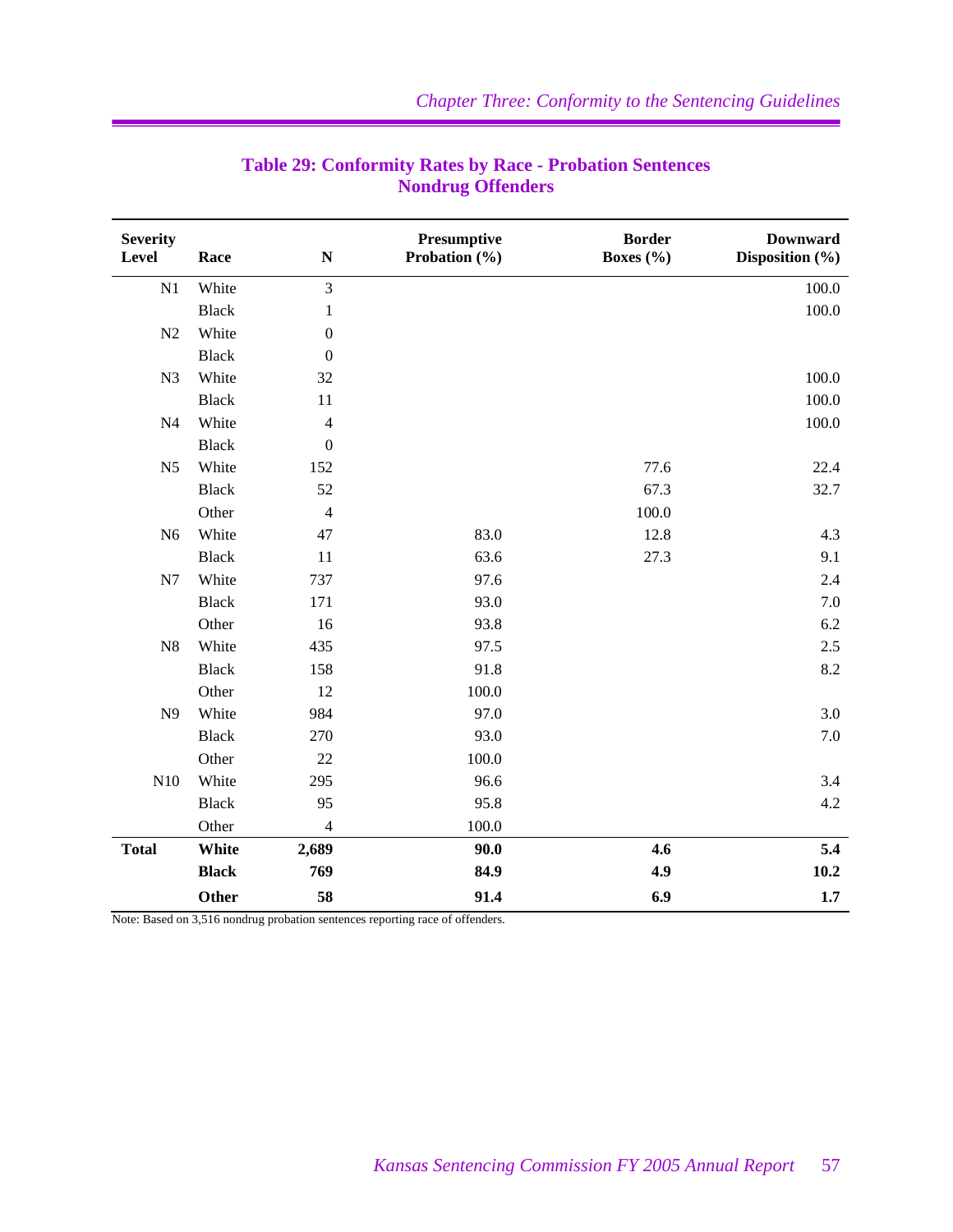## Table 29: Conformity Rates by Race - Probation Sentences Nondrug Offenders

| Severity Level | Race | N | Presumptive Probation (%) | Border Boxes (%) | Downward Disposition (%) |
|---|---|---|---|---|---|
| N1 | White | 3 | | | 100.0 |
| | Black | 1 | | | 100.0 |
| N2 | White | 0 | | | |
| | Black | 0 | | | |
| N3 | White | 32 | | | 100.0 |
| | Black | 11 | | | 100.0 |
| N4 | White | 4 | | | 100.0 |
| | Black | 0 | | | |
| N5 | White | 152 | | 77.6 | 22.4 |
| | Black | 52 | | 67.3 | 32.7 |
| | Other | 4 | | 100.0 | |
| N6 | White | 47 | 83.0 | 12.8 | 4.3 |
| | Black | 11 | 63.6 | 27.3 | 9.1 |
| N7 | White | 737 | 97.6 | | 2.4 |
| | Black | 171 | 93.0 | | 7.0 |
| | Other | 16 | 93.8 | | 6.2 |
| N8 | White | 435 | 97.5 | | 2.5 |
| | Black | 158 | 91.8 | | 8.2 |
| | Other | 12 | 100.0 | | |
| N9 | White | 984 | 97.0 | | 3.0 |
| | Black | 270 | 93.0 | | 7.0 |
| | Other | 22 | 100.0 | | |
| N10 | White | 295 | 96.6 | | 3.4 |
| | Black | 95 | 95.8 | | 4.2 |
| | Other | 4 | 100.0 | | |
| **Total** | **White** | **2,689** | **90.0** | **4.6** | **5.4** |
| | **Black** | **769** | **84.9** | **4.9** | **10.2** |
| | **Other** | **58** | **91.4** | **6.9** | **1.7** |

Note: Based on 3,516 nondrug probation sentences reporting race of offenders.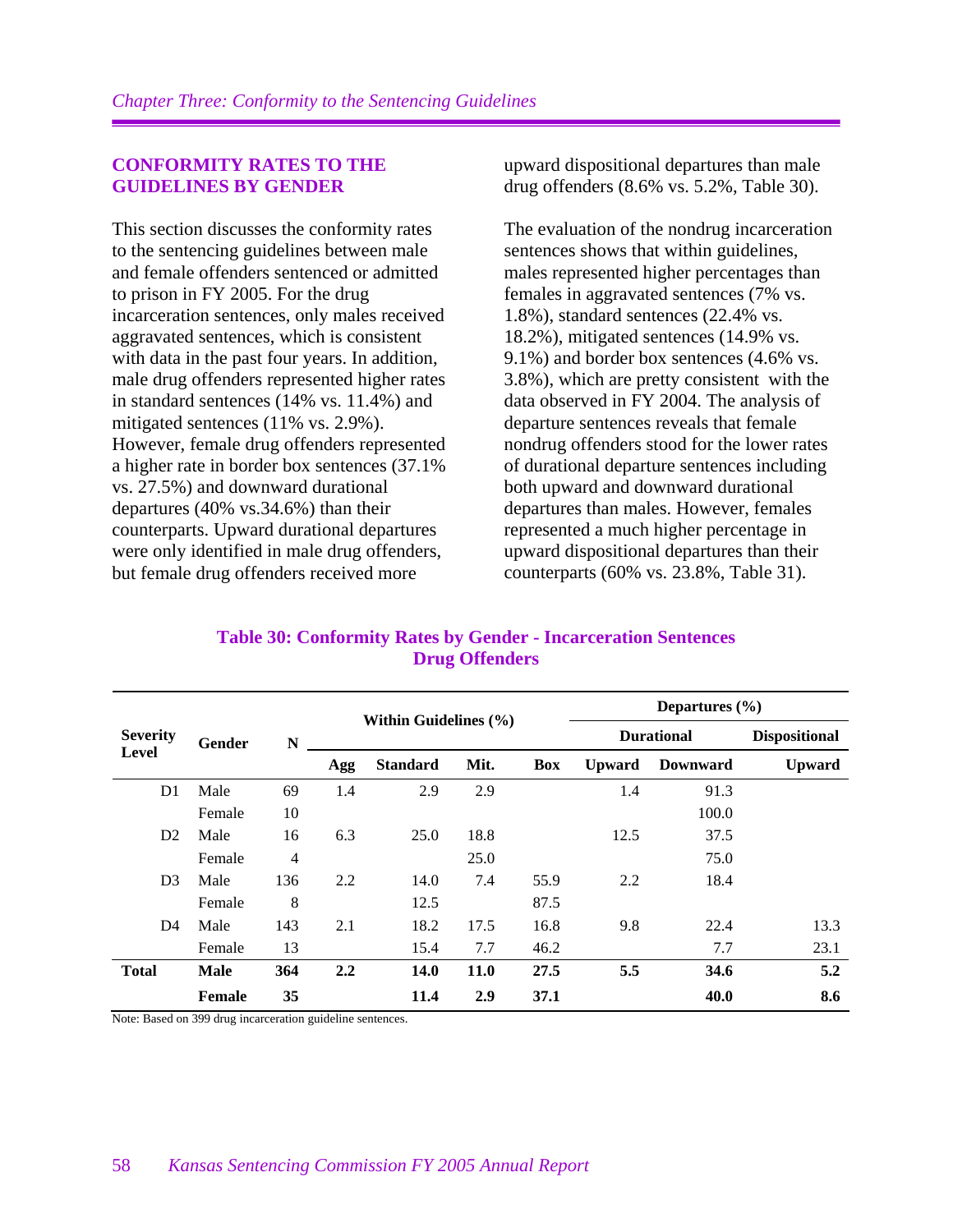## CONFORMITY RATES TO THE GUIDELINES BY GENDER

This section discusses the conformity rates to the sentencing guidelines between male and female offenders sentenced or admitted to prison in FY 2005. For the drug incarceration sentences, only males received aggravated sentences, which is consistent with data in the past four years. In addition, male drug offenders represented higher rates in standard sentences (14% vs. 11.4%) and mitigated sentences (11% vs. 2.9%). However, female drug offenders represented a higher rate in border box sentences (37.1% vs. 27.5%) and downward durational departures (40% vs.34.6%) than their counterparts. Upward durational departures were only identified in male drug offenders, but female drug offenders received more upward dispositional departures than male drug offenders (8.6% vs. 5.2%, Table 30).

The evaluation of the nondrug incarceration sentences shows that within guidelines, males represented higher percentages than females in aggravated sentences (7% vs. 1.8%), standard sentences (22.4% vs. 18.2%), mitigated sentences (14.9% vs. 9.1%) and border box sentences (4.6% vs. 3.8%), which are pretty consistent with the data observed in FY 2004. The analysis of departure sentences reveals that female nondrug offenders stood for the lower rates of durational departure sentences including both upward and downward durational departures than males. However, females represented a much higher percentage in upward dispositional departures than their counterparts (60% vs. 23.8%, Table 31).

### Table 30: Conformity Rates by Gender - Incarceration Sentences Drug Offenders

| Severity Level | Gender | N | Within Guidelines (%) | | | | Departures (%) | | |
|---|---|---|---|---|---|---|---|---|---|
| | | | | | | | Durational | | Dispositional |
| | | | Agg | Standard | Mit. | Box | Upward | Downward | Upward |
| D1 | Male | 69 | 1.4 | 2.9 | 2.9 | | 1.4 | 91.3 | |
| | Female | 10 | | | | | | 100.0 | |
| D2 | Male | 16 | 6.3 | 25.0 | 18.8 | | 12.5 | 37.5 | |
| | Female | 4 | | | 25.0 | | | 75.0 | |
| D3 | Male | 136 | 2.2 | 14.0 | 7.4 | 55.9 | 2.2 | 18.4 | |
| | Female | 8 | | 12.5 | | 87.5 | | | |
| D4 | Male | 143 | 2.1 | 18.2 | 17.5 | 16.8 | 9.8 | 22.4 | 13.3 |
| | Female | 13 | | 15.4 | 7.7 | 46.2 | | 7.7 | 23.1 |
| **Total** | **Male** | **364** | **2.2** | **14.0** | **11.0** | **27.5** | **5.5** | **34.6** | **5.2** |
| | **Female** | **35** | | **11.4** | **2.9** | **37.1** | | **40.0** | **8.6** |

Note: Based on 399 drug incarceration guideline sentences.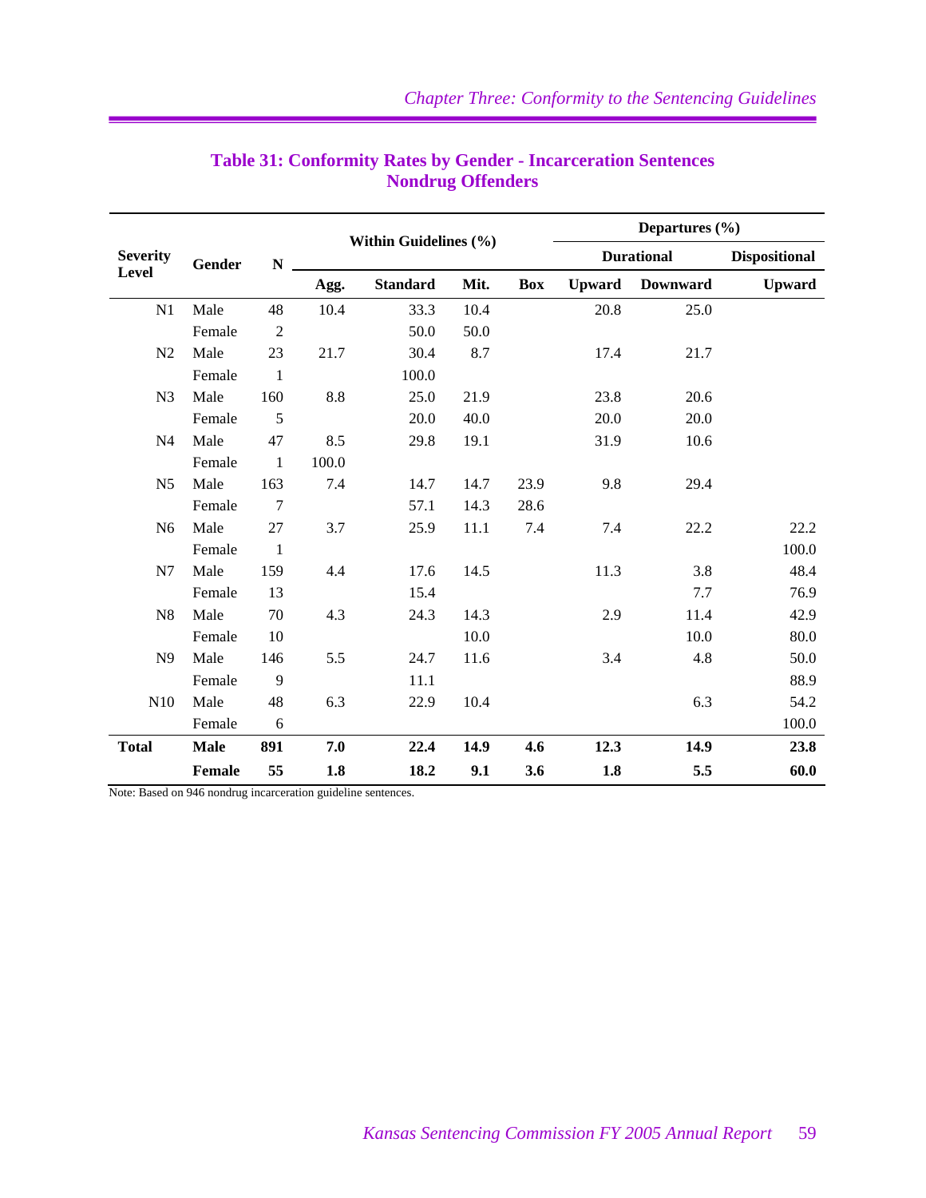## Table 31: Conformity Rates by Gender - Incarceration Sentences Nondrug Offenders

| Severity Level | Gender | N | Within Guidelines (%) | | | | Departures (%) | | |
|---|---|---|---|---|---|---|---|---|---|
| | | | | | | | Durational | | Dispositional |
| | | | Agg. | Standard | Mit. | Box | Upward | Downward | Upward |
| N1 | Male | 48 | 10.4 | 33.3 | 10.4 | | 20.8 | 25.0 | |
| | Female | 2 | | 50.0 | 50.0 | | | | |
| N2 | Male | 23 | 21.7 | 30.4 | 8.7 | | 17.4 | 21.7 | |
| | Female | 1 | | 100.0 | | | | | |
| N3 | Male | 160 | 8.8 | 25.0 | 21.9 | | 23.8 | 20.6 | |
| | Female | 5 | | 20.0 | 40.0 | | 20.0 | 20.0 | |
| N4 | Male | 47 | 8.5 | 29.8 | 19.1 | | 31.9 | 10.6 | |
| | Female | 1 | 100.0 | | | | | | |
| N5 | Male | 163 | 7.4 | 14.7 | 14.7 | 23.9 | 9.8 | 29.4 | |
| | Female | 7 | | 57.1 | 14.3 | 28.6 | | | |
| N6 | Male | 27 | 3.7 | 25.9 | 11.1 | 7.4 | 7.4 | 22.2 | 22.2 |
| | Female | 1 | | | | | | | 100.0 |
| N7 | Male | 159 | 4.4 | 17.6 | 14.5 | | 11.3 | 3.8 | 48.4 |
| | Female | 13 | | 15.4 | | | | 7.7 | 76.9 |
| N8 | Male | 70 | 4.3 | 24.3 | 14.3 | | 2.9 | 11.4 | 42.9 |
| | Female | 10 | | | 10.0 | | | 10.0 | 80.0 |
| N9 | Male | 146 | 5.5 | 24.7 | 11.6 | | 3.4 | 4.8 | 50.0 |
| | Female | 9 | | 11.1 | | | | | 88.9 |
| N10 | Male | 48 | 6.3 | 22.9 | 10.4 | | | 6.3 | 54.2 |
| | Female | 6 | | | | | | | 100.0 |
| **Total** | **Male** | **891** | **7.0** | **22.4** | **14.9** | **4.6** | **12.3** | **14.9** | **23.8** |
| | **Female** | **55** | **1.8** | **18.2** | **9.1** | **3.6** | **1.8** | **5.5** | **60.0** |

Note: Based on 946 nondrug incarceration guideline sentences.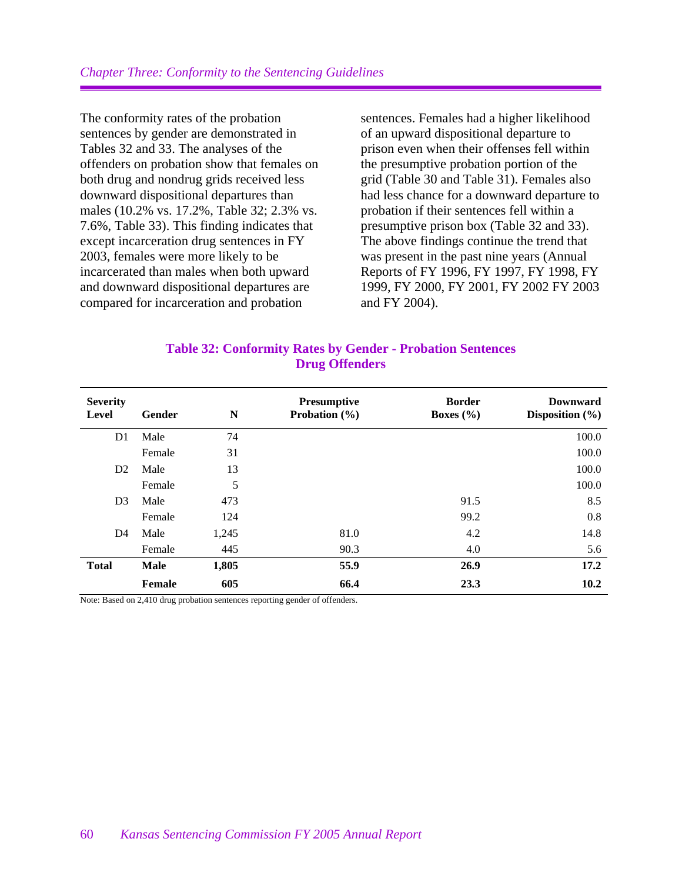The conformity rates of the probation sentences by gender are demonstrated in Tables 32 and 33. The analyses of the offenders on probation show that females on both drug and nondrug grids received less downward dispositional departures than males (10.2% vs. 17.2%, Table 32; 2.3% vs. 7.6%, Table 33). This finding indicates that except incarceration drug sentences in FY 2003, females were more likely to be incarcerated than males when both upward and downward dispositional departures are compared for incarceration and probation sentences. Females had a higher likelihood of an upward dispositional departure to prison even when their offenses fell within the presumptive probation portion of the grid (Table 30 and Table 31). Females also had less chance for a downward departure to probation if their sentences fell within a presumptive prison box (Table 32 and 33). The above findings continue the trend that was present in the past nine years (Annual Reports of FY 1996, FY 1997, FY 1998, FY 1999, FY 2000, FY 2001, FY 2002 FY 2003 and FY 2004).

### Table 32: Conformity Rates by Gender - Probation Sentences Drug Offenders

| Severity Level | Gender | N | Presumptive Probation (%) | Border Boxes (%) | Downward Disposition (%) |
|---|---|---|---|---|---|
| D1 | Male | 74 | | | 100.0 |
| | Female | 31 | | | 100.0 |
| D2 | Male | 13 | | | 100.0 |
| | Female | 5 | | | 100.0 |
| D3 | Male | 473 | | 91.5 | 8.5 |
| | Female | 124 | | 99.2 | 0.8 |
| D4 | Male | 1,245 | 81.0 | 4.2 | 14.8 |
| | Female | 445 | 90.3 | 4.0 | 5.6 |
| **Total** | **Male** | **1,805** | **55.9** | **26.9** | **17.2** |
| | **Female** | **605** | **66.4** | **23.3** | **10.2** |

Note: Based on 2,410 drug probation sentences reporting gender of offenders.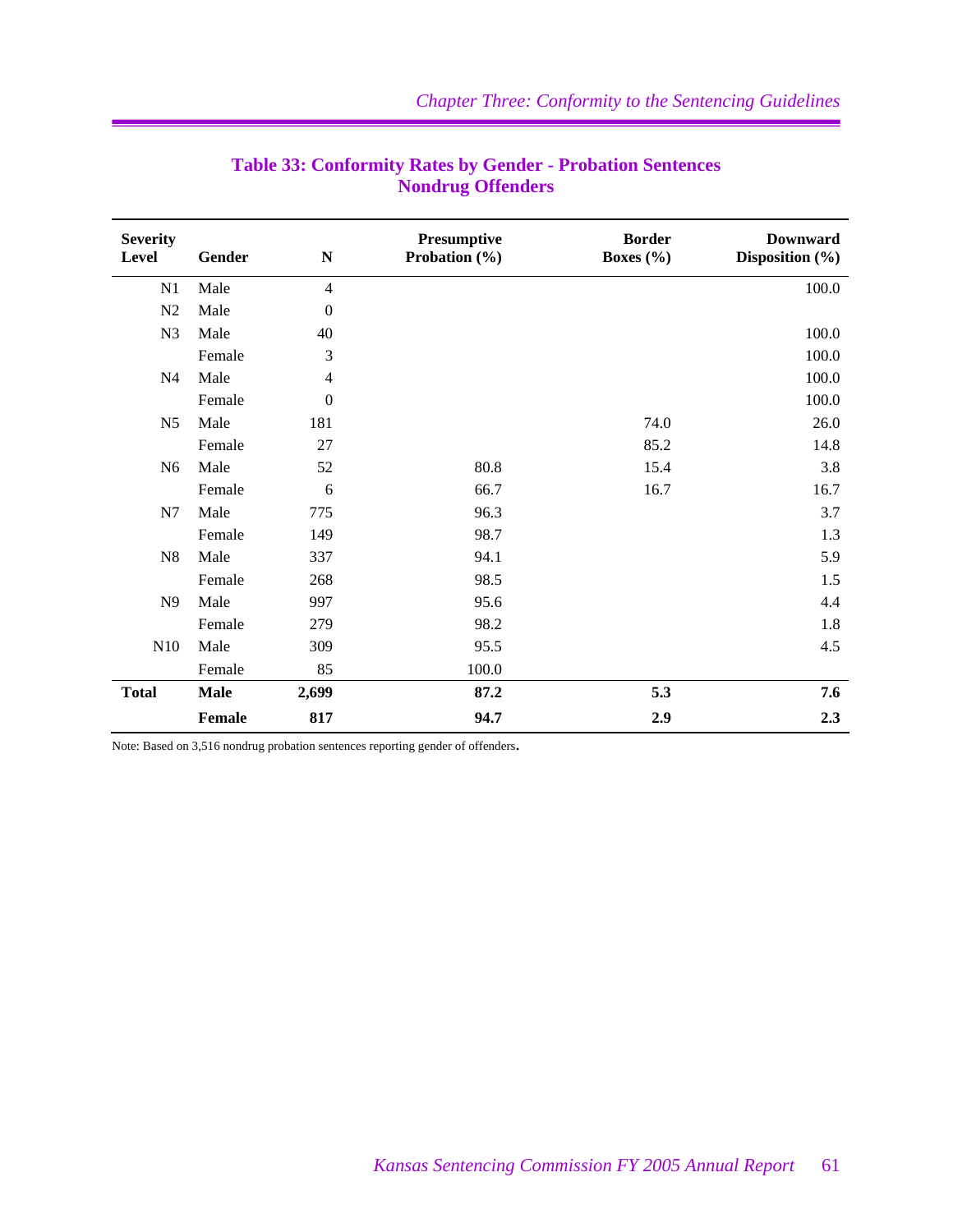**Table 33: Conformity Rates by Gender - Probation Sentences Nondrug Offenders**

| Severity Level | Gender | N | Presumptive Probation (%) | Border Boxes (%) | Downward Disposition (%) |
|---|---|---|---|---|---|
| N1 | Male | 4 | | | 100.0 |
| N2 | Male | 0 | | | |
| N3 | Male | 40 | | | 100.0 |
| | Female | 3 | | | 100.0 |
| N4 | Male | 4 | | | 100.0 |
| | Female | 0 | | | 100.0 |
| N5 | Male | 181 | | 74.0 | 26.0 |
| | Female | 27 | | 85.2 | 14.8 |
| N6 | Male | 52 | 80.8 | 15.4 | 3.8 |
| | Female | 6 | 66.7 | 16.7 | 16.7 |
| N7 | Male | 775 | 96.3 | | 3.7 |
| | Female | 149 | 98.7 | | 1.3 |
| N8 | Male | 337 | 94.1 | | 5.9 |
| | Female | 268 | 98.5 | | 1.5 |
| N9 | Male | 997 | 95.6 | | 4.4 |
| | Female | 279 | 98.2 | | 1.8 |
| N10 | Male | 309 | 95.5 | | 4.5 |
| | Female | 85 | 100.0 | | |
| **Total** | **Male** | **2,699** | **87.2** | **5.3** | **7.6** |
| | **Female** | **817** | **94.7** | **2.9** | **2.3** |

Note: Based on 3,516 nondrug probation sentences reporting gender of offenders.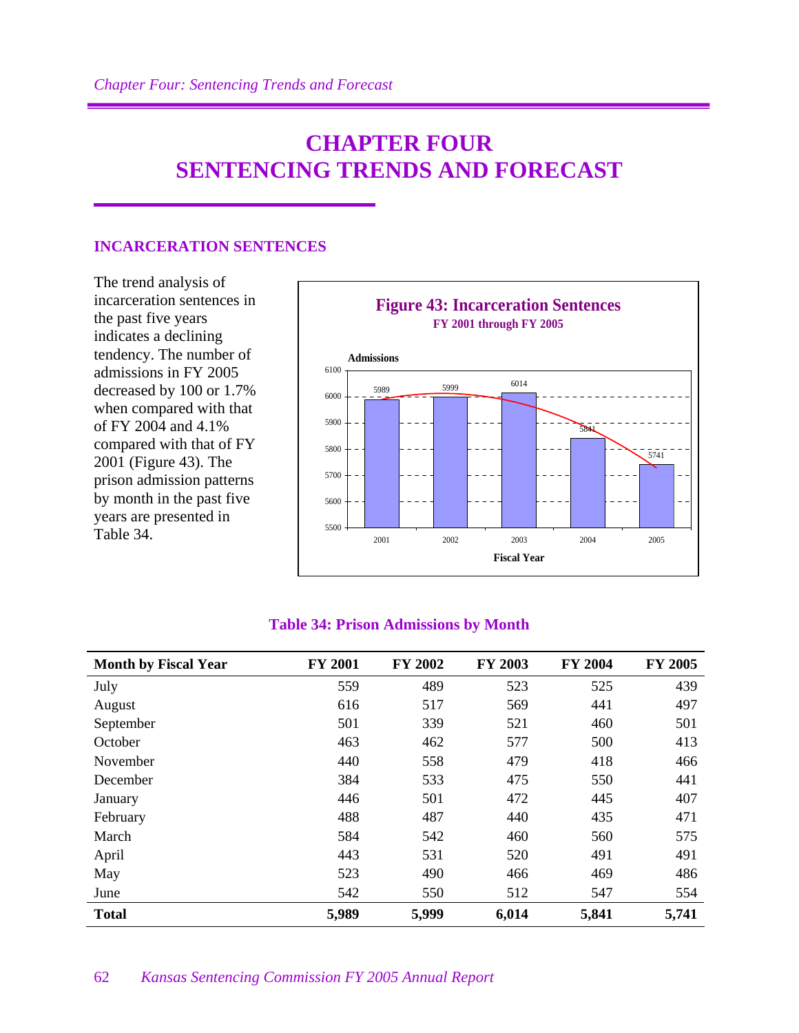# CHAPTER FOUR
# SENTENCING TRENDS AND FORECAST

## INCARCERATION SENTENCES

The trend analysis of incarceration sentences in the past five years indicates a declining tendency. The number of admissions in FY 2005 decreased by 100 or 1.7% when compared with that of FY 2004 and 4.1% compared with that of FY 2001 (Figure 43). The prison admission patterns by month in the past five years are presented in Table 34.

**Figure 43: Incarceration Sentences**
**FY 2001 through FY 2005**

| Fiscal Year | Admissions |
|---|---|
| 2001 | 5989 |
| 2002 | 5999 |
| 2003 | 6014 |
| 2004 | 5841 |
| 2005 | 5741 |

### Table 34: Prison Admissions by Month

| Month by Fiscal Year | FY 2001 | FY 2002 | FY 2003 | FY 2004 | FY 2005 |
|---|---|---|---|---|---|
| July | 559 | 489 | 523 | 525 | 439 |
| August | 616 | 517 | 569 | 441 | 497 |
| September | 501 | 339 | 521 | 460 | 501 |
| October | 463 | 462 | 577 | 500 | 413 |
| November | 440 | 558 | 479 | 418 | 466 |
| December | 384 | 533 | 475 | 550 | 441 |
| January | 446 | 501 | 472 | 445 | 407 |
| February | 488 | 487 | 440 | 435 | 471 |
| March | 584 | 542 | 460 | 560 | 575 |
| April | 443 | 531 | 520 | 491 | 491 |
| May | 523 | 490 | 466 | 469 | 486 |
| June | 542 | 550 | 512 | 547 | 554 |
| **Total** | **5,989** | **5,999** | **6,014** | **5,841** | **5,741** |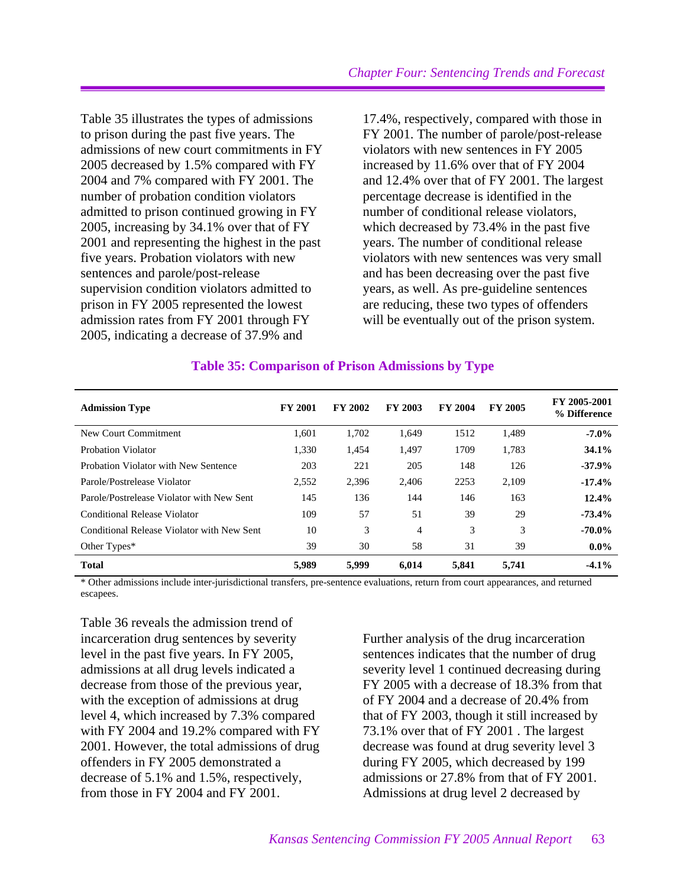Table 35 illustrates the types of admissions to prison during the past five years. The admissions of new court commitments in FY 2005 decreased by 1.5% compared with FY 2004 and 7% compared with FY 2001. The number of probation condition violators admitted to prison continued growing in FY 2005, increasing by 34.1% over that of FY 2001 and representing the highest in the past five years. Probation violators with new sentences and parole/post-release supervision condition violators admitted to prison in FY 2005 represented the lowest admission rates from FY 2001 through FY 2005, indicating a decrease of 37.9% and 17.4%, respectively, compared with those in FY 2001. The number of parole/post-release violators with new sentences in FY 2005 increased by 11.6% over that of FY 2004 and 12.4% over that of FY 2001. The largest percentage decrease is identified in the number of conditional release violators, which decreased by 73.4% in the past five years. The number of conditional release violators with new sentences was very small and has been decreasing over the past five years, as well. As pre-guideline sentences are reducing, these two types of offenders will be eventually out of the prison system.

### Table 35: Comparison of Prison Admissions by Type

| Admission Type | FY 2001 | FY 2002 | FY 2003 | FY 2004 | FY 2005 | FY 2005-2001 % Difference |
|---|---|---|---|---|---|---|
| New Court Commitment | 1,601 | 1,702 | 1,649 | 1512 | 1,489 | **-7.0%** |
| Probation Violator | 1,330 | 1,454 | 1,497 | 1709 | 1,783 | **34.1%** |
| Probation Violator with New Sentence | 203 | 221 | 205 | 148 | 126 | **-37.9%** |
| Parole/Postrelease Violator | 2,552 | 2,396 | 2,406 | 2253 | 2,109 | **-17.4%** |
| Parole/Postrelease Violator with New Sent | 145 | 136 | 144 | 146 | 163 | **12.4%** |
| Conditional Release Violator | 109 | 57 | 51 | 39 | 29 | **-73.4%** |
| Conditional Release Violator with New Sent | 10 | 3 | 4 | 3 | 3 | **-70.0%** |
| Other Types* | 39 | 30 | 58 | 31 | 39 | **0.0%** |
| **Total** | **5,989** | **5,999** | **6,014** | **5,841** | **5,741** | **-4.1%** |

* Other admissions include inter-jurisdictional transfers, pre-sentence evaluations, return from court appearances, and returned escapees.

Table 36 reveals the admission trend of incarceration drug sentences by severity level in the past five years. In FY 2005, admissions at all drug levels indicated a decrease from those of the previous year, with the exception of admissions at drug level 4, which increased by 7.3% compared with FY 2004 and 19.2% compared with FY 2001. However, the total admissions of drug offenders in FY 2005 demonstrated a decrease of 5.1% and 1.5%, respectively, from those in FY 2004 and FY 2001.

Further analysis of the drug incarceration sentences indicates that the number of drug severity level 1 continued decreasing during FY 2005 with a decrease of 18.3% from that of FY 2004 and a decrease of 20.4% from that of FY 2003, though it still increased by 73.1% over that of FY 2001 . The largest decrease was found at drug severity level 3 during FY 2005, which decreased by 199 admissions or 27.8% from that of FY 2001. Admissions at drug level 2 decreased by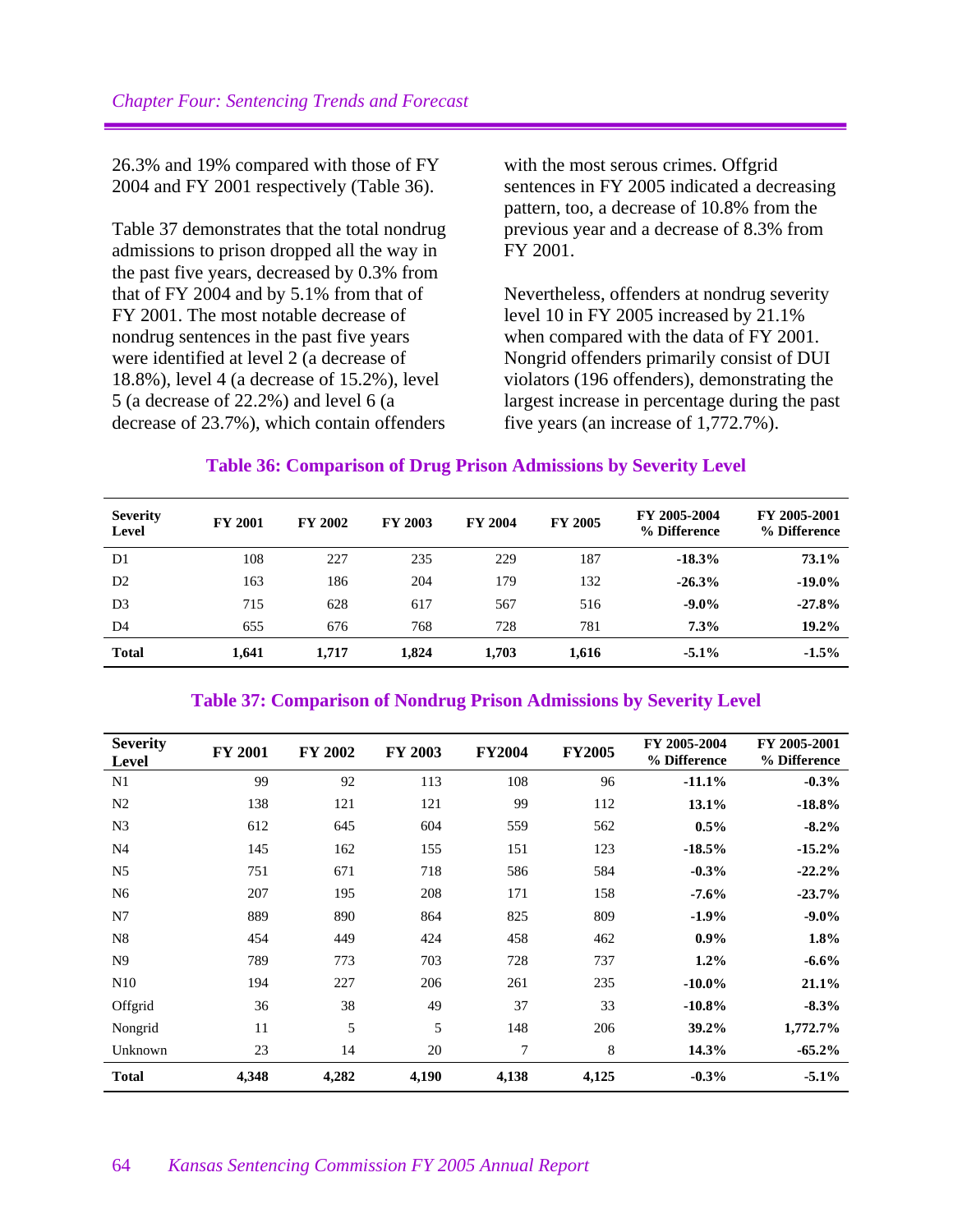26.3% and 19% compared with those of FY 2004 and FY 2001 respectively (Table 36).

Table 37 demonstrates that the total nondrug admissions to prison dropped all the way in the past five years, decreased by 0.3% from that of FY 2004 and by 5.1% from that of FY 2001. The most notable decrease of nondrug sentences in the past five years were identified at level 2 (a decrease of 18.8%), level 4 (a decrease of 15.2%), level 5 (a decrease of 22.2%) and level 6 (a decrease of 23.7%), which contain offenders with the most serous crimes. Offgrid sentences in FY 2005 indicated a decreasing pattern, too, a decrease of 10.8% from the previous year and a decrease of 8.3% from FY 2001.

Nevertheless, offenders at nondrug severity level 10 in FY 2005 increased by 21.1% when compared with the data of FY 2001. Nongrid offenders primarily consist of DUI violators (196 offenders), demonstrating the largest increase in percentage during the past five years (an increase of 1,772.7%).

**Table 36: Comparison of Drug Prison Admissions by Severity Level**

| Severity Level | FY 2001 | FY 2002 | FY 2003 | FY 2004 | FY 2005 | FY 2005-2004 % Difference | FY 2005-2001 % Difference |
|---|---|---|---|---|---|---|---|
| D1 | 108 | 227 | 235 | 229 | 187 | **-18.3%** | **73.1%** |
| D2 | 163 | 186 | 204 | 179 | 132 | **-26.3%** | **-19.0%** |
| D3 | 715 | 628 | 617 | 567 | 516 | **-9.0%** | **-27.8%** |
| D4 | 655 | 676 | 768 | 728 | 781 | **7.3%** | **19.2%** |
| **Total** | **1,641** | **1,717** | **1,824** | **1,703** | **1,616** | **-5.1%** | **-1.5%** |

**Table 37: Comparison of Nondrug Prison Admissions by Severity Level**

| Severity Level | FY 2001 | FY 2002 | FY 2003 | FY2004 | FY2005 | FY 2005-2004 % Difference | FY 2005-2001 % Difference |
|---|---|---|---|---|---|---|---|
| N1 | 99 | 92 | 113 | 108 | 96 | **-11.1%** | **-0.3%** |
| N2 | 138 | 121 | 121 | 99 | 112 | **13.1%** | **-18.8%** |
| N3 | 612 | 645 | 604 | 559 | 562 | **0.5%** | **-8.2%** |
| N4 | 145 | 162 | 155 | 151 | 123 | **-18.5%** | **-15.2%** |
| N5 | 751 | 671 | 718 | 586 | 584 | **-0.3%** | **-22.2%** |
| N6 | 207 | 195 | 208 | 171 | 158 | **-7.6%** | **-23.7%** |
| N7 | 889 | 890 | 864 | 825 | 809 | **-1.9%** | **-9.0%** |
| N8 | 454 | 449 | 424 | 458 | 462 | **0.9%** | **1.8%** |
| N9 | 789 | 773 | 703 | 728 | 737 | **1.2%** | **-6.6%** |
| N10 | 194 | 227 | 206 | 261 | 235 | **-10.0%** | **21.1%** |
| Offgrid | 36 | 38 | 49 | 37 | 33 | **-10.8%** | **-8.3%** |
| Nongrid | 11 | 5 | 5 | 148 | 206 | **39.2%** | **1,772.7%** |
| Unknown | 23 | 14 | 20 | 7 | 8 | **14.3%** | **-65.2%** |
| **Total** | **4,348** | **4,282** | **4,190** | **4,138** | **4,125** | **-0.3%** | **-5.1%** |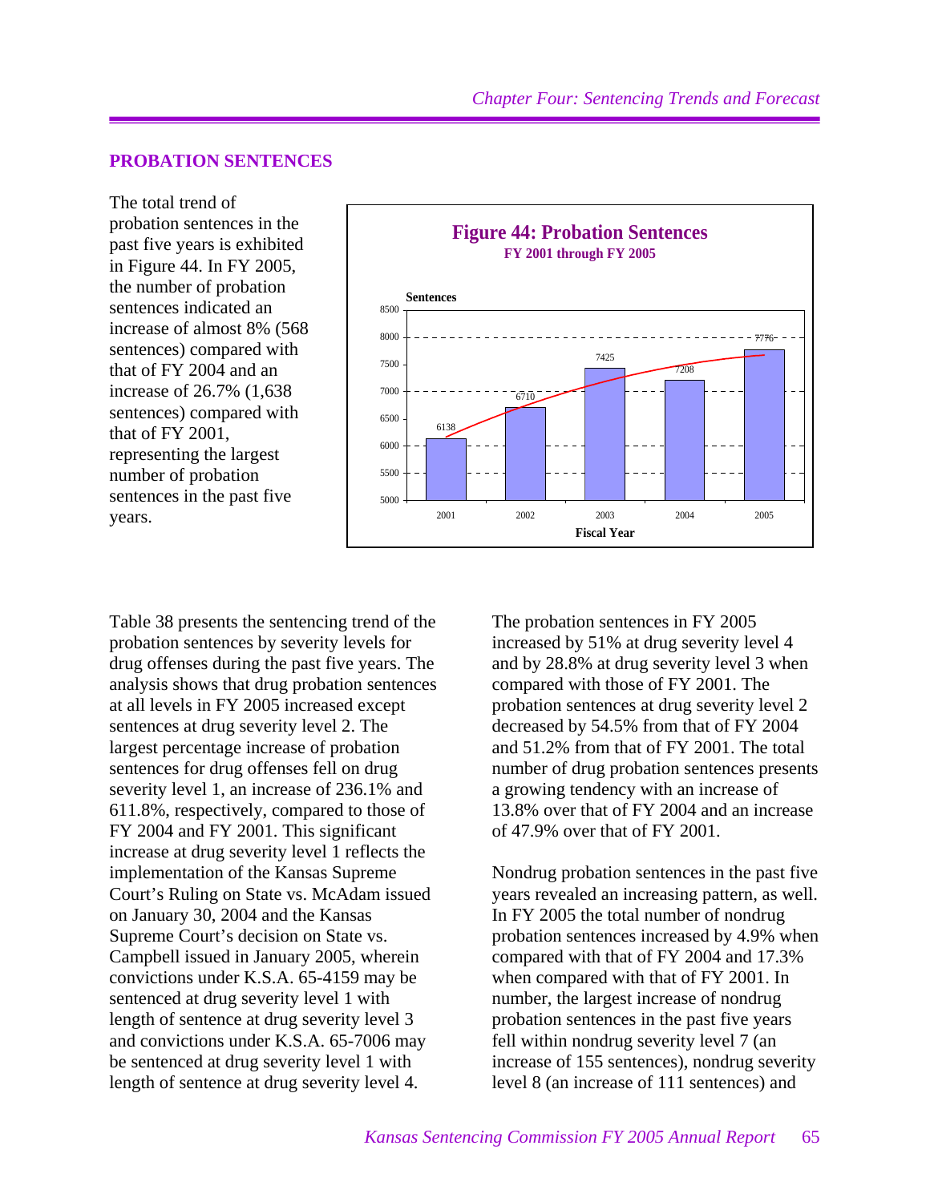## PROBATION SENTENCES

The total trend of probation sentences in the past five years is exhibited in Figure 44. In FY 2005, the number of probation sentences indicated an increase of almost 8% (568 sentences) compared with that of FY 2004 and an increase of 26.7% (1,638 sentences) compared with that of FY 2001, representing the largest number of probation sentences in the past five years.

**Figure 44: Probation Sentences**
**FY 2001 through FY 2005**

| Fiscal Year | Sentences |
|---|---|
| 2001 | 6138 |
| 2002 | 6710 |
| 2003 | 7425 |
| 2004 | 7208 |
| 2005 | 7776 |

Table 38 presents the sentencing trend of the probation sentences by severity levels for drug offenses during the past five years. The analysis shows that drug probation sentences at all levels in FY 2005 increased except sentences at drug severity level 2. The largest percentage increase of probation sentences for drug offenses fell on drug severity level 1, an increase of 236.1% and 611.8%, respectively, compared to those of FY 2004 and FY 2001. This significant increase at drug severity level 1 reflects the implementation of the Kansas Supreme Court's Ruling on State vs. McAdam issued on January 30, 2004 and the Kansas Supreme Court's decision on State vs. Campbell issued in January 2005, wherein convictions under K.S.A. 65-4159 may be sentenced at drug severity level 1 with length of sentence at drug severity level 3 and convictions under K.S.A. 65-7006 may be sentenced at drug severity level 1 with length of sentence at drug severity level 4.

The probation sentences in FY 2005 increased by 51% at drug severity level 4 and by 28.8% at drug severity level 3 when compared with those of FY 2001. The probation sentences at drug severity level 2 decreased by 54.5% from that of FY 2004 and 51.2% from that of FY 2001. The total number of drug probation sentences presents a growing tendency with an increase of 13.8% over that of FY 2004 and an increase of 47.9% over that of FY 2001.

Nondrug probation sentences in the past five years revealed an increasing pattern, as well. In FY 2005 the total number of nondrug probation sentences increased by 4.9% when compared with that of FY 2004 and 17.3% when compared with that of FY 2001. In number, the largest increase of nondrug probation sentences in the past five years fell within nondrug severity level 7 (an increase of 155 sentences), nondrug severity level 8 (an increase of 111 sentences) and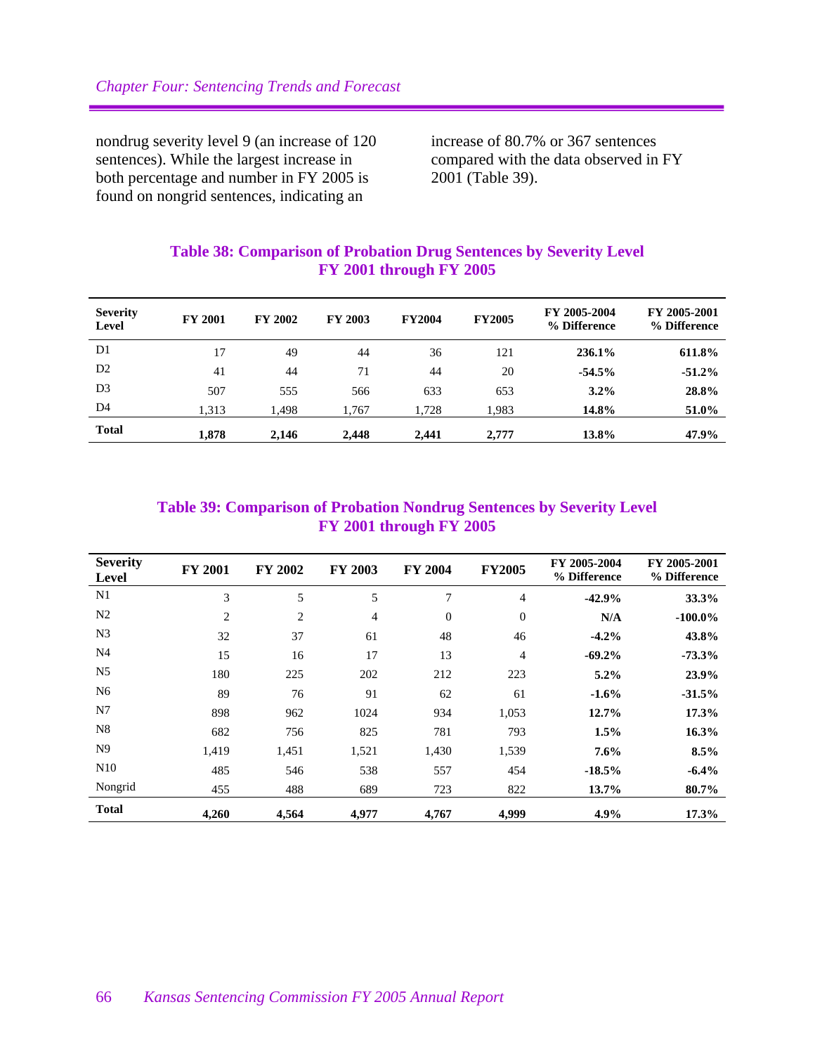nondrug severity level 9 (an increase of 120 sentences). While the largest increase in both percentage and number in FY 2005 is found on nongrid sentences, indicating an increase of 80.7% or 367 sentences compared with the data observed in FY 2001 (Table 39).

## Table 38: Comparison of Probation Drug Sentences by Severity Level FY 2001 through FY 2005

| Severity Level | FY 2001 | FY 2002 | FY 2003 | FY2004 | FY2005 | FY 2005-2004 % Difference | FY 2005-2001 % Difference |
|---|---|---|---|---|---|---|---|
| D1 | 17 | 49 | 44 | 36 | 121 | **236.1%** | **611.8%** |
| D2 | 41 | 44 | 71 | 44 | 20 | **-54.5%** | **-51.2%** |
| D3 | 507 | 555 | 566 | 633 | 653 | **3.2%** | **28.8%** |
| D4 | 1,313 | 1,498 | 1,767 | 1,728 | 1,983 | **14.8%** | **51.0%** |
| **Total** | **1,878** | **2,146** | **2,448** | **2,441** | **2,777** | **13.8%** | **47.9%** |

## Table 39: Comparison of Probation Nondrug Sentences by Severity Level FY 2001 through FY 2005

| Severity Level | FY 2001 | FY 2002 | FY 2003 | FY 2004 | FY2005 | FY 2005-2004 % Difference | FY 2005-2001 % Difference |
|---|---|---|---|---|---|---|---|
| N1 | 3 | 5 | 5 | 7 | 4 | **-42.9%** | **33.3%** |
| N2 | 2 | 2 | 4 | 0 | 0 | **N/A** | **-100.0%** |
| N3 | 32 | 37 | 61 | 48 | 46 | **-4.2%** | **43.8%** |
| N4 | 15 | 16 | 17 | 13 | 4 | **-69.2%** | **-73.3%** |
| N5 | 180 | 225 | 202 | 212 | 223 | **5.2%** | **23.9%** |
| N6 | 89 | 76 | 91 | 62 | 61 | **-1.6%** | **-31.5%** |
| N7 | 898 | 962 | 1024 | 934 | 1,053 | **12.7%** | **17.3%** |
| N8 | 682 | 756 | 825 | 781 | 793 | **1.5%** | **16.3%** |
| N9 | 1,419 | 1,451 | 1,521 | 1,430 | 1,539 | **7.6%** | **8.5%** |
| N10 | 485 | 546 | 538 | 557 | 454 | **-18.5%** | **-6.4%** |
| Nongrid | 455 | 488 | 689 | 723 | 822 | **13.7%** | **80.7%** |
| **Total** | **4,260** | **4,564** | **4,977** | **4,767** | **4,999** | **4.9%** | **17.3%** |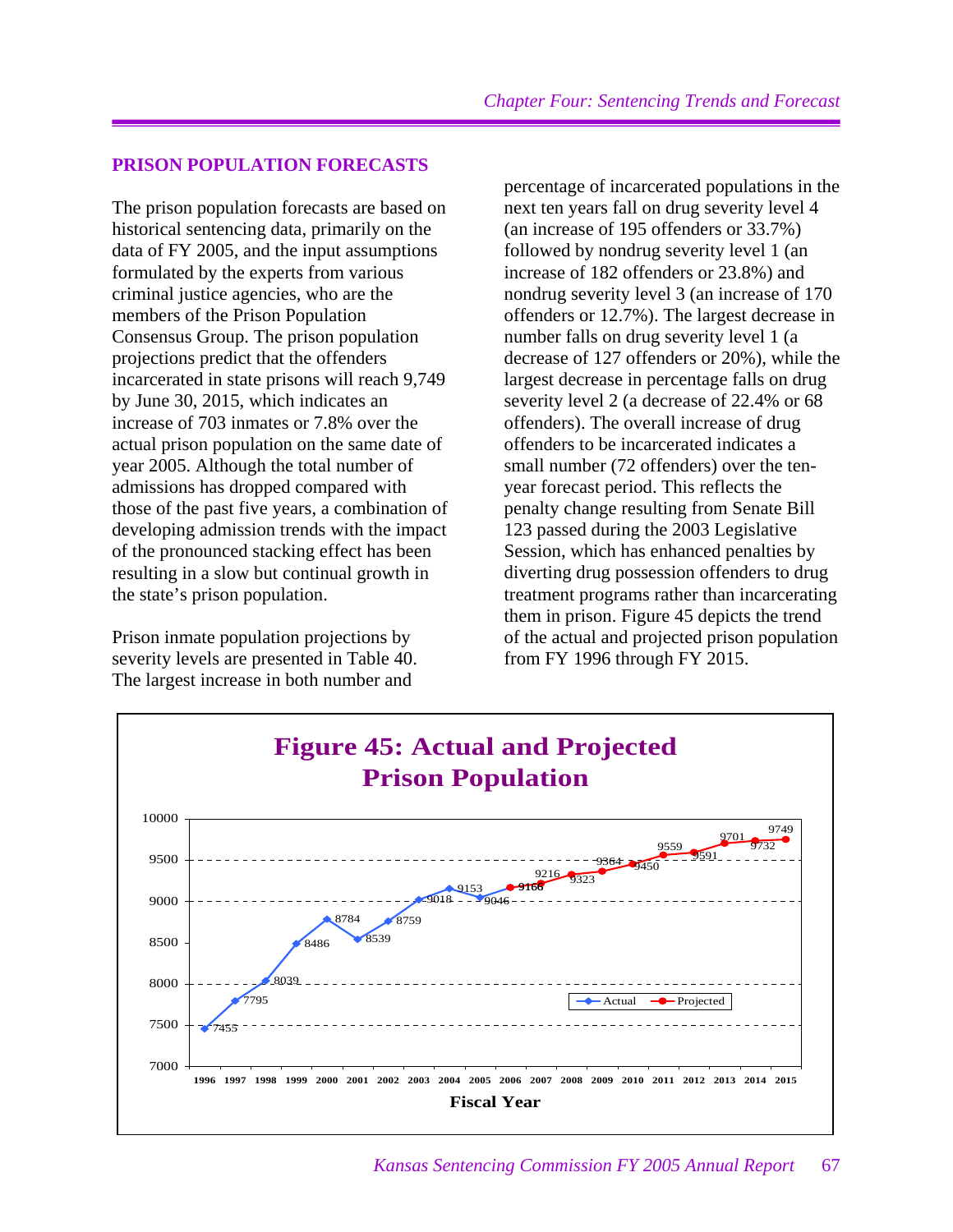## PRISON POPULATION FORECASTS

The prison population forecasts are based on historical sentencing data, primarily on the data of FY 2005, and the input assumptions formulated by the experts from various criminal justice agencies, who are the members of the Prison Population Consensus Group. The prison population projections predict that the offenders incarcerated in state prisons will reach 9,749 by June 30, 2015, which indicates an increase of 703 inmates or 7.8% over the actual prison population on the same date of year 2005. Although the total number of admissions has dropped compared with those of the past five years, a combination of developing admission trends with the impact of the pronounced stacking effect has been resulting in a slow but continual growth in the state's prison population.

Prison inmate population projections by severity levels are presented in Table 40. The largest increase in both number and percentage of incarcerated populations in the next ten years fall on drug severity level 4 (an increase of 195 offenders or 33.7%) followed by nondrug severity level 1 (an increase of 182 offenders or 23.8%) and nondrug severity level 3 (an increase of 170 offenders or 12.7%). The largest decrease in number falls on drug severity level 1 (a decrease of 127 offenders or 20%), while the largest decrease in percentage falls on drug severity level 2 (a decrease of 22.4% or 68 offenders). The overall increase of drug offenders to be incarcerated indicates a small number (72 offenders) over the ten-year forecast period. This reflects the penalty change resulting from Senate Bill 123 passed during the 2003 Legislative Session, which has enhanced penalties by diverting drug possession offenders to drug treatment programs rather than incarcerating them in prison. Figure 45 depicts the trend of the actual and projected prison population from FY 1996 through FY 2015.

**Figure 45: Actual and Projected Prison Population**

| Fiscal Year | Actual | Projected |
|---|---|---|
| 1996 | 7455 | |
| 1997 | 7795 | |
| 1998 | 8039 | |
| 1999 | 8486 | |
| 2000 | 8784 | |
| 2001 | 8539 | |
| 2002 | 8759 | |
| 2003 | 9018 | |
| 2004 | 9153 | |
| 2005 | 9046 | |
| 2006 | 9166 | 9166 |
| 2007 | | 9216 |
| 2008 | | 9323 |
| 2009 | | 9364 |
| 2010 | | 9450 |
| 2011 | | 9559 |
| 2012 | | 9591 |
| 2013 | | 9701 |
| 2014 | | 9732 |
| 2015 | | 9749 |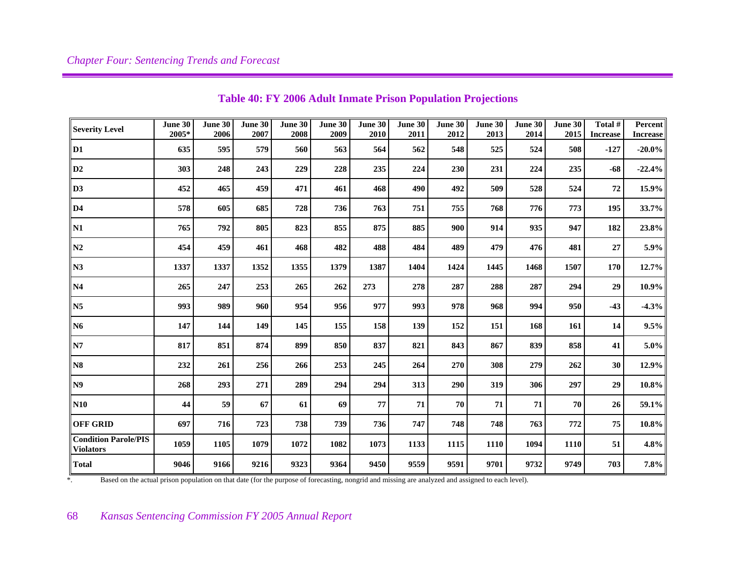## Table 40: FY 2006 Adult Inmate Prison Population Projections

| Severity Level | June 30 2005* | June 30 2006 | June 30 2007 | June 30 2008 | June 30 2009 | June 30 2010 | June 30 2011 | June 30 2012 | June 30 2013 | June 30 2014 | June 30 2015 | Total # Increase | Percent Increase |
|---|---|---|---|---|---|---|---|---|---|---|---|---|---|
| D1 | 635 | 595 | 579 | 560 | 563 | 564 | 562 | 548 | 525 | 524 | 508 | -127 | -20.0% |
| D2 | 303 | 248 | 243 | 229 | 228 | 235 | 224 | 230 | 231 | 224 | 235 | -68 | -22.4% |
| D3 | 452 | 465 | 459 | 471 | 461 | 468 | 490 | 492 | 509 | 528 | 524 | 72 | 15.9% |
| D4 | 578 | 605 | 685 | 728 | 736 | 763 | 751 | 755 | 768 | 776 | 773 | 195 | 33.7% |
| N1 | 765 | 792 | 805 | 823 | 855 | 875 | 885 | 900 | 914 | 935 | 947 | 182 | 23.8% |
| N2 | 454 | 459 | 461 | 468 | 482 | 488 | 484 | 489 | 479 | 476 | 481 | 27 | 5.9% |
| N3 | 1337 | 1337 | 1352 | 1355 | 1379 | 1387 | 1404 | 1424 | 1445 | 1468 | 1507 | 170 | 12.7% |
| N4 | 265 | 247 | 253 | 265 | 262 | 273 | 278 | 287 | 288 | 287 | 294 | 29 | 10.9% |
| N5 | 993 | 989 | 960 | 954 | 956 | 977 | 993 | 978 | 968 | 994 | 950 | -43 | -4.3% |
| N6 | 147 | 144 | 149 | 145 | 155 | 158 | 139 | 152 | 151 | 168 | 161 | 14 | 9.5% |
| N7 | 817 | 851 | 874 | 899 | 850 | 837 | 821 | 843 | 867 | 839 | 858 | 41 | 5.0% |
| N8 | 232 | 261 | 256 | 266 | 253 | 245 | 264 | 270 | 308 | 279 | 262 | 30 | 12.9% |
| N9 | 268 | 293 | 271 | 289 | 294 | 294 | 313 | 290 | 319 | 306 | 297 | 29 | 10.8% |
| N10 | 44 | 59 | 67 | 61 | 69 | 77 | 71 | 70 | 71 | 71 | 70 | 26 | 59.1% |
| OFF GRID | 697 | 716 | 723 | 738 | 739 | 736 | 747 | 748 | 748 | 763 | 772 | 75 | 10.8% |
| Condition Parole/PIS Violators | 1059 | 1105 | 1079 | 1072 | 1082 | 1073 | 1133 | 1115 | 1110 | 1094 | 1110 | 51 | 4.8% |
| Total | 9046 | 9166 | 9216 | 9323 | 9364 | 9450 | 9559 | 9591 | 9701 | 9732 | 9749 | 703 | 7.8% |

*. Based on the actual prison population on that date (for the purpose of forecasting, nongrid and missing are analyzed and assigned to each level).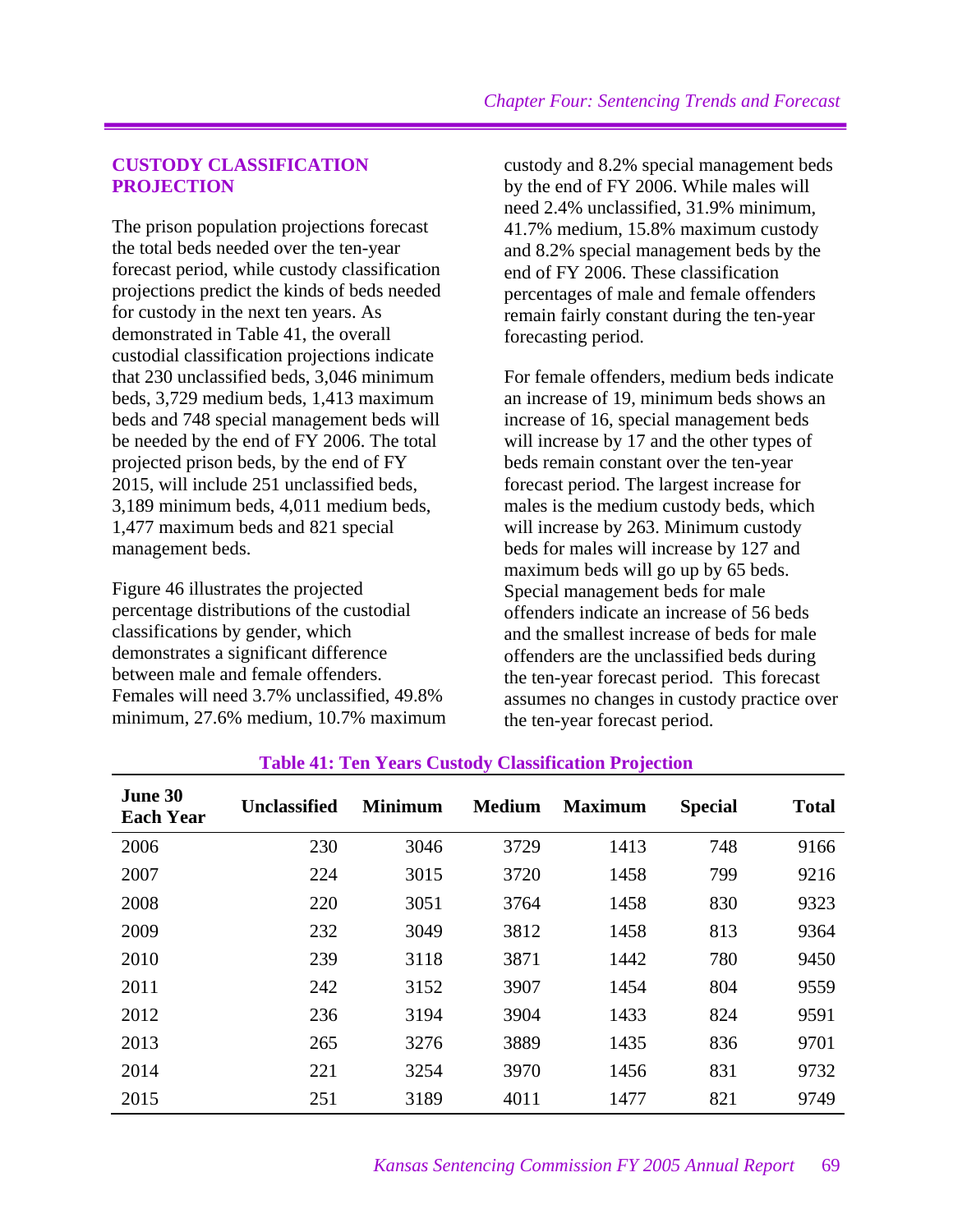## CUSTODY CLASSIFICATION PROJECTION

The prison population projections forecast the total beds needed over the ten-year forecast period, while custody classification projections predict the kinds of beds needed for custody in the next ten years. As demonstrated in Table 41, the overall custodial classification projections indicate that 230 unclassified beds, 3,046 minimum beds, 3,729 medium beds, 1,413 maximum beds and 748 special management beds will be needed by the end of FY 2006. The total projected prison beds, by the end of FY 2015, will include 251 unclassified beds, 3,189 minimum beds, 4,011 medium beds, 1,477 maximum beds and 821 special management beds.

Figure 46 illustrates the projected percentage distributions of the custodial classifications by gender, which demonstrates a significant difference between male and female offenders. Females will need 3.7% unclassified, 49.8% minimum, 27.6% medium, 10.7% maximum custody and 8.2% special management beds by the end of FY 2006. While males will need 2.4% unclassified, 31.9% minimum, 41.7% medium, 15.8% maximum custody and 8.2% special management beds by the end of FY 2006. These classification percentages of male and female offenders remain fairly constant during the ten-year forecasting period.

For female offenders, medium beds indicate an increase of 19, minimum beds shows an increase of 16, special management beds will increase by 17 and the other types of beds remain constant over the ten-year forecast period. The largest increase for males is the medium custody beds, which will increase by 263. Minimum custody beds for males will increase by 127 and maximum beds will go up by 65 beds. Special management beds for male offenders indicate an increase of 56 beds and the smallest increase of beds for male offenders are the unclassified beds during the ten-year forecast period. This forecast assumes no changes in custody practice over the ten-year forecast period.

**Table 41: Ten Years Custody Classification Projection**

| June 30 Each Year | Unclassified | Minimum | Medium | Maximum | Special | Total |
|---|---|---|---|---|---|---|
| 2006 | 230 | 3046 | 3729 | 1413 | 748 | 9166 |
| 2007 | 224 | 3015 | 3720 | 1458 | 799 | 9216 |
| 2008 | 220 | 3051 | 3764 | 1458 | 830 | 9323 |
| 2009 | 232 | 3049 | 3812 | 1458 | 813 | 9364 |
| 2010 | 239 | 3118 | 3871 | 1442 | 780 | 9450 |
| 2011 | 242 | 3152 | 3907 | 1454 | 804 | 9559 |
| 2012 | 236 | 3194 | 3904 | 1433 | 824 | 9591 |
| 2013 | 265 | 3276 | 3889 | 1435 | 836 | 9701 |
| 2014 | 221 | 3254 | 3970 | 1456 | 831 | 9732 |
| 2015 | 251 | 3189 | 4011 | 1477 | 821 | 9749 |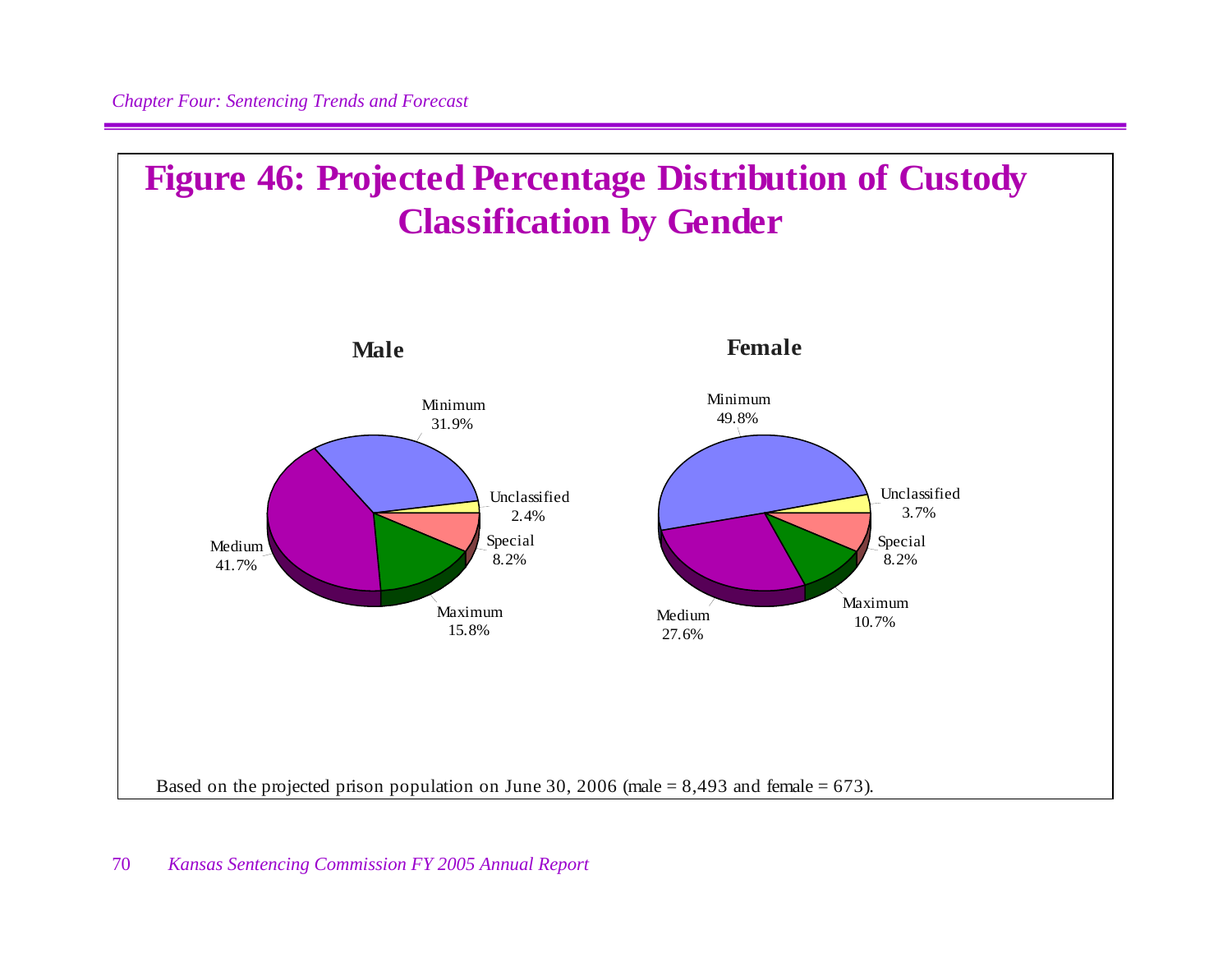# Figure 46: Projected Percentage Distribution of Custody Classification by Gender

**Male**

| Classification | Percentage |
|---|---|
| Minimum | 31.9% |
| Unclassified | 2.4% |
| Special | 8.2% |
| Maximum | 15.8% |
| Medium | 41.7% |

**Female**

| Classification | Percentage |
|---|---|
| Minimum | 49.8% |
| Unclassified | 3.7% |
| Special | 8.2% |
| Maximum | 10.7% |
| Medium | 27.6% |

Based on the projected prison population on June 30, 2006 (male = 8,493 and female = 673).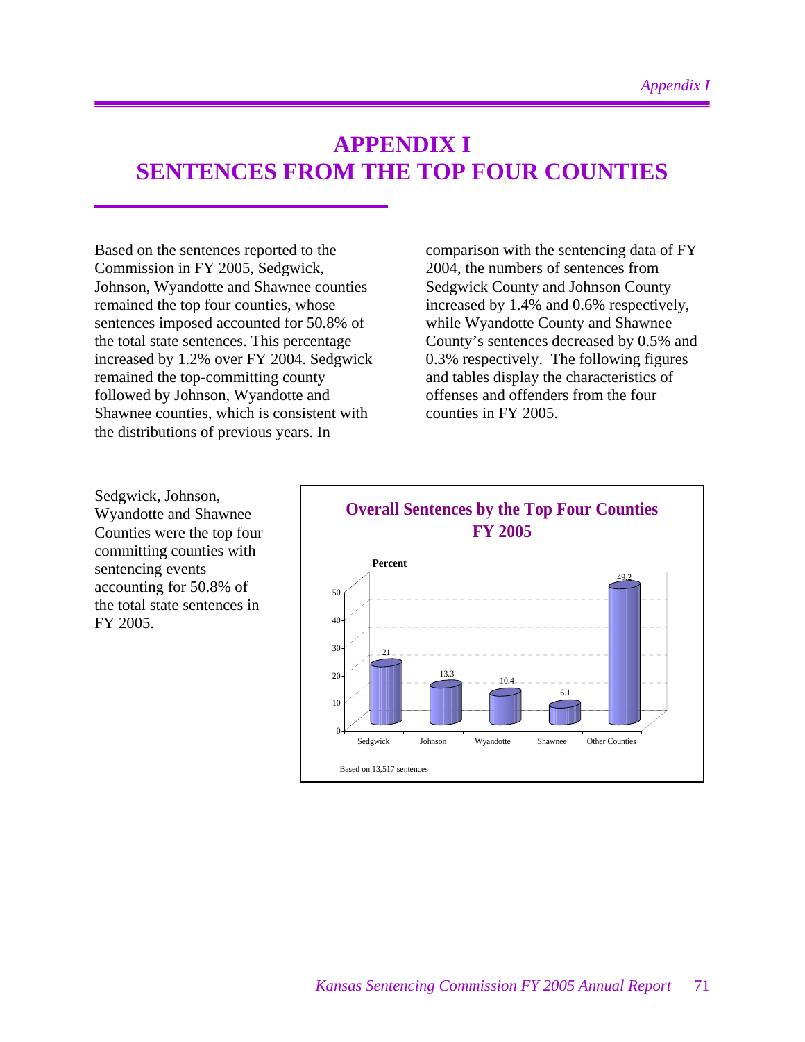# APPENDIX I
# SENTENCES FROM THE TOP FOUR COUNTIES

Based on the sentences reported to the Commission in FY 2005, Sedgwick, Johnson, Wyandotte and Shawnee counties remained the top four counties, whose sentences imposed accounted for 50.8% of the total state sentences. This percentage increased by 1.2% over FY 2004. Sedgwick remained the top-committing county followed by Johnson, Wyandotte and Shawnee counties, which is consistent with the distributions of previous years. In comparison with the sentencing data of FY 2004, the numbers of sentences from Sedgwick County and Johnson County increased by 1.4% and 0.6% respectively, while Wyandotte County and Shawnee County's sentences decreased by 0.5% and 0.3% respectively. The following figures and tables display the characteristics of offenses and offenders from the four counties in FY 2005.

Sedgwick, Johnson, Wyandotte and Shawnee Counties were the top four committing counties with sentencing events accounting for 50.8% of the total state sentences in FY 2005.

**Overall Sentences by the Top Four Counties FY 2005**

| County | Percent |
|---|---|
| Sedgwick | 21 |
| Johnson | 13.3 |
| Wyandotte | 10.4 |
| Shawnee | 6.1 |
| Other Counties | 49.2 |

Based on 13,517 sentences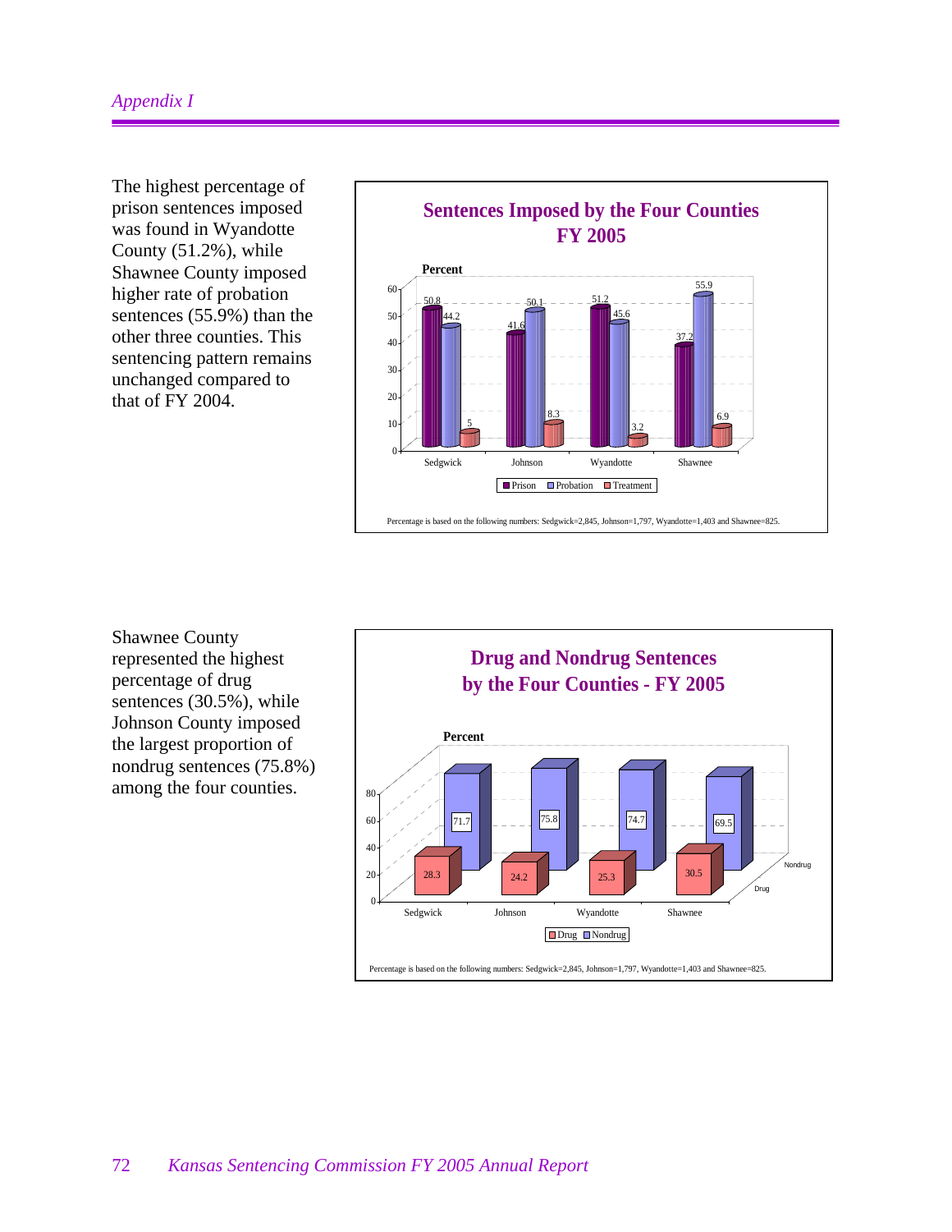The highest percentage of prison sentences imposed was found in Wyandotte County (51.2%), while Shawnee County imposed higher rate of probation sentences (55.9%) than the other three counties. This sentencing pattern remains unchanged compared to that of FY 2004.

**Sentences Imposed by the Four Counties FY 2005**

| County | Prison | Probation | Treatment |
|---|---|---|---|
| Sedgwick | 50.8 | 44.2 | 5 |
| Johnson | 41.6 | 50.1 | 8.3 |
| Wyandotte | 51.2 | 45.6 | 3.2 |
| Shawnee | 37.2 | 55.9 | 6.9 |

Percentage is based on the following numbers: Sedgwick=2,845, Johnson=1,797, Wyandotte=1,403 and Shawnee=825.

Shawnee County represented the highest percentage of drug sentences (30.5%), while Johnson County imposed the largest proportion of nondrug sentences (75.8%) among the four counties.

**Drug and Nondrug Sentences by the Four Counties - FY 2005**

| County | Drug | Nondrug |
|---|---|---|
| Sedgwick | 28.3 | 71.7 |
| Johnson | 24.2 | 75.8 |
| Wyandotte | 25.3 | 74.7 |
| Shawnee | 30.5 | 69.5 |

Percentage is based on the following numbers: Sedgwick=2,845, Johnson=1,797, Wyandotte=1,403 and Shawnee=825.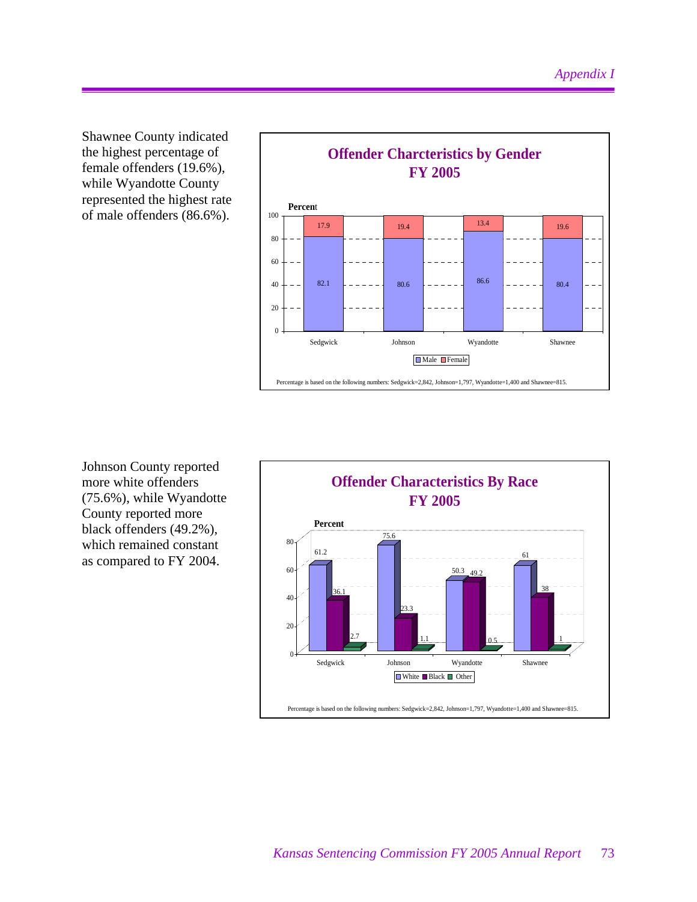Shawnee County indicated the highest percentage of female offenders (19.6%), while Wyandotte County represented the highest rate of male offenders (86.6%).

**Offender Charcteristics by Gender FY 2005**

| County | Male | Female |
|---|---|---|
| Sedgwick | 82.1 | 17.9 |
| Johnson | 80.6 | 19.4 |
| Wyandotte | 86.6 | 13.4 |
| Shawnee | 80.4 | 19.6 |

Percentage is based on the following numbers: Sedgwick=2,842, Johnson=1,797, Wyandotte=1,400 and Shawnee=815.

Johnson County reported more white offenders (75.6%), while Wyandotte County reported more black offenders (49.2%), which remained constant as compared to FY 2004.

**Offender Characteristics By Race FY 2005**

| County | White | Black | Other |
|---|---|---|---|
| Sedgwick | 61.2 | 36.1 | 2.7 |
| Johnson | 75.6 | 23.3 | 1.1 |
| Wyandotte | 50.3 | 49.2 | 0.5 |
| Shawnee | 61 | 38 | 1 |

Percentage is based on the following numbers: Sedgwick=2,842, Johnson=1,797, Wyandotte=1,400 and Shawnee=815.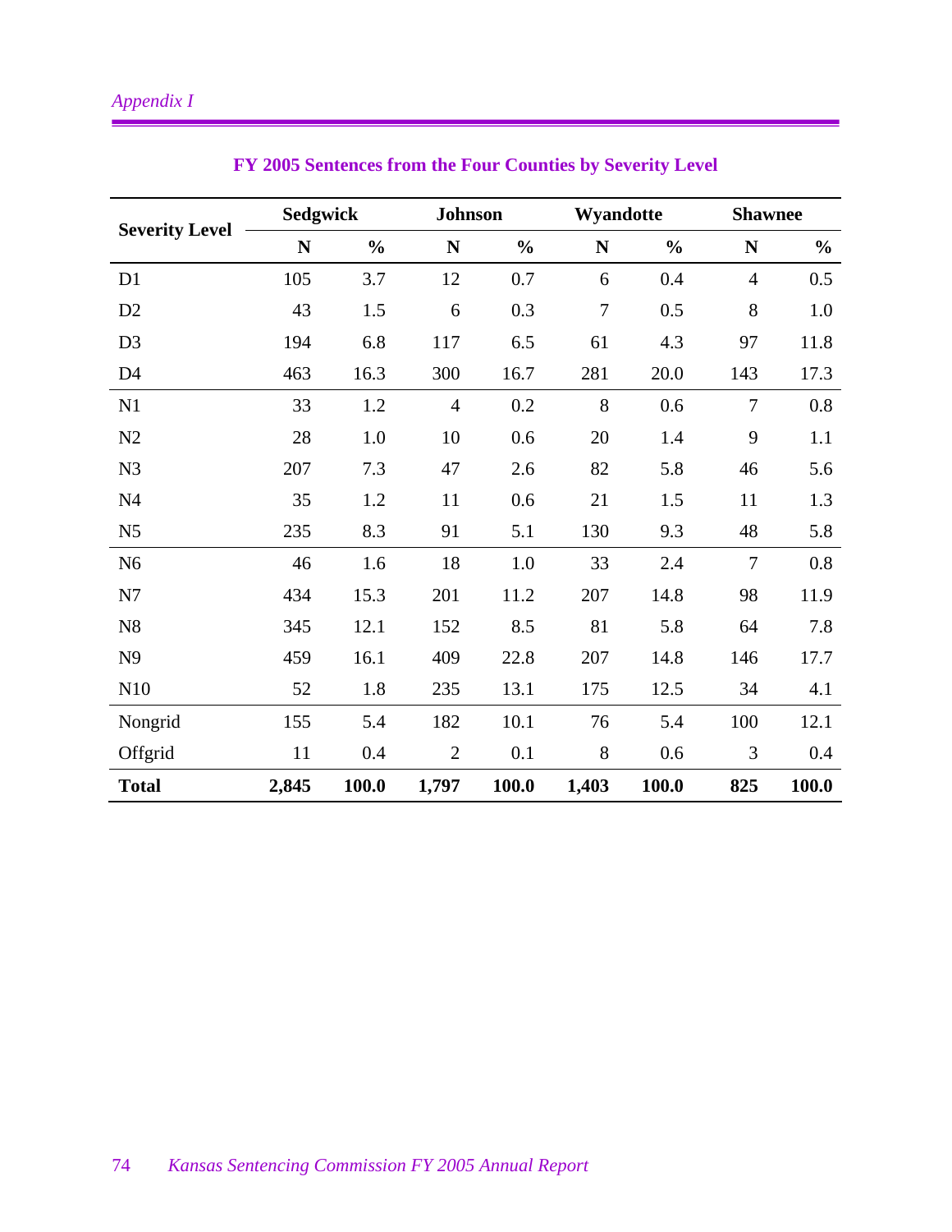## FY 2005 Sentences from the Four Counties by Severity Level

| Severity Level | Sedgwick | | Johnson | | Wyandotte | | Shawnee | |
|---|---|---|---|---|---|---|---|---|
| | N | % | N | % | N | % | N | % |
| D1 | 105 | 3.7 | 12 | 0.7 | 6 | 0.4 | 4 | 0.5 |
| D2 | 43 | 1.5 | 6 | 0.3 | 7 | 0.5 | 8 | 1.0 |
| D3 | 194 | 6.8 | 117 | 6.5 | 61 | 4.3 | 97 | 11.8 |
| D4 | 463 | 16.3 | 300 | 16.7 | 281 | 20.0 | 143 | 17.3 |
| N1 | 33 | 1.2 | 4 | 0.2 | 8 | 0.6 | 7 | 0.8 |
| N2 | 28 | 1.0 | 10 | 0.6 | 20 | 1.4 | 9 | 1.1 |
| N3 | 207 | 7.3 | 47 | 2.6 | 82 | 5.8 | 46 | 5.6 |
| N4 | 35 | 1.2 | 11 | 0.6 | 21 | 1.5 | 11 | 1.3 |
| N5 | 235 | 8.3 | 91 | 5.1 | 130 | 9.3 | 48 | 5.8 |
| N6 | 46 | 1.6 | 18 | 1.0 | 33 | 2.4 | 7 | 0.8 |
| N7 | 434 | 15.3 | 201 | 11.2 | 207 | 14.8 | 98 | 11.9 |
| N8 | 345 | 12.1 | 152 | 8.5 | 81 | 5.8 | 64 | 7.8 |
| N9 | 459 | 16.1 | 409 | 22.8 | 207 | 14.8 | 146 | 17.7 |
| N10 | 52 | 1.8 | 235 | 13.1 | 175 | 12.5 | 34 | 4.1 |
| Nongrid | 155 | 5.4 | 182 | 10.1 | 76 | 5.4 | 100 | 12.1 |
| Offgrid | 11 | 0.4 | 2 | 0.1 | 8 | 0.6 | 3 | 0.4 |
| **Total** | **2,845** | **100.0** | **1,797** | **100.0** | **1,403** | **100.0** | **825** | **100.0** |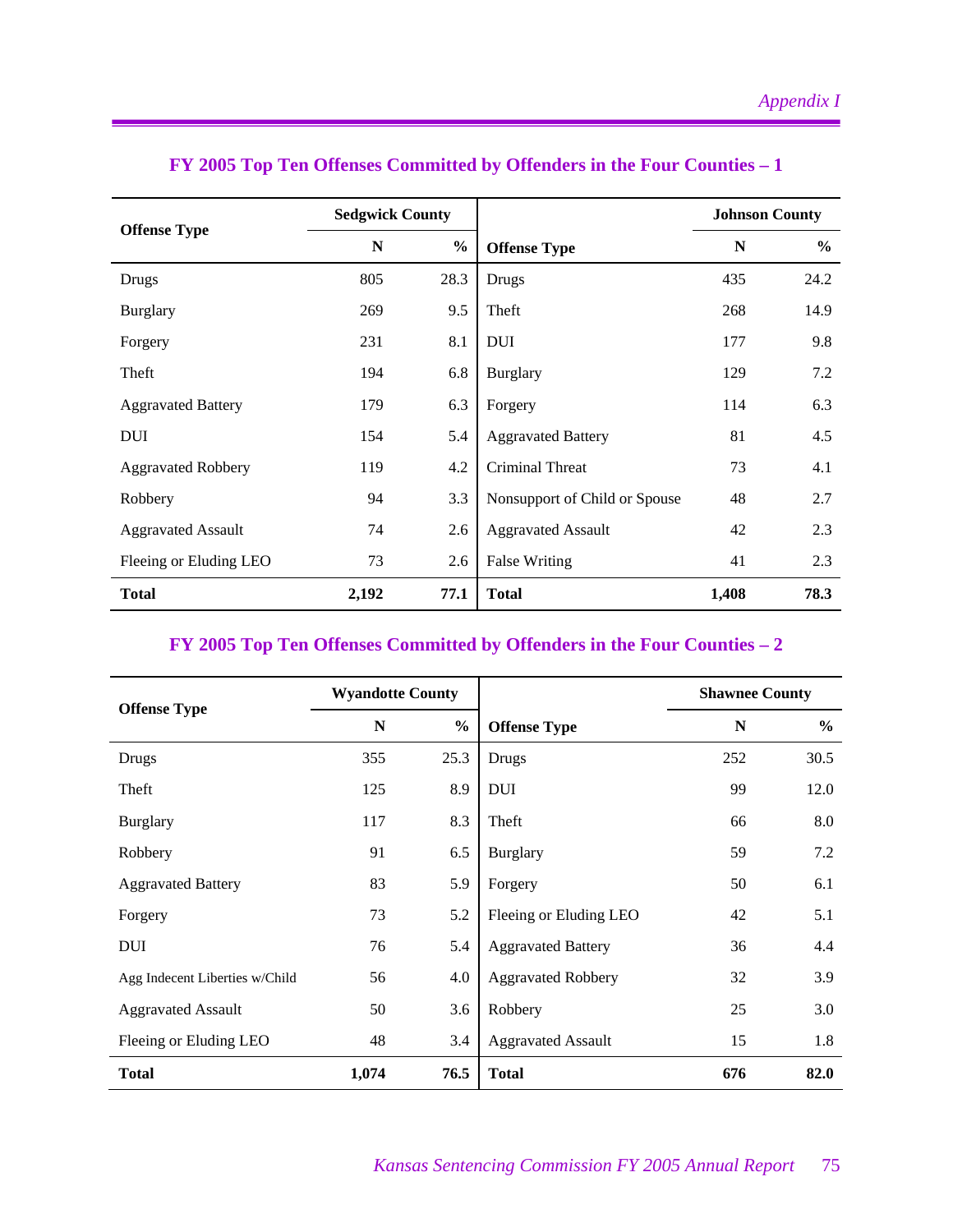## FY 2005 Top Ten Offenses Committed by Offenders in the Four Counties – 1

| Offense Type | Sedgwick County | | Offense Type | Johnson County | |
|---|---|---|---|---|---|
| | N | % | | N | % |
| Drugs | 805 | 28.3 | Drugs | 435 | 24.2 |
| Burglary | 269 | 9.5 | Theft | 268 | 14.9 |
| Forgery | 231 | 8.1 | DUI | 177 | 9.8 |
| Theft | 194 | 6.8 | Burglary | 129 | 7.2 |
| Aggravated Battery | 179 | 6.3 | Forgery | 114 | 6.3 |
| DUI | 154 | 5.4 | Aggravated Battery | 81 | 4.5 |
| Aggravated Robbery | 119 | 4.2 | Criminal Threat | 73 | 4.1 |
| Robbery | 94 | 3.3 | Nonsupport of Child or Spouse | 48 | 2.7 |
| Aggravated Assault | 74 | 2.6 | Aggravated Assault | 42 | 2.3 |
| Fleeing or Eluding LEO | 73 | 2.6 | False Writing | 41 | 2.3 |
| **Total** | **2,192** | **77.1** | **Total** | **1,408** | **78.3** |

## FY 2005 Top Ten Offenses Committed by Offenders in the Four Counties – 2

| Offense Type | Wyandotte County | | Offense Type | Shawnee County | |
|---|---|---|---|---|---|
| | N | % | | N | % |
| Drugs | 355 | 25.3 | Drugs | 252 | 30.5 |
| Theft | 125 | 8.9 | DUI | 99 | 12.0 |
| Burglary | 117 | 8.3 | Theft | 66 | 8.0 |
| Robbery | 91 | 6.5 | Burglary | 59 | 7.2 |
| Aggravated Battery | 83 | 5.9 | Forgery | 50 | 6.1 |
| Forgery | 73 | 5.2 | Fleeing or Eluding LEO | 42 | 5.1 |
| DUI | 76 | 5.4 | Aggravated Battery | 36 | 4.4 |
| Agg Indecent Liberties w/Child | 56 | 4.0 | Aggravated Robbery | 32 | 3.9 |
| Aggravated Assault | 50 | 3.6 | Robbery | 25 | 3.0 |
| Fleeing or Eluding LEO | 48 | 3.4 | Aggravated Assault | 15 | 1.8 |
| **Total** | **1,074** | **76.5** | **Total** | **676** | **82.0** |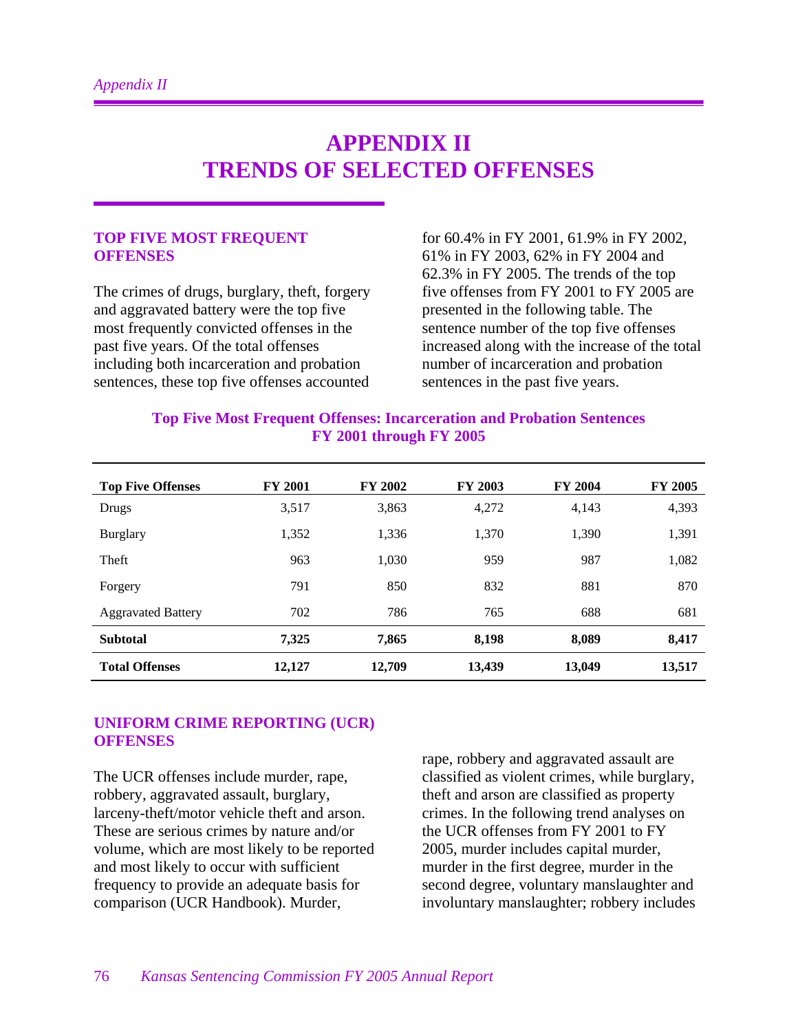# APPENDIX II
# TRENDS OF SELECTED OFFENSES

## TOP FIVE MOST FREQUENT OFFENSES

The crimes of drugs, burglary, theft, forgery and aggravated battery were the top five most frequently convicted offenses in the past five years. Of the total offenses including both incarceration and probation sentences, these top five offenses accounted for 60.4% in FY 2001, 61.9% in FY 2002, 61% in FY 2003, 62% in FY 2004 and 62.3% in FY 2005. The trends of the top five offenses from FY 2001 to FY 2005 are presented in the following table. The sentence number of the top five offenses increased along with the increase of the total number of incarceration and probation sentences in the past five years.

**Top Five Most Frequent Offenses: Incarceration and Probation Sentences FY 2001 through FY 2005**

| Top Five Offenses | FY 2001 | FY 2002 | FY 2003 | FY 2004 | FY 2005 |
|---|---|---|---|---|---|
| Drugs | 3,517 | 3,863 | 4,272 | 4,143 | 4,393 |
| Burglary | 1,352 | 1,336 | 1,370 | 1,390 | 1,391 |
| Theft | 963 | 1,030 | 959 | 987 | 1,082 |
| Forgery | 791 | 850 | 832 | 881 | 870 |
| Aggravated Battery | 702 | 786 | 765 | 688 | 681 |
| **Subtotal** | **7,325** | **7,865** | **8,198** | **8,089** | **8,417** |
| **Total Offenses** | **12,127** | **12,709** | **13,439** | **13,049** | **13,517** |

## UNIFORM CRIME REPORTING (UCR) OFFENSES

The UCR offenses include murder, rape, robbery, aggravated assault, burglary, larceny-theft/motor vehicle theft and arson. These are serious crimes by nature and/or volume, which are most likely to be reported and most likely to occur with sufficient frequency to provide an adequate basis for comparison (UCR Handbook). Murder, rape, robbery and aggravated assault are classified as violent crimes, while burglary, theft and arson are classified as property crimes. In the following trend analyses on the UCR offenses from FY 2001 to FY 2005, murder includes capital murder, murder in the first degree, murder in the second degree, voluntary manslaughter and involuntary manslaughter; robbery includes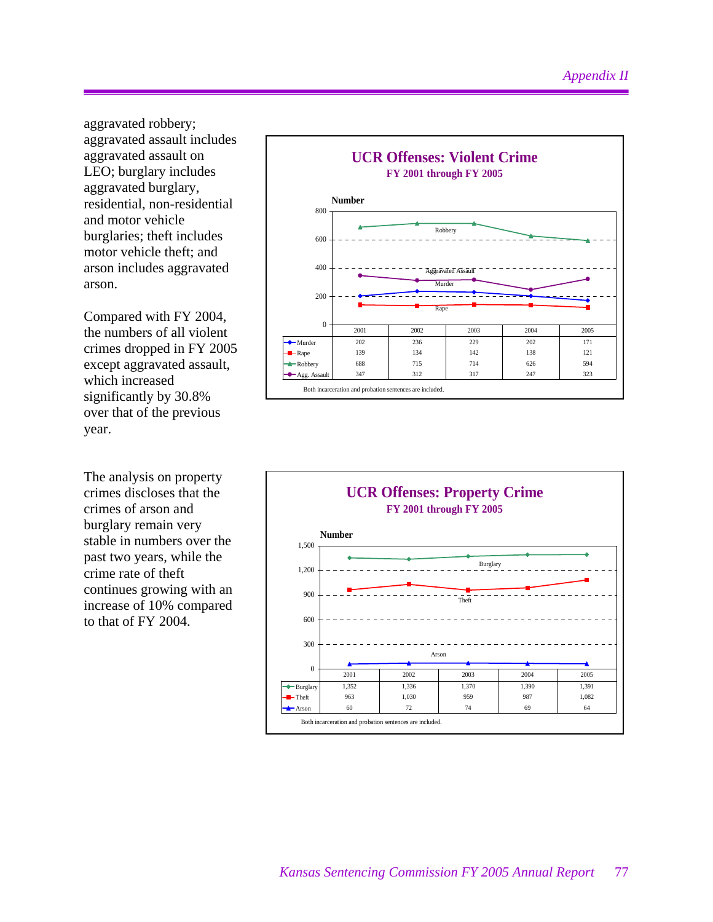aggravated robbery; aggravated assault includes aggravated assault on LEO; burglary includes aggravated burglary, residential, non-residential and motor vehicle burglaries; theft includes motor vehicle theft; and arson includes aggravated arson.

Compared with FY 2004, the numbers of all violent crimes dropped in FY 2005 except aggravated assault, which increased significantly by 30.8% over that of the previous year.

**UCR Offenses: Violent Crime**
**FY 2001 through FY 2005**

| Number | 2001 | 2002 | 2003 | 2004 | 2005 |
|---|---|---|---|---|---|
| Murder | 202 | 236 | 229 | 202 | 171 |
| Rape | 139 | 134 | 142 | 138 | 121 |
| Robbery | 688 | 715 | 714 | 626 | 594 |
| Agg. Assault | 347 | 312 | 317 | 247 | 323 |

Both incarceration and probation sentences are included.

The analysis on property crimes discloses that the crimes of arson and burglary remain very stable in numbers over the past two years, while the crime rate of theft continues growing with an increase of 10% compared to that of FY 2004.

**UCR Offenses: Property Crime**
**FY 2001 through FY 2005**

| Number | 2001 | 2002 | 2003 | 2004 | 2005 |
|---|---|---|---|---|---|
| Burglary | 1,352 | 1,336 | 1,370 | 1,390 | 1,391 |
| Theft | 963 | 1,030 | 959 | 987 | 1,082 |
| Arson | 60 | 72 | 74 | 69 | 64 |

Both incarceration and probation sentences are included.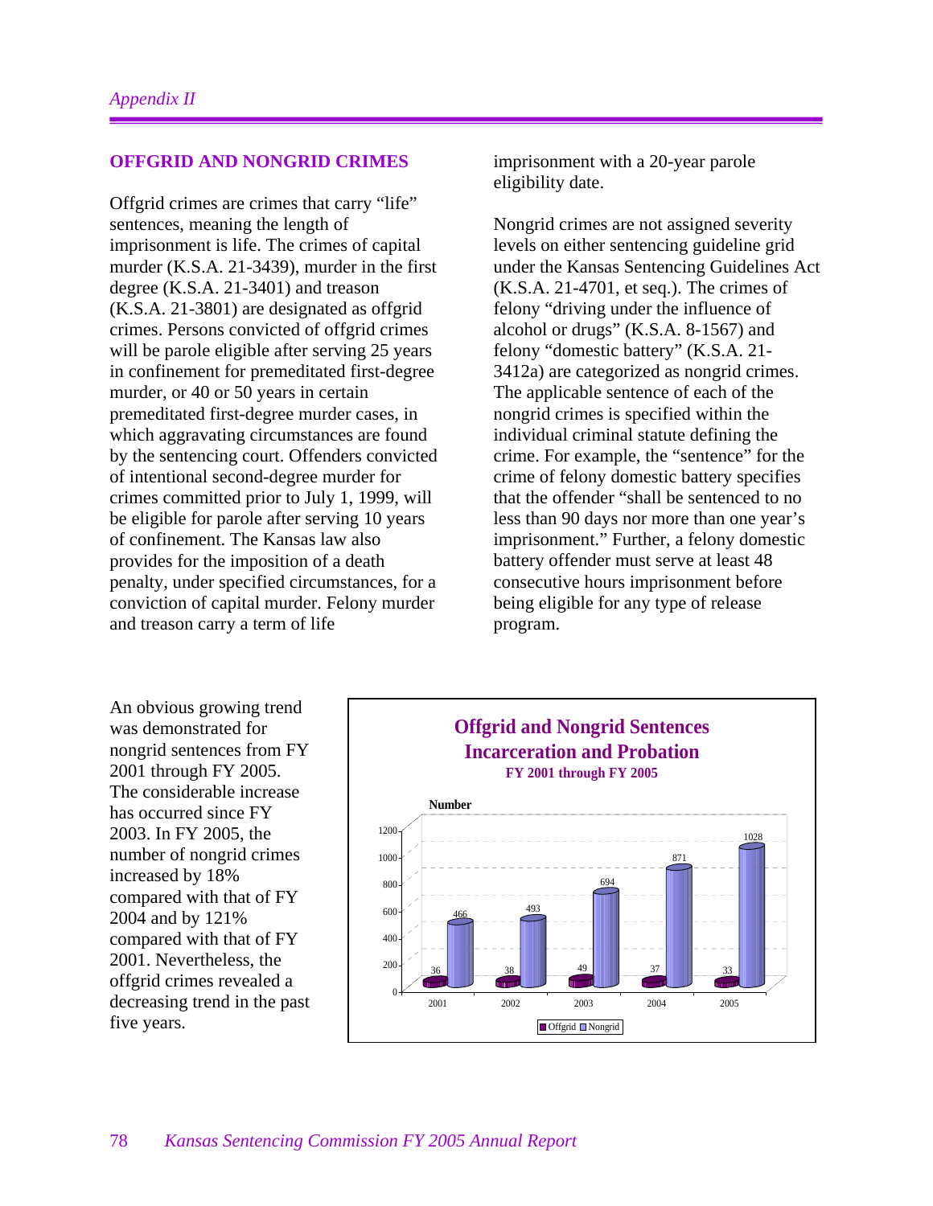## OFFGRID AND NONGRID CRIMES

Offgrid crimes are crimes that carry "life" sentences, meaning the length of imprisonment is life. The crimes of capital murder (K.S.A. 21-3439), murder in the first degree (K.S.A. 21-3401) and treason (K.S.A. 21-3801) are designated as offgrid crimes. Persons convicted of offgrid crimes will be parole eligible after serving 25 years in confinement for premeditated first-degree murder, or 40 or 50 years in certain premeditated first-degree murder cases, in which aggravating circumstances are found by the sentencing court. Offenders convicted of intentional second-degree murder for crimes committed prior to July 1, 1999, will be eligible for parole after serving 10 years of confinement. The Kansas law also provides for the imposition of a death penalty, under specified circumstances, for a conviction of capital murder. Felony murder and treason carry a term of life imprisonment with a 20-year parole eligibility date.

Nongrid crimes are not assigned severity levels on either sentencing guideline grid under the Kansas Sentencing Guidelines Act (K.S.A. 21-4701, et seq.). The crimes of felony "driving under the influence of alcohol or drugs" (K.S.A. 8-1567) and felony "domestic battery" (K.S.A. 21-3412a) are categorized as nongrid crimes. The applicable sentence of each of the nongrid crimes is specified within the individual criminal statute defining the crime. For example, the "sentence" for the crime of felony domestic battery specifies that the offender "shall be sentenced to no less than 90 days nor more than one year's imprisonment." Further, a felony domestic battery offender must serve at least 48 consecutive hours imprisonment before being eligible for any type of release program.

An obvious growing trend was demonstrated for nongrid sentences from FY 2001 through FY 2005. The considerable increase has occurred since FY 2003. In FY 2005, the number of nongrid crimes increased by 18% compared with that of FY 2004 and by 121% compared with that of FY 2001. Nevertheless, the offgrid crimes revealed a decreasing trend in the past five years.

**Offgrid and Nongrid Sentences Incarceration and Probation**
**FY 2001 through FY 2005**

| Year | Offgrid | Nongrid |
|---|---|---|
| 2001 | 36 | 466 |
| 2002 | 38 | 493 |
| 2003 | 49 | 694 |
| 2004 | 37 | 871 |
| 2005 | 33 | 1028 |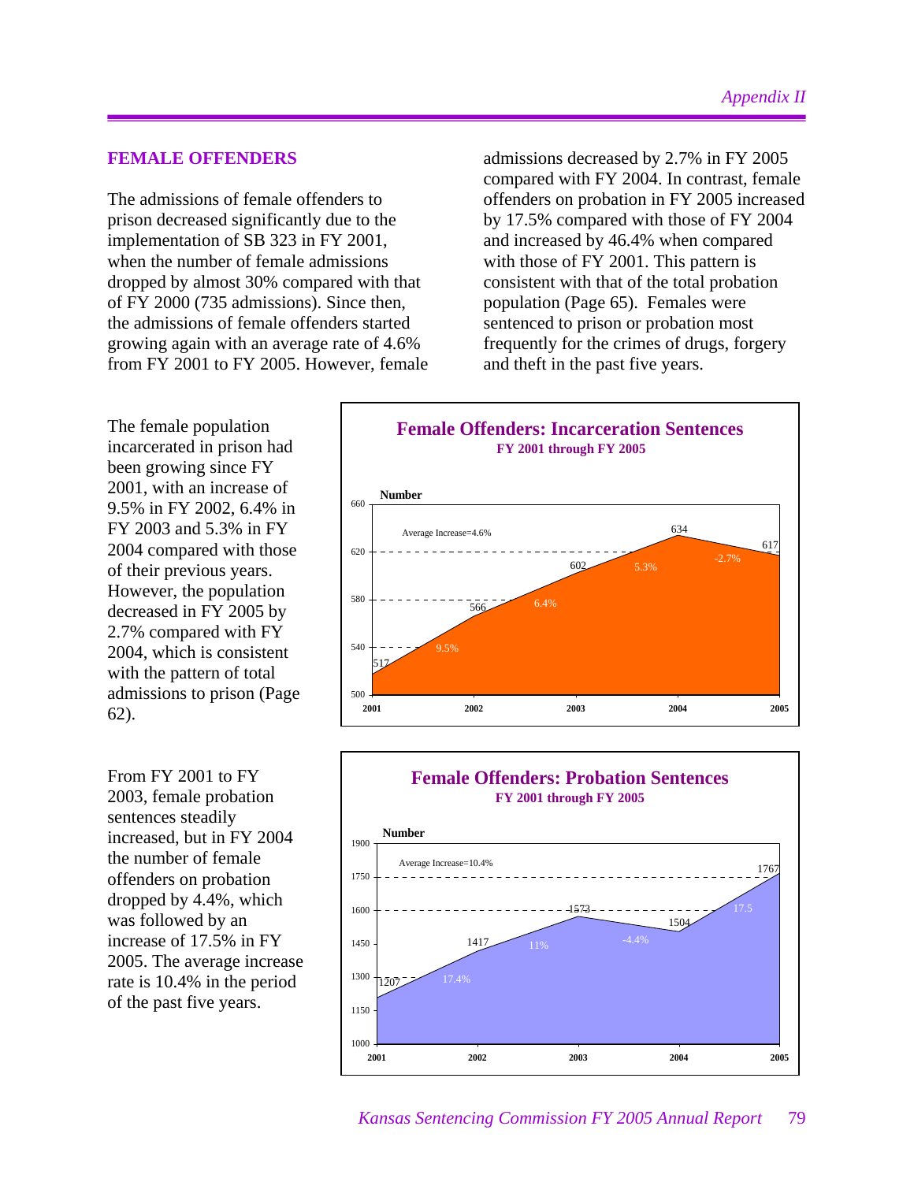## FEMALE OFFENDERS

The admissions of female offenders to prison decreased significantly due to the implementation of SB 323 in FY 2001, when the number of female admissions dropped by almost 30% compared with that of FY 2000 (735 admissions). Since then, the admissions of female offenders started growing again with an average rate of 4.6% from FY 2001 to FY 2005. However, female admissions decreased by 2.7% in FY 2005 compared with FY 2004. In contrast, female offenders on probation in FY 2005 increased by 17.5% compared with those of FY 2004 and increased by 46.4% when compared with those of FY 2001. This pattern is consistent with that of the total probation population (Page 65). Females were sentenced to prison or probation most frequently for the crimes of drugs, forgery and theft in the past five years.

The female population incarcerated in prison had been growing since FY 2001, with an increase of 9.5% in FY 2002, 6.4% in FY 2003 and 5.3% in FY 2004 compared with those of their previous years. However, the population decreased in FY 2005 by 2.7% compared with FY 2004, which is consistent with the pattern of total admissions to prison (Page 62).

**Female Offenders: Incarceration Sentences**
**FY 2001 through FY 2005**

Number
660
620
580
540
500
Average Increase=4.6%
517
9.5%
566
6.4%
602
5.3%
634
-2.7%
617
2001 2002 2003 2004 2005

From FY 2001 to FY 2003, female probation sentences steadily increased, but in FY 2004 the number of female offenders on probation dropped by 4.4%, which was followed by an increase of 17.5% in FY 2005. The average increase rate is 10.4% in the period of the past five years.

**Female Offenders: Probation Sentences**
**FY 2001 through FY 2005**

Number
1900
1750
1600
1450
1300
1150
1000
Average Increase=10.4%
1207
17.4%
1417
11%
1573
-4.4%
1504
17.5
1767
2001 2002 2003 2004 2005